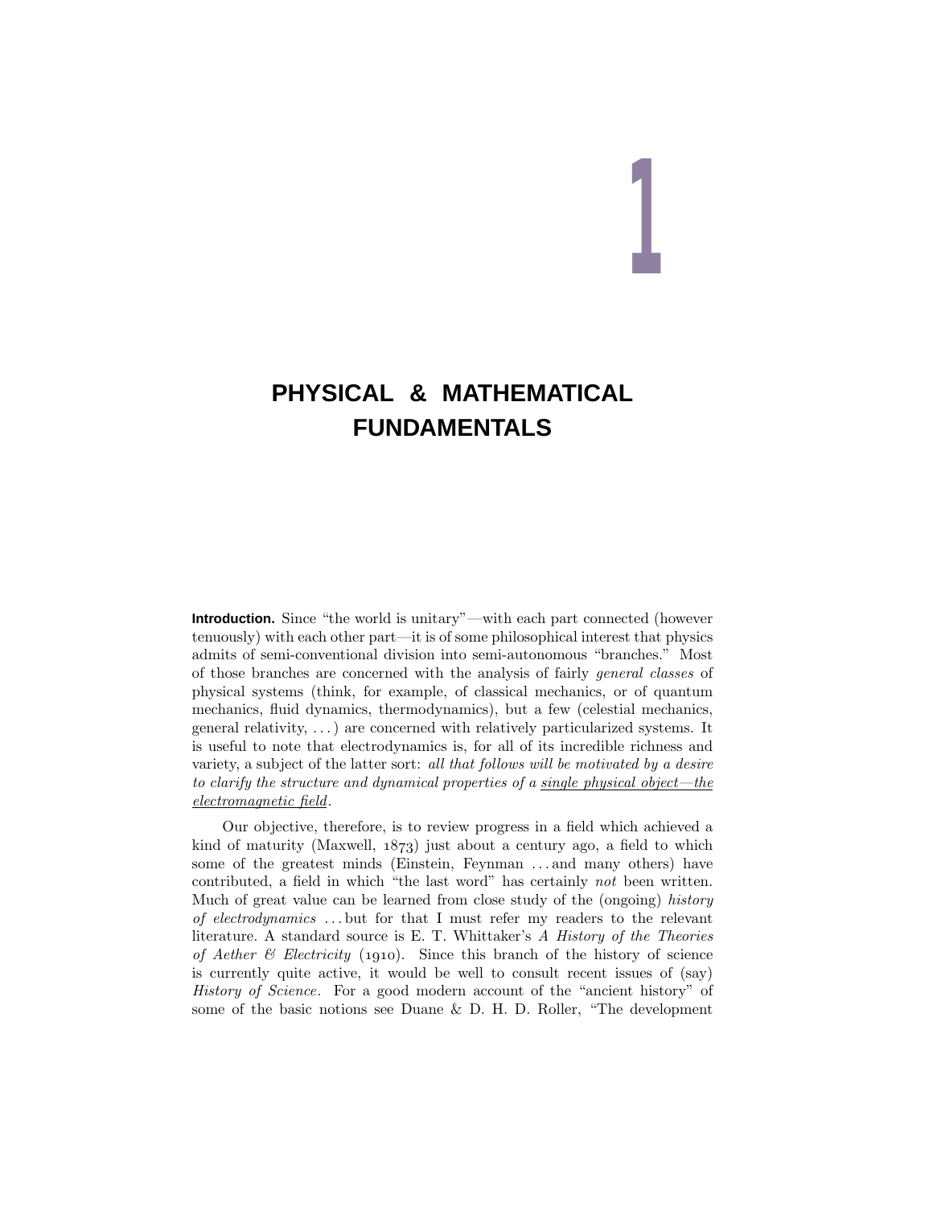# 1

# PHYSICAL & MATHEMATICAL FUNDAMENTALS

**Introduction.** Since "the world is unitary"—with each part connected (however tenuously) with each other part—it is of some philosophical interest that physics admits of semi-conventional division into semi-autonomous "branches." Most of those branches are concerned with the analysis of fairly *general classes* of physical systems (think, for example, of classical mechanics, or of quantum mechanics, fluid dynamics, thermodynamics), but a few (celestial mechanics, general relativity, . . . ) are concerned with relatively particularized systems. It is useful to note that electrodynamics is, for all of its incredible richness and variety, a subject of the latter sort: *all that follows will be motivated by a desire to clarify the structure and dynamical properties of a single physical object—the electromagnetic field*.

Our objective, therefore, is to review progress in a field which achieved a kind of maturity (Maxwell, 1873) just about a century ago, a field to which some of the greatest minds (Einstein, Feynman . . . and many others) have contributed, a field in which "the last word" has certainly *not* been written. Much of great value can be learned from close study of the (ongoing) *history of electrodynamics* . . . but for that I must refer my readers to the relevant literature. A standard source is E. T. Whittaker's *A History of the Theories of Aether & Electricity* (1910). Since this branch of the history of science is currently quite active, it would be well to consult recent issues of (say) *History of Science*. For a good modern account of the "ancient history" of some of the basic notions see Duane & D. H. D. Roller, "The development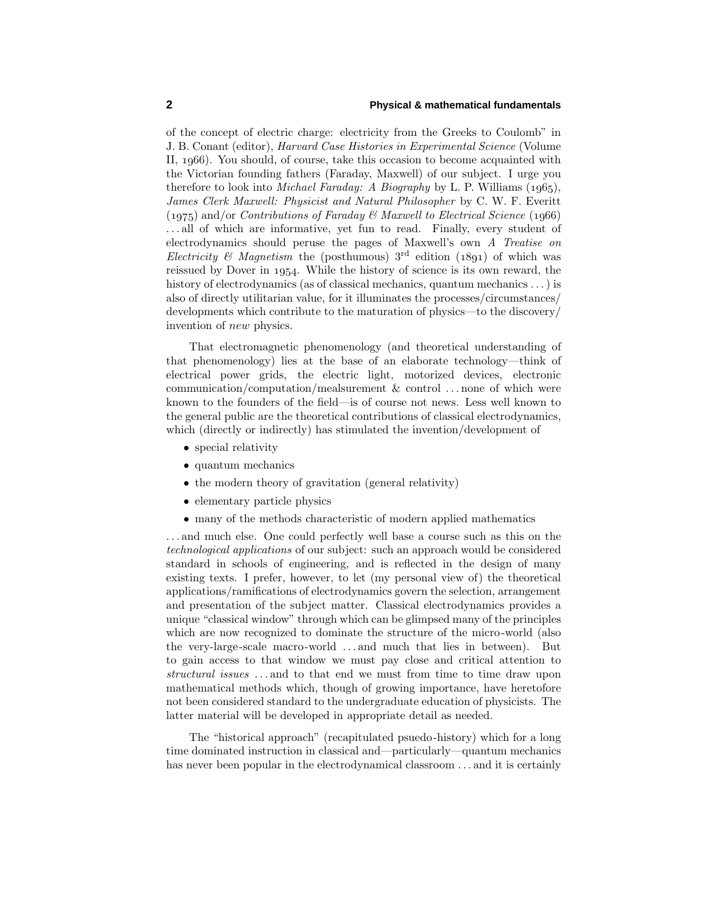of the concept of electric charge: electricity from the Greeks to Coulomb" in J. B. Conant (editor), *Harvard Case Histories in Experimental Science* (Volume II, 1966). You should, of course, take this occasion to become acquainted with the Victorian founding fathers (Faraday, Maxwell) of our subject. I urge you therefore to look into *Michael Faraday: A Biography* by L. P. Williams (1965), *James Clerk Maxwell: Physicist and Natural Philosopher* by C. W. F. Everitt (1975) and/or *Contributions of Faraday & Maxwell to Electrical Science* (1966) . . . all of which are informative, yet fun to read. Finally, every student of electrodynamics should peruse the pages of Maxwell's own *A Treatise on Electricity & Magnetism* the (posthumous) 3rd edition (1891) of which was reissued by Dover in 1954. While the history of science is its own reward, the history of electrodynamics (as of classical mechanics, quantum mechanics . . . ) is also of directly utilitarian value, for it illuminates the processes/circumstances/ developments which contribute to the maturation of physics—to the discovery/ invention of *new* physics.

That electromagnetic phenomenology (and theoretical understanding of that phenomenology) lies at the base of an elaborate technology—think of electrical power grids, the electric light, motorized devices, electronic communication/computation/mealsurement & control . . . none of which were known to the founders of the field—is of course not news. Less well known to the general public are the theoretical contributions of classical electrodynamics, which (directly or indirectly) has stimulated the invention/development of

- special relativity
- quantum mechanics
- the modern theory of gravitation (general relativity)
- elementary particle physics
- many of the methods characteristic of modern applied mathematics

. . . and much else. One could perfectly well base a course such as this on the *technological applications* of our subject: such an approach would be considered standard in schools of engineering, and is reflected in the design of many existing texts. I prefer, however, to let (my personal view of) the theoretical applications/ramifications of electrodynamics govern the selection, arrangement and presentation of the subject matter. Classical electrodynamics provides a unique "classical window" through which can be glimpsed many of the principles which are now recognized to dominate the structure of the micro-world (also the very-large-scale macro-world . . . and much that lies in between). But to gain access to that window we must pay close and critical attention to *structural issues* . . . and to that end we must from time to time draw upon mathematical methods which, though of growing importance, have heretofore not been considered standard to the undergraduate education of physicists. The latter material will be developed in appropriate detail as needed.

The "historical approach" (recapitulated psuedo-history) which for a long time dominated instruction in classical and—particularly—quantum mechanics has never been popular in the electrodynamical classroom . . . and it is certainly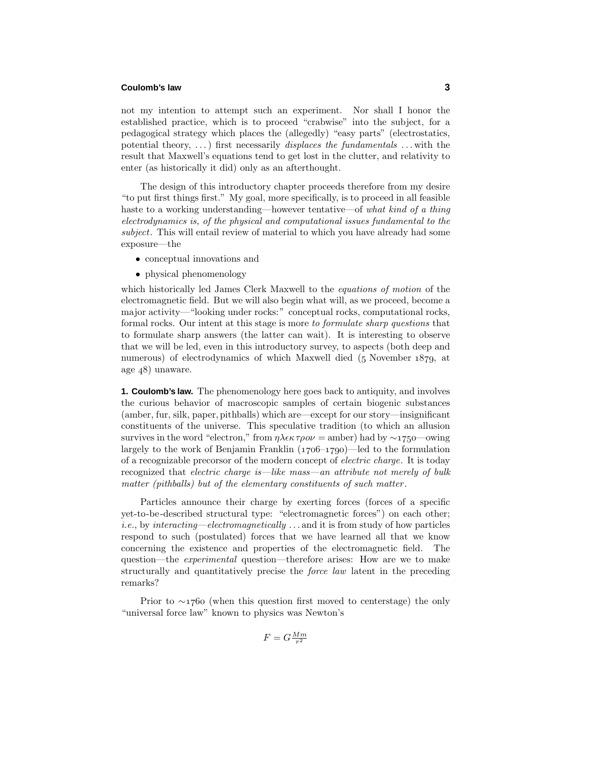not my intention to attempt such an experiment. Nor shall I honor the established practice, which is to proceed "crabwise" into the subject, for a pedagogical strategy which places the (allegedly) "easy parts" (electrostatics, potential theory, ...) first necessarily *displaces the fundamentals* ...with the result that Maxwell's equations tend to get lost in the clutter, and relativity to enter (as historically it did) only as an afterthought.

The design of this introductory chapter proceeds therefore from my desire "to put first things first." My goal, more specifically, is to proceed in all feasible haste to a working understanding—however tentative—of *what kind of a thing electrodynamics is, of the physical and computational issues fundamental to the subject*. This will entail review of material to which you have already had some exposure—the

- conceptual innovations and
- physical phenomenology

which historically led James Clerk Maxwell to the *equations of motion* of the electromagnetic field. But we will also begin what will, as we proceed, become a major activity—"looking under rocks:" conceptual rocks, computational rocks, formal rocks. Our intent at this stage is more *to formulate sharp questions* that to formulate sharp answers (the latter can wait). It is interesting to observe that we will be led, even in this introductory survey, to aspects (both deep and numerous) of electrodynamics of which Maxwell died (5 November 1879, at age 48) unaware.

**1. Coulomb's law.** The phenomenology here goes back to antiquity, and involves the curious behavior of macroscopic samples of certain biogenic substances (amber, fur, silk, paper, pithballs) which are—except for our story—insignificant constituents of the universe. This speculative tradition (to which an allusion survives in the word "electron," from $\eta\lambda\epsilon\kappa\tau\rho o\nu$ = amber) had by ∼1750—owing largely to the work of Benjamin Franklin (1706–1790)—led to the formulation of a recognizable precursor of the modern concept of *electric charge*. It is today recognized that *electric charge is—like mass—an attribute not merely of bulk matter (pithballs) but of the elementary constituents of such matter*.

Particles announce their charge by exerting forces (forces of a specific yet-to-be-described structural type: "electromagnetic forces") on each other; *i.e.*, by *interacting—electromagnetically* ...and it is from study of how particles respond to such (postulated) forces that we have learned all that we know concerning the existence and properties of the electromagnetic field. The question—the *experimental* question—therefore arises: How are we to make structurally and quantitatively precise the *force law* latent in the preceding remarks?

Prior to ∼1760 (when this question first moved to centerstage) the only "universal force law" known to physics was Newton's

$$F = G\tfrac{Mm}{r^2}$$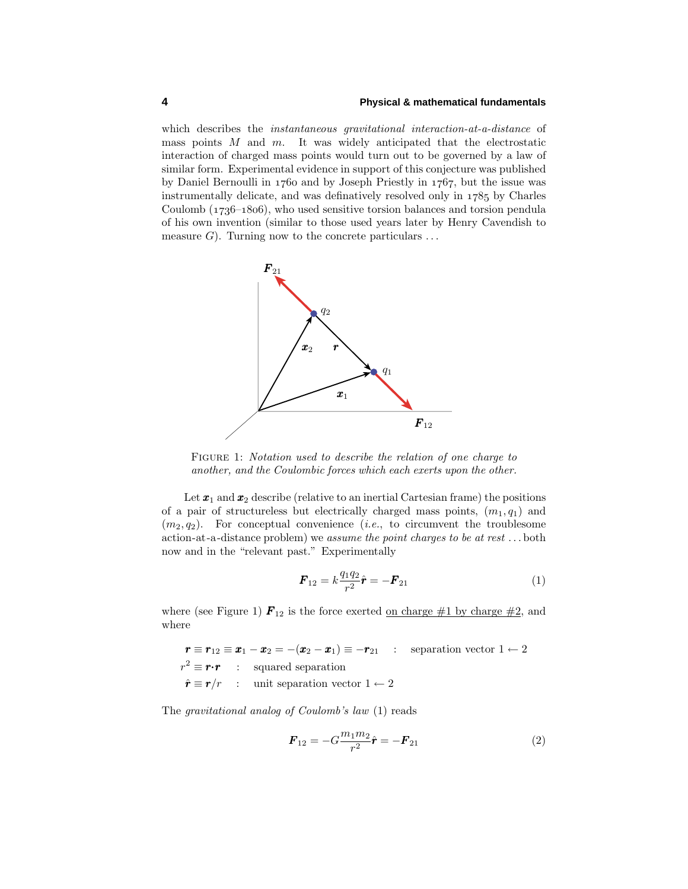which describes the *instantaneous gravitational interaction-at-a-distance* of mass points $M$ and $m$. It was widely anticipated that the electrostatic interaction of charged mass points would turn out to be governed by a law of similar form. Experimental evidence in support of this conjecture was published by Daniel Bernoulli in 1760 and by Joseph Priestly in 1767, but the issue was instrumentally delicate, and was definatively resolved only in 1785 by Charles Coulomb (1736–1806), who used sensitive torsion balances and torsion pendula of his own invention (similar to those used years later by Henry Cavendish to measure $G$). Turning now to the concrete particulars ...

FIGURE 1: *Notation used to describe the relation of one charge to another, and the Coulombic forces which each exerts upon the other.*

Let $\boldsymbol{x}_1$ and $\boldsymbol{x}_2$ describe (relative to an inertial Cartesian frame) the positions of a pair of structureless but electrically charged mass points, $(m_1, q_1)$ and $(m_2, q_2)$. For conceptual convenience (*i.e.*, to circumvent the troublesome action-at-a-distance problem) we *assume the point charges to be at rest* ... both now and in the "relevant past." Experimentally

$$\boldsymbol{F}_{12} = k\frac{q_1 q_2}{r^2}\hat{\boldsymbol{r}} = -\boldsymbol{F}_{21} \tag{1}$$

where (see Figure 1) $\boldsymbol{F}_{12}$ is the force exerted on charge #1 by charge #2, and where

$$\boldsymbol{r} \equiv \boldsymbol{r}_{12} \equiv \boldsymbol{x}_1 - \boldsymbol{x}_2 = -(\boldsymbol{x}_2 - \boldsymbol{x}_1) \equiv -\boldsymbol{r}_{21} \quad : \quad \text{separation vector } 1 \leftarrow 2$$

$$r^2 \equiv \boldsymbol{r}\cdot\boldsymbol{r} \quad : \quad \text{squared separation}$$

$$\hat{\boldsymbol{r}} \equiv \boldsymbol{r}/r \quad : \quad \text{unit separation vector } 1 \leftarrow 2$$

The *gravitational analog of Coulomb's law* (1) reads

$$\boldsymbol{F}_{12} = -G\frac{m_1 m_2}{r^2}\hat{\boldsymbol{r}} = -\boldsymbol{F}_{21} \tag{2}$$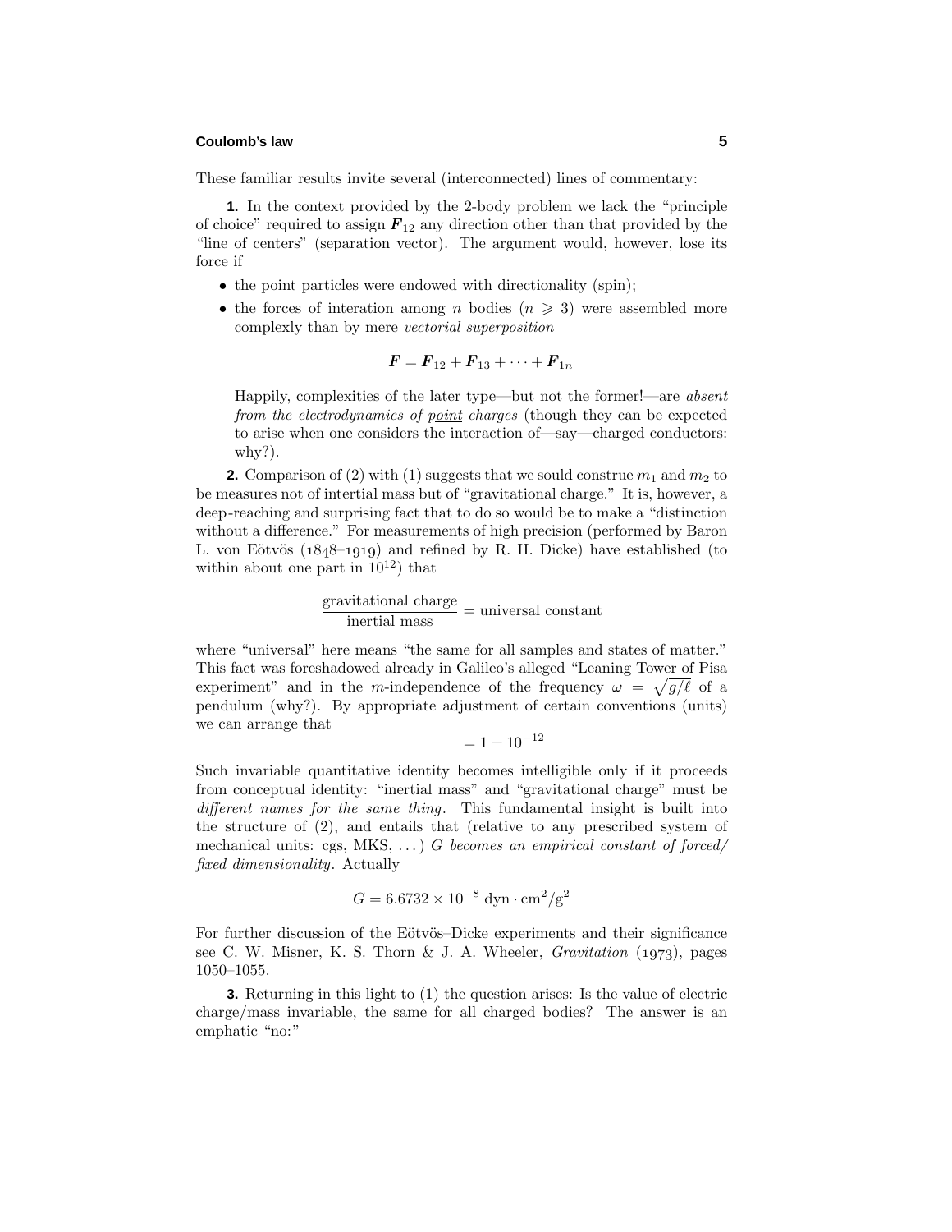These familiar results invite several (interconnected) lines of commentary:

**1.** In the context provided by the 2-body problem we lack the "principle of choice" required to assign $\boldsymbol{F}_{12}$ any direction other than that provided by the "line of centers" (separation vector). The argument would, however, lose its force if

- the point particles were endowed with directionality (spin);
- the forces of interation among $n$ bodies ($n \geqslant 3$) were assembled more complexly than by mere *vectorial superposition*

$$\boldsymbol{F} = \boldsymbol{F}_{12} + \boldsymbol{F}_{13} + \cdots + \boldsymbol{F}_{1n}$$

  Happily, complexities of the later type—but not the former!—are *absent from the electrodynamics of point charges* (though they can be expected to arise when one considers the interaction of—say—charged conductors: why?).

**2.** Comparison of (2) with (1) suggests that we sould construe $m_1$ and $m_2$ to be measures not of intertial mass but of "gravitational charge." It is, however, a deep-reaching and surprising fact that to do so would be to make a "distinction without a difference." For measurements of high precision (performed by Baron L. von Eötvös (1848–1919) and refined by R. H. Dicke) have established (to within about one part in $10^{12}$) that

$$\frac{\text{gravitational charge}}{\text{inertial mass}} = \text{universal constant}$$

where "universal" here means "the same for all samples and states of matter." This fact was foreshadowed already in Galileo's alleged "Leaning Tower of Pisa experiment" and in the $m$-independence of the frequency $\omega = \sqrt{g/\ell}$ of a pendulum (why?). By appropriate adjustment of certain conventions (units) we can arrange that

$$= 1 \pm 10^{-12}$$

Such invariable quantitative identity becomes intelligible only if it proceeds from conceptual identity: "inertial mass" and "gravitational charge" must be *different names for the same thing*. This fundamental insight is built into the structure of (2), and entails that (relative to any prescribed system of mechanical units: cgs, MKS, ...) *$G$ becomes an empirical constant of forced/fixed dimensionality*. Actually

$$G = 6.6732 \times 10^{-8}\ \text{dyn} \cdot \text{cm}^2/\text{g}^2$$

For further discussion of the Eötvös–Dicke experiments and their significance see C. W. Misner, K. S. Thorn & J. A. Wheeler, *Gravitation* (1973), pages 1050–1055.

**3.** Returning in this light to (1) the question arises: Is the value of electric charge/mass invariable, the same for all charged bodies? The answer is an emphatic "no:"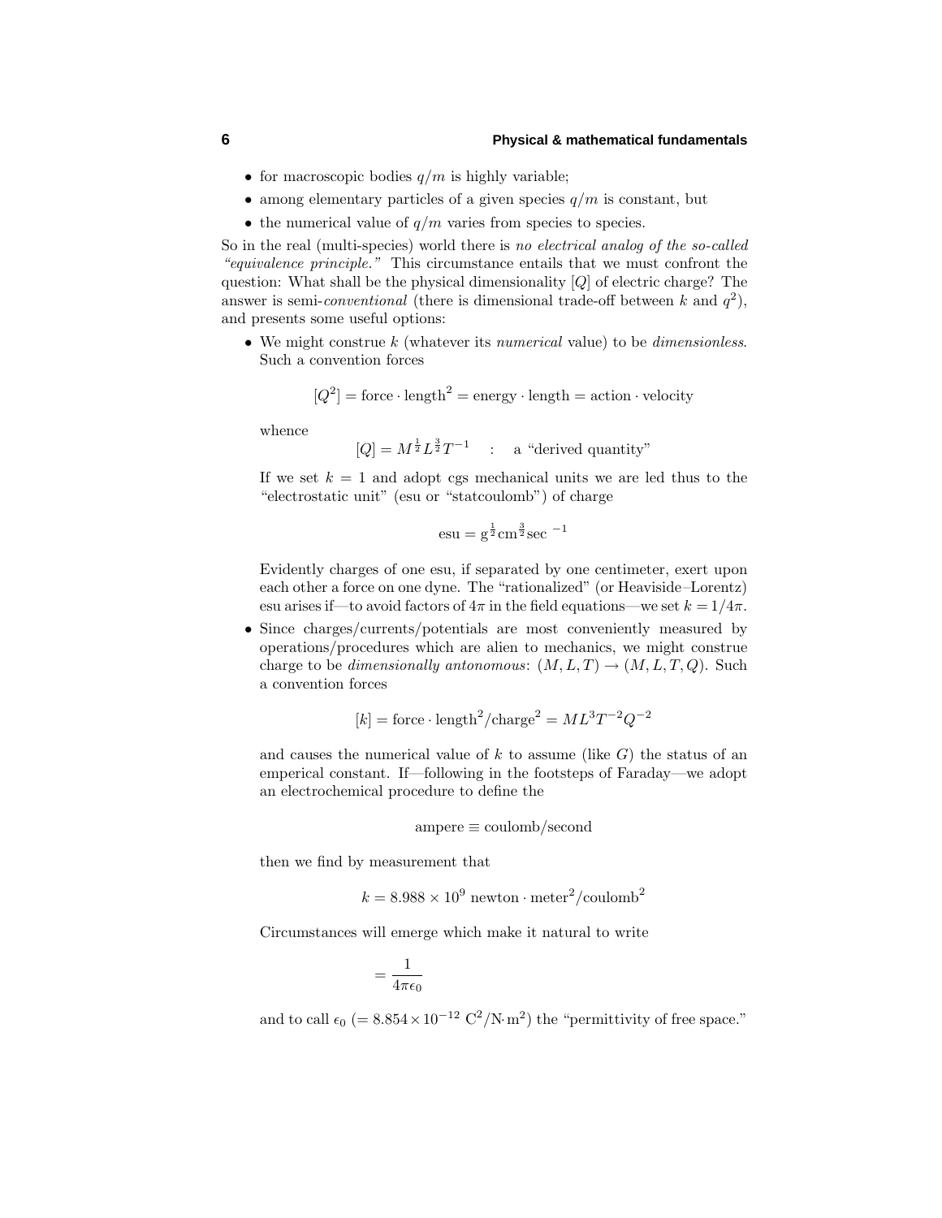- for macroscopic bodies $q/m$ is highly variable;
- among elementary particles of a given species $q/m$ is constant, but
- the numerical value of $q/m$ varies from species to species.

So in the real (multi-species) world there is *no electrical analog of the so-called "equivalence principle."* This circumstance entails that we must confront the question: What shall be the physical dimensionality $[Q]$ of electric charge? The answer is semi-*conventional* (there is dimensional trade-off between $k$ and $q^2$), and presents some useful options:

- We might construe $k$ (whatever its *numerical* value) to be *dimensionless*. Such a convention forces

$$[Q^2] = \text{force} \cdot \text{length}^2 = \text{energy} \cdot \text{length} = \text{action} \cdot \text{velocity}$$

  whence

$$[Q] = M^{\frac{1}{2}} L^{\frac{3}{2}} T^{-1} \quad : \quad \text{a "derived quantity"}$$

  If we set $k = 1$ and adopt cgs mechanical units we are led thus to the "electrostatic unit" (esu or "statcoulomb") of charge

$$\text{esu} = \text{g}^{\frac{1}{2}} \text{cm}^{\frac{3}{2}} \text{sec}^{\ -1}$$

  Evidently charges of one esu, if separated by one centimeter, exert upon each other a force on one dyne. The "rationalized" (or Heaviside–Lorentz) esu arises if—to avoid factors of $4\pi$ in the field equations—we set $k = 1/4\pi$.

- Since charges/currents/potentials are most conveniently measured by operations/procedures which are alien to mechanics, we might construe charge to be *dimensionally antonomous*: $(M, L, T) \rightarrow (M, L, T, Q)$. Such a convention forces

$$[k] = \text{force} \cdot \text{length}^2/\text{charge}^2 = ML^3T^{-2}Q^{-2}$$

  and causes the numerical value of $k$ to assume (like $G$) the status of an emperical constant. If—following in the footsteps of Faraday—we adopt an electrochemical procedure to define the

$$\text{ampere} \equiv \text{coulomb/second}$$

  then we find by measurement that

$$k = 8.988 \times 10^9 \ \text{newton} \cdot \text{meter}^2/\text{coulomb}^2$$

  Circumstances will emerge which make it natural to write

$$= \frac{1}{4\pi\epsilon_0}$$

  and to call $\epsilon_0$ ($= 8.854 \times 10^{-12}\ \text{C}^2/\text{N}\cdot\text{m}^2$) the "permittivity of free space."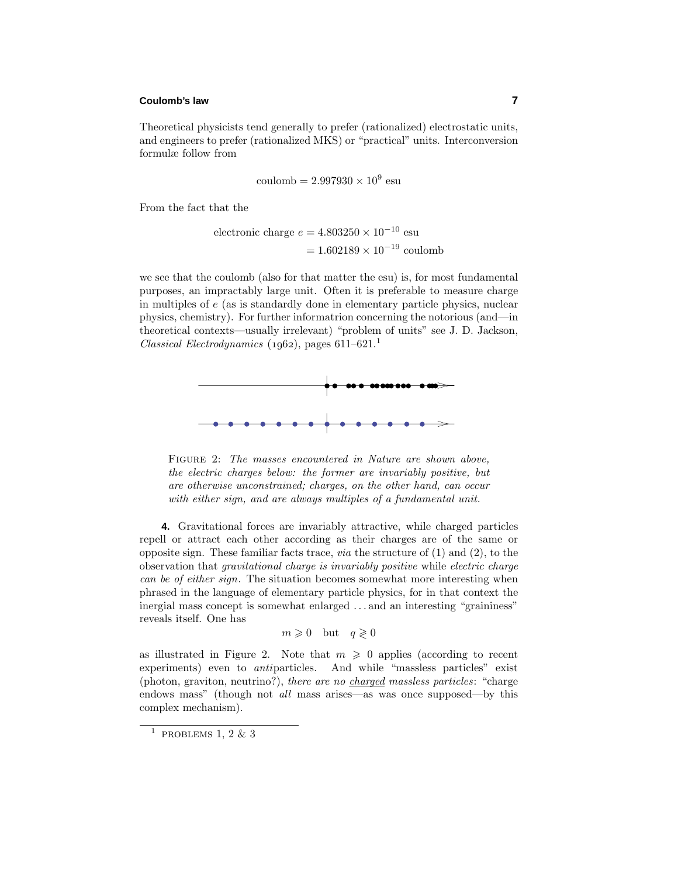Theoretical physicists tend generally to prefer (rationalized) electrostatic units, and engineers to prefer (rationalized MKS) or "practical" units. Interconversion formulæ follow from

$$\text{coulomb} = 2.997930 \times 10^9 \text{ esu}$$

From the fact that the

$$\begin{aligned}\text{electronic charge } e &= 4.803250 \times 10^{-10} \text{ esu}\\ &= 1.602189 \times 10^{-19} \text{ coulomb}\end{aligned}$$

we see that the coulomb (also for that matter the esu) is, for most fundamental purposes, an impractably large unit. Often it is preferable to measure charge in multiples of $e$ (as is standardly done in elementary particle physics, nuclear physics, chemistry). For further informatrion concerning the notorious (and—in theoretical contexts—usually irrelevant) "problem of units" see J. D. Jackson, *Classical Electrodynamics* (1962), pages 611–621.[1]

FIGURE 2: *The masses encountered in Nature are shown above, the electric charges below: the former are invariably positive, but are otherwise unconstrained; charges, on the other hand, can occur with either sign, and are always multiples of a fundamental unit.*

**4.** Gravitational forces are invariably attractive, while charged particles repell or attract each other according as their charges are of the same or opposite sign. These familiar facts trace, *via* the structure of (1) and (2), to the observation that *gravitational charge is invariably positive* while *electric charge can be of either sign*. The situation becomes somewhat more interesting when phrased in the language of elementary particle physics, for in that context the inergial mass concept is somewhat enlarged ...and an interesting "graininess" reveals itself. One has

$$m \geqslant 0 \quad \text{but} \quad q \gtrless 0$$

as illustrated in Figure 2. Note that $m \geqslant 0$ applies (according to recent experiments) even to *anti*particles. And while "massless particles" exist (photon, graviton, neutrino?), *there are no charged massless particles*: "charge endows mass" (though not *all* mass arises—as was once supposed—by this complex mechanism).

[1] PROBLEMS 1, 2 & 3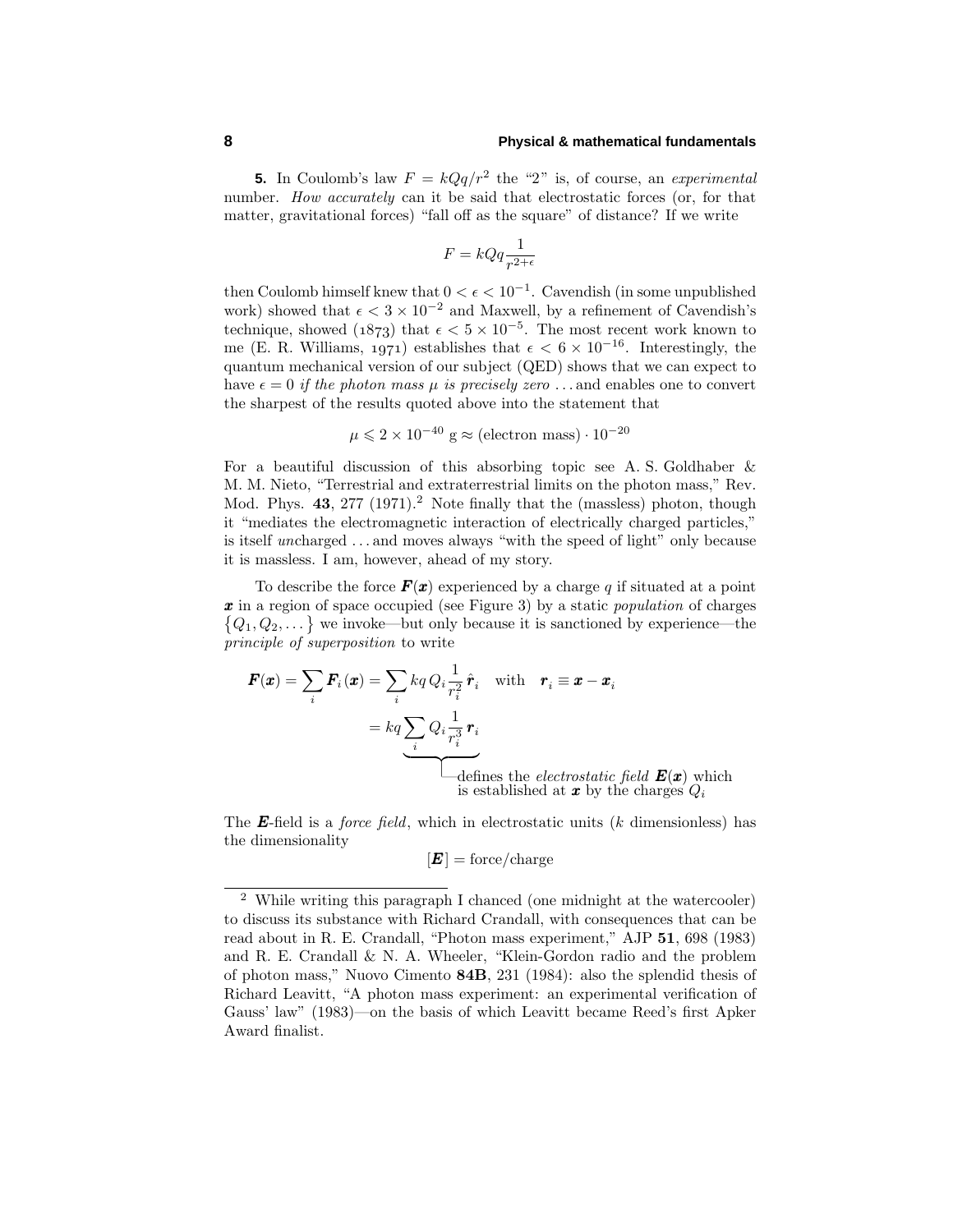**5.** In Coulomb's law $F = kQq/r^2$ the "2" is, of course, an *experimental* number. *How accurately* can it be said that electrostatic forces (or, for that matter, gravitational forces) "fall off as the square" of distance? If we write

$$F = kQq\frac{1}{r^{2+\epsilon}}$$

then Coulomb himself knew that $0 < \epsilon < 10^{-1}$. Cavendish (in some unpublished work) showed that $\epsilon < 3 \times 10^{-2}$ and Maxwell, by a refinement of Cavendish's technique, showed (1873) that $\epsilon < 5 \times 10^{-5}$. The most recent work known to me (E. R. Williams, 1971) establishes that $\epsilon < 6 \times 10^{-16}$. Interestingly, the quantum mechanical version of our subject (QED) shows that we can expect to have $\epsilon = 0$ *if the photon mass $\mu$ is precisely zero* ... and enables one to convert the sharpest of the results quoted above into the statement that

$$\mu \leqslant 2 \times 10^{-40}\ \text{g} \approx (\text{electron mass}) \cdot 10^{-20}$$

For a beautiful discussion of this absorbing topic see A. S. Goldhaber & M. M. Nieto, "Terrestrial and extraterrestrial limits on the photon mass," Rev. Mod. Phys. **43**, 277 (1971).[2] Note finally that the (massless) photon, though it "mediates the electromagnetic interaction of electrically charged particles," is itself *un*charged ... and moves always "with the speed of light" only because it is massless. I am, however, ahead of my story.

To describe the force $\boldsymbol{F}(\boldsymbol{x})$ experienced by a charge $q$ if situated at a point $\boldsymbol{x}$ in a region of space occupied (see Figure 3) by a static *population* of charges $\{Q_1, Q_2, \dots\}$ we invoke—but only because it is sanctioned by experience—the *principle of superposition* to write

$$\begin{aligned}
\boldsymbol{F}(\boldsymbol{x}) &= \sum_i \boldsymbol{F}_i(\boldsymbol{x}) = \sum_i kq\,Q_i\frac{1}{r_i^2}\hat{\boldsymbol{r}}_i \quad \text{with} \quad \boldsymbol{r}_i \equiv \boldsymbol{x} - \boldsymbol{x}_i \\
&= kq\underbrace{\sum_i Q_i\frac{1}{r_i^3}\boldsymbol{r}_i}_{\text{defines the } electrostatic\ field\ \boldsymbol{E}(\boldsymbol{x}) \text{ which is established at } \boldsymbol{x} \text{ by the charges } Q_i}
\end{aligned}$$

The $\boldsymbol{E}$-field is a *force field*, which in electrostatic units ($k$ dimensionless) has the dimensionality

$$[\boldsymbol{E}] = \text{force/charge}$$

---

[2] While writing this paragraph I chanced (one midnight at the watercooler) to discuss its substance with Richard Crandall, with consequences that can be read about in R. E. Crandall, "Photon mass experiment," AJP **51**, 698 (1983) and R. E. Crandall & N. A. Wheeler, "Klein-Gordon radio and the problem of photon mass," Nuovo Cimento **84B**, 231 (1984): also the splendid thesis of Richard Leavitt, "A photon mass experiment: an experimental verification of Gauss' law" (1983)—on the basis of which Leavitt became Reed's first Apker Award finalist.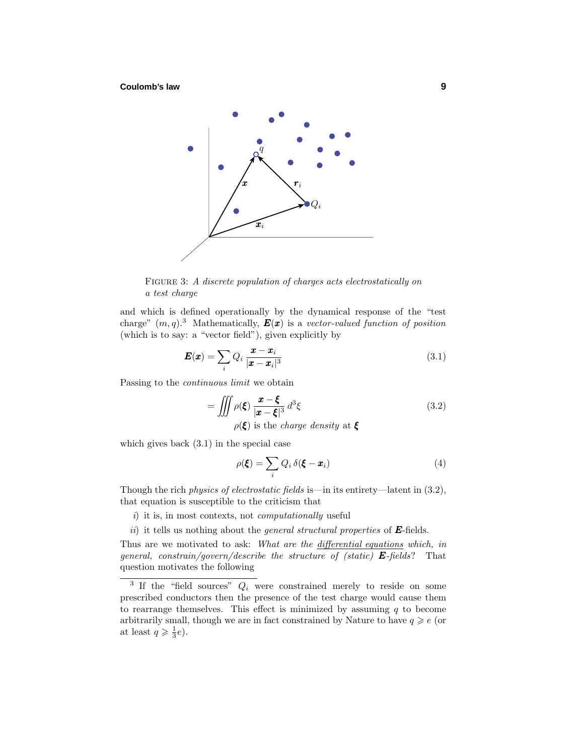FIGURE 3: *A discrete population of charges acts electrostatically on a test charge*

and which is defined operationally by the dynamical response of the "test charge" $(m, q)$.[3] Mathematically, $\boldsymbol{E}(\boldsymbol{x})$ is a *vector-valued function of position* (which is to say: a "vector field"), given explicitly by

$$\boldsymbol{E}(\boldsymbol{x}) = \sum_i Q_i \, \frac{\boldsymbol{x} - \boldsymbol{x}_i}{|\boldsymbol{x} - \boldsymbol{x}_i|^3} \tag{3.1}$$

Passing to the *continuous limit* we obtain

$$= \iiint \rho(\boldsymbol{\xi}) \, \frac{\boldsymbol{x} - \boldsymbol{\xi}}{|\boldsymbol{x} - \boldsymbol{\xi}|^3} \, d^3\xi \tag{3.2}$$

$\rho(\boldsymbol{\xi})$ is the *charge density* at $\boldsymbol{\xi}$

which gives back (3.1) in the special case

$$\rho(\boldsymbol{\xi}) = \sum_i Q_i \, \delta(\boldsymbol{\xi} - \boldsymbol{x}_i) \tag{4}$$

Though the rich *physics of electrostatic fields* is—in its entirety—latent in (3.2), that equation is susceptible to the criticism that

*i*) it is, in most contexts, not *computationally* useful

*ii*) it tells us nothing about the *general structural properties* of $\boldsymbol{E}$-fields.

Thus are we motivated to ask: *What are the* <u>*differential equations*</u> *which, in general, constrain/govern/describe the structure of (static)* $\boldsymbol{E}$*-fields*? That question motivates the following

---

[3] If the "field sources" $Q_i$ were constrained merely to reside on some prescribed conductors then the presence of the test charge would cause them to rearrange themselves. This effect is minimized by assuming $q$ to become arbitrarily small, though we are in fact constrained by Nature to have $q \geqslant e$ (or at least $q \geqslant \frac{1}{3}e$).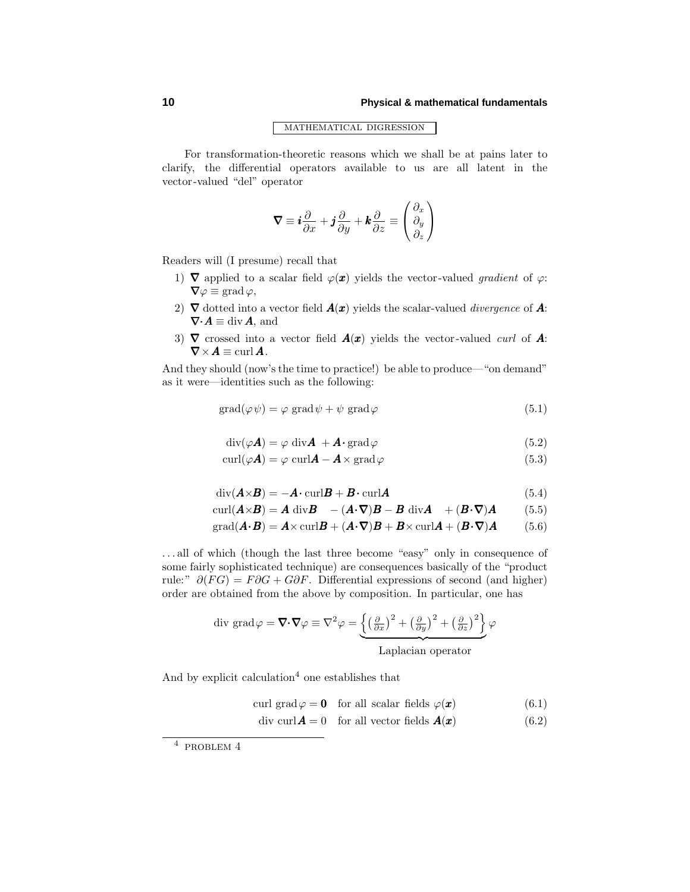MATHEMATICAL DIGRESSION

For transformation-theoretic reasons which we shall be at pains later to clarify, the differential operators available to us are all latent in the vector-valued "del" operator

$$\boldsymbol{\nabla} \equiv \boldsymbol{i}\frac{\partial}{\partial x} + \boldsymbol{j}\frac{\partial}{\partial y} + \boldsymbol{k}\frac{\partial}{\partial z} \equiv \begin{pmatrix} \partial_x \\ \partial_y \\ \partial_z \end{pmatrix}$$

Readers will (I presume) recall that

1) $\boldsymbol{\nabla}$ applied to a scalar field $\varphi(\boldsymbol{x})$ yields the vector-valued *gradient* of $\varphi$: $\boldsymbol{\nabla}\varphi \equiv \text{grad}\,\varphi$,
2) $\boldsymbol{\nabla}$ dotted into a vector field $\boldsymbol{A}(\boldsymbol{x})$ yields the scalar-valued *divergence* of $\boldsymbol{A}$: $\boldsymbol{\nabla}\cdot\boldsymbol{A} \equiv \text{div}\,\boldsymbol{A}$, and
3) $\boldsymbol{\nabla}$ crossed into a vector field $\boldsymbol{A}(\boldsymbol{x})$ yields the vector-valued *curl* of $\boldsymbol{A}$: $\boldsymbol{\nabla}\times\boldsymbol{A} \equiv \text{curl}\,\boldsymbol{A}$.

And they should (now's the time to practice!) be able to produce—"on demand" as it were—identities such as the following:

$$\text{grad}(\varphi\psi) = \varphi\ \text{grad}\,\psi + \psi\ \text{grad}\,\varphi \tag{5.1}$$

$$\text{div}(\varphi\boldsymbol{A}) = \varphi\ \text{div}\boldsymbol{A}\ + \boldsymbol{A}\cdot\text{grad}\,\varphi \tag{5.2}$$

$$\text{curl}(\varphi\boldsymbol{A}) = \varphi\ \text{curl}\boldsymbol{A} - \boldsymbol{A}\times\text{grad}\,\varphi \tag{5.3}$$

$$\text{div}(\boldsymbol{A}\times\boldsymbol{B}) = -\boldsymbol{A}\cdot\text{curl}\boldsymbol{B} + \boldsymbol{B}\cdot\text{curl}\boldsymbol{A} \tag{5.4}$$

$$\text{curl}(\boldsymbol{A}\times\boldsymbol{B}) = \boldsymbol{A}\ \text{div}\boldsymbol{B}\quad - (\boldsymbol{A}\cdot\boldsymbol{\nabla})\boldsymbol{B} - \boldsymbol{B}\ \text{div}\boldsymbol{A}\quad + (\boldsymbol{B}\cdot\boldsymbol{\nabla})\boldsymbol{A} \tag{5.5}$$

$$\text{grad}(\boldsymbol{A}\cdot\boldsymbol{B}) = \boldsymbol{A}\times\text{curl}\boldsymbol{B} + (\boldsymbol{A}\cdot\boldsymbol{\nabla})\boldsymbol{B} + \boldsymbol{B}\times\text{curl}\boldsymbol{A} + (\boldsymbol{B}\cdot\boldsymbol{\nabla})\boldsymbol{A} \tag{5.6}$$

. . . all of which (though the last three become "easy" only in consequence of some fairly sophisticated technique) are consequences basically of the "product rule:" $\partial(FG) = F\partial G + G\partial F$. Differential expressions of second (and higher) order are obtained from the above by composition. In particular, one has

$$\text{div grad}\,\varphi = \boldsymbol{\nabla}\cdot\boldsymbol{\nabla}\varphi \equiv \nabla^2\varphi = \underbrace{\Big\{\big(\tfrac{\partial}{\partial x}\big)^2 + \big(\tfrac{\partial}{\partial y}\big)^2 + \big(\tfrac{\partial}{\partial z}\big)^2\Big\}}_{\text{Laplacian operator}}\varphi$$

And by explicit calculation[4] one establishes that

$$\text{curl grad}\,\varphi = \boldsymbol{0} \quad \text{for all scalar fields } \varphi(\boldsymbol{x}) \tag{6.1}$$

$$\text{div curl}\boldsymbol{A} = 0 \quad \text{for all vector fields } \boldsymbol{A}(\boldsymbol{x}) \tag{6.2}$$

---

[4] PROBLEM 4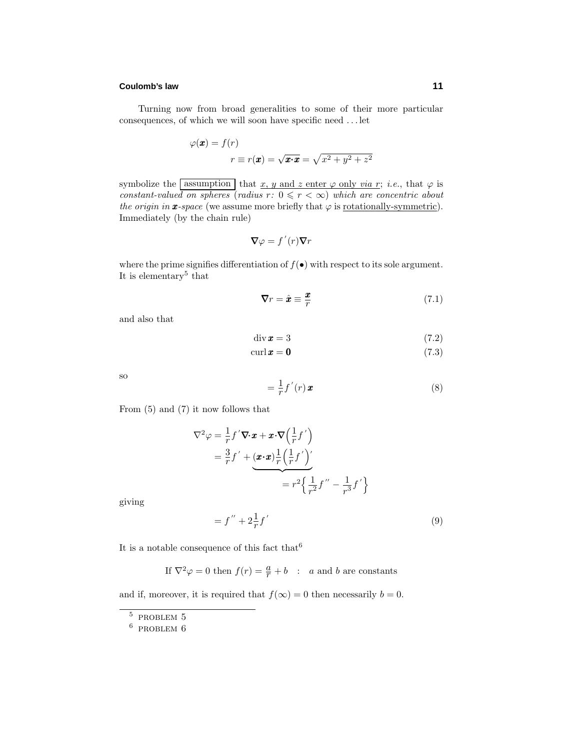Turning now from broad generalities to some of their more particular consequences, of which we will soon have specific need . . . let

$$\varphi(\boldsymbol{x}) = f(r)$$
$$r \equiv r(\boldsymbol{x}) = \sqrt{\boldsymbol{x}\cdot\boldsymbol{x}} = \sqrt{x^2 + y^2 + z^2}$$

symbolize the $\boxed{\text{assumption}}$ that <u>$x$, $y$ and $z$ enter $\varphi$ only *via* $r$</u>; *i.e.*, that $\varphi$ is *constant-valued on spheres* (*radius* $r$*:* $0 \leqslant r < \infty$) *which are concentric about the origin in* $\boldsymbol{x}$*-space* (we assume more briefly that $\varphi$ is <u>rotationally-symmetric</u>). Immediately (by the chain rule)

$$\boldsymbol{\nabla}\varphi = f^{\,\prime}(r)\boldsymbol{\nabla}r$$

where the prime signifies differentiation of $f(\bullet)$ with respect to its sole argument. It is elementary[5] that

$$\boldsymbol{\nabla}r = \hat{\boldsymbol{x}} \equiv \frac{\boldsymbol{x}}{r} \tag{7.1}$$

and also that

$$\operatorname{div}\boldsymbol{x} = 3 \tag{7.2}$$

$$\operatorname{curl}\boldsymbol{x} = \boldsymbol{0} \tag{7.3}$$

so

$$= \frac{1}{r}f^{\,\prime}(r)\,\boldsymbol{x} \tag{8}$$

From (5) and (7) it now follows that

$$\begin{aligned}
\nabla^2\varphi &= \frac{1}{r}f^{\,\prime}\boldsymbol{\nabla}\cdot\boldsymbol{x} + \boldsymbol{x}\cdot\boldsymbol{\nabla}\Big(\frac{1}{r}f^{\,\prime}\Big) \\
&= \frac{3}{r}f^{\,\prime} + \underbrace{(\boldsymbol{x}\cdot\boldsymbol{x})\frac{1}{r}\Big(\frac{1}{r}f^{\,\prime}\Big)^{\prime}}_{=\, r^2\Big\{\frac{1}{r^2}f^{\,\prime\prime} - \frac{1}{r^3}f^{\,\prime}\Big\}}
\end{aligned}$$

giving

$$= f^{\,\prime\prime} + 2\frac{1}{r}f^{\,\prime} \tag{9}$$

It is a notable consequence of this fact that[6]

$$\text{If } \nabla^2\varphi = 0 \text{ then } f(r) = \tfrac{a}{r} + b \quad : \quad a \text{ and } b \text{ are constants}$$

and if, moreover, it is required that $f(\infty) = 0$ then necessarily $b = 0$.

---

[5] PROBLEM 5

[6] PROBLEM 6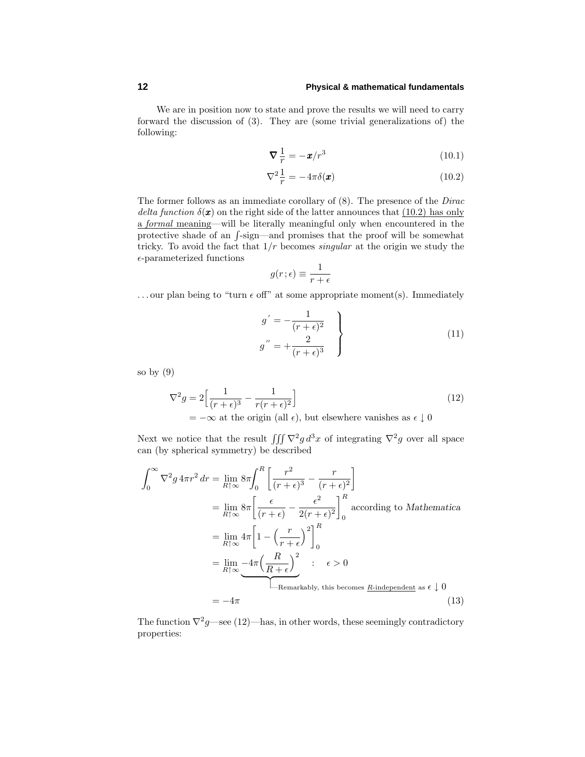We are in position now to state and prove the results we will need to carry forward the discussion of (3). They are (some trivial generalizations of) the following:

$$\boldsymbol{\nabla}\frac{1}{r} = -\boldsymbol{x}/r^3 \tag{10.1}$$

$$\nabla^2\frac{1}{r} = -4\pi\delta(\boldsymbol{x}) \tag{10.2}$$

The former follows as an immediate corollary of (8). The presence of the *Dirac delta function* $\delta(\boldsymbol{x})$ on the right side of the latter announces that (10.2) has only a *formal* meaning—will be literally meaningful only when encountered in the protective shade of an $\int$-sign—and promises that the proof will be somewhat tricky. To avoid the fact that $1/r$ becomes *singular* at the origin we study the $\epsilon$-parameterized functions

$$g(r\,;\epsilon) \equiv \frac{1}{r+\epsilon}$$

...our plan being to "turn $\epsilon$ off" at some appropriate moment(s). Immediately

$$\left.\begin{aligned} g^{\,\prime} &= -\frac{1}{(r+\epsilon)^2} \\ g^{\,\prime\prime} &= +\frac{2}{(r+\epsilon)^3} \end{aligned}\right\} \tag{11}$$

so by (9)

$$\begin{aligned} \nabla^2 g &= 2\Big[\frac{1}{(r+\epsilon)^3} - \frac{1}{r(r+\epsilon)^2}\Big] \\ &= -\infty \text{ at the origin (all } \epsilon\text{), but elsewhere vanishes as } \epsilon\downarrow 0 \end{aligned} \tag{12}$$

Next we notice that the result $\iiint \nabla^2 g\, d^3x$ of integrating $\nabla^2 g$ over all space can (by spherical symmetry) be described

$$\begin{aligned} \int_0^\infty \nabla^2 g\, 4\pi r^2\, dr &= \lim_{R\uparrow\infty} 8\pi\!\int_0^R \left[\frac{r^2}{(r+\epsilon)^3} - \frac{r}{(r+\epsilon)^2}\right] \\ &= \lim_{R\uparrow\infty} 8\pi\bigg[\frac{\epsilon}{(r+\epsilon)} - \frac{\epsilon^2}{2(r+\epsilon)^2}\bigg]_0^R \text{ according to } \textit{Mathematica} \\ &= \lim_{R\uparrow\infty} 4\pi\bigg[1 - \Big(\frac{r}{r+\epsilon}\Big)^2\bigg]_0^R \\ &= \lim_{R\uparrow\infty} \underbrace{-4\pi\Big(\frac{R}{R+\epsilon}\Big)^2}_{\text{Remarkably, this becomes } R\text{-independent as } \epsilon\downarrow 0} \quad : \quad \epsilon > 0 \\ &= -4\pi \end{aligned} \tag{13}$$

The function $\nabla^2 g$—see (12)—has, in other words, these seemingly contradictory properties: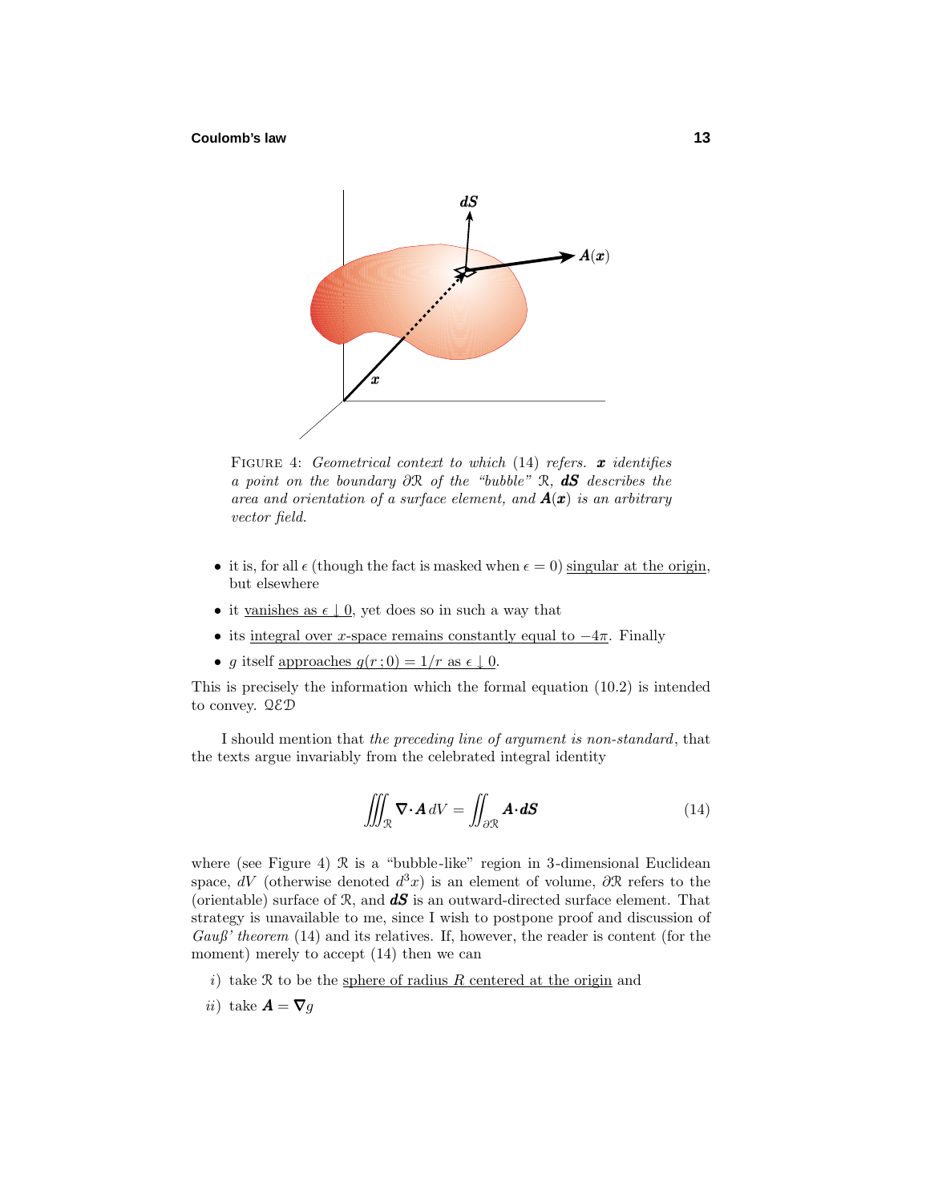FIGURE 4: *Geometrical context to which* (14) *refers.* $\boldsymbol{x}$ *identifies a point on the boundary* $\partial\mathcal{R}$ *of the "bubble"* $\mathcal{R}$*,* $\boldsymbol{dS}$ *describes the area and orientation of a surface element, and* $\boldsymbol{A}(\boldsymbol{x})$ *is an arbitrary vector field.*

- it is, for all $\epsilon$ (though the fact is masked when $\epsilon = 0$) <u>singular at the origin</u>, but elsewhere
- it <u>vanishes as $\epsilon \downarrow 0$</u>, yet does so in such a way that
- its <u>integral over $x$-space remains constantly equal to $-4\pi$</u>. Finally
- $g$ itself <u>approaches $g(r\,;0) = 1/r$ as $\epsilon \downarrow 0$</u>.

This is precisely the information which the formal equation (10.2) is intended to convey. $\mathcal{QED}$

I should mention that *the preceding line of argument is non-standard*, that the texts argue invariably from the celebrated integral identity

$$\iiint_{\mathcal{R}} \boldsymbol{\nabla}\!\cdot\!\boldsymbol{A}\,dV = \iint_{\partial\mathcal{R}} \boldsymbol{A}\!\cdot\!\boldsymbol{dS} \tag{14}$$

where (see Figure 4) $\mathcal{R}$ is a "bubble-like" region in 3-dimensional Euclidean space, $dV$ (otherwise denoted $d^3x$) is an element of volume, $\partial\mathcal{R}$ refers to the (orientable) surface of $\mathcal{R}$, and $\boldsymbol{dS}$ is an outward-directed surface element. That strategy is unavailable to me, since I wish to postpone proof and discussion of *Gauß' theorem* (14) and its relatives. If, however, the reader is content (for the moment) merely to accept (14) then we can

*i*) take $\mathcal{R}$ to be the <u>sphere of radius $R$ centered at the origin</u> and

*ii*) take $\boldsymbol{A} = \boldsymbol{\nabla} g$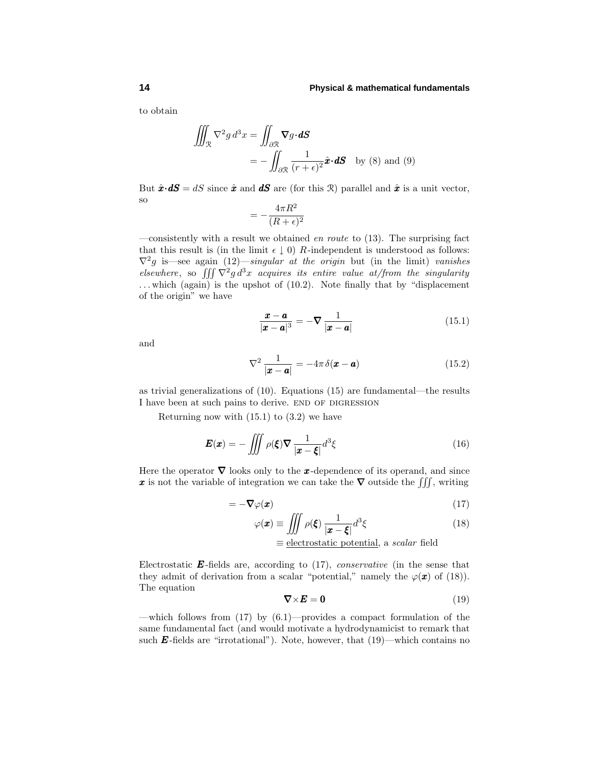to obtain

$$\iiint_{\mathcal{R}} \nabla^2 g\, d^3x = \iint_{\partial\mathcal{R}} \boldsymbol{\nabla} g \boldsymbol{\cdot} \boldsymbol{dS}$$

$$= -\iint_{\partial\mathcal{R}} \frac{1}{(r+\epsilon)^2} \hat{\boldsymbol{x}} \boldsymbol{\cdot} \boldsymbol{dS} \quad \text{by (8) and (9)}$$

But $\hat{\boldsymbol{x}} \boldsymbol{\cdot} \boldsymbol{dS} = dS$ since $\hat{\boldsymbol{x}}$ and $\boldsymbol{dS}$ are (for this $\mathcal{R}$) parallel and $\hat{\boldsymbol{x}}$ is a unit vector, so

$$= -\frac{4\pi R^2}{(R+\epsilon)^2}$$

—consistently with a result we obtained *en route* to (13). The surprising fact that this result is (in the limit $\epsilon \downarrow 0$) $R$-independent is understood as follows: $\nabla^2 g$ is—see again (12)—*singular at the origin* but (in the limit) *vanishes elsewhere*, so $\iiint \nabla^2 g\, d^3x$ *acquires its entire value at/from the singularity* ...which (again) is the upshot of (10.2). Note finally that by "displacement of the origin" we have

$$\frac{\boldsymbol{x}-\boldsymbol{a}}{|\boldsymbol{x}-\boldsymbol{a}|^3} = -\boldsymbol{\nabla} \frac{1}{|\boldsymbol{x}-\boldsymbol{a}|} \tag{15.1}$$

and

$$\nabla^2 \frac{1}{|\boldsymbol{x}-\boldsymbol{a}|} = -4\pi\, \delta(\boldsymbol{x}-\boldsymbol{a}) \tag{15.2}$$

as trivial generalizations of (10). Equations (15) are fundamental—the results I have been at such pains to derive. END OF DIGRESSION

Returning now with (15.1) to (3.2) we have

$$\boldsymbol{E}(\boldsymbol{x}) = -\iiint \rho(\boldsymbol{\xi}) \boldsymbol{\nabla} \frac{1}{|\boldsymbol{x}-\boldsymbol{\xi}|} d^3\xi \tag{16}$$

Here the operator $\boldsymbol{\nabla}$ looks only to the $\boldsymbol{x}$-dependence of its operand, and since $\boldsymbol{x}$ is not the variable of integration we can take the $\boldsymbol{\nabla}$ outside the $\iiint$, writing

$$= -\boldsymbol{\nabla}\varphi(\boldsymbol{x}) \tag{17}$$

$$\varphi(\boldsymbol{x}) \equiv \iiint \rho(\boldsymbol{\xi}) \frac{1}{|\boldsymbol{x}-\boldsymbol{\xi}|} d^3\xi \tag{18}$$

$\equiv$ electrostatic potential, a *scalar* field

Electrostatic $\boldsymbol{E}$-fields are, according to (17), *conservative* (in the sense that they admit of derivation from a scalar "potential," namely the $\varphi(\boldsymbol{x})$ of (18)). The equation

$$\boldsymbol{\nabla}\times\boldsymbol{E} = \boldsymbol{0} \tag{19}$$

—which follows from (17) by (6.1)—provides a compact formulation of the same fundamental fact (and would motivate a hydrodynamicist to remark that such $\boldsymbol{E}$-fields are "irrotational"). Note, however, that (19)—which contains no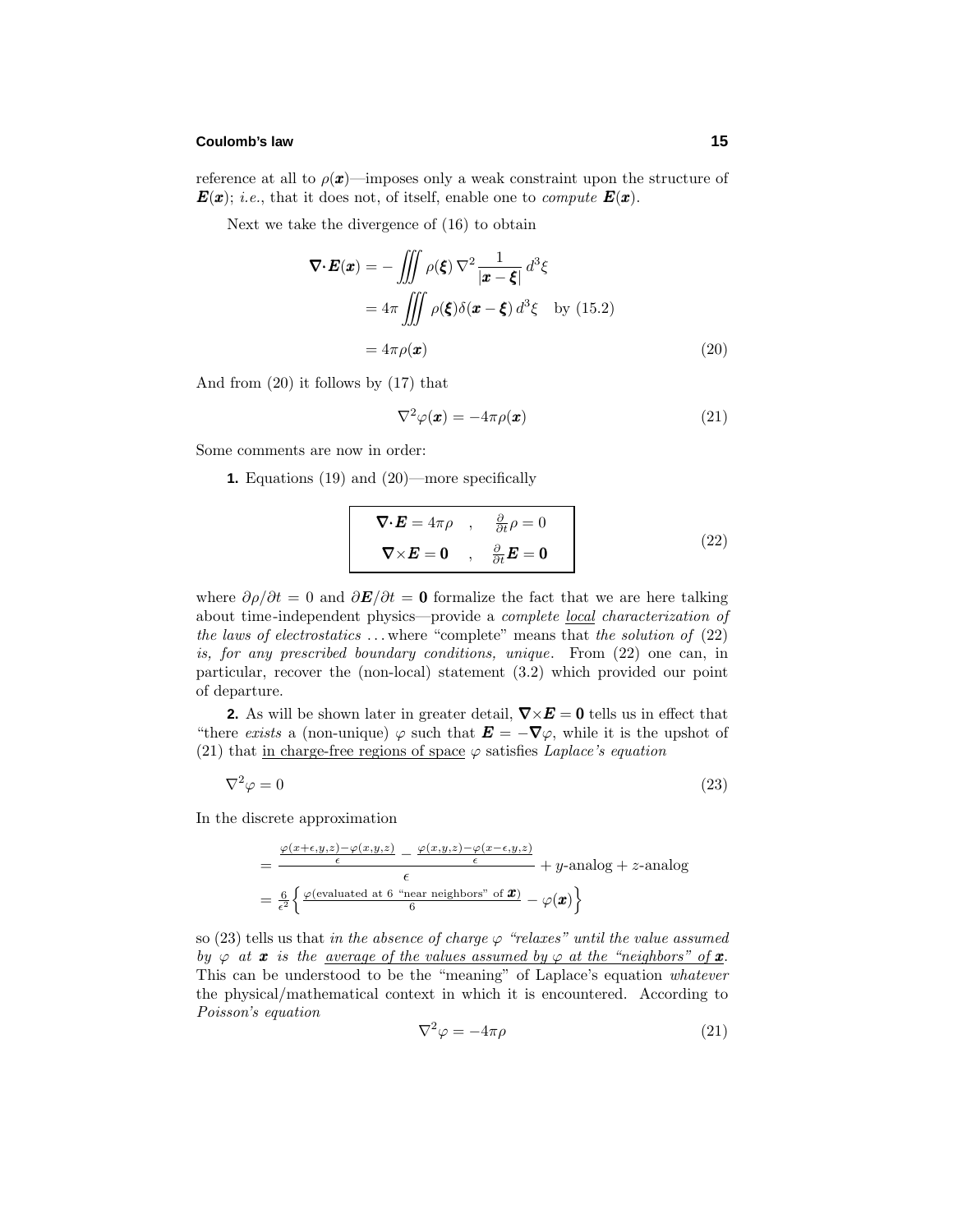reference at all to $\rho(\boldsymbol{x})$—imposes only a weak constraint upon the structure of $\boldsymbol{E}(\boldsymbol{x})$; *i.e.*, that it does not, of itself, enable one to *compute* $\boldsymbol{E}(\boldsymbol{x})$.

Next we take the divergence of (16) to obtain

$$
\begin{aligned}
\boldsymbol{\nabla}\cdot\boldsymbol{E}(\boldsymbol{x}) &= -\iiint \rho(\boldsymbol{\xi})\,\nabla^2 \frac{1}{|\boldsymbol{x}-\boldsymbol{\xi}|}\,d^3\xi \\
&= 4\pi \iiint \rho(\boldsymbol{\xi})\delta(\boldsymbol{x}-\boldsymbol{\xi})\,d^3\xi \quad \text{by (15.2)} \\
&= 4\pi\rho(\boldsymbol{x}) \qquad (20)
\end{aligned}
$$

And from (20) it follows by (17) that

$$
\nabla^2\varphi(\boldsymbol{x}) = -4\pi\rho(\boldsymbol{x}) \qquad (21)
$$

Some comments are now in order:

**1.** Equations (19) and (20)—more specifically

$$
\boxed{\begin{array}{ccc}
\boldsymbol{\nabla}\cdot\boldsymbol{E} = 4\pi\rho & , & \frac{\partial}{\partial t}\rho = 0 \\
\boldsymbol{\nabla}\times\boldsymbol{E} = \boldsymbol{0} & , & \frac{\partial}{\partial t}\boldsymbol{E} = \boldsymbol{0}
\end{array}} \qquad (22)
$$

where $\partial\rho/\partial t = 0$ and $\partial\boldsymbol{E}/\partial t = \boldsymbol{0}$ formalize the fact that we are here talking about time-independent physics—provide a *complete local characterization of the laws of electrostatics* ... where "complete" means that *the solution of* (22) *is, for any prescribed boundary conditions, unique*. From (22) one can, in particular, recover the (non-local) statement (3.2) which provided our point of departure.

**2.** As will be shown later in greater detail, $\boldsymbol{\nabla}\times\boldsymbol{E} = \boldsymbol{0}$ tells us in effect that "there *exists* a (non-unique) $\varphi$ such that $\boldsymbol{E} = -\boldsymbol{\nabla}\varphi$, while it is the upshot of (21) that in charge-free regions of space $\varphi$ satisfies *Laplace's equation*

$$
\nabla^2\varphi = 0 \qquad (23)
$$

In the discrete approximation

$$
\begin{aligned}
&= \frac{\frac{\varphi(x+\epsilon,y,z)-\varphi(x,y,z)}{\epsilon} - \frac{\varphi(x,y,z)-\varphi(x-\epsilon,y,z)}{\epsilon}}{\epsilon} + y\text{-analog} + z\text{-analog} \\
&= \tfrac{6}{\epsilon^2}\Big\{\tfrac{\varphi(\text{evaluated at 6 "near neighbors" of } \boldsymbol{x})}{6} - \varphi(\boldsymbol{x})\Big\}
\end{aligned}
$$

so (23) tells us that *in the absence of charge $\varphi$ "relaxes" until the value assumed by $\varphi$ at $\boldsymbol{x}$ is the average of the values assumed by $\varphi$ at the "neighbors" of $\boldsymbol{x}$*. This can be understood to be the "meaning" of Laplace's equation *whatever* the physical/mathematical context in which it is encountered. According to *Poisson's equation*

$$
\nabla^2\varphi = -4\pi\rho \qquad (21)
$$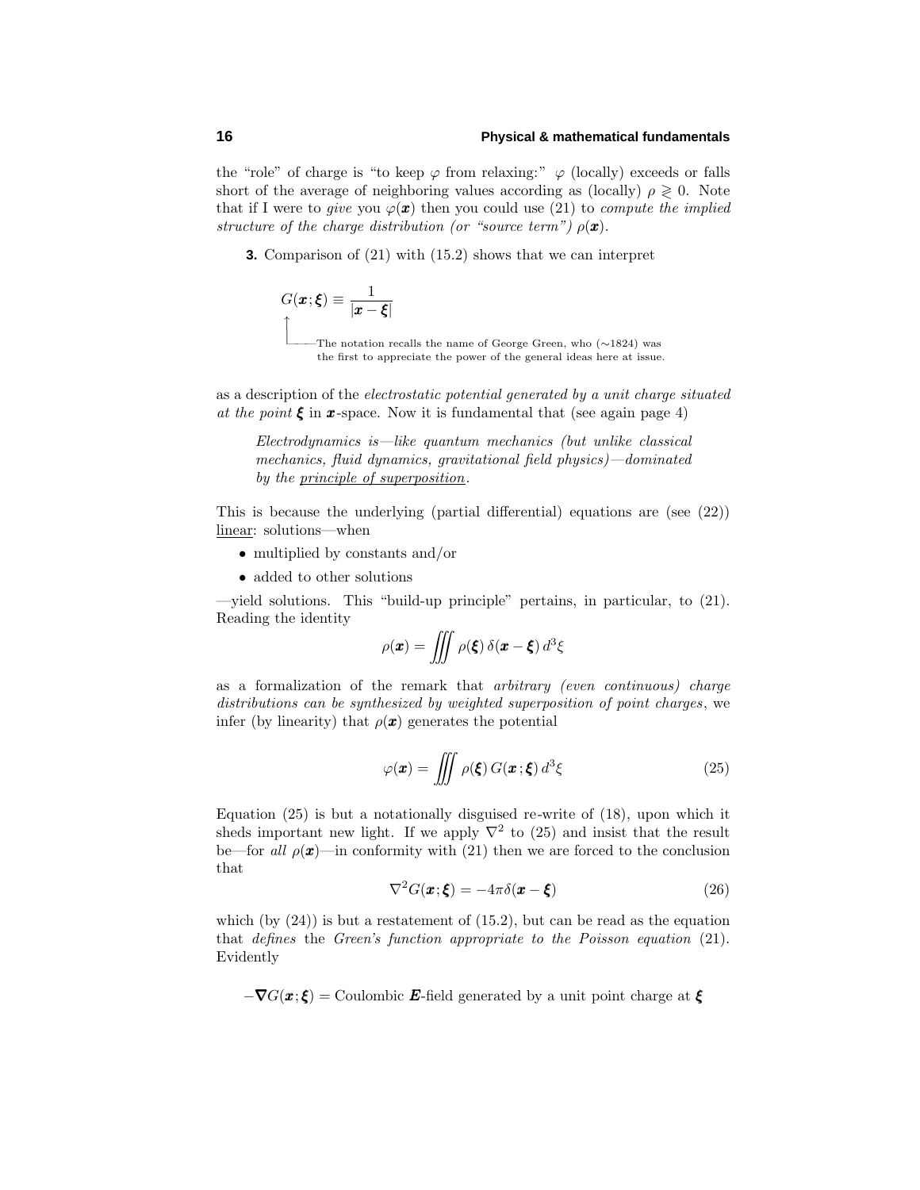the "role" of charge is "to keep $\varphi$ from relaxing:" $\varphi$ (locally) exceeds or falls short of the average of neighboring values according as (locally) $\rho \gtrless 0$. Note that if I were to *give* you $\varphi(\boldsymbol{x})$ then you could use (21) to *compute the implied structure of the charge distribution (or "source term")* $\rho(\boldsymbol{x})$.

**3.** Comparison of (21) with (15.2) shows that we can interpret

$$G(\boldsymbol{x};\boldsymbol{\xi}) \equiv \frac{1}{|\boldsymbol{x}-\boldsymbol{\xi}|}$$

↑ The notation recalls the name of George Green, who (~1824) was the first to appreciate the power of the general ideas here at issue.

as a description of the *electrostatic potential generated by a unit charge situated at the point* $\boldsymbol{\xi}$ in $\boldsymbol{x}$-space. Now it is fundamental that (see again page 4)

> *Electrodynamics is—like quantum mechanics (but unlike classical mechanics, fluid dynamics, gravitational field physics)—dominated by the principle of superposition.*

This is because the underlying (partial differential) equations are (see (22)) linear: solutions—when

- multiplied by constants and/or
- added to other solutions

—yield solutions. This "build-up principle" pertains, in particular, to (21). Reading the identity

$$\rho(\boldsymbol{x}) = \iiint \rho(\boldsymbol{\xi})\,\delta(\boldsymbol{x}-\boldsymbol{\xi})\,d^3\xi$$

as a formalization of the remark that *arbitrary (even continuous) charge distributions can be synthesized by weighted superposition of point charges*, we infer (by linearity) that $\rho(\boldsymbol{x})$ generates the potential

$$\varphi(\boldsymbol{x}) = \iiint \rho(\boldsymbol{\xi})\,G(\boldsymbol{x};\boldsymbol{\xi})\,d^3\xi \tag{25}$$

Equation (25) is but a notationally disguised re-write of (18), upon which it sheds important new light. If we apply $\nabla^2$ to (25) and insist that the result be—for *all* $\rho(\boldsymbol{x})$—in conformity with (21) then we are forced to the conclusion that

$$\nabla^2 G(\boldsymbol{x};\boldsymbol{\xi}) = -4\pi\delta(\boldsymbol{x}-\boldsymbol{\xi}) \tag{26}$$

which (by (24)) is but a restatement of (15.2), but can be read as the equation that *defines* the *Green's function appropriate to the Poisson equation* (21). Evidently

$$-\boldsymbol{\nabla} G(\boldsymbol{x};\boldsymbol{\xi}) = \text{Coulombic } \boldsymbol{E}\text{-field generated by a unit point charge at } \boldsymbol{\xi}$$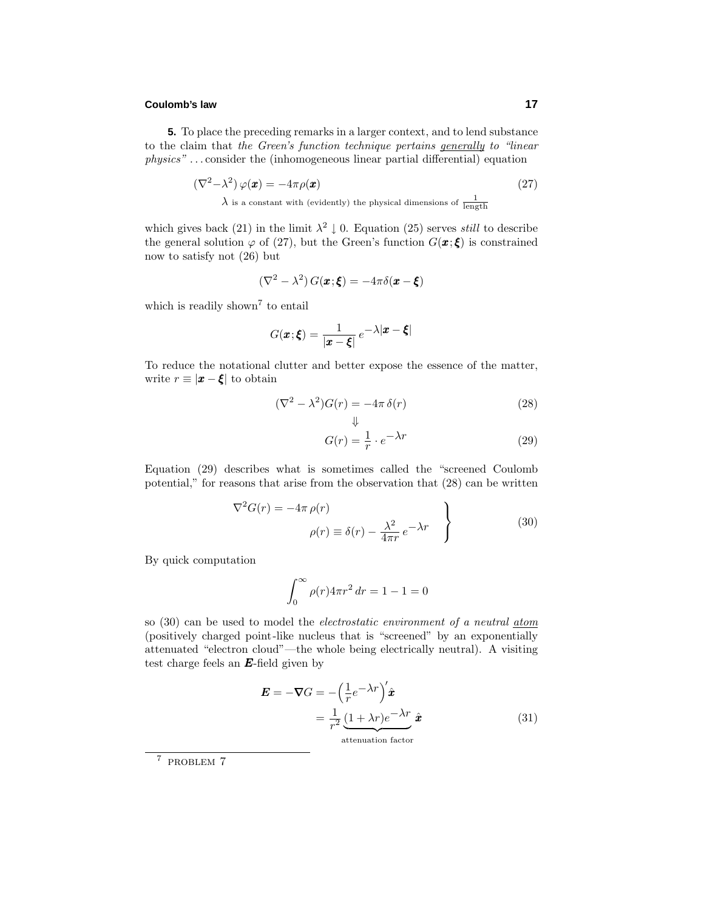**5.** To place the preceding remarks in a larger context, and to lend substance to the claim that *the Green's function technique pertains* *generally* *to "linear physics"* . . . consider the (inhomogeneous linear partial differential) equation

$$(\nabla^2 - \lambda^2)\,\varphi(\boldsymbol{x}) = -4\pi\rho(\boldsymbol{x}) \tag{27}$$

$\lambda$ is a constant with (evidently) the physical dimensions of $\frac{1}{\text{length}}$

which gives back (21) in the limit $\lambda^2 \downarrow 0$. Equation (25) serves *still* to describe the general solution $\varphi$ of (27), but the Green's function $G(\boldsymbol{x};\boldsymbol{\xi})$ is constrained now to satisfy not (26) but

$$(\nabla^2 - \lambda^2)\,G(\boldsymbol{x};\boldsymbol{\xi}) = -4\pi\delta(\boldsymbol{x} - \boldsymbol{\xi})$$

which is readily shown[7] to entail

$$G(\boldsymbol{x};\boldsymbol{\xi}) = \frac{1}{|\boldsymbol{x} - \boldsymbol{\xi}|}\, e^{-\lambda|\boldsymbol{x} - \boldsymbol{\xi}|}$$

To reduce the notational clutter and better expose the essence of the matter, write $r \equiv |\boldsymbol{x} - \boldsymbol{\xi}|$ to obtain

$$(\nabla^2 - \lambda^2)G(r) = -4\pi\,\delta(r) \tag{28}$$

$$\Downarrow$$

$$G(r) = \frac{1}{r}\cdot e^{-\lambda r} \tag{29}$$

Equation (29) describes what is sometimes called the "screened Coulomb potential," for reasons that arise from the observation that (28) can be written

$$\left.\begin{aligned} \nabla^2 G(r) &= -4\pi\,\rho(r) \\ \rho(r) &\equiv \delta(r) - \frac{\lambda^2}{4\pi r}\, e^{-\lambda r} \end{aligned}\right\} \tag{30}$$

By quick computation

$$\int_0^\infty \rho(r) 4\pi r^2\, dr = 1 - 1 = 0$$

so (30) can be used to model the *electrostatic environment of a neutral* *atom* (positively charged point-like nucleus that is "screened" by an exponentially attenuated "electron cloud"—the whole being electrically neutral). A visiting test charge feels an $\boldsymbol{E}$-field given by

$$\begin{aligned} \boldsymbol{E} = -\boldsymbol{\nabla} G &= -\Big(\frac{1}{r}e^{-\lambda r}\Big)'\,\hat{\boldsymbol{x}} \\ &= \frac{1}{r^2}\underbrace{(1 + \lambda r)e^{-\lambda r}}_{\text{attenuation factor}}\,\hat{\boldsymbol{x}} \end{aligned} \tag{31}$$

---

[7] PROBLEM 7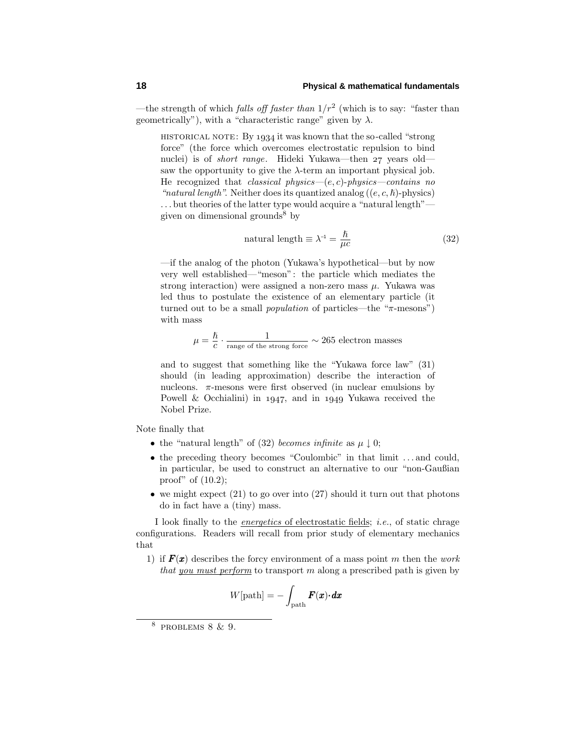—the strength of which *falls off faster than* $1/r^2$ (which is to say: "faster than geometrically"), with a "characteristic range" given by $\lambda$.

> HISTORICAL NOTE: By 1934 it was known that the so-called "strong force" (the force which overcomes electrostatic repulsion to bind nuclei) is of *short range*. Hideki Yukawa—then 27 years old—saw the opportunity to give the $\lambda$-term an important physical job. He recognized that *classical physics—$(e,c)$-physics—contains no "natural length"*. Neither does its quantized analog ($(e,c,\hbar)$-physics) ... but theories of the latter type would acquire a "natural length"—given on dimensional grounds[8] by
>
> $$\text{natural length} \equiv \lambda^{-1} = \frac{\hbar}{\mu c} \tag{32}$$
>
> —if the analog of the photon (Yukawa's hypothetical—but by now very well established—"meson": the particle which mediates the strong interaction) were assigned a non-zero mass $\mu$. Yukawa was led thus to postulate the existence of an elementary particle (it turned out to be a small *population* of particles—the "$\pi$-mesons") with mass
>
> $$\mu = \frac{\hbar}{c} \cdot \frac{1}{\text{range of the strong force}} \sim 265 \text{ electron masses}$$
>
> and to suggest that something like the "Yukawa force law" (31) should (in leading approximation) describe the interaction of nucleons. $\pi$-mesons were first observed (in nuclear emulsions by Powell & Occhialini) in 1947, and in 1949 Yukawa received the Nobel Prize.

Note finally that

- the "natural length" of (32) *becomes infinite* as $\mu \downarrow 0$;
- the preceding theory becomes "Coulombic" in that limit ... and could, in particular, be used to construct an alternative to our "non-Gaußian proof" of (10.2);
- we might expect (21) to go over into (27) should it turn out that photons do in fact have a (tiny) mass.

I look finally to the <u>*energetics* of electrostatic fields</u>; *i.e.*, of static chrage configurations. Readers will recall from prior study of elementary mechanics that

1) if $\boldsymbol{F}(\boldsymbol{x})$ describes the forcy environment of a mass point $m$ then the *work that <u>you must perform</u>* to transport $m$ along a prescribed path is given by

$$W[\text{path}] = -\int_{\text{path}} \boldsymbol{F}(\boldsymbol{x}) \cdot \boldsymbol{dx}$$

---

[8] PROBLEMS 8 & 9.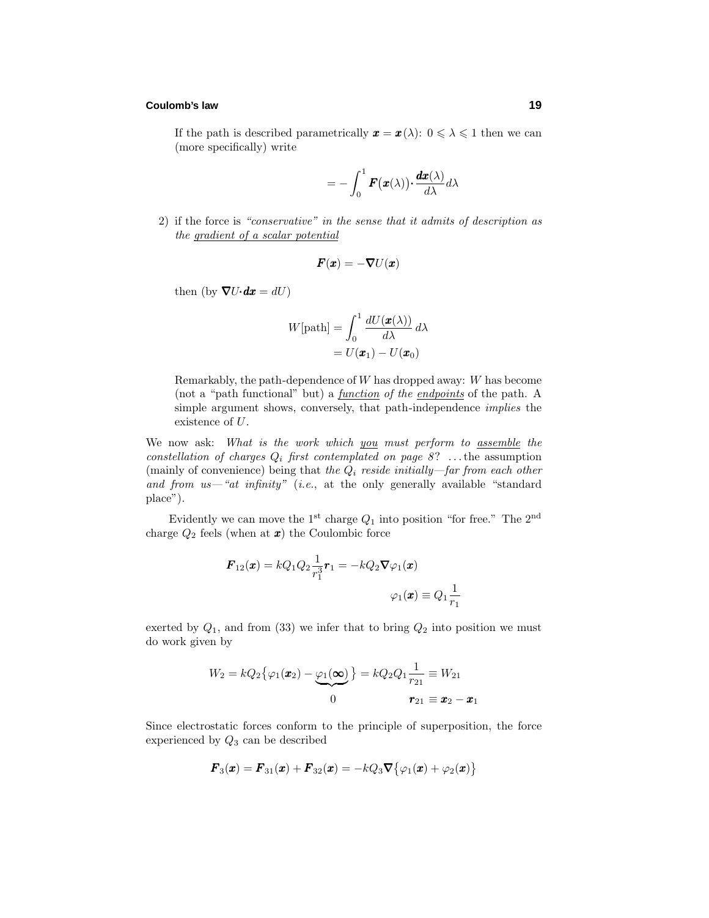If the path is described parametrically $\boldsymbol{x} = \boldsymbol{x}(\lambda)$: $0 \leqslant \lambda \leqslant 1$ then we can (more specifically) write

$$= -\int_0^1 \boldsymbol{F}\big(\boldsymbol{x}(\lambda)\big)\boldsymbol{\cdot}\frac{\boldsymbol{dx}(\lambda)}{d\lambda}d\lambda$$

2) if the force is *"conservative" in the sense that it admits of description as the gradient of a scalar potential*

$$\boldsymbol{F}(\boldsymbol{x}) = -\boldsymbol{\nabla}U(\boldsymbol{x})$$

then (by $\boldsymbol{\nabla}U\boldsymbol{\cdot}\boldsymbol{dx} = dU$)

$$\begin{aligned} W[\text{path}] &= \int_0^1 \frac{dU(\boldsymbol{x}(\lambda))}{d\lambda}\,d\lambda \\ &= U(\boldsymbol{x}_1) - U(\boldsymbol{x}_0) \end{aligned}$$

Remarkably, the path-dependence of $W$ has dropped away: $W$ has become (not a "path functional" but) a *function of the endpoints* of the path. A simple argument shows, conversely, that path-independence *implies* the existence of $U$.

We now ask: *What is the work which you must perform to assemble the constellation of charges $Q_i$ first contemplated on page 8?* ...the assumption (mainly of convenience) being that *the $Q_i$ reside initially—far from each other and from us—"at infinity"* (*i.e.*, at the only generally available "standard place").

Evidently we can move the 1st charge $Q_1$ into position "for free." The 2nd charge $Q_2$ feels (when at $\boldsymbol{x}$) the Coulombic force

$$\boldsymbol{F}_{12}(\boldsymbol{x}) = kQ_1Q_2\frac{1}{r_1^3}\boldsymbol{r}_1 = -kQ_2\boldsymbol{\nabla}\varphi_1(\boldsymbol{x})$$
$$\varphi_1(\boldsymbol{x}) \equiv Q_1\frac{1}{r_1}$$

exerted by $Q_1$, and from (33) we infer that to bring $Q_2$ into position we must do work given by

$$W_2 = kQ_2\big\{\varphi_1(\boldsymbol{x}_2) - \underbrace{\varphi_1(\boldsymbol{\infty})}_{0}\big\} = kQ_2Q_1\frac{1}{r_{21}} \equiv W_{21}$$
$$\boldsymbol{r}_{21} \equiv \boldsymbol{x}_2 - \boldsymbol{x}_1$$

Since electrostatic forces conform to the principle of superposition, the force experienced by $Q_3$ can be described

$$\boldsymbol{F}_3(\boldsymbol{x}) = \boldsymbol{F}_{31}(\boldsymbol{x}) + \boldsymbol{F}_{32}(\boldsymbol{x}) = -kQ_3\boldsymbol{\nabla}\big\{\varphi_1(\boldsymbol{x}) + \varphi_2(\boldsymbol{x})\big\}$$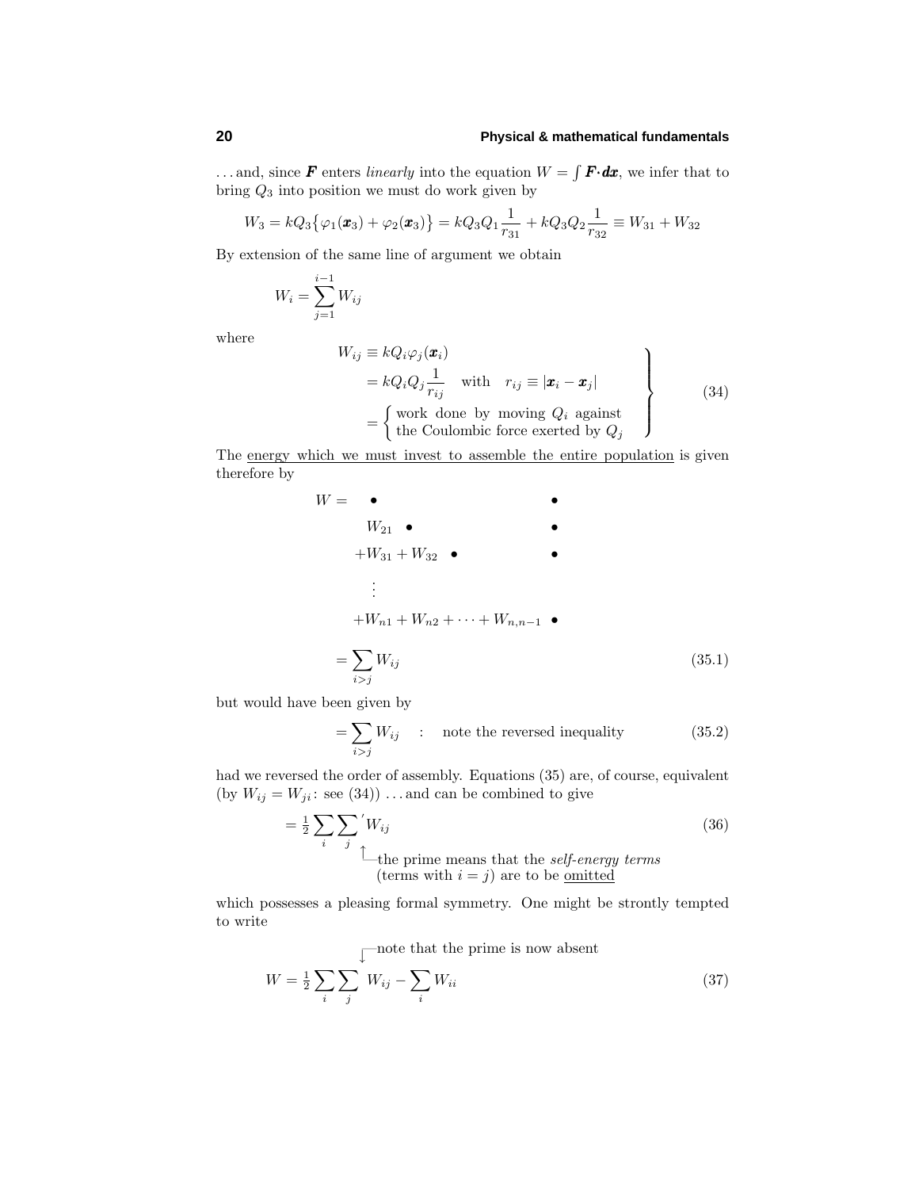. . . and, since $\boldsymbol{F}$ enters *linearly* into the equation $W = \int \boldsymbol{F}\cdot d\boldsymbol{x}$, we infer that to bring $Q_3$ into position we must do work given by

$$W_3 = kQ_3\big\{\varphi_1(\boldsymbol{x}_3) + \varphi_2(\boldsymbol{x}_3)\big\} = kQ_3Q_1\frac{1}{r_{31}} + kQ_3Q_2\frac{1}{r_{32}} \equiv W_{31} + W_{32}$$

By extension of the same line of argument we obtain

$$W_i = \sum_{j=1}^{i-1} W_{ij}$$

where

$$\left.\begin{aligned} W_{ij} &\equiv kQ_i\varphi_j(\boldsymbol{x}_i) \\ &= kQ_iQ_j\frac{1}{r_{ij}} \quad \text{with} \quad r_{ij} \equiv |\boldsymbol{x}_i - \boldsymbol{x}_j| \\ &= \begin{cases} \text{work done by moving } Q_i \text{ against} \\ \text{the Coulombic force exerted by } Q_j \end{cases} \end{aligned}\right\} \tag{34}$$

The <u>energy which we must invest to assemble the entire population</u> is given therefore by

$$\begin{aligned} W = &\quad \bullet \qquad\qquad\qquad\qquad\qquad \bullet \\ &\quad W_{21} \;\; \bullet \qquad\qquad\qquad\qquad \bullet \\ &+W_{31} + W_{32} \;\; \bullet \qquad\qquad\quad \bullet \\ &\quad \vdots \\ &+W_{n1} + W_{n2} + \cdots + W_{n,n-1} \;\; \bullet \\ = &\sum_{i>j} W_{ij} \end{aligned} \tag{35.1}$$

but would have been given by

$$= \sum_{i>j} W_{ij} \quad : \quad \text{note the reversed inequality} \tag{35.2}$$

had we reversed the order of assembly. Equations (35) are, of course, equivalent (by $W_{ij} = W_{ji}$: see (34)) . . . and can be combined to give

$$= \tfrac{1}{2}\sum_i \sum_j{}' W_{ij} \tag{36}$$

└─the prime means that the *self-energy terms* (terms with $i = j$) are to be <u>omitted</u>

which possesses a pleasing formal symmetry. One might be strontly tempted to write

┌─note that the prime is now absent

$$W = \tfrac{1}{2}\sum_i \sum_j W_{ij} - \sum_i W_{ii} \tag{37}$$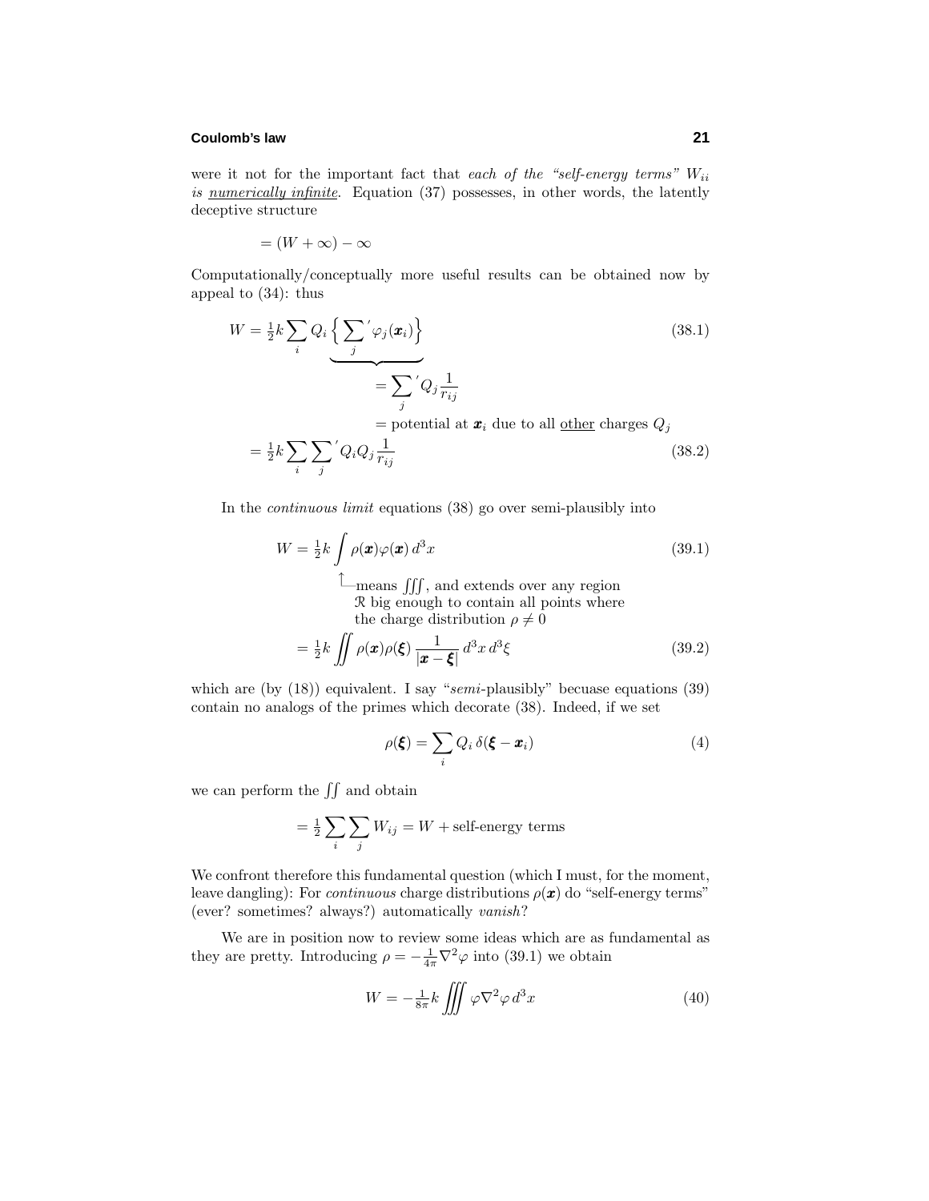were it not for the important fact that *each of the "self-energy terms"* $W_{ii}$ *is* *numerically infinite*. Equation (37) possesses, in other words, the latently deceptive structure

$$= (W + \infty) - \infty$$

Computationally/conceptually more useful results can be obtained now by appeal to (34): thus

$$W = \tfrac{1}{2}k \sum_i Q_i \underbrace{\Big\{ \sum_j{}' \varphi_j(\boldsymbol{x}_i) \Big\}}_{\displaystyle = \sum_j{}' Q_j \frac{1}{r_{ij}}} \tag{38.1}$$

$= \text{potential at } \boldsymbol{x}_i \text{ due to all } \underline{\text{other}} \text{ charges } Q_j$

$$= \tfrac{1}{2}k \sum_i \sum_j{}' Q_i Q_j \frac{1}{r_{ij}} \tag{38.2}$$

In the *continuous limit* equations (38) go over semi-plausibly into

$$W = \tfrac{1}{2}k \int \rho(\boldsymbol{x})\varphi(\boldsymbol{x})\, d^3x \tag{39.1}$$

↑ means $\iiint$, and extends over any region $\mathcal{R}$ big enough to contain all points where the charge distribution $\rho \neq 0$

$$= \tfrac{1}{2}k \iint \rho(\boldsymbol{x})\rho(\boldsymbol{\xi})\, \frac{1}{|\boldsymbol{x} - \boldsymbol{\xi}|}\, d^3x\, d^3\xi \tag{39.2}$$

which are (by (18)) equivalent. I say "*semi*-plausibly" becuase equations (39) contain no analogs of the primes which decorate (38). Indeed, if we set

$$\rho(\boldsymbol{\xi}) = \sum_i Q_i\, \delta(\boldsymbol{\xi} - \boldsymbol{x}_i) \tag{4}$$

we can perform the $\iint$ and obtain

$$= \tfrac{1}{2} \sum_i \sum_j W_{ij} = W + \text{self-energy terms}$$

We confront therefore this fundamental question (which I must, for the moment, leave dangling): For *continuous* charge distributions $\rho(\boldsymbol{x})$ do "self-energy terms" (ever? sometimes? always?) automatically *vanish*?

We are in position now to review some ideas which are as fundamental as they are pretty. Introducing $\rho = -\frac{1}{4\pi}\nabla^2\varphi$ into (39.1) we obtain

$$W = -\tfrac{1}{8\pi}k \iiint \varphi \nabla^2 \varphi\, d^3x \tag{40}$$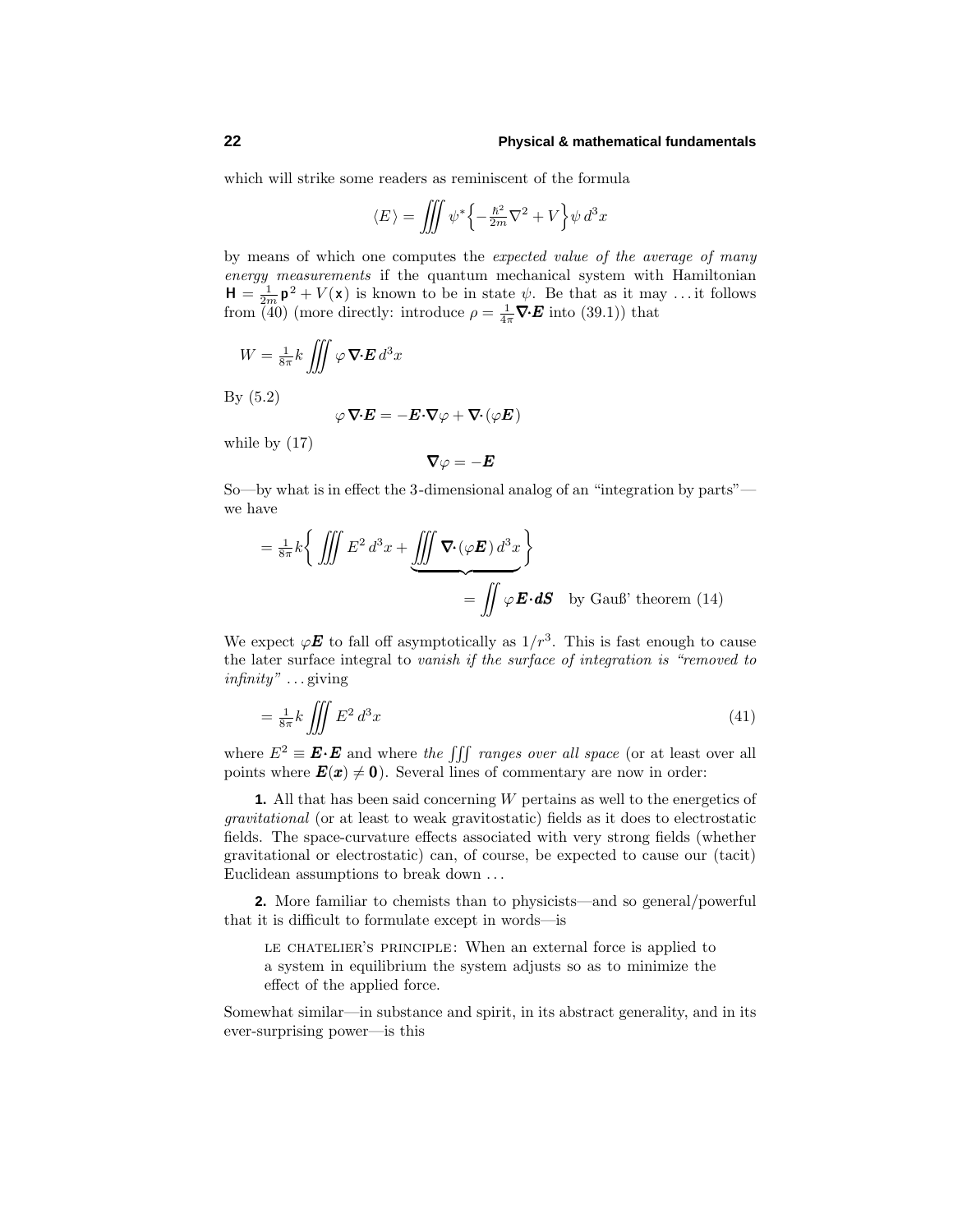which will strike some readers as reminiscent of the formula

$$\langle E \rangle = \iiint \psi^* \Big\{ -\tfrac{\hbar^2}{2m}\nabla^2 + V \Big\} \psi \, d^3x$$

by means of which one computes the *expected value of the average of many energy measurements* if the quantum mechanical system with Hamiltonian $\mathsf{H} = \frac{1}{2m}\mathsf{p}^2 + V(\mathsf{x})$ is known to be in state $\psi$. Be that as it may ... it follows from (40) (more directly: introduce $\rho = \frac{1}{4\pi}\boldsymbol{\nabla}\cdot\boldsymbol{E}$ into (39.1)) that

$$W = \tfrac{1}{8\pi}k \iiint \varphi \, \boldsymbol{\nabla}\cdot\boldsymbol{E} \, d^3x$$

By (5.2)

$$\varphi \, \boldsymbol{\nabla}\cdot\boldsymbol{E} = -\boldsymbol{E}\cdot\boldsymbol{\nabla}\varphi + \boldsymbol{\nabla}\cdot(\varphi \boldsymbol{E})$$

while by (17)

$$\boldsymbol{\nabla}\varphi = -\boldsymbol{E}$$

So—by what is in effect the 3-dimensional analog of an "integration by parts"—we have

$$= \tfrac{1}{8\pi}k \bigg\{ \iiint E^2 \, d^3x + \underbrace{\iiint \boldsymbol{\nabla}\cdot(\varphi\boldsymbol{E}) \, d^3x}_{\displaystyle = \iint \varphi \boldsymbol{E}\cdot\boldsymbol{dS} \quad \text{by Gauß' theorem (14)}} \bigg\}$$

We expect $\varphi\boldsymbol{E}$ to fall off asymptotically as $1/r^3$. This is fast enough to cause the later surface integral to *vanish if the surface of integration is "removed to infinity"* ... giving

$$= \tfrac{1}{8\pi}k \iiint E^2 \, d^3x \tag{41}$$

where $E^2 \equiv \boldsymbol{E}\cdot\boldsymbol{E}$ and where *the* $\iiint$ *ranges over all space* (or at least over all points where $\boldsymbol{E}(\boldsymbol{x}) \neq \boldsymbol{0}$). Several lines of commentary are now in order:

**1.** All that has been said concerning $W$ pertains as well to the energetics of *gravitational* (or at least to weak gravitostatic) fields as it does to electrostatic fields. The space-curvature effects associated with very strong fields (whether gravitational or electrostatic) can, of course, be expected to cause our (tacit) Euclidean assumptions to break down ...

**2.** More familiar to chemists than to physicists—and so general/powerful that it is difficult to formulate except in words—is

> LE CHATELIER'S PRINCIPLE: When an external force is applied to a system in equilibrium the system adjusts so as to minimize the effect of the applied force.

Somewhat similar—in substance and spirit, in its abstract generality, and in its ever-surprising power—is this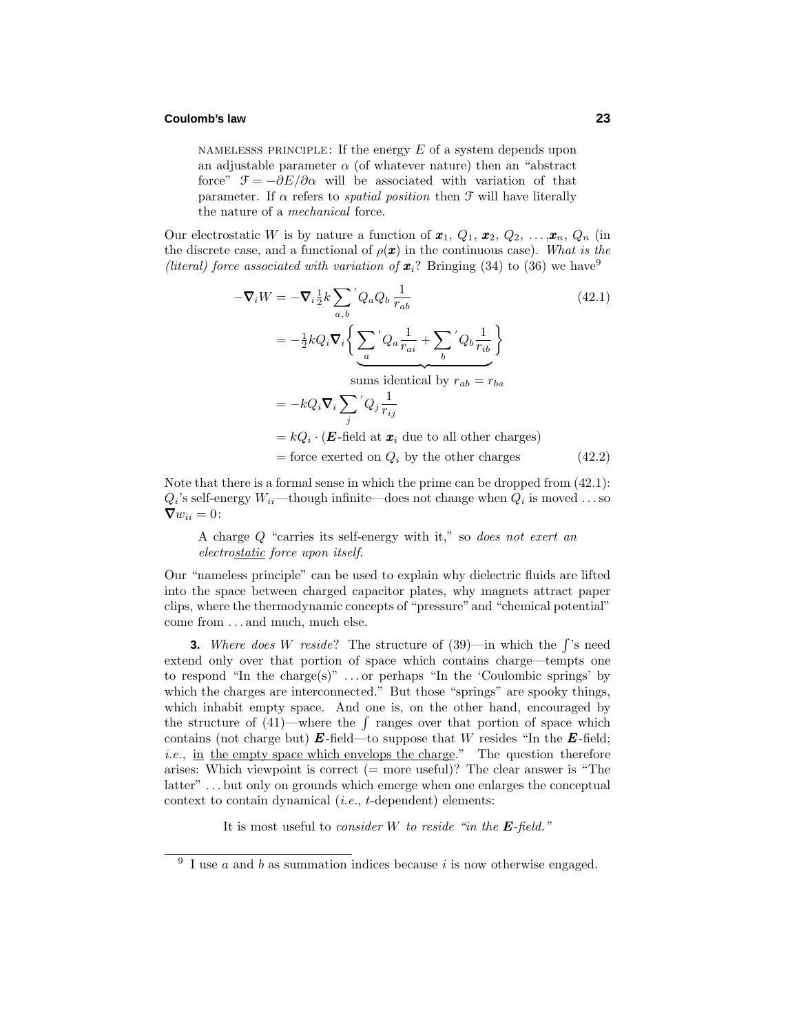NAMELESSS PRINCIPLE: If the energy $E$ of a system depends upon an adjustable parameter $\alpha$ (of whatever nature) then an "abstract force" $\mathcal{F} = -\partial E/\partial\alpha$ will be associated with variation of that parameter. If $\alpha$ refers to *spatial position* then $\mathcal{F}$ will have literally the nature of a *mechanical* force.

Our electrostatic $W$ is by nature a function of $\boldsymbol{x}_1$, $Q_1$, $\boldsymbol{x}_2$, $Q_2$, ..., $\boldsymbol{x}_n$, $Q_n$ (in the discrete case, and a functional of $\rho(\boldsymbol{x})$ in the continuous case). *What is the (literal) force associated with variation of* $\boldsymbol{x}_i$? Bringing (34) to (36) we have[9]

$$
\begin{aligned}
-\boldsymbol{\nabla}_i W &= -\boldsymbol{\nabla}_i \tfrac{1}{2} k \sum_{a,b}{}' Q_a Q_b \frac{1}{r_{ab}} &\quad (42.1)\\
&= -\tfrac{1}{2} k Q_i \boldsymbol{\nabla}_i \Big\{ \underbrace{\sum_a{}' Q_a \frac{1}{r_{ai}} + \sum_b{}' Q_b \frac{1}{r_{ib}}}_{\text{sums identical by } r_{ab} = r_{ba}} \Big\} \\
&= -k Q_i \boldsymbol{\nabla}_i \sum_j{}' Q_j \frac{1}{r_{ij}} \\
&= k Q_i \cdot (\boldsymbol{E}\text{-field at } \boldsymbol{x}_i \text{ due to all other charges}) \\
&= \text{force exerted on } Q_i \text{ by the other charges} &\quad (42.2)
\end{aligned}
$$

Note that there is a formal sense in which the prime can be dropped from (42.1): $Q_i$'s self-energy $W_{ii}$—though infinite—does not change when $Q_i$ is moved ... so $\boldsymbol{\nabla} w_{ii} = 0$:

> A charge $Q$ "carries its self-energy with it," so *does not exert an electro<u>static</u> force upon itself.*

Our "nameless principle" can be used to explain why dielectric fluids are lifted into the space between charged capacitor plates, why magnets attract paper clips, where the thermodynamic concepts of "pressure" and "chemical potential" come from ... and much, much else.

**3.** *Where does $W$ reside*? The structure of (39)—in which the $\int$'s need extend only over that portion of space which contains charge—tempts one to respond "In the charge(s)" ... or perhaps "In the 'Coulombic springs' by which the charges are interconnected." But those "springs" are spooky things, which inhabit empty space. And one is, on the other hand, encouraged by the structure of (41)—where the $\int$ ranges over that portion of space which contains (not charge but) $\boldsymbol{E}$-field—to suppose that $W$ resides "In the $\boldsymbol{E}$-field; *i.e.*, <u>in</u> <u>the empty space which envelops the charge</u>." The question therefore arises: Which viewpoint is correct (= more useful)? The clear answer is "The latter" ... but only on grounds which emerge when one enlarges the conceptual context to contain dynamical (*i.e.*, $t$-dependent) elements:

It is most useful to *consider $W$ to reside "in the $\boldsymbol{E}$-field."*

---

[9] I use $a$ and $b$ as summation indices because $i$ is now otherwise engaged.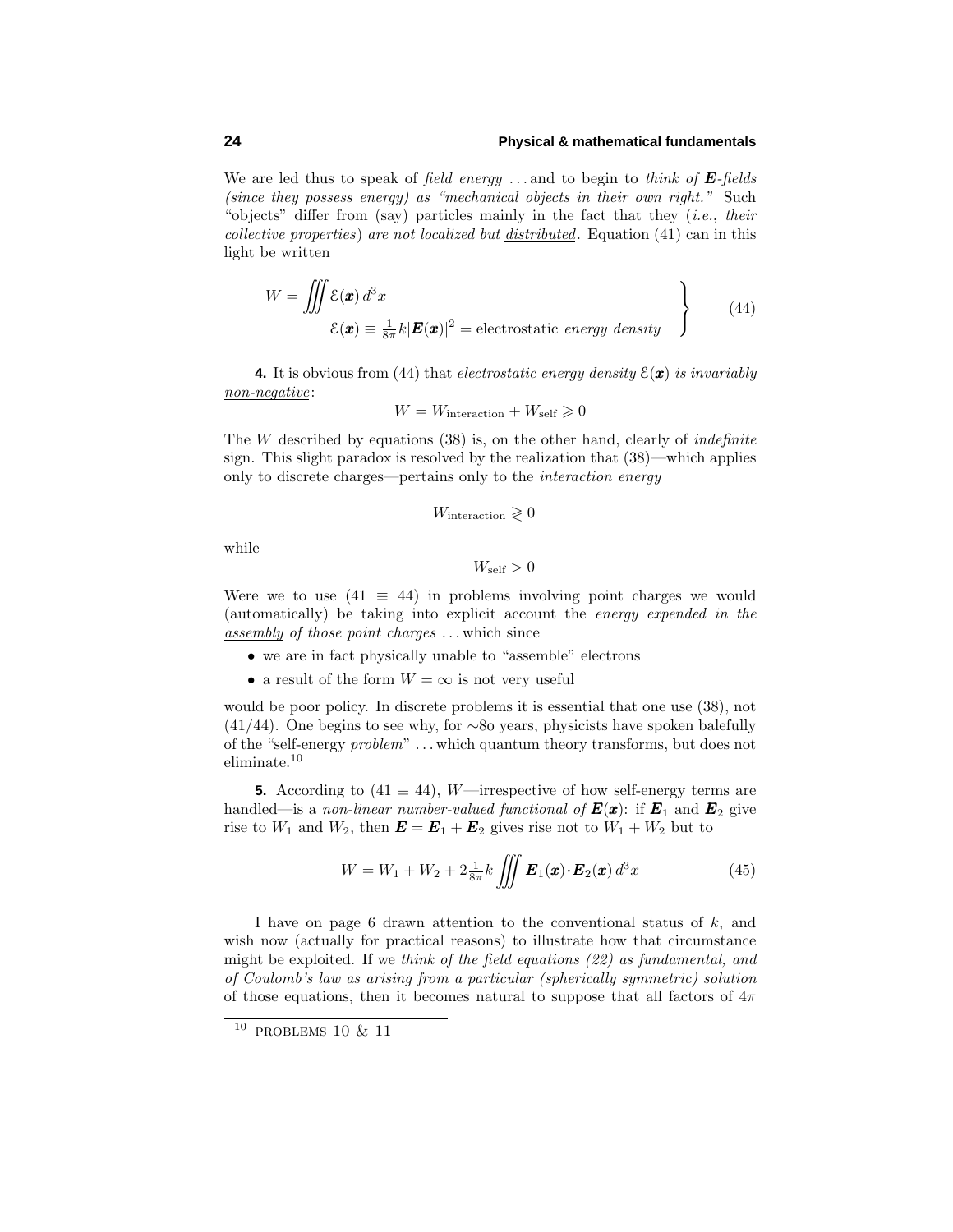We are led thus to speak of *field energy* . . . and to begin to *think of* $\boldsymbol{E}$*-fields (since they possess energy) as "mechanical objects in their own right."* Such "objects" differ from (say) particles mainly in the fact that they (*i.e.*, *their collective properties*) *are not localized but distributed*. Equation (41) can in this light be written

$$\left.\begin{aligned} W &= \iiint \mathcal{E}(\boldsymbol{x})\, d^3x \\ &\qquad \mathcal{E}(\boldsymbol{x}) \equiv \tfrac{1}{8\pi}k|\boldsymbol{E}(\boldsymbol{x})|^2 = \text{electrostatic } \textit{energy density} \end{aligned}\right\} \tag{44}$$

**4.** It is obvious from (44) that *electrostatic energy density* $\mathcal{E}(\boldsymbol{x})$ *is invariably non-negative*:

$$W = W_{\text{interaction}} + W_{\text{self}} \geqslant 0$$

The $W$ described by equations (38) is, on the other hand, clearly of *indefinite* sign. This slight paradox is resolved by the realization that (38)—which applies only to discrete charges—pertains only to the *interaction energy*

$$W_{\text{interaction}} \gtrless 0$$

while

$$W_{\text{self}} > 0$$

Were we to use ($41 \equiv 44$) in problems involving point charges we would (automatically) be taking into explicit account the *energy expended in the assembly of those point charges* . . . which since

- we are in fact physically unable to "assemble" electrons
- a result of the form $W = \infty$ is not very useful

would be poor policy. In discrete problems it is essential that one use (38), not (41/44). One begins to see why, for ∼80 years, physicists have spoken balefully of the "self-energy *problem*" . . . which quantum theory transforms, but does not eliminate.[10]

**5.** According to ($41 \equiv 44$), $W$—irrespective of how self-energy terms are handled—is a *non-linear number-valued functional of* $\boldsymbol{E}(\boldsymbol{x})$: if $\boldsymbol{E}_1$ and $\boldsymbol{E}_2$ give rise to $W_1$ and $W_2$, then $\boldsymbol{E} = \boldsymbol{E}_1 + \boldsymbol{E}_2$ gives rise not to $W_1 + W_2$ but to

$$W = W_1 + W_2 + 2\tfrac{1}{8\pi}k \iiint \boldsymbol{E}_1(\boldsymbol{x})\cdot\boldsymbol{E}_2(\boldsymbol{x})\, d^3x \tag{45}$$

I have on page 6 drawn attention to the conventional status of $k$, and wish now (actually for practical reasons) to illustrate how that circumstance might be exploited. If we *think of the field equations (22) as fundamental, and of Coulomb's law as arising from a particular (spherically symmetric) solution* of those equations, then it becomes natural to suppose that all factors of $4\pi$

[10] PROBLEMS 10 & 11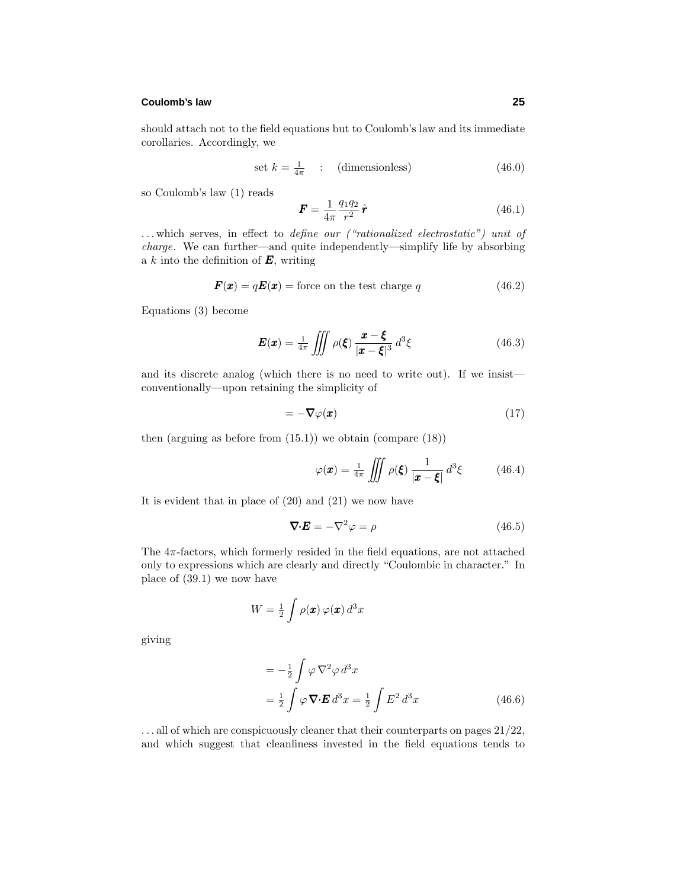should attach not to the field equations but to Coulomb's law and its immediate corollaries. Accordingly, we

$$\text{set } k = \tfrac{1}{4\pi} \quad : \quad \text{(dimensionless)} \tag{46.0}$$

so Coulomb's law (1) reads

$$\boldsymbol{F} = \frac{1}{4\pi}\frac{q_1 q_2}{r^2}\,\hat{\boldsymbol{r}} \tag{46.1}$$

. . . which serves, in effect to *define our ("rationalized electrostatic") unit of charge*. We can further—and quite independently—simplify life by absorbing a $k$ into the definition of $\boldsymbol{E}$, writing

$$\boldsymbol{F}(\boldsymbol{x}) = q\boldsymbol{E}(\boldsymbol{x}) = \text{force on the test charge } q \tag{46.2}$$

Equations (3) become

$$\boldsymbol{E}(\boldsymbol{x}) = \tfrac{1}{4\pi}\iiint \rho(\boldsymbol{\xi})\,\frac{\boldsymbol{x}-\boldsymbol{\xi}}{|\boldsymbol{x}-\boldsymbol{\xi}|^3}\,d^3\xi \tag{46.3}$$

and its discrete analog (which there is no need to write out). If we insist—conventionally—upon retaining the simplicity of

$$= -\boldsymbol{\nabla}\varphi(\boldsymbol{x}) \tag{17}$$

then (arguing as before from (15.1)) we obtain (compare (18))

$$\varphi(\boldsymbol{x}) = \tfrac{1}{4\pi}\iiint \rho(\boldsymbol{\xi})\,\frac{1}{|\boldsymbol{x}-\boldsymbol{\xi}|}\,d^3\xi \tag{46.4}$$

It is evident that in place of (20) and (21) we now have

$$\boldsymbol{\nabla}\!\cdot\!\boldsymbol{E} = -\nabla^2\varphi = \rho \tag{46.5}$$

The $4\pi$-factors, which formerly resided in the field equations, are not attached only to expressions which are clearly and directly "Coulombic in character." In place of (39.1) we now have

$$W = \tfrac{1}{2}\int \rho(\boldsymbol{x})\,\varphi(\boldsymbol{x})\,d^3x$$

giving

$$\begin{aligned} &= -\tfrac{1}{2}\int \varphi\,\nabla^2\varphi\,d^3x \\ &= \tfrac{1}{2}\int \varphi\,\boldsymbol{\nabla}\!\cdot\!\boldsymbol{E}\,d^3x = \tfrac{1}{2}\int E^2\,d^3x \end{aligned} \tag{46.6}$$

. . . all of which are conspicuously cleaner that their counterparts on pages 21/22, and which suggest that cleanliness invested in the field equations tends to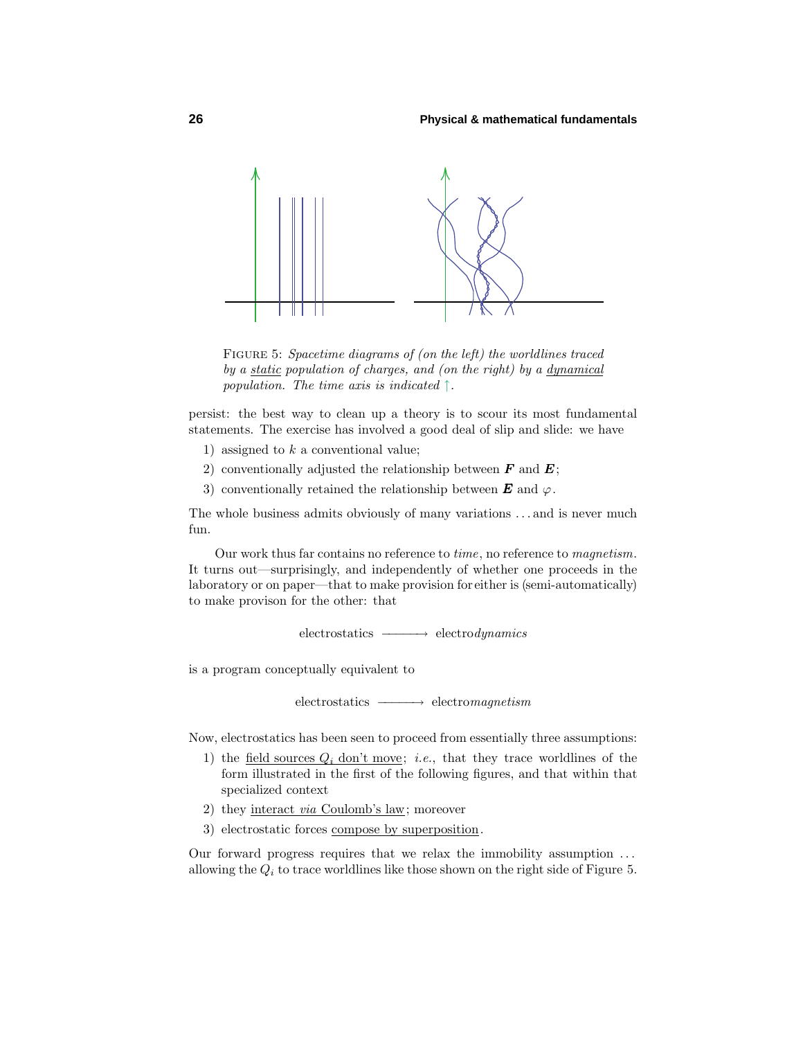FIGURE 5: *Spacetime diagrams of (on the left) the worldlines traced by a* static *population of charges, and (on the right) by a* dynamical *population. The time axis is indicated* ↑.

persist: the best way to clean up a theory is to scour its most fundamental statements. The exercise has involved a good deal of slip and slide: we have

1) assigned to $k$ a conventional value;
2) conventionally adjusted the relationship between $\boldsymbol{F}$ and $\boldsymbol{E}$;
3) conventionally retained the relationship between $\boldsymbol{E}$ and $\varphi$.

The whole business admits obviously of many variations . . . and is never much fun.

Our work thus far contains no reference to *time*, no reference to *magnetism*. It turns out—surprisingly, and independently of whether one proceeds in the laboratory or on paper—that to make provision for either is (semi-automatically) to make provison for the other: that

$$\text{electrostatics} \longrightarrow \text{electro}\textit{dynamics}$$

is a program conceptually equivalent to

$$\text{electrostatics} \longrightarrow \text{electro}\textit{magnetism}$$

Now, electrostatics has been seen to proceed from essentially three assumptions:

1) the field sources $Q_i$ don't move; *i.e.*, that they trace worldlines of the form illustrated in the first of the following figures, and that within that specialized context
2) they interact *via* Coulomb's law; moreover
3) electrostatic forces compose by superposition.

Our forward progress requires that we relax the immobility assumption . . . allowing the $Q_i$ to trace worldlines like those shown on the right side of Figure 5.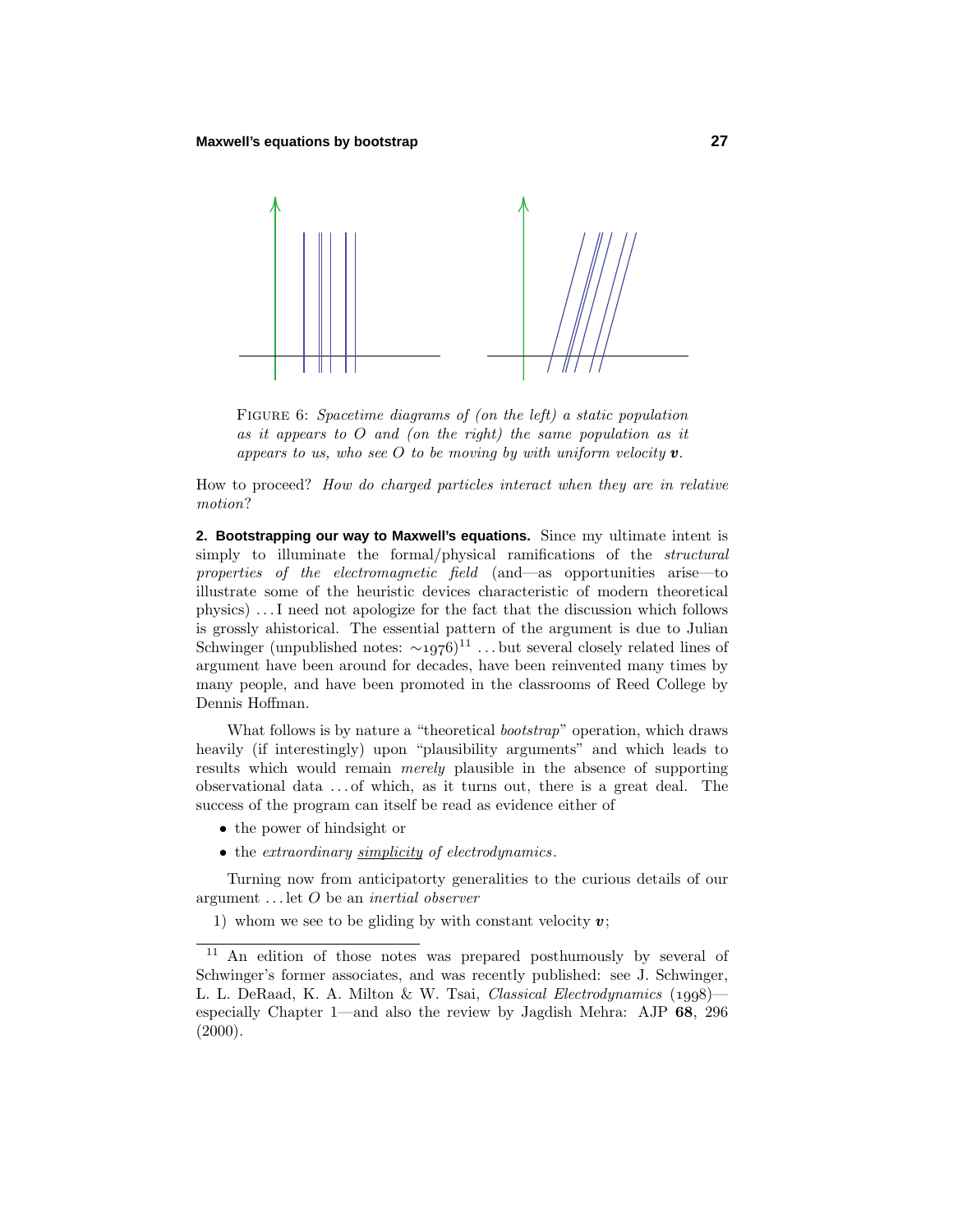FIGURE 6: *Spacetime diagrams of (on the left) a static population as it appears to $O$ and (on the right) the same population as it appears to us, who see $O$ to be moving by with uniform velocity* $\boldsymbol{v}$.

How to proceed? *How do charged particles interact when they are in relative motion*?

**2. Bootstrapping our way to Maxwell's equations.** Since my ultimate intent is simply to illuminate the formal/physical ramifications of the *structural properties of the electromagnetic field* (and—as opportunities arise—to illustrate some of the heuristic devices characteristic of modern theoretical physics) . . . I need not apologize for the fact that the discussion which follows is grossly ahistorical. The essential pattern of the argument is due to Julian Schwinger (unpublished notes: ∼1976)[11] . . . but several closely related lines of argument have been around for decades, have been reinvented many times by many people, and have been promoted in the classrooms of Reed College by Dennis Hoffman.

What follows is by nature a "theoretical *bootstrap*" operation, which draws heavily (if interestingly) upon "plausibility arguments" and which leads to results which would remain *merely* plausible in the absence of supporting observational data . . . of which, as it turns out, there is a great deal. The success of the program can itself be read as evidence either of

- the power of hindsight or
- the *extraordinary simplicity of electrodynamics*.

Turning now from anticipatorty generalities to the curious details of our argument . . . let $O$ be an *inertial observer*

1) whom we see to be gliding by with constant velocity $\boldsymbol{v}$;

[11] An edition of those notes was prepared posthumously by several of Schwinger's former associates, and was recently published: see J. Schwinger, L. L. DeRaad, K. A. Milton & W. Tsai, *Classical Electrodynamics* (1998)—especially Chapter 1—and also the review by Jagdish Mehra: AJP **68**, 296 (2000).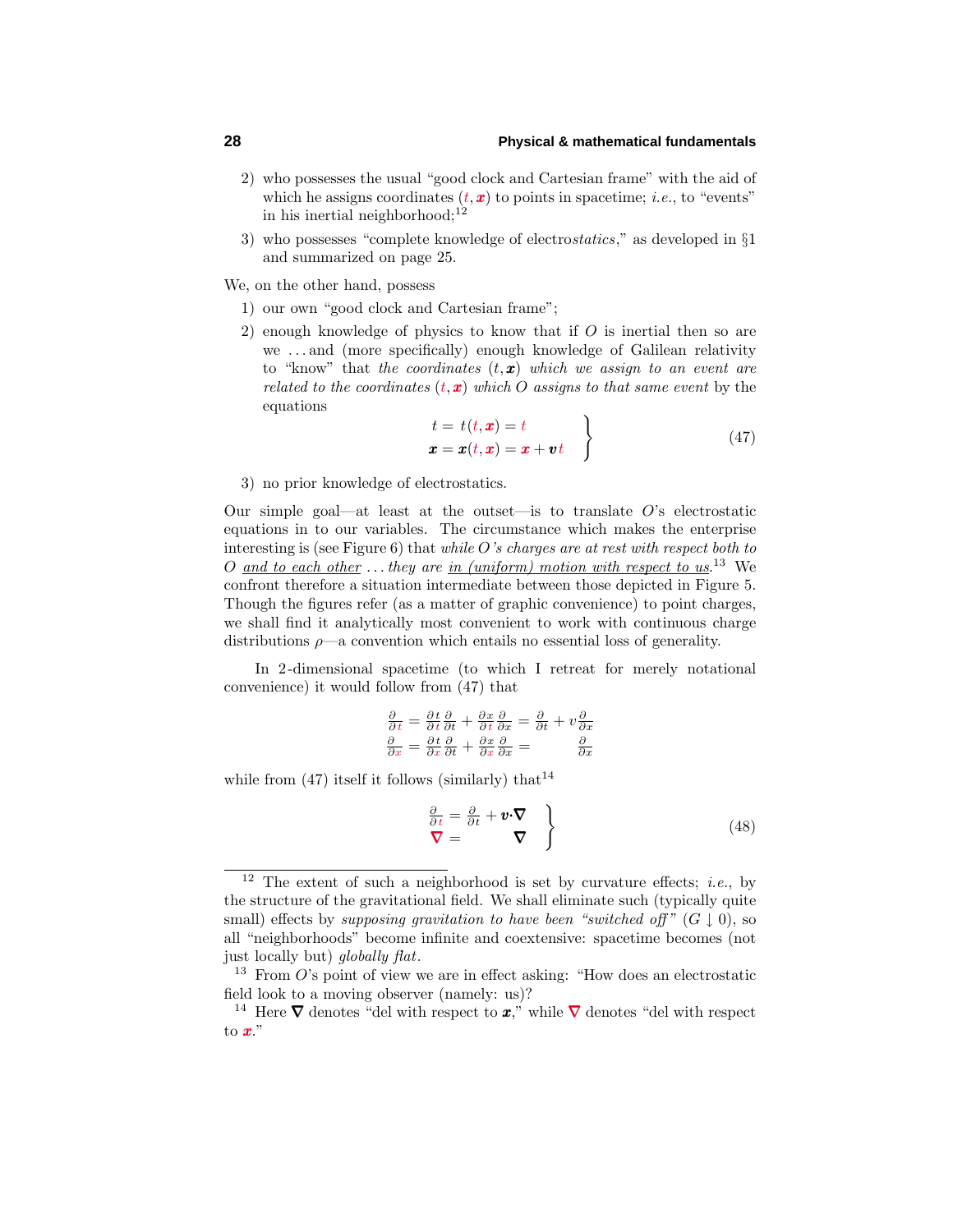2) who possesses the usual "good clock and Cartesian frame" with the aid of which he assigns coordinates $(t, \boldsymbol{x})$ to points in spacetime; *i.e.*, to "events" in his inertial neighborhood;[12]

3) who possesses "complete knowledge of electro*statics*," as developed in §1 and summarized on page 25.

We, on the other hand, possess

1) our own "good clock and Cartesian frame";

2) enough knowledge of physics to know that if $O$ is inertial then so are we ... and (more specifically) enough knowledge of Galilean relativity to "know" that *the coordinates* $(t, \boldsymbol{x})$ *which we assign to an event are related to the coordinates* $(t, \boldsymbol{x})$ *which* $O$ *assigns to that same event* by the equations

$$\left.\begin{aligned} t &= t(t, \boldsymbol{x}) = t \\ \boldsymbol{x} &= \boldsymbol{x}(t, \boldsymbol{x}) = \boldsymbol{x} + \boldsymbol{v}t \end{aligned}\right\} \tag{47}$$

3) no prior knowledge of electrostatics.

Our simple goal—at least at the outset—is to translate $O$'s electrostatic equations in to our variables. The circumstance which makes the enterprise interesting is (see Figure 6) that *while* $O$*'s charges are at rest with respect both to* $O$ *and to each other ... they are in (uniform) motion with respect to us*.[13] We confront therefore a situation intermediate between those depicted in Figure 5. Though the figures refer (as a matter of graphic convenience) to point charges, we shall find it analytically most convenient to work with continuous charge distributions $\rho$—a convention which entails no essential loss of generality.

In 2-dimensional spacetime (to which I retreat for merely notational convenience) it would follow from (47) that

$$\begin{aligned} \frac{\partial}{\partial t} &= \frac{\partial t}{\partial t}\frac{\partial}{\partial t} + \frac{\partial x}{\partial t}\frac{\partial}{\partial x} = \frac{\partial}{\partial t} + v\frac{\partial}{\partial x} \\ \frac{\partial}{\partial x} &= \frac{\partial t}{\partial x}\frac{\partial}{\partial t} + \frac{\partial x}{\partial x}\frac{\partial}{\partial x} = \qquad\ \ \frac{\partial}{\partial x} \end{aligned}$$

while from (47) itself it follows (similarly) that[14]

$$\left.\begin{aligned} \frac{\partial}{\partial t} &= \frac{\partial}{\partial t} + \boldsymbol{v}\cdot\boldsymbol{\nabla} \\ \boldsymbol{\nabla} &= \qquad\ \ \boldsymbol{\nabla} \end{aligned}\right\} \tag{48}$$

---

[12] The extent of such a neighborhood is set by curvature effects; *i.e.*, by the structure of the gravitational field. We shall eliminate such (typically quite small) effects by *supposing gravitation to have been "switched off"* $(G \downarrow 0)$, so all "neighborhoods" become infinite and coextensive: spacetime becomes (not just locally but) *globally flat*.

[13] From $O$'s point of view we are in effect asking: "How does an electrostatic field look to a moving observer (namely: us)?

[14] Here $\boldsymbol{\nabla}$ denotes "del with respect to $\boldsymbol{x}$," while $\boldsymbol{\nabla}$ denotes "del with respect to $\boldsymbol{x}$."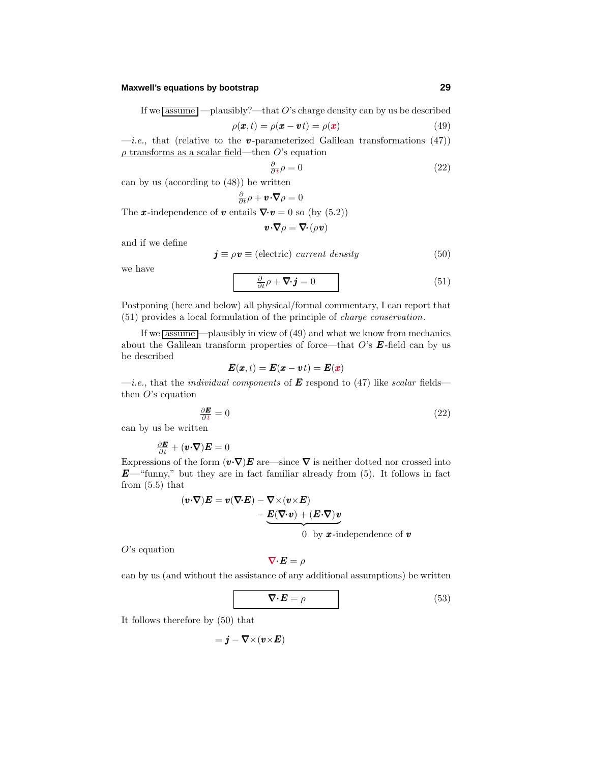If we $\boxed{\text{assume}}$ —plausibly?—that $O$'s charge density can by us be described

$$\rho(\boldsymbol{x},t) = \rho(\boldsymbol{x} - \boldsymbol{v}t) = \rho(\boldsymbol{x}) \tag{49}$$

—*i.e.*, that (relative to the $\boldsymbol{v}$-parameterized Galilean transformations (47)) $\rho$ transforms as a scalar field—then $O$'s equation

$$\tfrac{\partial}{\partial t}\rho = 0 \tag{22}$$

can by us (according to (48)) be written

$$\tfrac{\partial}{\partial t}\rho + \boldsymbol{v}\cdot\boldsymbol{\nabla}\rho = 0$$

The $\boldsymbol{x}$-independence of $\boldsymbol{v}$ entails $\boldsymbol{\nabla}\cdot\boldsymbol{v} = 0$ so (by (5.2))

$$\boldsymbol{v}\cdot\boldsymbol{\nabla}\rho = \boldsymbol{\nabla}\cdot(\rho\boldsymbol{v})$$

and if we define

$$\boldsymbol{j} \equiv \rho\boldsymbol{v} \equiv \text{(electric) } \textit{current density} \tag{50}$$

we have

$$\boxed{\tfrac{\partial}{\partial t}\rho + \boldsymbol{\nabla}\cdot\boldsymbol{j} = 0} \tag{51}$$

Postponing (here and below) all physical/formal commentary, I can report that (51) provides a local formulation of the principle of *charge conservation*.

If we $\boxed{\text{assume}}$—plausibly in view of (49) and what we know from mechanics about the Galilean transform properties of force—that $O$'s $\boldsymbol{E}$-field can by us be described

$$\boldsymbol{E}(\boldsymbol{x},t) = \boldsymbol{E}(\boldsymbol{x} - \boldsymbol{v}t) = \boldsymbol{E}(\boldsymbol{x})$$

—*i.e.*, that the *individual components* of $\boldsymbol{E}$ respond to (47) like *scalar* fields—then $O$'s equation

$$\tfrac{\partial \boldsymbol{E}}{\partial t} = 0 \tag{22}$$

can by us be written

$$\tfrac{\partial \boldsymbol{E}}{\partial t} + (\boldsymbol{v}\cdot\boldsymbol{\nabla})\boldsymbol{E} = 0$$

Expressions of the form $(\boldsymbol{v}\cdot\boldsymbol{\nabla})\boldsymbol{E}$ are—since $\boldsymbol{\nabla}$ is neither dotted nor crossed into $\boldsymbol{E}$—"funny," but they are in fact familiar already from (5). It follows in fact from (5.5) that

$$(\boldsymbol{v}\cdot\boldsymbol{\nabla})\boldsymbol{E} = \boldsymbol{v}(\boldsymbol{\nabla}\cdot\boldsymbol{E}) - \boldsymbol{\nabla}\times(\boldsymbol{v}\times\boldsymbol{E}) \underbrace{- \boldsymbol{E}(\boldsymbol{\nabla}\cdot\boldsymbol{v}) + (\boldsymbol{E}\cdot\boldsymbol{\nabla})\boldsymbol{v}}_{0 \text{ by } \boldsymbol{x}\text{-independence of } \boldsymbol{v}}$$

$O$'s equation

$$\boldsymbol{\nabla}\cdot\boldsymbol{E} = \rho$$

can by us (and without the assistance of any additional assumptions) be written

$$\boxed{\boldsymbol{\nabla}\cdot\boldsymbol{E} = \rho} \tag{53}$$

It follows therefore by (50) that

$$= \boldsymbol{j} - \boldsymbol{\nabla}\times(\boldsymbol{v}\times\boldsymbol{E})$$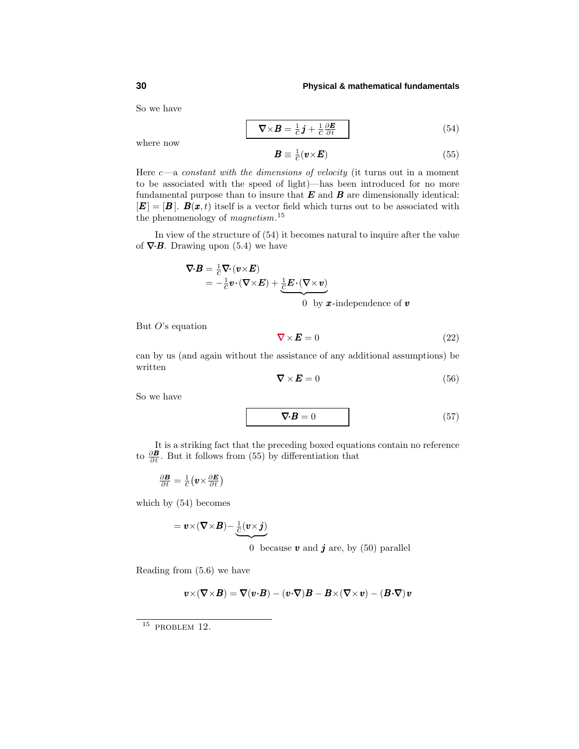So we have

$$\boxed{\boldsymbol{\nabla}\times\boldsymbol{B} = \tfrac{1}{c}\boldsymbol{j} + \tfrac{1}{c}\tfrac{\partial \boldsymbol{E}}{\partial t}} \tag{54}$$

where now

$$\boldsymbol{B} \equiv \tfrac{1}{c}(\boldsymbol{v}\times\boldsymbol{E}) \tag{55}$$

Here $c$—a *constant with the dimensions of velocity* (it turns out in a moment to be associated with the speed of light)—has been introduced for no more fundamental purpose than to insure that $\boldsymbol{E}$ and $\boldsymbol{B}$ are dimensionally identical: $[\boldsymbol{E}] = [\boldsymbol{B}]$. $\boldsymbol{B}(\boldsymbol{x},t)$ itself is a vector field which turns out to be associated with the phenomenology of *magnetism*.[15]

In view of the structure of (54) it becomes natural to inquire after the value of $\boldsymbol{\nabla}\cdot\boldsymbol{B}$. Drawing upon (5.4) we have

$$\begin{aligned}
\boldsymbol{\nabla}\cdot\boldsymbol{B} &= \tfrac{1}{c}\boldsymbol{\nabla}\cdot(\boldsymbol{v}\times\boldsymbol{E}) \\
&= -\tfrac{1}{c}\boldsymbol{v}\cdot(\boldsymbol{\nabla}\times\boldsymbol{E}) + \underbrace{\tfrac{1}{c}\boldsymbol{E}\cdot(\boldsymbol{\nabla}\times\boldsymbol{v})}_{0 \text{ by } \boldsymbol{x}\text{-independence of } \boldsymbol{v}}
\end{aligned}$$

But $O$'s equation

$$\boldsymbol{\nabla}\times\boldsymbol{E} = 0 \tag{22}$$

can by us (and again without the assistance of any additional assumptions) be written

$$\boldsymbol{\nabla}\times\boldsymbol{E} = 0 \tag{56}$$

So we have

$$\boxed{\boldsymbol{\nabla}\cdot\boldsymbol{B} = 0} \tag{57}$$

It is a striking fact that the preceding boxed equations contain no reference to $\frac{\partial \boldsymbol{B}}{\partial t}$. But it follows from (55) by differentiation that

$$\tfrac{\partial \boldsymbol{B}}{\partial t} = \tfrac{1}{c}\big(\boldsymbol{v}\times\tfrac{\partial \boldsymbol{E}}{\partial t}\big)$$

which by (54) becomes

$$= \boldsymbol{v}\times(\boldsymbol{\nabla}\times\boldsymbol{B}) - \underbrace{\tfrac{1}{c}(\boldsymbol{v}\times\boldsymbol{j})}_{0 \text{ because } \boldsymbol{v} \text{ and } \boldsymbol{j} \text{ are, by (50) parallel}}$$

Reading from (5.6) we have

$$\boldsymbol{v}\times(\boldsymbol{\nabla}\times\boldsymbol{B}) = \boldsymbol{\nabla}(\boldsymbol{v}\cdot\boldsymbol{B}) - (\boldsymbol{v}\cdot\boldsymbol{\nabla})\boldsymbol{B} - \boldsymbol{B}\times(\boldsymbol{\nabla}\times\boldsymbol{v}) - (\boldsymbol{B}\cdot\boldsymbol{\nabla})\boldsymbol{v}$$

---

[15] PROBLEM 12.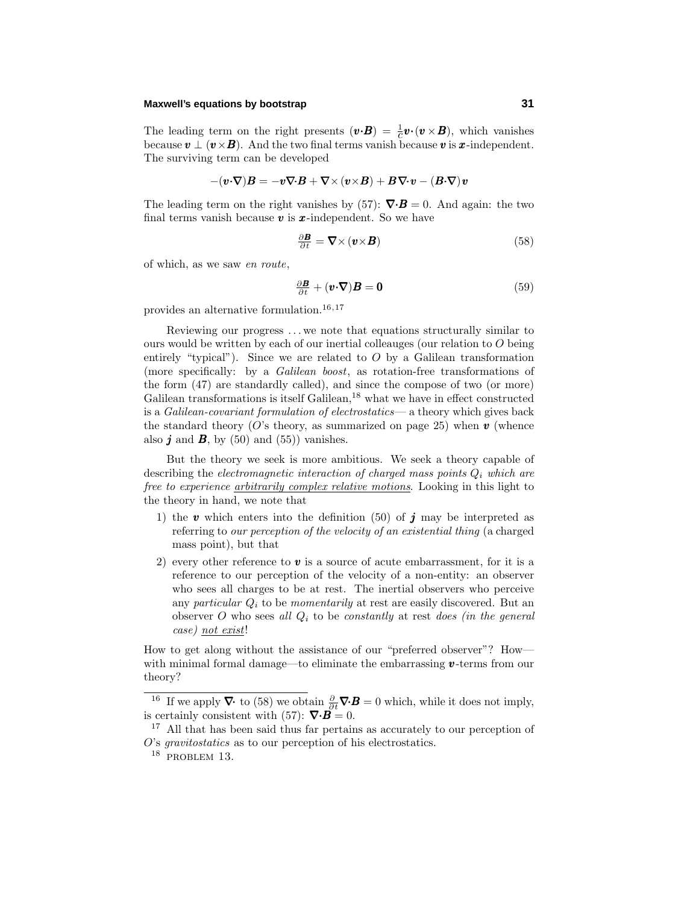The leading term on the right presents $(\boldsymbol{v}\cdot\boldsymbol{B}) = \frac{1}{c}\boldsymbol{v}\cdot(\boldsymbol{v}\times\boldsymbol{B})$, which vanishes because $\boldsymbol{v} \perp (\boldsymbol{v}\times\boldsymbol{B})$. And the two final terms vanish because $\boldsymbol{v}$ is $\boldsymbol{x}$-independent. The surviving term can be developed

$$-(\boldsymbol{v}\cdot\boldsymbol{\nabla})\boldsymbol{B} = -\boldsymbol{v}\boldsymbol{\nabla}\cdot\boldsymbol{B} + \boldsymbol{\nabla}\times(\boldsymbol{v}\times\boldsymbol{B}) + \boldsymbol{B}\boldsymbol{\nabla}\cdot\boldsymbol{v} - (\boldsymbol{B}\cdot\boldsymbol{\nabla})\boldsymbol{v}$$

The leading term on the right vanishes by (57): $\boldsymbol{\nabla}\cdot\boldsymbol{B} = 0$. And again: the two final terms vanish because $\boldsymbol{v}$ is $\boldsymbol{x}$-independent. So we have

$$\frac{\partial \boldsymbol{B}}{\partial t} = \boldsymbol{\nabla}\times(\boldsymbol{v}\times\boldsymbol{B}) \tag{58}$$

of which, as we saw *en route*,

$$\frac{\partial \boldsymbol{B}}{\partial t} + (\boldsymbol{v}\cdot\boldsymbol{\nabla})\boldsymbol{B} = \boldsymbol{0} \tag{59}$$

provides an alternative formulation.[16,17]

Reviewing our progress ... we note that equations structurally similar to ours would be written by each of our inertial colleagues (our relation to $O$ being entirely "typical"). Since we are related to $O$ by a Galilean transformation (more specifically: by a *Galilean boost*, as rotation-free transformations of the form (47) are standardly called), and since the compose of two (or more) Galilean transformations is itself Galilean,[18] what we have in effect constructed is a *Galilean-covariant formulation of electrostatics*— a theory which gives back the standard theory ($O$'s theory, as summarized on page 25) when $\boldsymbol{v}$ (whence also $\boldsymbol{j}$ and $\boldsymbol{B}$, by (50) and (55)) vanishes.

But the theory we seek is more ambitious. We seek a theory capable of describing the *electromagnetic interaction of charged mass points $Q_i$ which are free to experience* *arbitrarily complex relative motions*. Looking in this light to the theory in hand, we note that

1) the $\boldsymbol{v}$ which enters into the definition (50) of $\boldsymbol{j}$ may be interpreted as referring to *our perception of the velocity of an existential thing* (a charged mass point), but that
2) every other reference to $\boldsymbol{v}$ is a source of acute embarrassment, for it is a reference to our perception of the velocity of a non-entity: an observer who sees all charges to be at rest. The inertial observers who perceive any *particular* $Q_i$ to be *momentarily* at rest are easily discovered. But an observer $O$ who sees *all* $Q_i$ to be *constantly* at rest *does (in the general case) not exist*!

How to get along without the assistance of our "preferred observer"? How—with minimal formal damage—to eliminate the embarrassing $\boldsymbol{v}$-terms from our theory?

---

[16] If we apply $\boldsymbol{\nabla}\cdot$ to (58) we obtain $\frac{\partial}{\partial t}\boldsymbol{\nabla}\cdot\boldsymbol{B} = 0$ which, while it does not imply, is certainly consistent with (57): $\boldsymbol{\nabla}\cdot\boldsymbol{B} = 0$.

[17] All that has been said thus far pertains as accurately to our perception of $O$'s *gravitostatics* as to our perception of his electrostatics.

[18] PROBLEM 13.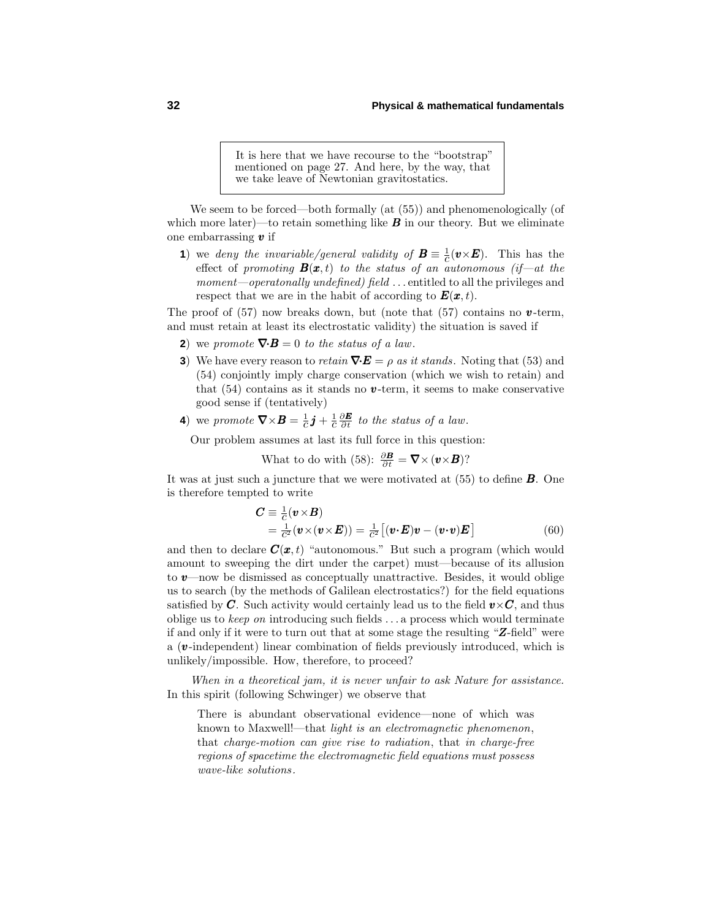> It is here that we have recourse to the "bootstrap" mentioned on page 27. And here, by the way, that we take leave of Newtonian gravitostatics.

We seem to be forced—both formally (at (55)) and phenomenologically (of which more later)—to retain something like $\boldsymbol{B}$ in our theory. But we eliminate one embarrassing $\boldsymbol{v}$ if

**1**) we *deny the invariable/general validity of* $\boldsymbol{B} \equiv \frac{1}{c}(\boldsymbol{v}\times\boldsymbol{E})$. This has the effect of *promoting* $\boldsymbol{B}(\boldsymbol{x},t)$ *to the status of an autonomous (if—at the moment—operatonally undefined) field* . . . entitled to all the privileges and respect that we are in the habit of according to $\boldsymbol{E}(\boldsymbol{x},t)$.

The proof of (57) now breaks down, but (note that (57) contains no $\boldsymbol{v}$-term, and must retain at least its electrostatic validity) the situation is saved if

**2**) we *promote* $\boldsymbol{\nabla}\cdot\boldsymbol{B} = 0$ *to the status of a law*.

**3**) We have every reason to *retain* $\boldsymbol{\nabla}\cdot\boldsymbol{E} = \rho$ *as it stands*. Noting that (53) and (54) conjointly imply charge conservation (which we wish to retain) and that (54) contains as it stands no $\boldsymbol{v}$-term, it seems to make conservative good sense if (tentatively)

**4**) we *promote* $\boldsymbol{\nabla}\times\boldsymbol{B} = \frac{1}{c}\boldsymbol{j} + \frac{1}{c}\frac{\partial \boldsymbol{E}}{\partial t}$ *to the status of a law*.

Our problem assumes at last its full force in this question:

What to do with (58): $\frac{\partial \boldsymbol{B}}{\partial t} = \boldsymbol{\nabla}\times(\boldsymbol{v}\times\boldsymbol{B})$?

It was at just such a juncture that we were motivated at (55) to define $\boldsymbol{B}$. One is therefore tempted to write

$$\begin{aligned}\boldsymbol{C} &\equiv \tfrac{1}{c}(\boldsymbol{v}\times\boldsymbol{B})\\ &= \tfrac{1}{c^2}(\boldsymbol{v}\times(\boldsymbol{v}\times\boldsymbol{E})) = \tfrac{1}{c^2}\big[(\boldsymbol{v}\cdot\boldsymbol{E})\boldsymbol{v} - (\boldsymbol{v}\cdot\boldsymbol{v})\boldsymbol{E}\big] \end{aligned} \tag{60}$$

and then to declare $\boldsymbol{C}(\boldsymbol{x},t)$ "autonomous." But such a program (which would amount to sweeping the dirt under the carpet) must—because of its allusion to $\boldsymbol{v}$—now be dismissed as conceptually unattractive. Besides, it would oblige us to search (by the methods of Galilean electrostatics?) for the field equations satisfied by $\boldsymbol{C}$. Such activity would certainly lead us to the field $\boldsymbol{v}\times\boldsymbol{C}$, and thus oblige us to *keep on* introducing such fields . . . a process which would terminate if and only if it were to turn out that at some stage the resulting "$\boldsymbol{Z}$-field" were a ($\boldsymbol{v}$-independent) linear combination of fields previously introduced, which is unlikely/impossible. How, therefore, to proceed?

*When in a theoretical jam, it is never unfair to ask Nature for assistance.* In this spirit (following Schwinger) we observe that

> There is abundant observational evidence—none of which was known to Maxwell!—that *light is an electromagnetic phenomenon*, that *charge-motion can give rise to radiation*, that *in charge-free regions of spacetime the electromagnetic field equations must possess wave-like solutions*.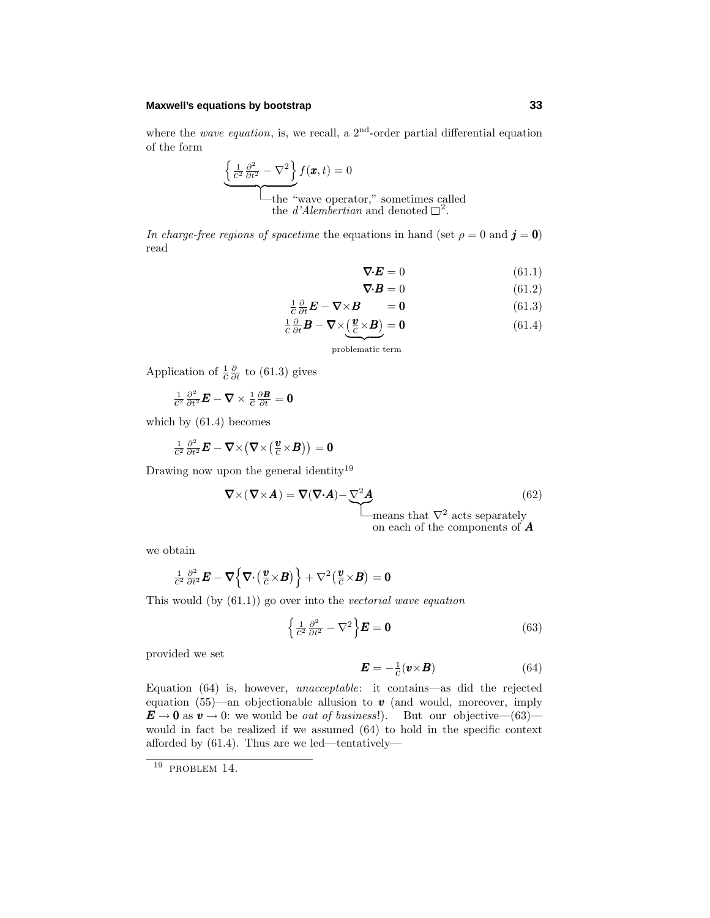where the *wave equation*, is, we recall, a $2^{\text{nd}}$-order partial differential equation of the form

$$\underbrace{\left\{\tfrac{1}{c^2}\tfrac{\partial^2}{\partial t^2} - \nabla^2\right\}}_{\text{the "wave operator," sometimes called the } d\text{'Alembertian and denoted } \Box^2.} f(\boldsymbol{x},t) = 0$$

*In charge-free regions of spacetime* the equations in hand (set $\rho = 0$ and $\boldsymbol{j} = \mathbf{0}$) read

$$\boldsymbol{\nabla}\!\cdot\!\boldsymbol{E} = 0 \tag{61.1}$$

$$\boldsymbol{\nabla}\!\cdot\!\boldsymbol{B} = 0 \tag{61.2}$$

$$\tfrac{1}{c}\tfrac{\partial}{\partial t}\boldsymbol{E} - \boldsymbol{\nabla}\!\times\!\boldsymbol{B} \qquad = \mathbf{0} \tag{61.3}$$

$$\tfrac{1}{c}\tfrac{\partial}{\partial t}\boldsymbol{B} - \boldsymbol{\nabla}\!\times\!\underbrace{\left(\tfrac{\boldsymbol{v}}{c}\!\times\!\boldsymbol{B}\right)}_{\text{problematic term}} = \mathbf{0} \tag{61.4}$$

Application of $\frac{1}{c}\frac{\partial}{\partial t}$ to (61.3) gives

$$\tfrac{1}{c^2}\tfrac{\partial^2}{\partial t^2}\boldsymbol{E} - \boldsymbol{\nabla}\times\tfrac{1}{c}\tfrac{\partial \boldsymbol{B}}{\partial t} = \mathbf{0}$$

which by (61.4) becomes

$$\tfrac{1}{c^2}\tfrac{\partial^2}{\partial t^2}\boldsymbol{E} - \boldsymbol{\nabla}\!\times\!\left(\boldsymbol{\nabla}\!\times\!\left(\tfrac{\boldsymbol{v}}{c}\!\times\!\boldsymbol{B}\right)\right) = \mathbf{0}$$

Drawing now upon the general identity[19]

$$\boldsymbol{\nabla}\!\times\!(\boldsymbol{\nabla}\!\times\!\boldsymbol{A}) = \boldsymbol{\nabla}(\boldsymbol{\nabla}\!\cdot\!\boldsymbol{A}) - \underbrace{\nabla^2\boldsymbol{A}}_{\text{means that } \nabla^2 \text{ acts separately on each of the components of } \boldsymbol{A}} \tag{62}$$

we obtain

$$\tfrac{1}{c^2}\tfrac{\partial^2}{\partial t^2}\boldsymbol{E} - \boldsymbol{\nabla}\Big\{\boldsymbol{\nabla}\!\cdot\!\left(\tfrac{\boldsymbol{v}}{c}\!\times\!\boldsymbol{B}\right)\Big\} + \nabla^2\left(\tfrac{\boldsymbol{v}}{c}\!\times\!\boldsymbol{B}\right) = \mathbf{0}$$

This would (by (61.1)) go over into the *vectorial wave equation*

$$\Big\{\tfrac{1}{c^2}\tfrac{\partial^2}{\partial t^2} - \nabla^2\Big\}\boldsymbol{E} = \mathbf{0} \tag{63}$$

provided we set

$$\boldsymbol{E} = -\tfrac{1}{c}(\boldsymbol{v}\!\times\!\boldsymbol{B}) \tag{64}$$

Equation (64) is, however, *unacceptable*: it contains—as did the rejected equation (55)—an objectionable allusion to $\boldsymbol{v}$ (and would, moreover, imply $\boldsymbol{E} \to \mathbf{0}$ as $\boldsymbol{v} \to 0$: we would be *out of business*!). But our objective—(63)—would in fact be realized if we assumed (64) to hold in the specific context afforded by (61.4). Thus are we led—tentatively—

[19] PROBLEM 14.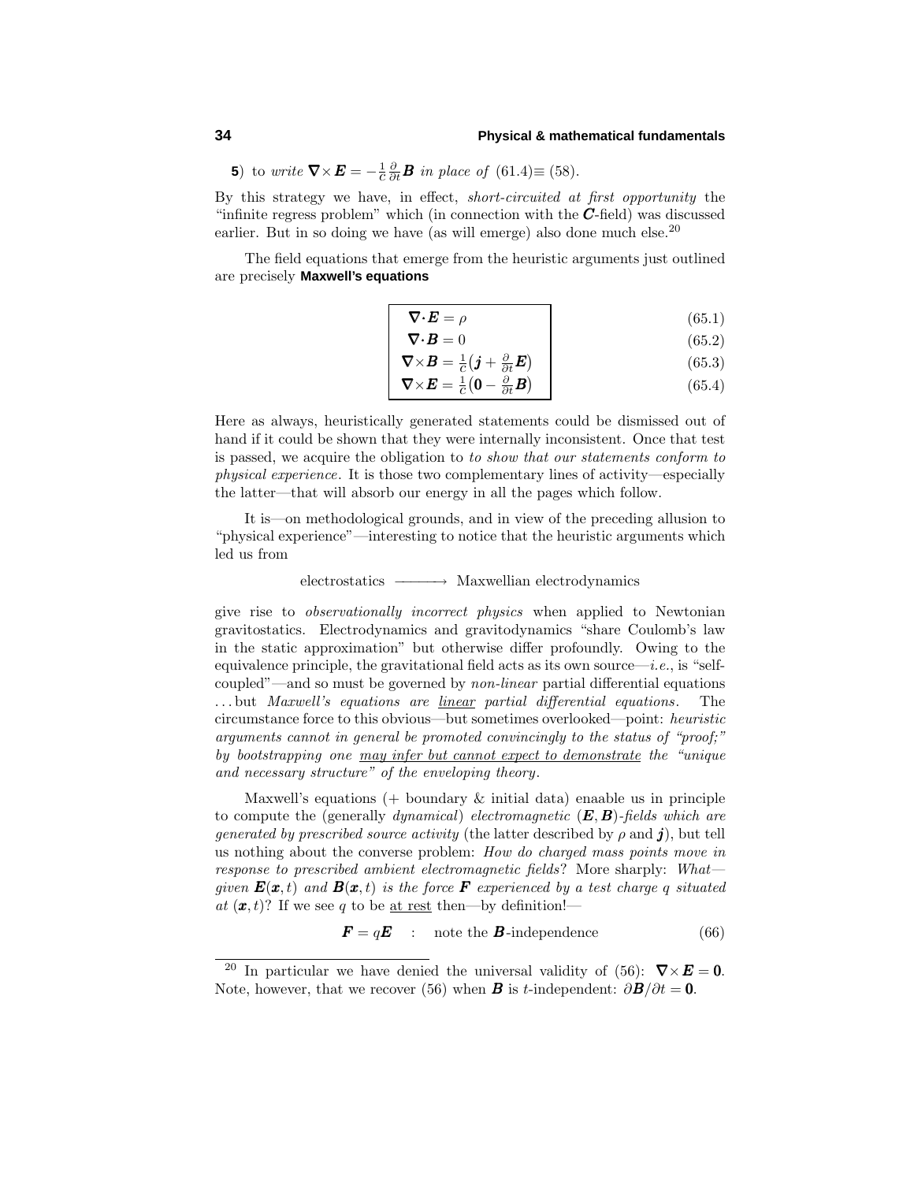**5**) to *write* $\boldsymbol{\nabla}\times\boldsymbol{E} = -\frac{1}{c}\frac{\partial}{\partial t}\boldsymbol{B}$ *in place of* (61.4)≡ (58).

By this strategy we have, in effect, *short-circuited at first opportunity* the "infinite regress problem" which (in connection with the $\boldsymbol{C}$-field) was discussed earlier. But in so doing we have (as will emerge) also done much else.[20]

The field equations that emerge from the heuristic arguments just outlined are precisely **Maxwell's equations**

$$\boldsymbol{\nabla}\cdot\boldsymbol{E} = \rho \tag{65.1}$$

$$\boldsymbol{\nabla}\cdot\boldsymbol{B} = 0 \tag{65.2}$$

$$\boldsymbol{\nabla}\times\boldsymbol{B} = \tfrac{1}{c}\big(\boldsymbol{j} + \tfrac{\partial}{\partial t}\boldsymbol{E}\big) \tag{65.3}$$

$$\boldsymbol{\nabla}\times\boldsymbol{E} = \tfrac{1}{c}\big(\boldsymbol{0} - \tfrac{\partial}{\partial t}\boldsymbol{B}\big) \tag{65.4}$$

Here as always, heuristically generated statements could be dismissed out of hand if it could be shown that they were internally inconsistent. Once that test is passed, we acquire the obligation to *to show that our statements conform to physical experience*. It is those two complementary lines of activity—especially the latter—that will absorb our energy in all the pages which follow.

It is—on methodological grounds, and in view of the preceding allusion to "physical experience"—interesting to notice that the heuristic arguments which led us from

$$\text{electrostatics} \longrightarrow \text{Maxwellian electrodynamics}$$

give rise to *observationally incorrect physics* when applied to Newtonian gravitostatics. Electrodynamics and gravitodynamics "share Coulomb's law in the static approximation" but otherwise differ profoundly. Owing to the equivalence principle, the gravitational field acts as its own source—*i.e.*, is "self-coupled"—and so must be governed by *non-linear* partial differential equations ...but *Maxwell's equations are* linear *partial differential equations*. The circumstance force to this obvious—but sometimes overlooked—point: *heuristic arguments cannot in general be promoted convincingly to the status of "proof;" by bootstrapping one* may infer but cannot expect to demonstrate *the "unique and necessary structure" of the enveloping theory*.

Maxwell's equations (+ boundary & initial data) enaable us in principle to compute the (generally *dynamical*) *electromagnetic* $(\boldsymbol{E}, \boldsymbol{B})$*-fields which are generated by prescribed source activity* (the latter described by $\rho$ and $\boldsymbol{j}$), but tell us nothing about the converse problem: *How do charged mass points move in response to prescribed ambient electromagnetic fields*? More sharply: *What—given* $\boldsymbol{E}(\boldsymbol{x}, t)$ *and* $\boldsymbol{B}(\boldsymbol{x}, t)$ *is the force* $\boldsymbol{F}$ *experienced by a test charge* $q$ *situated at* $(\boldsymbol{x}, t)$? If we see $q$ to be at rest then—by definition!—

$$\boldsymbol{F} = q\boldsymbol{E} \quad : \quad \text{note the } \boldsymbol{B}\text{-independence} \tag{66}$$

---

[20] In particular we have denied the universal validity of (56): $\boldsymbol{\nabla}\times\boldsymbol{E} = \boldsymbol{0}$. Note, however, that we recover (56) when $\boldsymbol{B}$ is $t$-independent: $\partial\boldsymbol{B}/\partial t = \boldsymbol{0}$.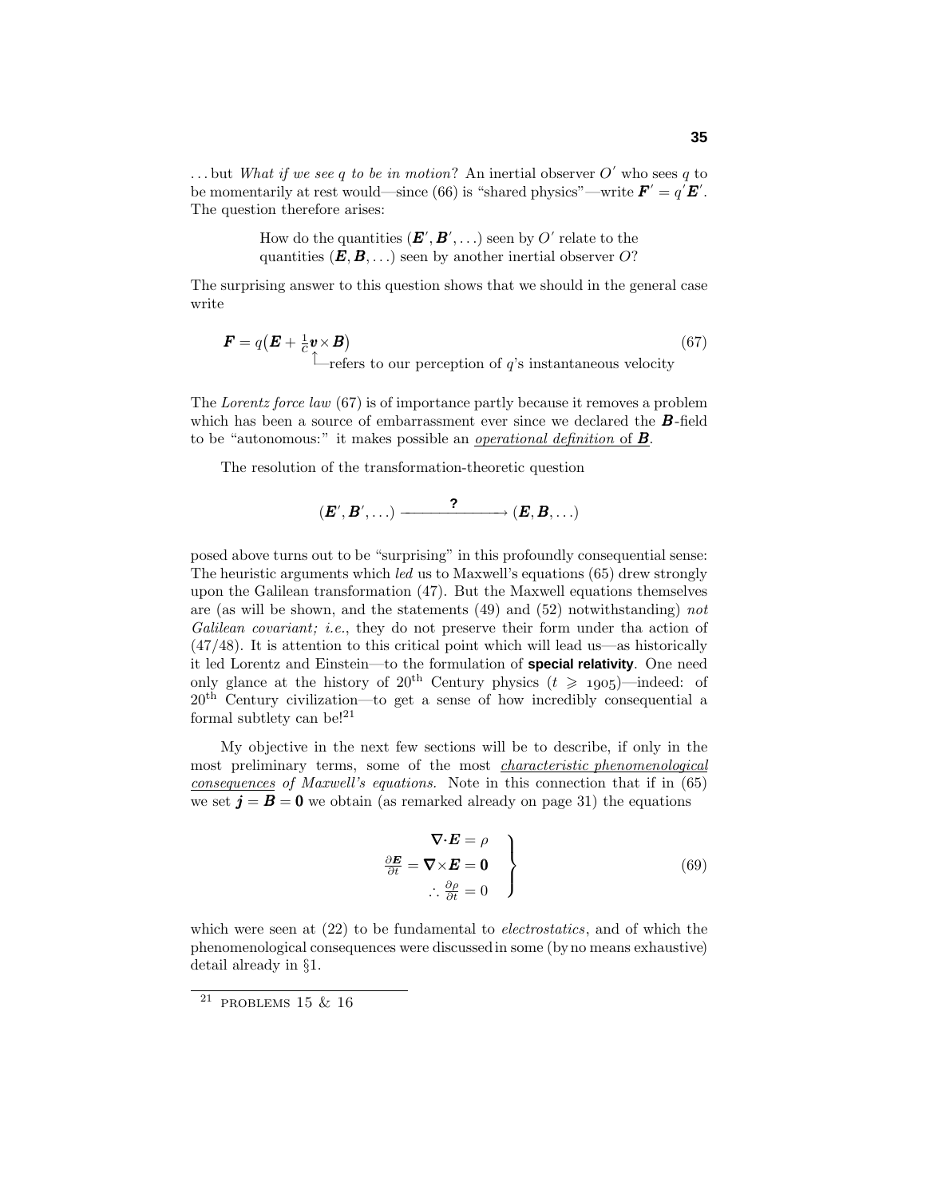. . . but *What if we see* $q$ *to be in motion*? An inertial observer $O'$ who sees $q$ to be momentarily at rest would—since (66) is "shared physics"—write $\boldsymbol{F}' = q'\boldsymbol{E}'$. The question therefore arises:

> How do the quantities $(\boldsymbol{E}', \boldsymbol{B}', \ldots)$ seen by $O'$ relate to the quantities $(\boldsymbol{E}, \boldsymbol{B}, \ldots)$ seen by another inertial observer $O$?

The surprising answer to this question shows that we should in the general case write

$$\boldsymbol{F} = q\big(\boldsymbol{E} + \tfrac{1}{c}\boldsymbol{v}\times\boldsymbol{B}\big) \tag{67}$$

↑—refers to our perception of $q$'s instantaneous velocity

The *Lorentz force law* (67) is of importance partly because it removes a problem which has been a source of embarrassment ever since we declared the $\boldsymbol{B}$-field to be "autonomous:" it makes possible an *operational definition* of $\boldsymbol{B}$.

The resolution of the transformation-theoretic question

$$(\boldsymbol{E}', \boldsymbol{B}', \ldots) \xrightarrow{\quad ? \quad} (\boldsymbol{E}, \boldsymbol{B}, \ldots)$$

posed above turns out to be "surprising" in this profoundly consequential sense: The heuristic arguments which *led* us to Maxwell's equations (65) drew strongly upon the Galilean transformation (47). But the Maxwell equations themselves are (as will be shown, and the statements (49) and (52) notwithstanding) *not Galilean covariant; i.e.*, they do not preserve their form under tha action of (47/48). It is attention to this critical point which will lead us—as historically it led Lorentz and Einstein—to the formulation of **special relativity**. One need only glance at the history of 20[th] Century physics ($t \geqslant 1905$)—indeed: of 20[th] Century civilization—to get a sense of how incredibly consequential a formal subtlety can be![21]

My objective in the next few sections will be to describe, if only in the most preliminary terms, some of the most *characteristic phenomenological consequences of Maxwell's equations*. Note in this connection that if in (65) we set $\boldsymbol{j} = \boldsymbol{B} = \boldsymbol{0}$ we obtain (as remarked already on page 31) the equations

$$\left.\begin{aligned} \boldsymbol{\nabla}\!\cdot\!\boldsymbol{E} &= \rho \\ \tfrac{\partial \boldsymbol{E}}{\partial t} = \boldsymbol{\nabla}\!\times\!\boldsymbol{E} &= \boldsymbol{0} \\ \therefore\ \tfrac{\partial \rho}{\partial t} &= 0 \end{aligned}\right\} \tag{69}$$

which were seen at (22) to be fundamental to *electrostatics*, and of which the phenomenological consequences were discussed in some (by no means exhaustive) detail already in §1.

---

[21] PROBLEMS 15 & 16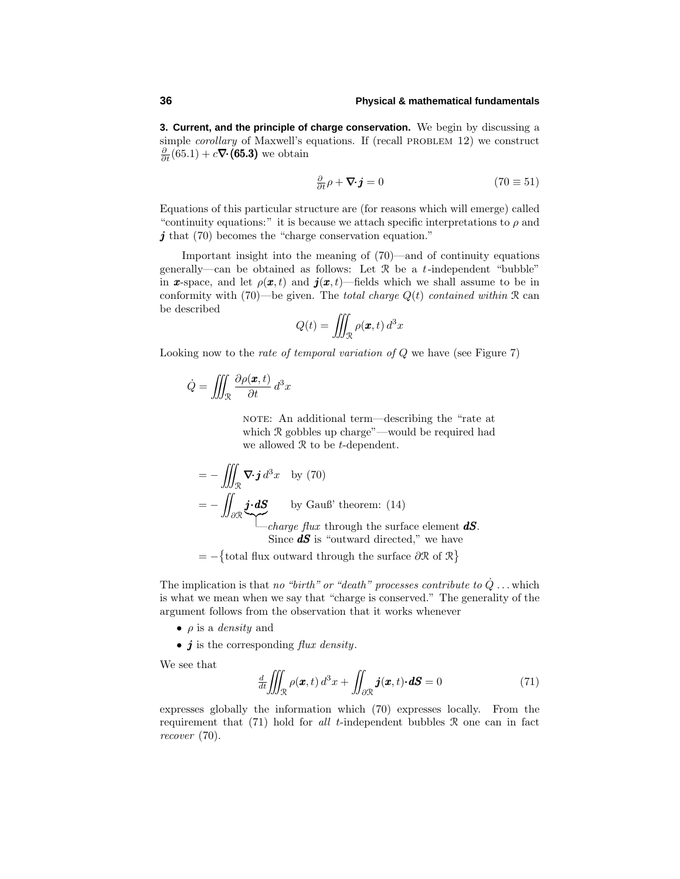**3. Current, and the principle of charge conservation.** We begin by discussing a simple *corollary* of Maxwell's equations. If (recall PROBLEM 12) we construct $\frac{\partial}{\partial t}(65.1) + c\boldsymbol{\nabla\cdot}\textbf{(65.3)}$ we obtain

$$\tfrac{\partial}{\partial t}\rho + \boldsymbol{\nabla\cdot j} = 0 \tag{70 ≡ 51}$$

Equations of this particular structure are (for reasons which will emerge) called "continuity equations:" it is because we attach specific interpretations to $\rho$ and $\boldsymbol{j}$ that (70) becomes the "charge conservation equation."

Important insight into the meaning of (70)—and of continuity equations generally—can be obtained as follows: Let $\mathcal{R}$ be a $t$-independent "bubble" in $\boldsymbol{x}$-space, and let $\rho(\boldsymbol{x}, t)$ and $\boldsymbol{j}(\boldsymbol{x}, t)$—fields which we shall assume to be in conformity with (70)—be given. The *total charge* $Q(t)$ *contained within* $\mathcal{R}$ can be described

$$Q(t) = \iiint_{\mathcal{R}} \rho(\boldsymbol{x}, t)\, d^3x$$

Looking now to the *rate of temporal variation of* $Q$ we have (see Figure 7)

$$\dot{Q} = \iiint_{\mathcal{R}} \frac{\partial \rho(\boldsymbol{x}, t)}{\partial t}\, d^3x$$

> NOTE: An additional term—describing the "rate at which $\mathcal{R}$ gobbles up charge"—would be required had we allowed $\mathcal{R}$ to be $t$-dependent.

$$= -\iiint_{\mathcal{R}} \boldsymbol{\nabla\cdot j}\, d^3x \quad \text{by (70)}$$

$$= -\iint_{\partial\mathcal{R}} \underbrace{\boldsymbol{j\cdot dS}} \qquad \text{by Gauß' theorem: (14)}$$

└*charge flux* through the surface element $\boldsymbol{dS}$. Since $\boldsymbol{dS}$ is "outward directed," we have

$$= -\big\{\text{total flux outward through the surface } \partial\mathcal{R} \text{ of } \mathcal{R}\big\}$$

The implication is that *no "birth" or "death" processes contribute to* $\dot{Q}$ ... which is what we mean when we say that "charge is conserved." The generality of the argument follows from the observation that it works whenever

- $\rho$ is a *density* and
- $\boldsymbol{j}$ is the corresponding *flux density*.

We see that

$$\tfrac{d}{dt}\iiint_{\mathcal{R}} \rho(\boldsymbol{x}, t)\, d^3x + \iint_{\partial\mathcal{R}} \boldsymbol{j}(\boldsymbol{x}, t)\boldsymbol{\cdot dS} = 0 \tag{71}$$

expresses globally the information which (70) expresses locally. From the requirement that (71) hold for *all* $t$-independent bubbles $\mathcal{R}$ one can in fact *recover* (70).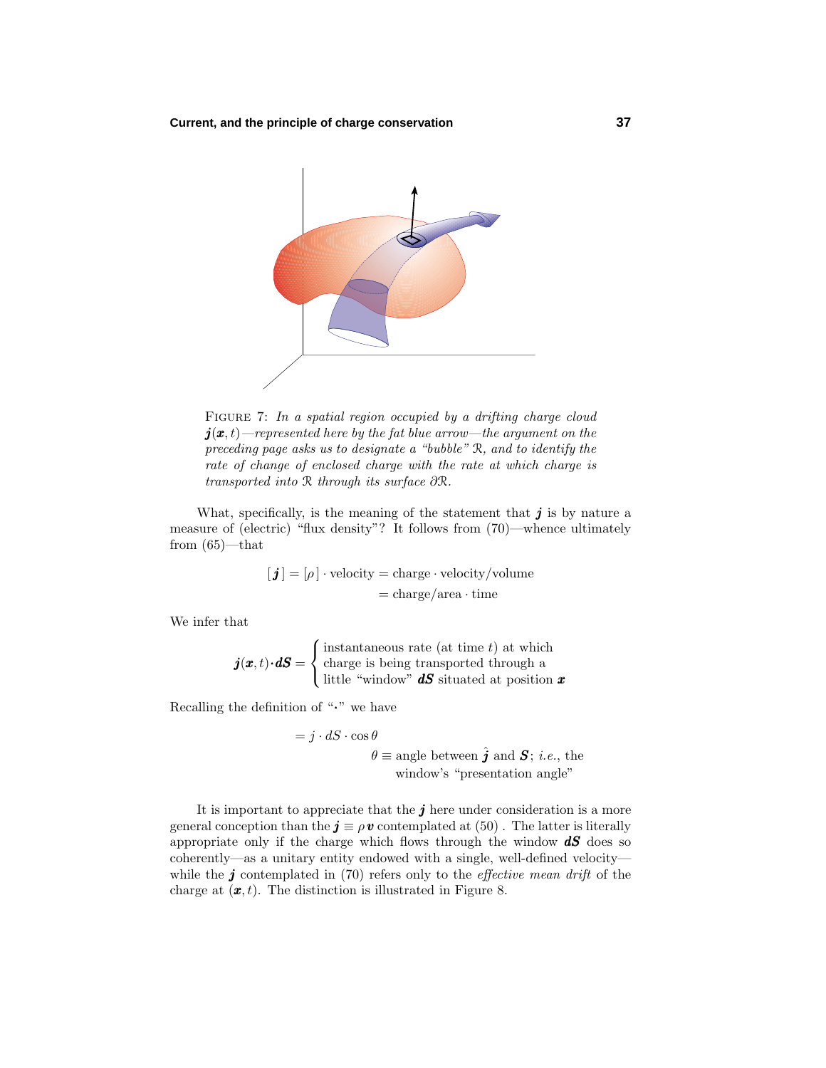FIGURE 7: *In a spatial region occupied by a drifting charge cloud* $\boldsymbol{j}(\boldsymbol{x},t)$*—represented here by the fat blue arrow—the argument on the preceding page asks us to designate a "bubble"* $\mathcal{R}$*, and to identify the rate of change of enclosed charge with the rate at which charge is transported into* $\mathcal{R}$ *through its surface* $\partial\mathcal{R}$.

What, specifically, is the meaning of the statement that $\boldsymbol{j}$ is by nature a measure of (electric) "flux density"? It follows from (70)—whence ultimately from (65)—that

$$\begin{aligned}[\,\boldsymbol{j}\,] = [\rho\,]\cdot\text{velocity} &= \text{charge}\cdot\text{velocity}/\text{volume}\\ &= \text{charge}/\text{area}\cdot\text{time}\end{aligned}$$

We infer that

$$\boldsymbol{j}(\boldsymbol{x},t)\boldsymbol{\cdot}\boldsymbol{dS} = \begin{cases}\text{instantaneous rate (at time } t\text{) at which}\\ \text{charge is being transported through a}\\ \text{little "window" } \boldsymbol{dS} \text{ situated at position } \boldsymbol{x}\end{cases}$$

Recalling the definition of "$\boldsymbol{\cdot}$" we have

$$\begin{aligned}&= j\cdot dS\cdot\cos\theta\\ &\qquad\qquad\theta \equiv \text{angle between } \hat{\boldsymbol{j}} \text{ and } \boldsymbol{S};\ \textit{i.e.}\text{, the}\\ &\qquad\qquad\quad\text{window's "presentation angle"}\end{aligned}$$

It is important to appreciate that the $\boldsymbol{j}$ here under consideration is a more general conception than the $\boldsymbol{j} \equiv \rho\,\boldsymbol{v}$ contemplated at (50). The latter is literally appropriate only if the charge which flows through the window $\boldsymbol{dS}$ does so coherently—as a unitary entity endowed with a single, well-defined velocity—while the $\boldsymbol{j}$ contemplated in (70) refers only to the *effective mean drift* of the charge at $(\boldsymbol{x},t)$. The distinction is illustrated in Figure 8.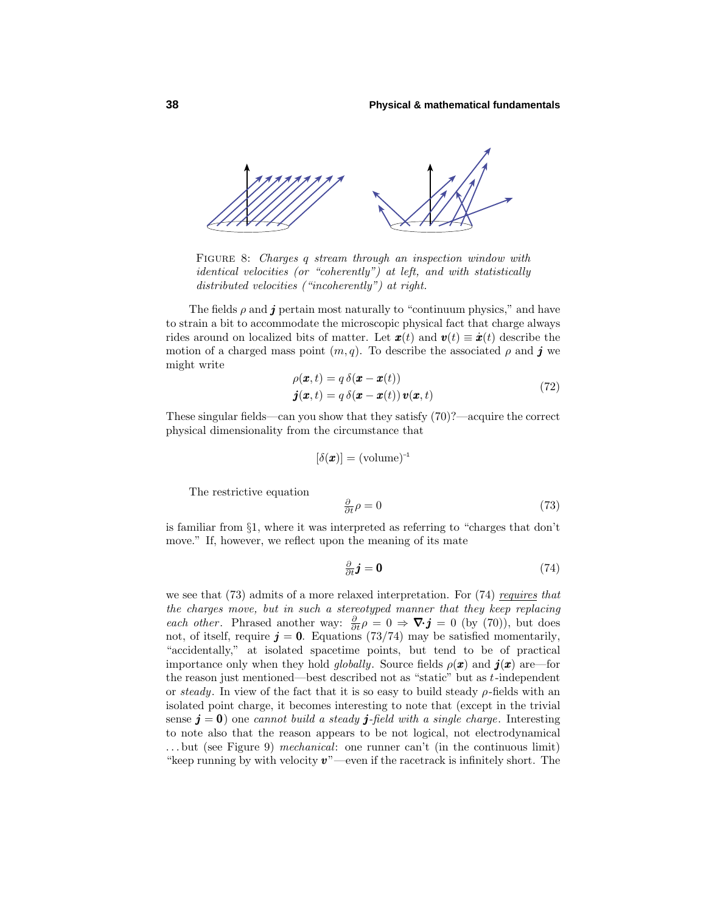FIGURE 8: *Charges q stream through an inspection window with identical velocities (or "coherently") at left, and with statistically distributed velocities ("incoherently") at right.*

The fields $\rho$ and $\boldsymbol{j}$ pertain most naturally to "continuum physics," and have to strain a bit to accommodate the microscopic physical fact that charge always rides around on localized bits of matter. Let $\boldsymbol{x}(t)$ and $\boldsymbol{v}(t) \equiv \dot{\boldsymbol{x}}(t)$ describe the motion of a charged mass point $(m, q)$. To describe the associated $\rho$ and $\boldsymbol{j}$ we might write

$$
\begin{aligned}
\rho(\boldsymbol{x}, t) &= q\,\delta(\boldsymbol{x} - \boldsymbol{x}(t)) \\
\boldsymbol{j}(\boldsymbol{x}, t) &= q\,\delta(\boldsymbol{x} - \boldsymbol{x}(t))\,\boldsymbol{v}(\boldsymbol{x}, t)
\end{aligned}
\tag{72}
$$

These singular fields—can you show that they satisfy (70)?—acquire the correct physical dimensionality from the circumstance that

$$
[\delta(\boldsymbol{x})] = (\text{volume})^{-1}
$$

The restrictive equation

$$
\frac{\partial}{\partial t}\rho = 0 \tag{73}
$$

is familiar from §1, where it was interpreted as referring to "charges that don't move." If, however, we reflect upon the meaning of its mate

$$
\frac{\partial}{\partial t}\boldsymbol{j} = \boldsymbol{0} \tag{74}
$$

we see that (73) admits of a more relaxed interpretation. For (74) *requires that the charges move, but in such a stereotyped manner that they keep replacing each other*. Phrased another way: $\frac{\partial}{\partial t}\rho = 0 \Rightarrow \boldsymbol{\nabla}\cdot\boldsymbol{j} = 0$ (by (70)), but does not, of itself, require $\boldsymbol{j} = \boldsymbol{0}$. Equations (73/74) may be satisfied momentarily, "accidentally," at isolated spacetime points, but tend to be of practical importance only when they hold *globally*. Source fields $\rho(\boldsymbol{x})$ and $\boldsymbol{j}(\boldsymbol{x})$ are—for the reason just mentioned—best described not as "static" but as $t$-independent or *steady*. In view of the fact that it is so easy to build steady $\rho$-fields with an isolated point charge, it becomes interesting to note that (except in the trivial sense $\boldsymbol{j} = \boldsymbol{0}$) one *cannot build a steady $\boldsymbol{j}$-field with a single charge*. Interesting to note also that the reason appears to be not logical, not electrodynamical ...but (see Figure 9) *mechanical*: one runner can't (in the continuous limit) "keep running by with velocity $\boldsymbol{v}$"—even if the racetrack is infinitely short. The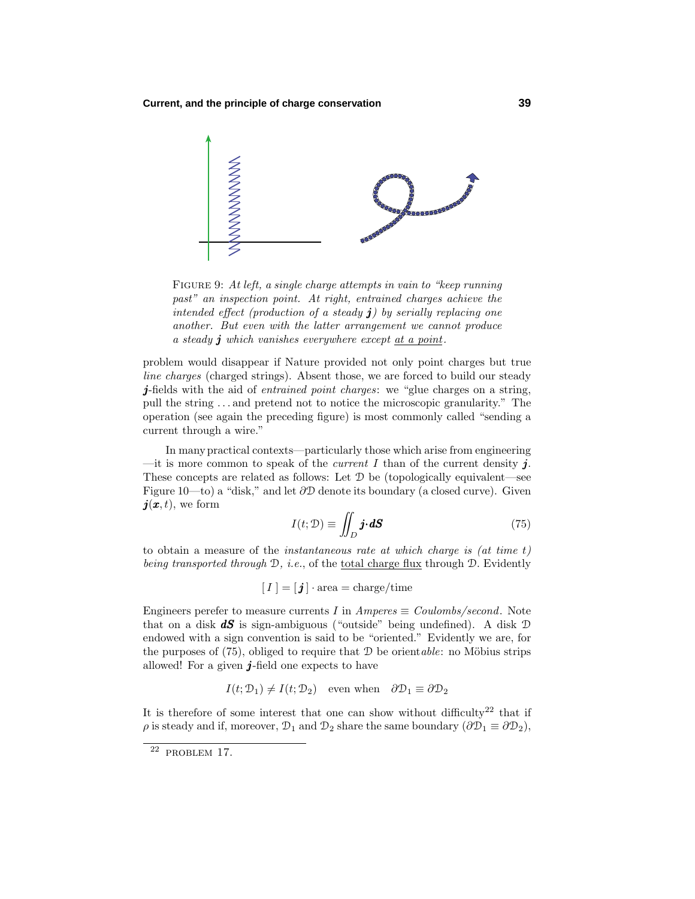FIGURE 9: *At left, a single charge attempts in vain to "keep running past" an inspection point. At right, entrained charges achieve the intended effect (production of a steady* $\boldsymbol{j}$*) by serially replacing one another. But even with the latter arrangement we cannot produce a steady* $\boldsymbol{j}$ *which vanishes everywhere except* <u>*at a point*</u>.

problem would disappear if Nature provided not only point charges but true *line charges* (charged strings). Absent those, we are forced to build our steady $\boldsymbol{j}$-fields with the aid of *entrained point charges*: we "glue charges on a string, pull the string ... and pretend not to notice the microscopic granularity." The operation (see again the preceding figure) is most commonly called "sending a current through a wire."

In many practical contexts—particularly those which arise from engineering—it is more common to speak of the *current* $I$ than of the current density $\boldsymbol{j}$. These concepts are related as follows: Let $\mathcal{D}$ be (topologically equivalent—see Figure 10—to) a "disk," and let $\partial\mathcal{D}$ denote its boundary (a closed curve). Given $\boldsymbol{j}(\boldsymbol{x},t)$, we form

$$I(t;\mathcal{D}) \equiv \iint_D \boldsymbol{j}\boldsymbol{\cdot} \boldsymbol{dS} \tag{75}$$

to obtain a measure of the *instantaneous rate at which charge is (at time t) being transported through* $\mathcal{D}$, *i.e.*, of the <u>total charge flux</u> through $\mathcal{D}$. Evidently

$$[\,I\,] = [\,\boldsymbol{j}\,]\cdot\text{area} = \text{charge/time}$$

Engineers perefer to measure currents $I$ in *Amperes* $\equiv$ *Coulombs/second*. Note that on a disk $\boldsymbol{dS}$ is sign-ambiguous ("outside" being undefined). A disk $\mathcal{D}$ endowed with a sign convention is said to be "oriented." Evidently we are, for the purposes of (75), obliged to require that $\mathcal{D}$ be orient*able*: no Möbius strips allowed! For a given $\boldsymbol{j}$-field one expects to have

$$I(t;\mathcal{D}_1) \neq I(t;\mathcal{D}_2) \quad \text{even when} \quad \partial\mathcal{D}_1 \equiv \partial\mathcal{D}_2$$

It is therefore of some interest that one can show without difficulty[22] that if $\rho$ is steady and if, moreover, $\mathcal{D}_1$ and $\mathcal{D}_2$ share the same boundary ($\partial\mathcal{D}_1 \equiv \partial\mathcal{D}_2$),

[22] PROBLEM 17.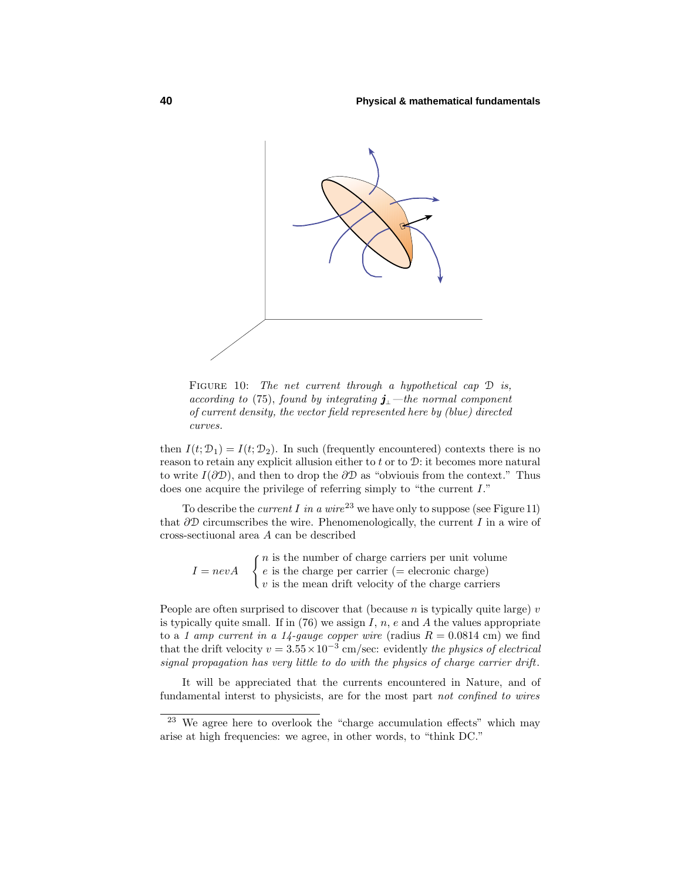FIGURE 10: *The net current through a hypothetical cap* $\mathcal{D}$ *is, according to* (75), *found by integrating* $\boldsymbol{j}_\perp$*—the normal component of current density, the vector field represented here by (blue) directed curves.*

then $I(t;\mathcal{D}_1) = I(t;\mathcal{D}_2)$. In such (frequently encountered) contexts there is no reason to retain any explicit allusion either to $t$ or to $\mathcal{D}$: it becomes more natural to write $I(\partial\mathcal{D})$, and then to drop the $\partial\mathcal{D}$ as "obvioius from the context." Thus does one acquire the privilege of referring simply to "the current $I$."

To describe the *current $I$ in a wire*[23] we have only to suppose (see Figure 11) that $\partial\mathcal{D}$ circumscribes the wire. Phenomenologically, the current $I$ in a wire of cross-sectiuonal area $A$ can be described

$$I = nevA \quad \begin{cases} n \text{ is the number of charge carriers per unit volume} \\ e \text{ is the charge per carrier } (= \text{electronic charge}) \\ v \text{ is the mean drift velocity of the charge carriers} \end{cases}$$

People are often surprised to discover that (because $n$ is typically quite large) $v$ is typically quite small. If in (76) we assign $I$, $n$, $e$ and $A$ the values appropriate to a *1 amp current in a 14-gauge copper wire* (radius $R = 0.0814$ cm) we find that the drift velocity $v = 3.55\times10^{-3}$ cm/sec: evidently *the physics of electrical signal propagation has very little to do with the physics of charge carrier drift*.

It will be appreciated that the currents encountered in Nature, and of fundamental interst to physicists, are for the most part *not confined to wires*

---

[23] We agree here to overlook the "charge accumulation effects" which may arise at high frequencies: we agree, in other words, to "think DC."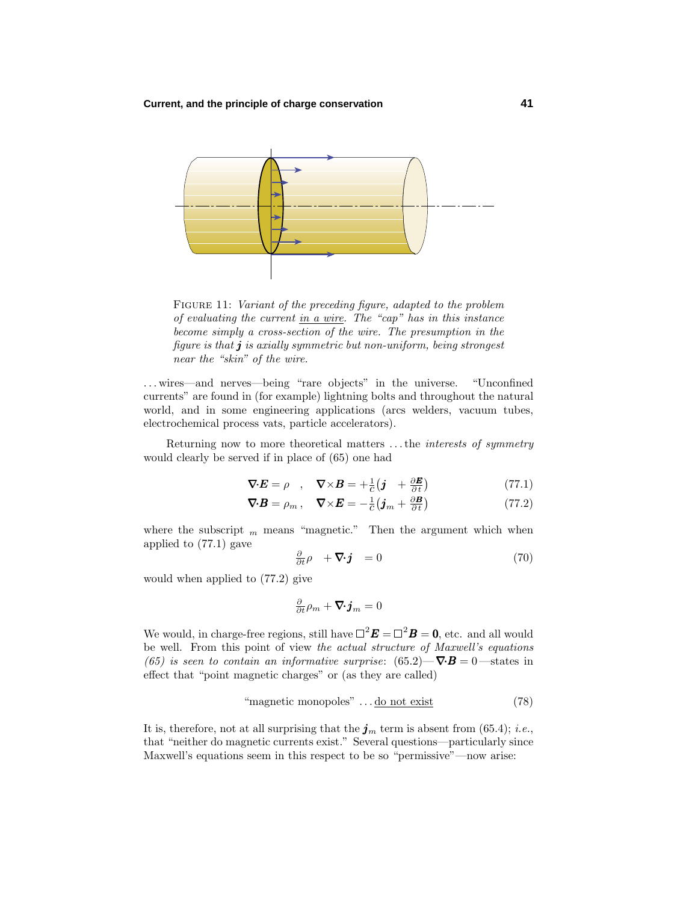FIGURE 11: *Variant of the preceding figure, adapted to the problem of evaluating the current* in a wire*. The "cap" has in this instance become simply a cross-section of the wire. The presumption in the figure is that* $\boldsymbol{j}$ *is axially symmetric but non-uniform, being strongest near the "skin" of the wire.*

...wires—and nerves—being "rare objects" in the universe. "Unconfined currents" are found in (for example) lightning bolts and throughout the natural world, and in some engineering applications (arcs welders, vacuum tubes, electrochemical process vats, particle accelerators).

Returning now to more theoretical matters ... the *interests of symmetry* would clearly be served if in place of (65) one had

$$\boldsymbol{\nabla}\!\cdot\!\boldsymbol{E} = \rho \quad , \quad \boldsymbol{\nabla}\!\times\!\boldsymbol{B} = +\tfrac{1}{c}\big(\boldsymbol{j} \quad + \tfrac{\partial \boldsymbol{E}}{\partial t}\big) \tag{77.1}$$

$$\boldsymbol{\nabla}\!\cdot\!\boldsymbol{B} = \rho_m \, , \quad \boldsymbol{\nabla}\!\times\!\boldsymbol{E} = -\tfrac{1}{c}\big(\boldsymbol{j}_m + \tfrac{\partial \boldsymbol{B}}{\partial t}\big) \tag{77.2}$$

where the subscript $_m$ means "magnetic." Then the argument which when applied to (77.1) gave

$$\tfrac{\partial}{\partial t}\rho \quad + \boldsymbol{\nabla}\!\cdot\!\boldsymbol{j} \quad = 0 \tag{70}$$

would when applied to (77.2) give

$$\tfrac{\partial}{\partial t}\rho_m + \boldsymbol{\nabla}\!\cdot\!\boldsymbol{j}_m = 0$$

We would, in charge-free regions, still have $\Box^2\boldsymbol{E} = \Box^2\boldsymbol{B} = \boldsymbol{0}$, etc. and all would be well. From this point of view *the actual structure of Maxwell's equations (65) is seen to contain an informative surprise*: (65.2)—$\boldsymbol{\nabla}\!\cdot\!\boldsymbol{B} = 0$—states in effect that "point magnetic charges" or (as they are called)

$$\text{"magnetic monopoles"} \ldots \underline{\text{do not exist}} \tag{78}$$

It is, therefore, not at all surprising that the $\boldsymbol{j}_m$ term is absent from (65.4); *i.e.*, that "neither do magnetic currents exist." Several questions—particularly since Maxwell's equations seem in this respect to be so "permissive"—now arise: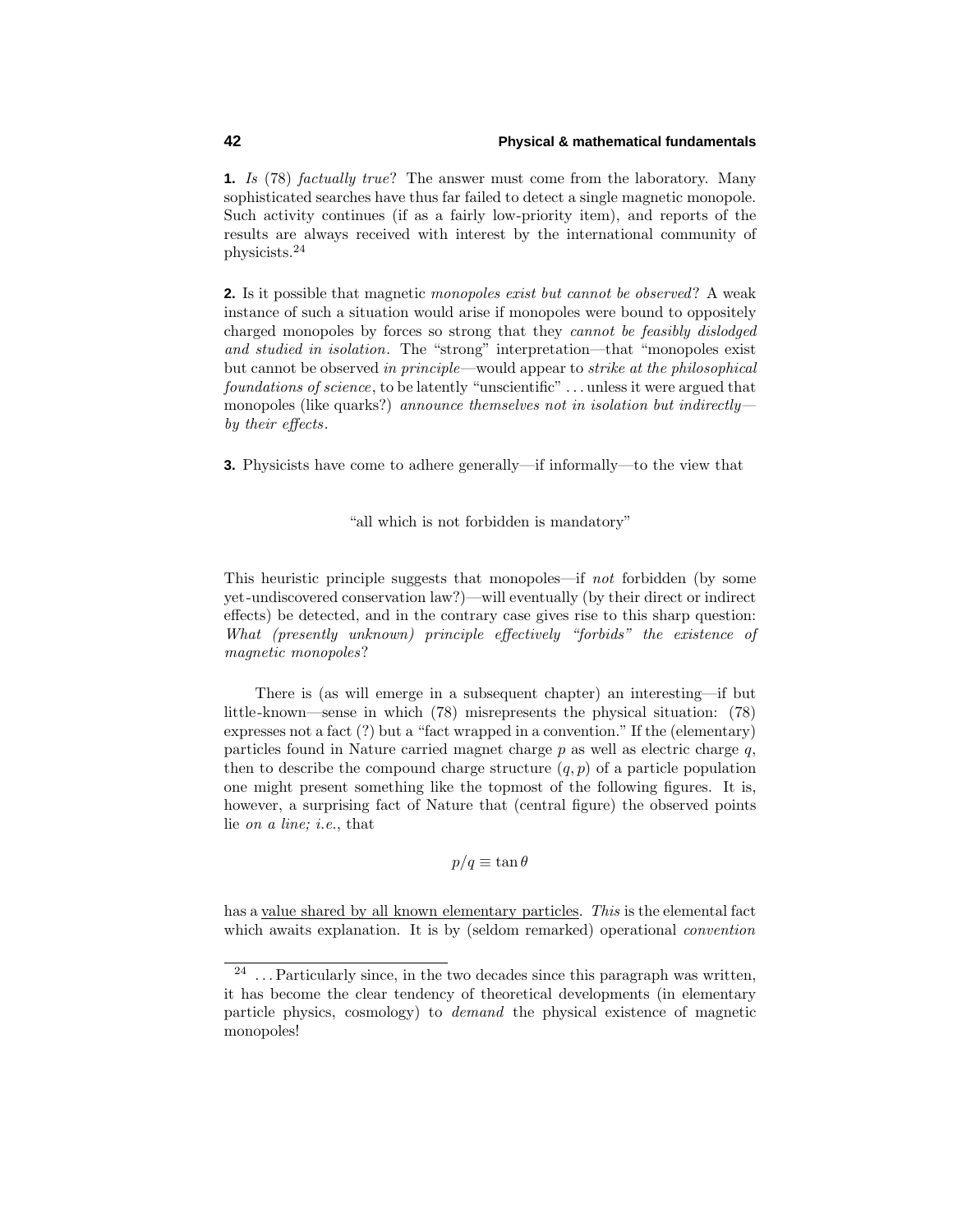**1.** *Is* (78) *factually true*? The answer must come from the laboratory. Many sophisticated searches have thus far failed to detect a single magnetic monopole. Such activity continues (if as a fairly low-priority item), and reports of the results are always received with interest by the international community of physicists.[24]

**2.** Is it possible that magnetic *monopoles exist but cannot be observed*? A weak instance of such a situation would arise if monopoles were bound to oppositely charged monopoles by forces so strong that they *cannot be feasibly dislodged and studied in isolation*. The "strong" interpretation—that "monopoles exist but cannot be observed *in principle*—would appear to *strike at the philosophical foundations of science*, to be latently "unscientific" ... unless it were argued that monopoles (like quarks?) *announce themselves not in isolation but indirectly—by their effects*.

**3.** Physicists have come to adhere generally—if informally—to the view that

"all which is not forbidden is mandatory"

This heuristic principle suggests that monopoles—if *not* forbidden (by some yet-undiscovered conservation law?)—will eventually (by their direct or indirect effects) be detected, and in the contrary case gives rise to this sharp question: *What (presently unknown) principle effectively "forbids" the existence of magnetic monopoles*?

There is (as will emerge in a subsequent chapter) an interesting—if but little-known—sense in which (78) misrepresents the physical situation: (78) expresses not a fact (?) but a "fact wrapped in a convention." If the (elementary) particles found in Nature carried magnet charge $p$ as well as electric charge $q$, then to describe the compound charge structure $(q, p)$ of a particle population one might present something like the topmost of the following figures. It is, however, a surprising fact of Nature that (central figure) the observed points lie *on a line; i.e.*, that

$$p/q \equiv \tan\theta$$

has a value shared by all known elementary particles. *This* is the elemental fact which awaits explanation. It is by (seldom remarked) operational *convention*

[24] ...Particularly since, in the two decades since this paragraph was written, it has become the clear tendency of theoretical developments (in elementary particle physics, cosmology) to *demand* the physical existence of magnetic monopoles!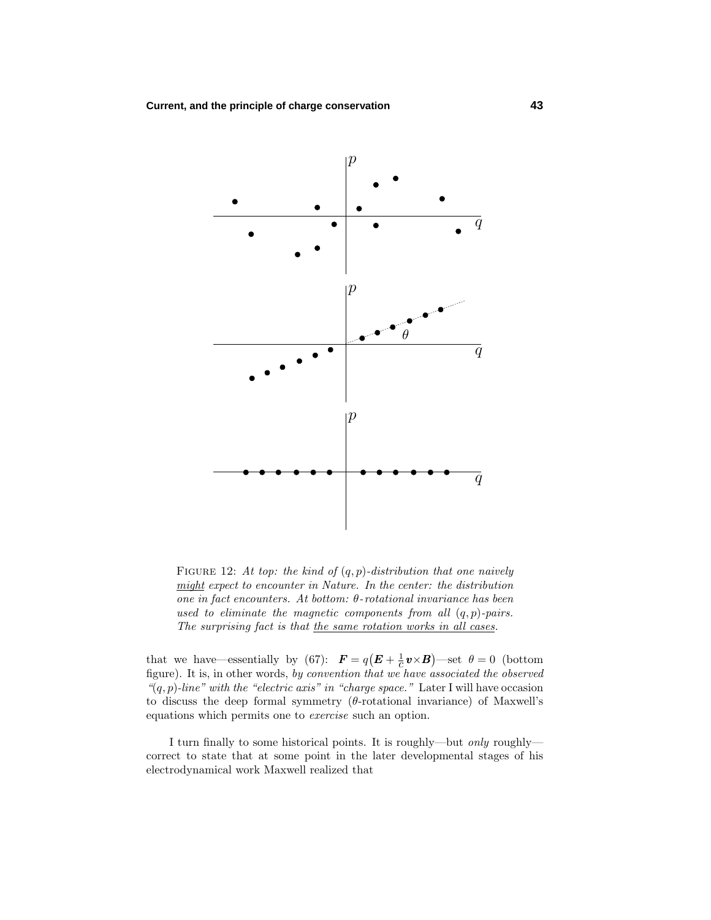FIGURE 12: *At top: the kind of $(q,p)$-distribution that one naively might expect to encounter in Nature. In the center: the distribution one in fact encounters. At bottom: $\theta$-rotational invariance has been used to eliminate the magnetic components from all $(q,p)$-pairs. The surprising fact is that the same rotation works in all cases.*

that we have—essentially by (67): $\boldsymbol{F} = q\big(\boldsymbol{E} + \frac{1}{c}\,\boldsymbol{v}\times\boldsymbol{B}\big)$—set $\theta = 0$ (bottom figure). It is, in other words, *by convention that we have associated the observed "$(q,p)$-line" with the "electric axis" in "charge space."* Later I will have occasion to discuss the deep formal symmetry ($\theta$-rotational invariance) of Maxwell's equations which permits one to *exercise* such an option.

I turn finally to some historical points. It is roughly—but *only* roughly—correct to state that at some point in the later developmental stages of his electrodynamical work Maxwell realized that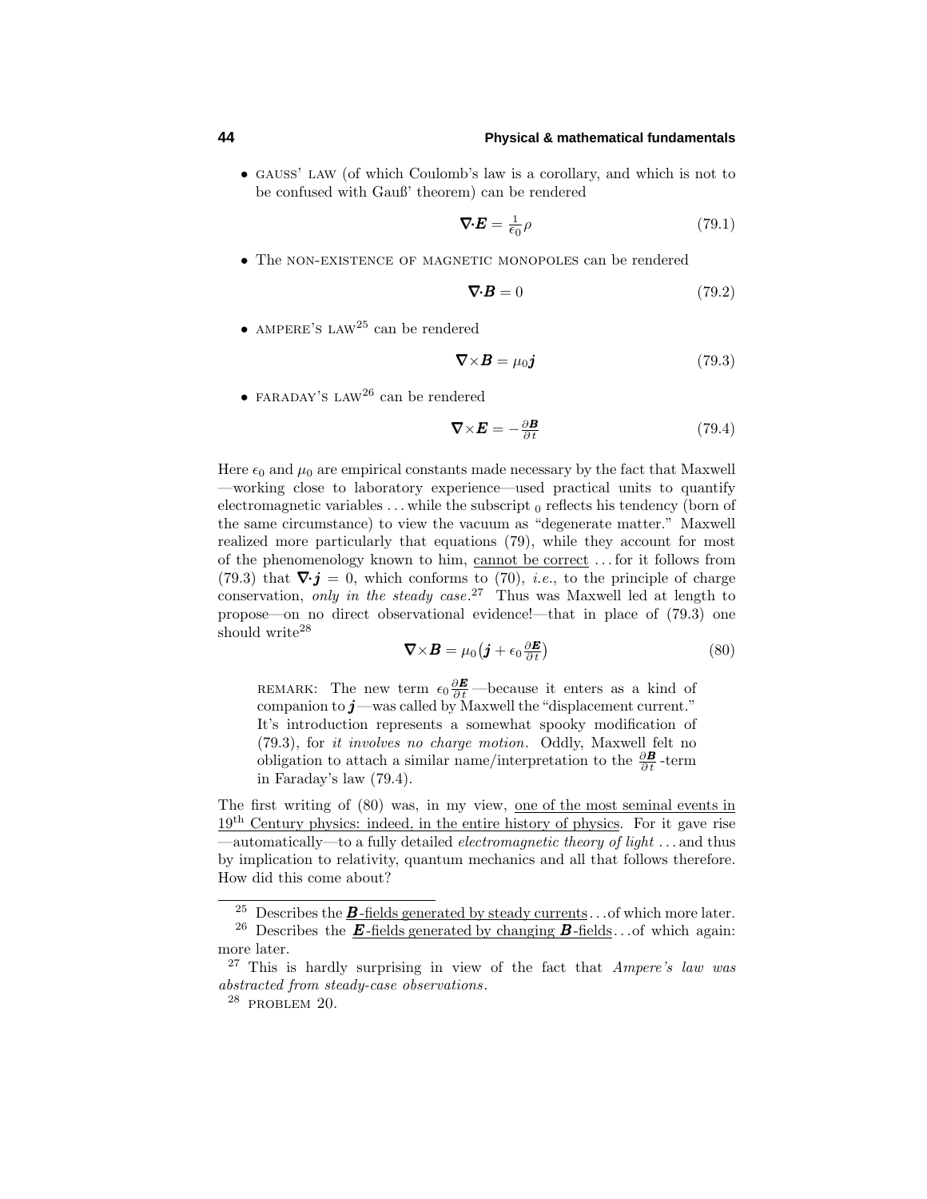- GAUSS' LAW (of which Coulomb's law is a corollary, and which is not to be confused with Gauß' theorem) can be rendered

$$\nabla \cdot \boldsymbol{E} = \tfrac{1}{\epsilon_0}\rho \tag{79.1}$$

- The NON-EXISTENCE OF MAGNETIC MONOPOLES can be rendered

$$\nabla \cdot \boldsymbol{B} = 0 \tag{79.2}$$

- AMPERE'S LAW[25] can be rendered

$$\nabla \times \boldsymbol{B} = \mu_0 \boldsymbol{j} \tag{79.3}$$

- FARADAY'S LAW[26] can be rendered

$$\nabla \times \boldsymbol{E} = -\tfrac{\partial \boldsymbol{B}}{\partial t} \tag{79.4}$$

Here $\epsilon_0$ and $\mu_0$ are empirical constants made necessary by the fact that Maxwell—working close to laboratory experience—used practical units to quantify electromagnetic variables ... while the subscript $_0$ reflects his tendency (born of the same circumstance) to view the vacuum as "degenerate matter." Maxwell realized more particularly that equations (79), while they account for most of the phenomenology known to him, <u>cannot be correct</u> ... for it follows from (79.3) that $\nabla \cdot \boldsymbol{j} = 0$, which conforms to (70), *i.e.*, to the principle of charge conservation, *only in the steady case*.[27] Thus was Maxwell led at length to propose—on no direct observational evidence!—that in place of (79.3) one should write[28]

$$\nabla \times \boldsymbol{B} = \mu_0\big(\boldsymbol{j} + \epsilon_0 \tfrac{\partial \boldsymbol{E}}{\partial t}\big) \tag{80}$$

> REMARK: The new term $\epsilon_0 \frac{\partial \boldsymbol{E}}{\partial t}$—because it enters as a kind of companion to $\boldsymbol{j}$—was called by Maxwell the "displacement current." It's introduction represents a somewhat spooky modification of (79.3), for *it involves no charge motion*. Oddly, Maxwell felt no obligation to attach a similar name/interpretation to the $\frac{\partial \boldsymbol{B}}{\partial t}$-term in Faraday's law (79.4).

The first writing of (80) was, in my view, <u>one of the most seminal events in 19th Century physics: indeed, in the entire history of physics</u>. For it gave rise—automatically—to a fully detailed *electromagnetic theory of light* ... and thus by implication to relativity, quantum mechanics and all that follows therefore. How did this come about?

---

[25] Describes the <u>$\boldsymbol{B}$-fields generated by steady currents</u>... of which more later.

[26] Describes the <u>$\boldsymbol{E}$-fields generated by changing $\boldsymbol{B}$-fields</u>... of which again: more later.

[27] This is hardly surprising in view of the fact that *Ampere's law was abstracted from steady-case observations*.

[28] PROBLEM 20.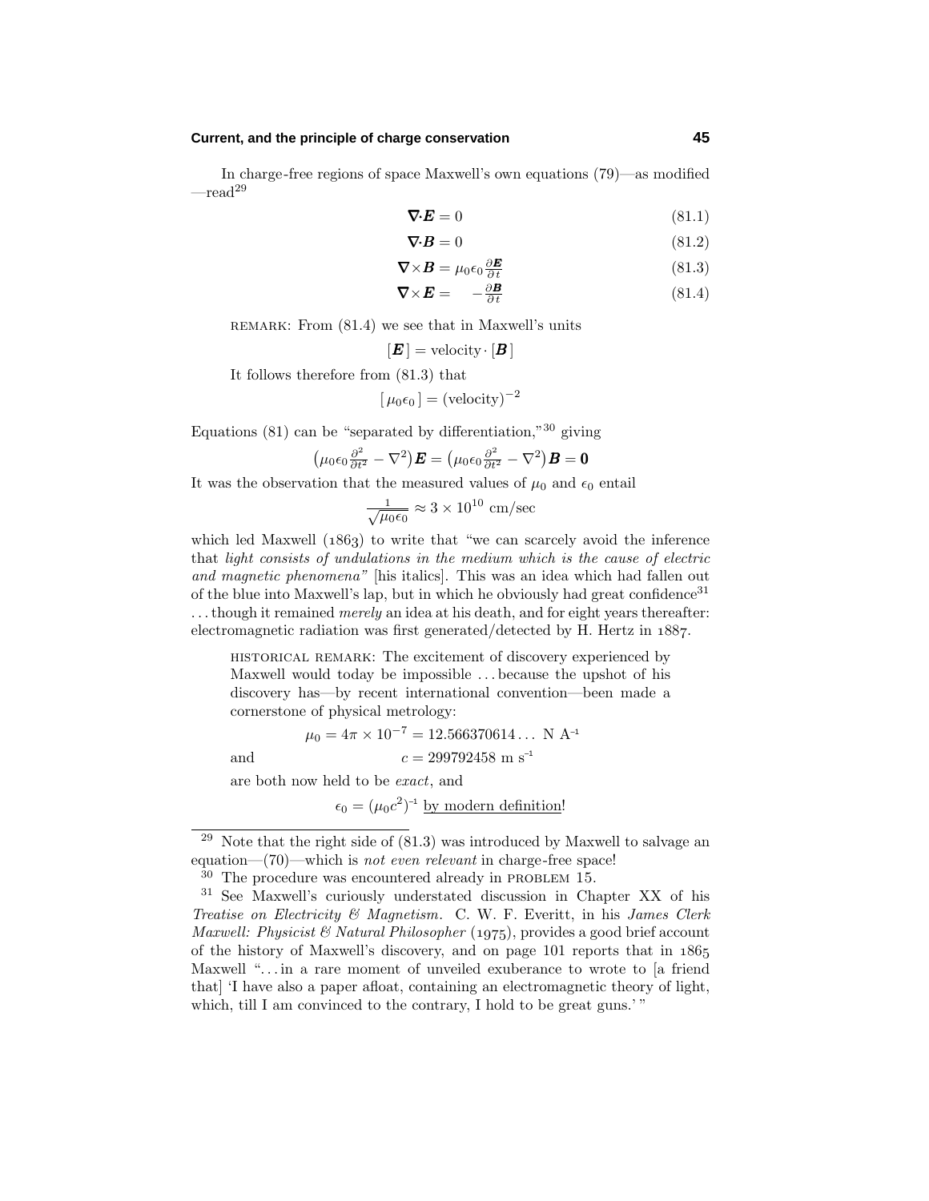In charge-free regions of space Maxwell's own equations (79)—as modified —read[29]

$$\nabla\cdot\boldsymbol{E} = 0 \tag{81.1}$$

$$\nabla\cdot\boldsymbol{B} = 0 \tag{81.2}$$

$$\nabla\times\boldsymbol{B} = \mu_0\epsilon_0\frac{\partial\boldsymbol{E}}{\partial t} \tag{81.3}$$

$$\nabla\times\boldsymbol{E} = \quad -\frac{\partial\boldsymbol{B}}{\partial t} \tag{81.4}$$

REMARK: From (81.4) we see that in Maxwell's units

$$[\boldsymbol{E}\,] = \text{velocity}\cdot[\boldsymbol{B}\,]$$

It follows therefore from (81.3) that

$$[\,\mu_0\epsilon_0\,] = (\text{velocity})^{-2}$$

Equations (81) can be "separated by differentiation,"[30] giving

$$\big(\mu_0\epsilon_0\tfrac{\partial^2}{\partial t^2} - \nabla^2\big)\boldsymbol{E} = \big(\mu_0\epsilon_0\tfrac{\partial^2}{\partial t^2} - \nabla^2\big)\boldsymbol{B} = \boldsymbol{0}$$

It was the observation that the measured values of $\mu_0$ and $\epsilon_0$ entail

$$\tfrac{1}{\sqrt{\mu_0\epsilon_0}} \approx 3\times 10^{10}\text{ cm/sec}$$

which led Maxwell (1863) to write that "we can scarcely avoid the inference that *light consists of undulations in the medium which is the cause of electric and magnetic phenomena"* [his italics]. This was an idea which had fallen out of the blue into Maxwell's lap, but in which he obviously had great confidence[31] . . . though it remained *merely* an idea at his death, and for eight years thereafter: electromagnetic radiation was first generated/detected by H. Hertz in 1887.

HISTORICAL REMARK: The excitement of discovery experienced by Maxwell would today be impossible . . . because the upshot of his discovery has—by recent international convention—been made a cornerstone of physical metrology:

$$\mu_0 = 4\pi\times 10^{-7} = 12.566370614\ldots\ \text{N A}^{-1}$$

and

$$c = 299792458\ \text{m s}^{-1}$$

are both now held to be *exact*, and

$$\epsilon_0 = (\mu_0 c^2)^{-1}\ \underline{\text{by modern definition}}!$$

---

[29] Note that the right side of (81.3) was introduced by Maxwell to salvage an equation—(70)—which is *not even relevant* in charge-free space!

[30] The procedure was encountered already in PROBLEM 15.

[31] See Maxwell's curiously understated discussion in Chapter XX of his *Treatise on Electricity & Magnetism*. C. W. F. Everitt, in his *James Clerk Maxwell: Physicist & Natural Philosopher* (1975), provides a good brief account of the history of Maxwell's discovery, and on page 101 reports that in 1865 Maxwell ". . . in a rare moment of unveiled exuberance to wrote to [a friend that] 'I have also a paper afloat, containing an electromagnetic theory of light, which, till I am convinced to the contrary, I hold to be great guns.' "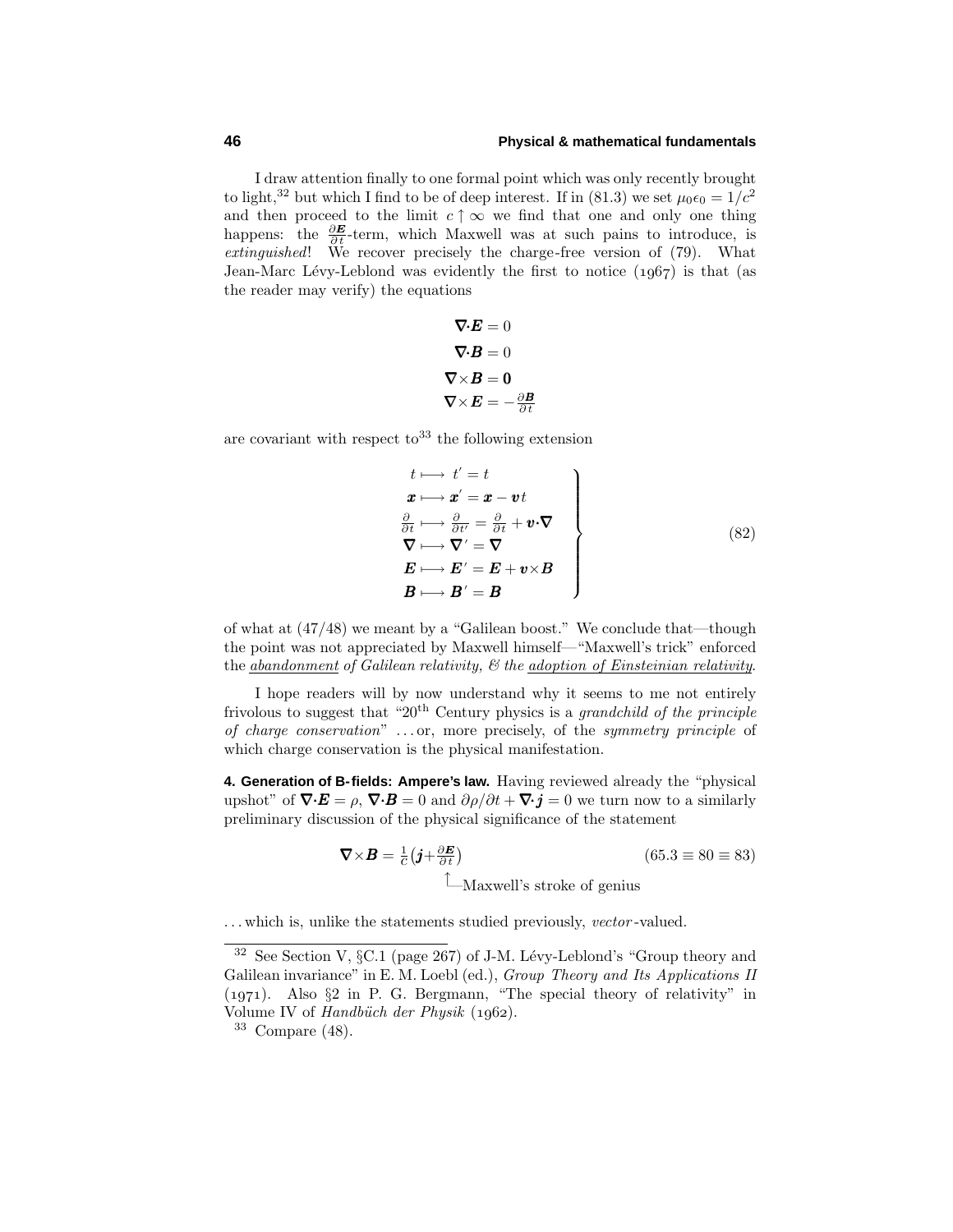I draw attention finally to one formal point which was only recently brought to light,[32] but which I find to be of deep interest. If in (81.3) we set $\mu_0\epsilon_0 = 1/c^2$ and then proceed to the limit $c \uparrow \infty$ we find that one and only one thing happens: the $\frac{\partial \boldsymbol{E}}{\partial t}$-term, which Maxwell was at such pains to introduce, is *extinguished*! We recover precisely the charge-free version of (79). What Jean-Marc Lévy-Leblond was evidently the first to notice (1967) is that (as the reader may verify) the equations

$$
\begin{aligned}
\boldsymbol{\nabla}\!\cdot\!\boldsymbol{E} &= 0\\
\boldsymbol{\nabla}\!\cdot\!\boldsymbol{B} &= 0\\
\boldsymbol{\nabla}\!\times\!\boldsymbol{B} &= \boldsymbol{0}\\
\boldsymbol{\nabla}\!\times\!\boldsymbol{E} &= -\tfrac{\partial \boldsymbol{B}}{\partial t}
\end{aligned}
$$

are covariant with respect to[33] the following extension

$$
\left.
\begin{aligned}
t &\longmapsto t' = t\\
\boldsymbol{x} &\longmapsto \boldsymbol{x}' = \boldsymbol{x} - \boldsymbol{v}t\\
\tfrac{\partial}{\partial t} &\longmapsto \tfrac{\partial}{\partial t'} = \tfrac{\partial}{\partial t} + \boldsymbol{v}\!\cdot\!\boldsymbol{\nabla}\\
\boldsymbol{\nabla} &\longmapsto \boldsymbol{\nabla}' = \boldsymbol{\nabla}\\
\boldsymbol{E} &\longmapsto \boldsymbol{E}' = \boldsymbol{E} + \boldsymbol{v}\!\times\!\boldsymbol{B}\\
\boldsymbol{B} &\longmapsto \boldsymbol{B}' = \boldsymbol{B}
\end{aligned}
\right\} \tag{82}
$$

of what at (47/48) we meant by a "Galilean boost." We conclude that—though the point was not appreciated by Maxwell himself—"Maxwell's trick" enforced the *abandonment of Galilean relativity, & the adoption of Einsteinian relativity*.

I hope readers will by now understand why it seems to me not entirely frivolous to suggest that "20th Century physics is a *grandchild of the principle of charge conservation*" ... or, more precisely, of the *symmetry principle* of which charge conservation is the physical manifestation.

**4. Generation of B-fields: Ampere's law.** Having reviewed already the "physical upshot" of $\boldsymbol{\nabla}\!\cdot\!\boldsymbol{E} = \rho$, $\boldsymbol{\nabla}\!\cdot\!\boldsymbol{B} = 0$ and $\partial\rho/\partial t + \boldsymbol{\nabla}\!\cdot\!\boldsymbol{j} = 0$ we turn now to a similarly preliminary discussion of the physical significance of the statement

$$
\boldsymbol{\nabla}\!\times\!\boldsymbol{B} = \tfrac{1}{c}\big(\boldsymbol{j} + \tfrac{\partial \boldsymbol{E}}{\partial t}\big) \tag{65.3 ≡ 80 ≡ 83}
$$

└─Maxwell's stroke of genius (referring to the $\frac{\partial \boldsymbol{E}}{\partial t}$ term)

... which is, unlike the statements studied previously, *vector*-valued.

---

[32] See Section V, §C.1 (page 267) of J-M. Lévy-Leblond's "Group theory and Galilean invariance" in E. M. Loebl (ed.), *Group Theory and Its Applications II* (1971). Also §2 in P. G. Bergmann, "The special theory of relativity" in Volume IV of *Handbüch der Physik* (1962).

[33] Compare (48).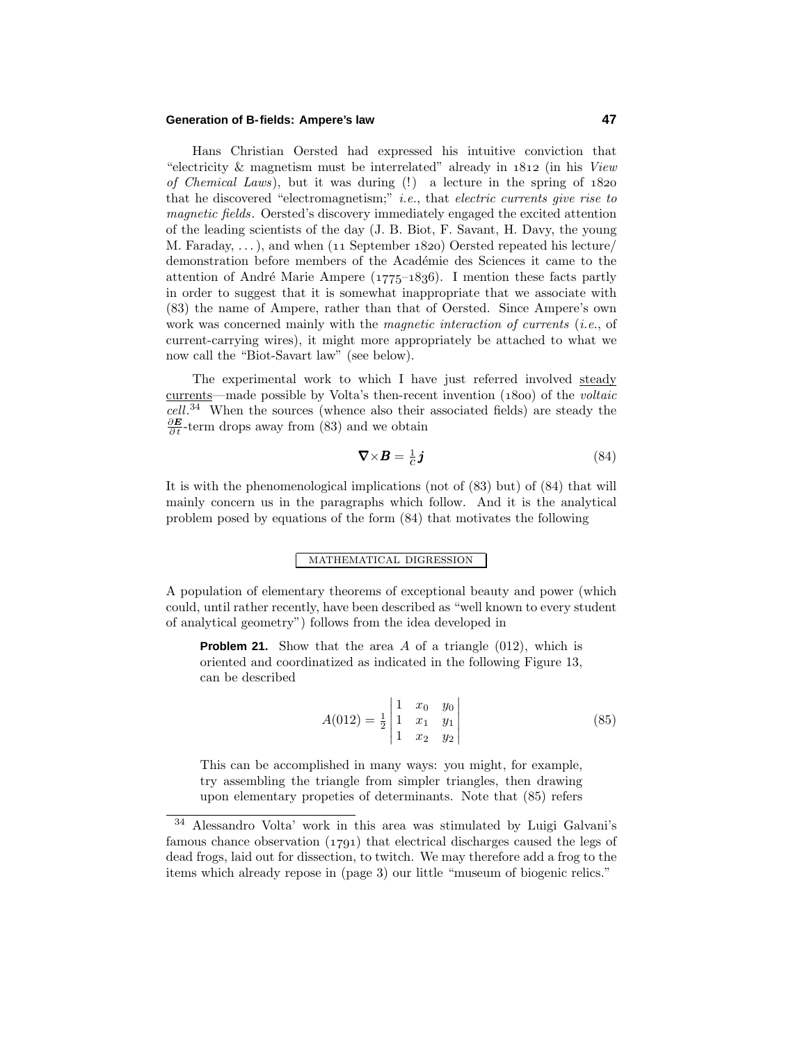Hans Christian Oersted had expressed his intuitive conviction that "electricity & magnetism must be interrelated" already in 1812 (in his *View of Chemical Laws*), but it was during (!) a lecture in the spring of 1820 that he discovered "electromagnetism;" *i.e.*, that *electric currents give rise to magnetic fields*. Oersted's discovery immediately engaged the excited attention of the leading scientists of the day (J. B. Biot, F. Savant, H. Davy, the young M. Faraday, ...), and when (11 September 1820) Oersted repeated his lecture/demonstration before members of the Académie des Sciences it came to the attention of André Marie Ampere (1775–1836). I mention these facts partly in order to suggest that it is somewhat inappropriate that we associate with (83) the name of Ampere, rather than that of Oersted. Since Ampere's own work was concerned mainly with the *magnetic interaction of currents* (*i.e.*, of current-carrying wires), it might more appropriately be attached to what we now call the "Biot-Savart law" (see below).

The experimental work to which I have just referred involved steady currents—made possible by Volta's then-recent invention (1800) of the *voltaic cell*.[34] When the sources (whence also their associated fields) are steady the $\frac{\partial \boldsymbol{E}}{\partial t}$-term drops away from (83) and we obtain

$$\boldsymbol{\nabla}\times\boldsymbol{B} = \tfrac{1}{c}\boldsymbol{j} \tag{84}$$

It is with the phenomenological implications (not of (83) but) of (84) that will mainly concern us in the paragraphs which follow. And it is the analytical problem posed by equations of the form (84) that motivates the following

MATHEMATICAL DIGRESSION

A population of elementary theorems of exceptional beauty and power (which could, until rather recently, have been described as "well known to every student of analytical geometry") follows from the idea developed in

> **Problem 21.** Show that the area $A$ of a triangle (012), which is oriented and coordinatized as indicated in the following Figure 13, can be described
>
> $$A(012) = \tfrac{1}{2}\begin{vmatrix} 1 & x_0 & y_0 \\ 1 & x_1 & y_1 \\ 1 & x_2 & y_2 \end{vmatrix} \tag{85}$$
>
> This can be accomplished in many ways: you might, for example, try assembling the triangle from simpler triangles, then drawing upon elementary propeties of determinants. Note that (85) refers

[34] Alessandro Volta' work in this area was stimulated by Luigi Galvani's famous chance observation (1791) that electrical discharges caused the legs of dead frogs, laid out for dissection, to twitch. We may therefore add a frog to the items which already repose in (page 3) our little "museum of biogenic relics."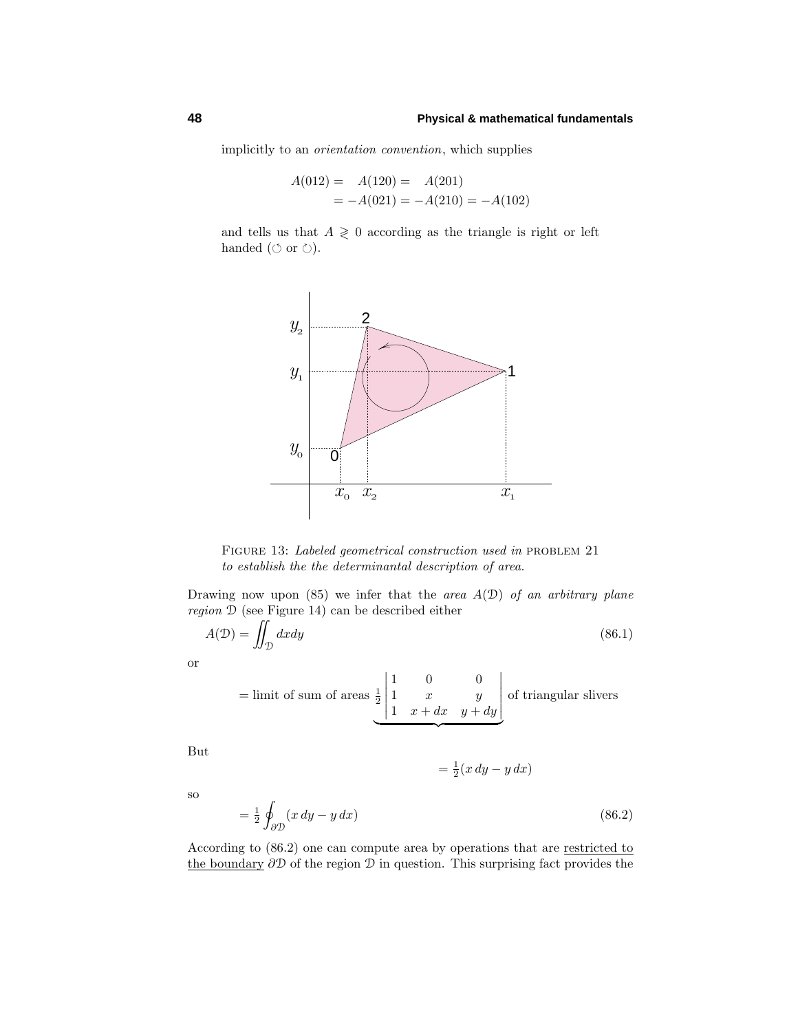implicitly to an *orientation convention*, which supplies

$$
\begin{aligned}
A(012) &= \quad A(120) = \quad A(201)\\
&= -A(021) = -A(210) = -A(102)
\end{aligned}
$$

and tells us that $A \gtrless 0$ according as the triangle is right or left handed (↺ or ↻).

FIGURE 13: *Labeled geometrical construction used in* PROBLEM 21 *to establish the the determinantal description of area.*

Drawing now upon (85) we infer that the *area* $A(\mathcal{D})$ *of an arbitrary plane region* $\mathcal{D}$ (see Figure 14) can be described either

$$
A(\mathcal{D}) = \iint_{\mathcal{D}} dxdy \tag{86.1}
$$

or

$$
= \text{limit of sum of areas } \underbrace{\tfrac{1}{2}\begin{vmatrix} 1 & 0 & 0 \\ 1 & x & y \\ 1 & x+dx & y+dy \end{vmatrix}} \text{ of triangular slivers}
$$

But

$$
= \tfrac{1}{2}(x\,dy - y\,dx)
$$

so

$$
= \tfrac{1}{2}\oint_{\partial\mathcal{D}} (x\,dy - y\,dx) \tag{86.2}
$$

According to (86.2) one can compute area by operations that are <u>restricted to the boundary</u> $\partial\mathcal{D}$ of the region $\mathcal{D}$ in question. This surprising fact provides the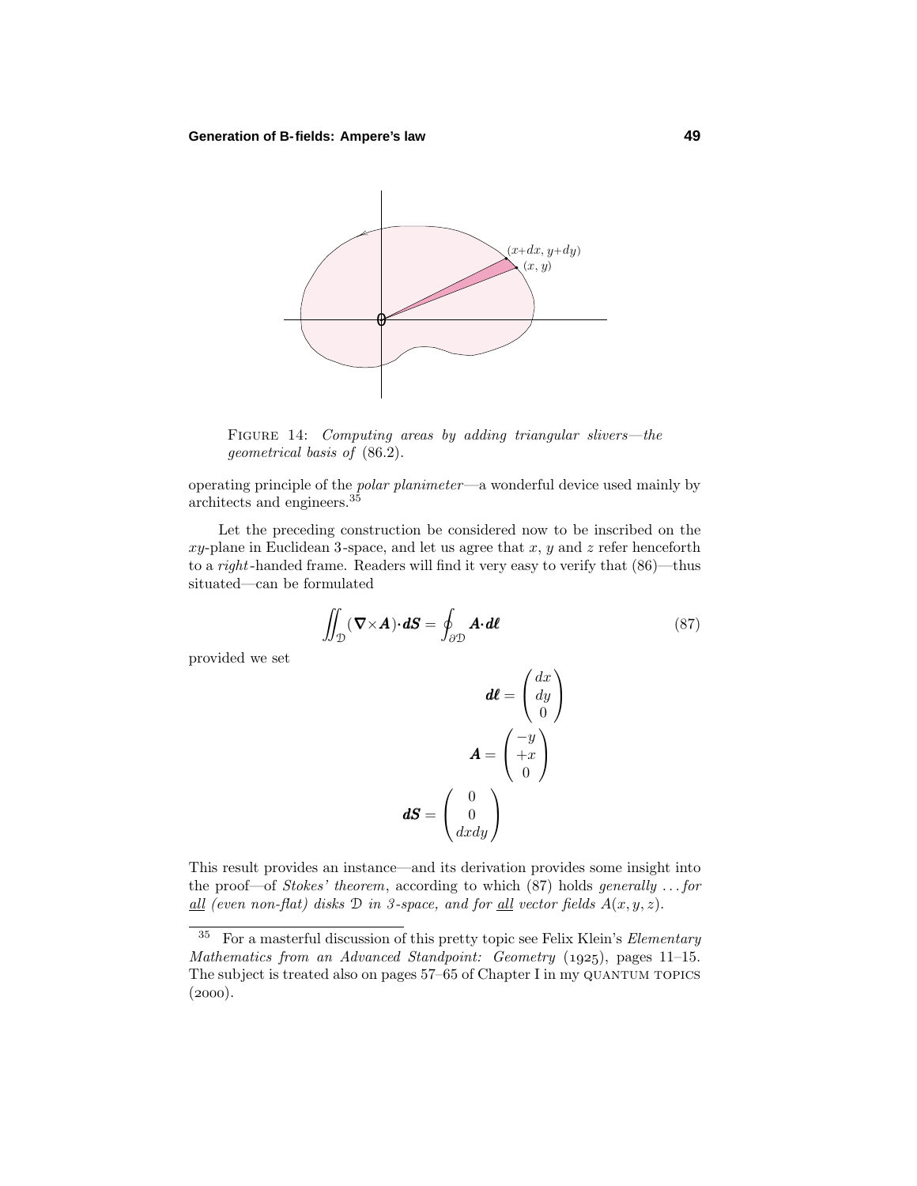FIGURE 14: *Computing areas by adding triangular slivers—the geometrical basis of* (86.2).

operating principle of the *polar planimeter*—a wonderful device used mainly by architects and engineers.[35]

Let the preceding construction be considered now to be inscribed on the $xy$-plane in Euclidean 3-space, and let us agree that $x$, $y$ and $z$ refer henceforth to a *right*-handed frame. Readers will find it very easy to verify that (86)—thus situated—can be formulated

$$\iint_{\mathcal{D}} (\boldsymbol{\nabla}\times\boldsymbol{A})\cdot\boldsymbol{dS} = \oint_{\partial\mathcal{D}} \boldsymbol{A}\cdot\boldsymbol{d\ell} \tag{87}$$

provided we set

$$\boldsymbol{d\ell} = \begin{pmatrix} dx \\ dy \\ 0 \end{pmatrix}$$

$$\boldsymbol{A} = \begin{pmatrix} -y \\ +x \\ 0 \end{pmatrix}$$

$$\boldsymbol{dS} = \begin{pmatrix} 0 \\ 0 \\ dxdy \end{pmatrix}$$

This result provides an instance—and its derivation provides some insight into the proof—of *Stokes' theorem*, according to which (87) holds *generally ... for* *all (even non-flat) disks $\mathcal{D}$ in 3-space, and for* *all vector fields $A(x, y, z)$.*

---

[35] For a masterful discussion of this pretty topic see Felix Klein's *Elementary Mathematics from an Advanced Standpoint: Geometry* (1925), pages 11–15. The subject is treated also on pages 57–65 of Chapter I in my QUANTUM TOPICS (2000).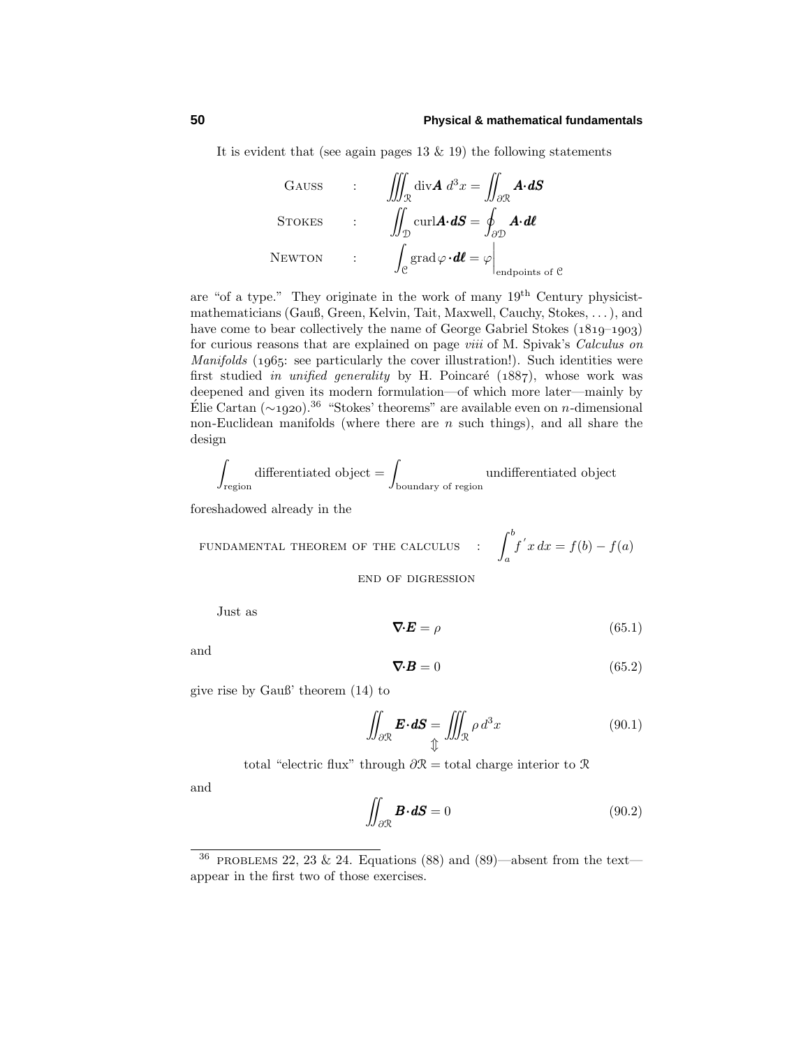It is evident that (see again pages 13 & 19) the following statements

$$
\begin{aligned}
\text{Gauss} \quad &: \quad \iiint_{\mathcal{R}} \text{div}\boldsymbol{A}\; d^3x = \iint_{\partial\mathcal{R}} \boldsymbol{A}\boldsymbol{\cdot}\boldsymbol{dS} \\
\text{Stokes} \quad &: \quad \iint_{\mathcal{D}} \text{curl}\boldsymbol{A}\boldsymbol{\cdot}\boldsymbol{dS} = \oint_{\partial\mathcal{D}} \boldsymbol{A}\boldsymbol{\cdot}\boldsymbol{d\ell} \\
\text{Newton} \quad &: \quad \int_{\mathcal{C}} \text{grad}\,\varphi\boldsymbol{\cdot}\boldsymbol{d\ell} = \varphi\Big|_{\text{endpoints of }\mathcal{C}}
\end{aligned}
$$

are "of a type." They originate in the work of many 19[th] Century physicist-mathematicians (Gauß, Green, Kelvin, Tait, Maxwell, Cauchy, Stokes, ...), and have come to bear collectively the name of George Gabriel Stokes (1819–1903) for curious reasons that are explained on page *viii* of M. Spivak's *Calculus on Manifolds* (1965: see particularly the cover illustration!). Such identities were first studied *in unified generality* by H. Poincaré (1887), whose work was deepened and given its modern formulation—of which more later—mainly by Élie Cartan (∼1920).[36] "Stokes' theorems" are available even on $n$-dimensional non-Euclidean manifolds (where there are $n$ such things), and all share the design

$$
\int_{\text{region}} \text{differentiated object} = \int_{\text{boundary of region}} \text{undifferentiated object}
$$

foreshadowed already in the

$$
\text{fundamental theorem of the calculus} \quad : \quad \int_a^b f^{\,\prime} x\, dx = f(b) - f(a)
$$

END OF DIGRESSION

Just as

$$
\boldsymbol{\nabla}\boldsymbol{\cdot}\boldsymbol{E} = \rho \tag{65.1}
$$

and

$$
\boldsymbol{\nabla}\boldsymbol{\cdot}\boldsymbol{B} = 0 \tag{65.2}
$$

give rise by Gauß' theorem (14) to

$$
\iint_{\partial\mathcal{R}} \boldsymbol{E}\boldsymbol{\cdot}\boldsymbol{dS} = \iiint_{\mathcal{R}} \rho\, d^3x \tag{90.1}
$$

$$
\Updownarrow
$$

total "electric flux" through $\partial\mathcal{R}$ = total charge interior to $\mathcal{R}$

and

$$
\iint_{\partial\mathcal{R}} \boldsymbol{B}\boldsymbol{\cdot}\boldsymbol{dS} = 0 \tag{90.2}
$$

---

[36] PROBLEMS 22, 23 & 24. Equations (88) and (89)—absent from the text—appear in the first two of those exercises.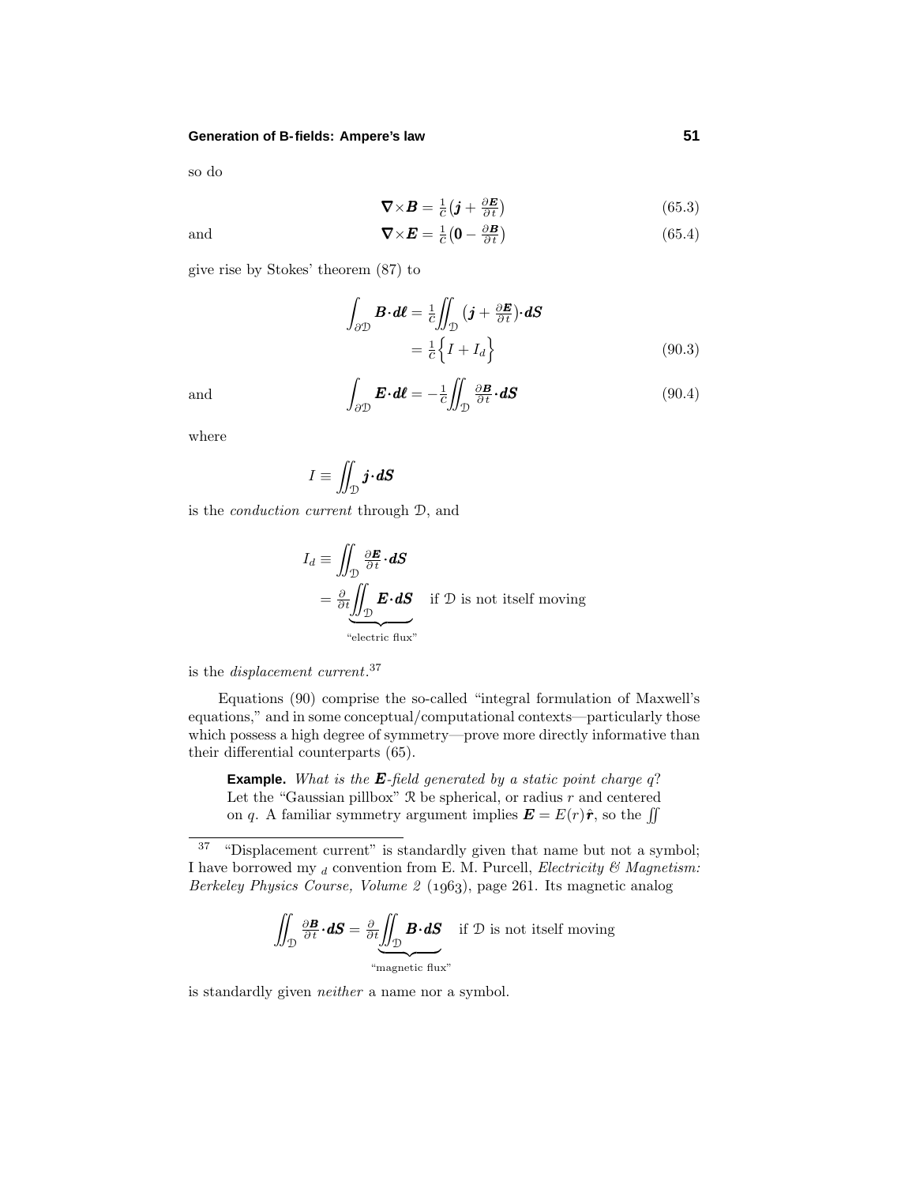so do

$$\boldsymbol{\nabla}\times\boldsymbol{B} = \tfrac{1}{c}\big(\boldsymbol{j} + \tfrac{\partial \boldsymbol{E}}{\partial t}\big) \tag{65.3}$$

and

$$\boldsymbol{\nabla}\times\boldsymbol{E} = \tfrac{1}{c}\big(\boldsymbol{0} - \tfrac{\partial \boldsymbol{B}}{\partial t}\big) \tag{65.4}$$

give rise by Stokes' theorem (87) to

$$\begin{aligned}\int_{\partial\mathcal{D}} \boldsymbol{B}\cdot\boldsymbol{d\ell} &= \tfrac{1}{c}\iint_{\mathcal{D}} \big(\boldsymbol{j} + \tfrac{\partial \boldsymbol{E}}{\partial t}\big)\cdot\boldsymbol{dS}\\ &= \tfrac{1}{c}\Big\{I + I_d\Big\}\end{aligned} \tag{90.3}$$

and

$$\int_{\partial\mathcal{D}} \boldsymbol{E}\cdot\boldsymbol{d\ell} = -\tfrac{1}{c}\iint_{\mathcal{D}} \tfrac{\partial \boldsymbol{B}}{\partial t}\cdot\boldsymbol{dS} \tag{90.4}$$

where

$$I \equiv \iint_{\mathcal{D}} \boldsymbol{j}\cdot\boldsymbol{dS}$$

is the *conduction current* through $\mathcal{D}$, and

$$\begin{aligned}I_d &\equiv \iint_{\mathcal{D}} \tfrac{\partial \boldsymbol{E}}{\partial t}\cdot\boldsymbol{dS}\\ &= \tfrac{\partial}{\partial t}\underbrace{\iint_{\mathcal{D}} \boldsymbol{E}\cdot\boldsymbol{dS}}_{\text{"electric flux"}} \quad \text{if } \mathcal{D} \text{ is not itself moving}\end{aligned}$$

is the *displacement current*.[37]

Equations (90) comprise the so-called "integral formulation of Maxwell's equations," and in some conceptual/computational contexts—particularly those which possess a high degree of symmetry—prove more directly informative than their differential counterparts (65).

> **Example.** *What is the $\boldsymbol{E}$-field generated by a static point charge $q$?* Let the "Gaussian pillbox" $\mathcal{R}$ be spherical, or radius $r$ and centered on $q$. A familiar symmetry argument implies $\boldsymbol{E} = E(r)\hat{\boldsymbol{r}}$, so the $\iint$

---

[37] "Displacement current" is standardly given that name but not a symbol; I have borrowed my $_d$ convention from E. M. Purcell, *Electricity & Magnetism: Berkeley Physics Course, Volume 2* (1963), page 261. Its magnetic analog

$$\iint_{\mathcal{D}} \tfrac{\partial \boldsymbol{B}}{\partial t}\cdot\boldsymbol{dS} = \tfrac{\partial}{\partial t}\underbrace{\iint_{\mathcal{D}} \boldsymbol{B}\cdot\boldsymbol{dS}}_{\text{"magnetic flux"}} \quad \text{if } \mathcal{D} \text{ is not itself moving}$$

is standardly given *neither* a name nor a symbol.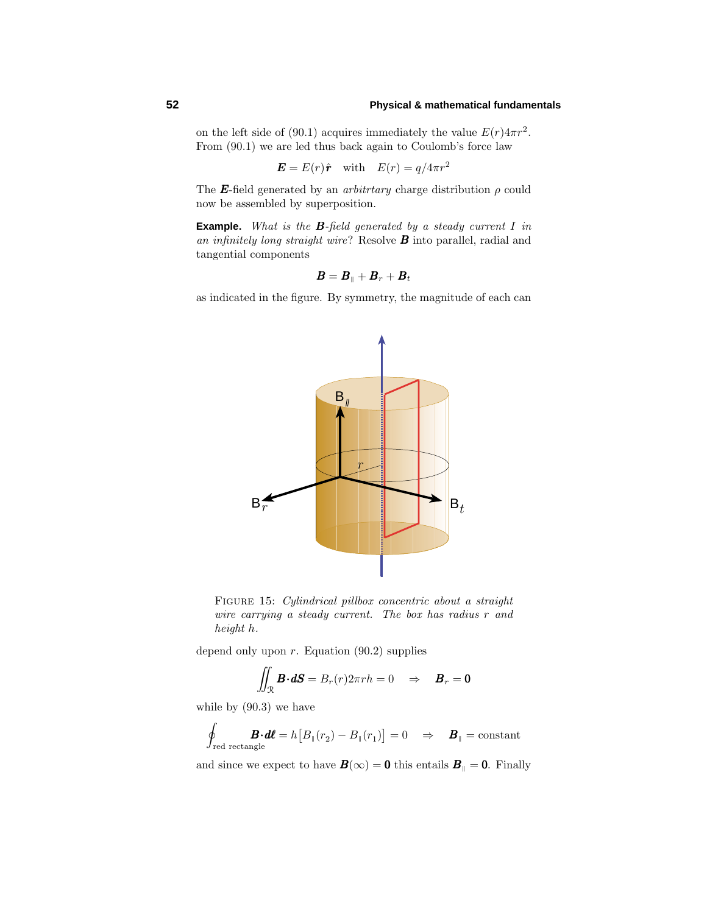on the left side of (90.1) acquires immediately the value $E(r)4\pi r^2$. From (90.1) we are led thus back again to Coulomb's force law

$$\boldsymbol{E} = E(r)\hat{\boldsymbol{r}} \quad \text{with} \quad E(r) = q/4\pi r^2$$

The $\boldsymbol{E}$-field generated by an *arbitrtary* charge distribution $\rho$ could now be assembled by superposition.

**Example.** *What is the $\boldsymbol{B}$-field generated by a steady current $I$ in an infinitely long straight wire?* Resolve $\boldsymbol{B}$ into parallel, radial and tangential components

$$\boldsymbol{B} = \boldsymbol{B}_{\parallel} + \boldsymbol{B}_r + \boldsymbol{B}_t$$

as indicated in the figure. By symmetry, the magnitude of each can

FIGURE 15: *Cylindrical pillbox concentric about a straight wire carrying a steady current. The box has radius $r$ and height $h$.*

depend only upon $r$. Equation (90.2) supplies

$$\iint_{\mathcal{R}} \boldsymbol{B} \cdot \boldsymbol{dS} = B_r(r) 2\pi r h = 0 \quad \Rightarrow \quad \boldsymbol{B}_r = \boldsymbol{0}$$

while by (90.3) we have

$$\oint_{\text{red rectangle}} \boldsymbol{B} \cdot \boldsymbol{d\ell} = h\big[B_{\parallel}(r_2) - B_{\parallel}(r_1)\big] = 0 \quad \Rightarrow \quad \boldsymbol{B}_{\parallel} = \text{constant}$$

and since we expect to have $\boldsymbol{B}(\infty) = \boldsymbol{0}$ this entails $\boldsymbol{B}_{\parallel} = \boldsymbol{0}$. Finally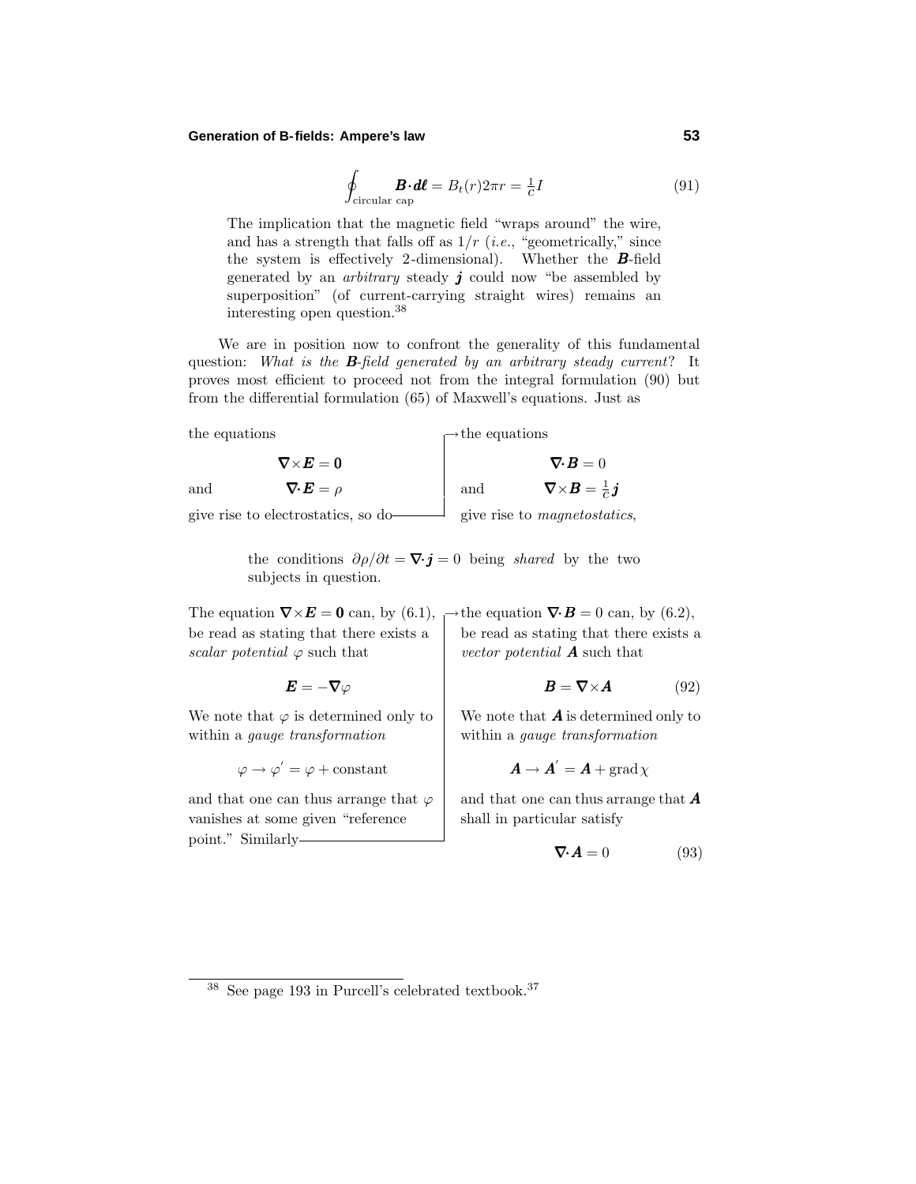$$\oint_{\text{circular cap}} \boldsymbol{B} \cdot d\boldsymbol{\ell} = B_t(r) 2\pi r = \tfrac{1}{c} I \tag{91}$$

The implication that the magnetic field "wraps around" the wire, and has a strength that falls off as $1/r$ (*i.e.*, "geometrically," since the system is effectively 2-dimensional). Whether the $\boldsymbol{B}$-field generated by an *arbitrary* steady $\boldsymbol{j}$ could now "be assembled by superposition" (of current-carrying straight wires) remains an interesting open question.[38]

We are in position now to confront the generality of this fundamental question: *What is the $\boldsymbol{B}$-field generated by an arbitrary steady current?* It proves most efficient to proceed not from the integral formulation (90) but from the differential formulation (65) of Maxwell's equations. Just as

the equations

$$\boldsymbol{\nabla} \times \boldsymbol{E} = \boldsymbol{0}$$

and

$$\boldsymbol{\nabla} \cdot \boldsymbol{E} = \rho$$

give rise to electrostatics, so do → the equations

$$\boldsymbol{\nabla} \cdot \boldsymbol{B} = 0$$

and

$$\boldsymbol{\nabla} \times \boldsymbol{B} = \tfrac{1}{c} \boldsymbol{j}$$

give rise to *magnetostatics*,

the conditions $\partial \rho / \partial t = \boldsymbol{\nabla} \cdot \boldsymbol{j} = 0$ being *shared* by the two subjects in question.

The equation $\boldsymbol{\nabla} \times \boldsymbol{E} = \boldsymbol{0}$ can, by (6.1), be read as stating that there exists a *scalar potential* $\varphi$ such that

$$\boldsymbol{E} = -\boldsymbol{\nabla} \varphi$$

We note that $\varphi$ is determined only to within a *gauge transformation*

$$\varphi \rightarrow \varphi' = \varphi + \text{constant}$$

and that one can thus arrange that $\varphi$ vanishes at some given "reference point." Similarly → the equation $\boldsymbol{\nabla} \cdot \boldsymbol{B} = 0$ can, by (6.2), be read as stating that there exists a *vector potential* $\boldsymbol{A}$ such that

$$\boldsymbol{B} = \boldsymbol{\nabla} \times \boldsymbol{A} \tag{92}$$

We note that $\boldsymbol{A}$ is determined only to within a *gauge transformation*

$$\boldsymbol{A} \rightarrow \boldsymbol{A}' = \boldsymbol{A} + \text{grad}\, \chi$$

and that one can thus arrange that $\boldsymbol{A}$ shall in particular satisfy

$$\boldsymbol{\nabla} \cdot \boldsymbol{A} = 0 \tag{93}$$

---

[38] See page 193 in Purcell's celebrated textbook.[37]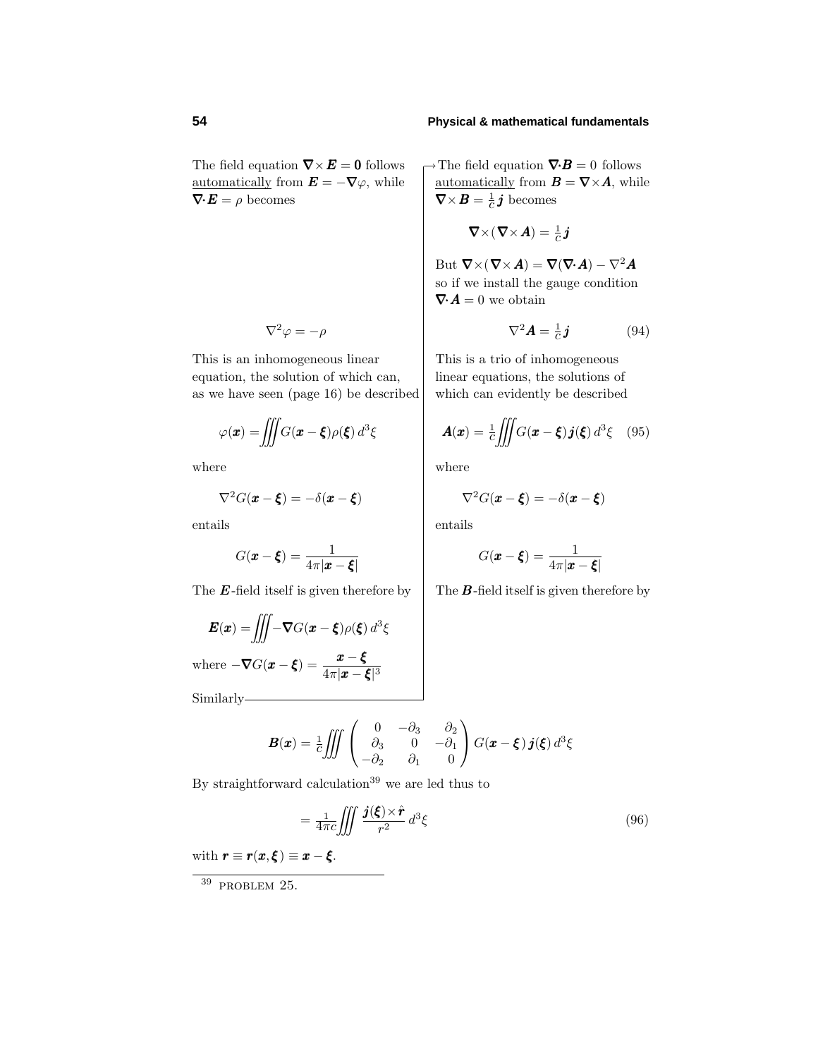The field equation $\boldsymbol{\nabla}\times\boldsymbol{E} = \boldsymbol{0}$ follows <u>automatically</u> from $\boldsymbol{E} = -\boldsymbol{\nabla}\varphi$, while $\boldsymbol{\nabla}\cdot\boldsymbol{E} = \rho$ becomes

$$\nabla^2\varphi = -\rho$$

This is an inhomogeneous linear equation, the solution of which can, as we have seen (page 16) be described

$$\varphi(\boldsymbol{x}) = \iiint G(\boldsymbol{x}-\boldsymbol{\xi})\rho(\boldsymbol{\xi})\,d^3\xi$$

where

$$\nabla^2 G(\boldsymbol{x}-\boldsymbol{\xi}) = -\delta(\boldsymbol{x}-\boldsymbol{\xi})$$

entails

$$G(\boldsymbol{x}-\boldsymbol{\xi}) = \frac{1}{4\pi|\boldsymbol{x}-\boldsymbol{\xi}|}$$

The $\boldsymbol{E}$-field itself is given therefore by

$$\boldsymbol{E}(\boldsymbol{x}) = \iiint -\boldsymbol{\nabla}G(\boldsymbol{x}-\boldsymbol{\xi})\rho(\boldsymbol{\xi})\,d^3\xi$$

where $-\boldsymbol{\nabla}G(\boldsymbol{x}-\boldsymbol{\xi}) = \dfrac{\boldsymbol{x}-\boldsymbol{\xi}}{4\pi|\boldsymbol{x}-\boldsymbol{\xi}|^3}$

Similarly

The field equation $\boldsymbol{\nabla}\cdot\boldsymbol{B} = 0$ follows <u>automatically</u> from $\boldsymbol{B} = \boldsymbol{\nabla}\times\boldsymbol{A}$, while $\boldsymbol{\nabla}\times\boldsymbol{B} = \frac{1}{c}\boldsymbol{j}$ becomes

$$\boldsymbol{\nabla}\times(\boldsymbol{\nabla}\times\boldsymbol{A}) = \tfrac{1}{c}\boldsymbol{j}$$

But $\boldsymbol{\nabla}\times(\boldsymbol{\nabla}\times\boldsymbol{A}) = \boldsymbol{\nabla}(\boldsymbol{\nabla}\cdot\boldsymbol{A}) - \nabla^2\boldsymbol{A}$ so if we install the gauge condition $\boldsymbol{\nabla}\cdot\boldsymbol{A} = 0$ we obtain

$$\nabla^2\boldsymbol{A} = \tfrac{1}{c}\boldsymbol{j} \tag{94}$$

This is a trio of inhomogeneous linear equations, the solutions of which can evidently be described

$$\boldsymbol{A}(\boldsymbol{x}) = \tfrac{1}{c}\iiint G(\boldsymbol{x}-\boldsymbol{\xi})\,\boldsymbol{j}(\boldsymbol{\xi})\,d^3\xi \tag{95}$$

where

$$\nabla^2 G(\boldsymbol{x}-\boldsymbol{\xi}) = -\delta(\boldsymbol{x}-\boldsymbol{\xi})$$

entails

$$G(\boldsymbol{x}-\boldsymbol{\xi}) = \frac{1}{4\pi|\boldsymbol{x}-\boldsymbol{\xi}|}$$

The $\boldsymbol{B}$-field itself is given therefore by

$$\boldsymbol{B}(\boldsymbol{x}) = \tfrac{1}{c}\iiint \begin{pmatrix} 0 & -\partial_3 & \partial_2 \\ \partial_3 & 0 & -\partial_1 \\ -\partial_2 & \partial_1 & 0 \end{pmatrix} G(\boldsymbol{x}-\boldsymbol{\xi})\,\boldsymbol{j}(\boldsymbol{\xi})\,d^3\xi$$

By straightforward calculation[39] we are led thus to

$$= \tfrac{1}{4\pi c}\iiint \frac{\boldsymbol{j}(\boldsymbol{\xi})\times\hat{\boldsymbol{r}}}{r^2}\,d^3\xi \tag{96}$$

with $\boldsymbol{r} \equiv \boldsymbol{r}(\boldsymbol{x},\boldsymbol{\xi}) \equiv \boldsymbol{x}-\boldsymbol{\xi}$.

---

[39] PROBLEM 25.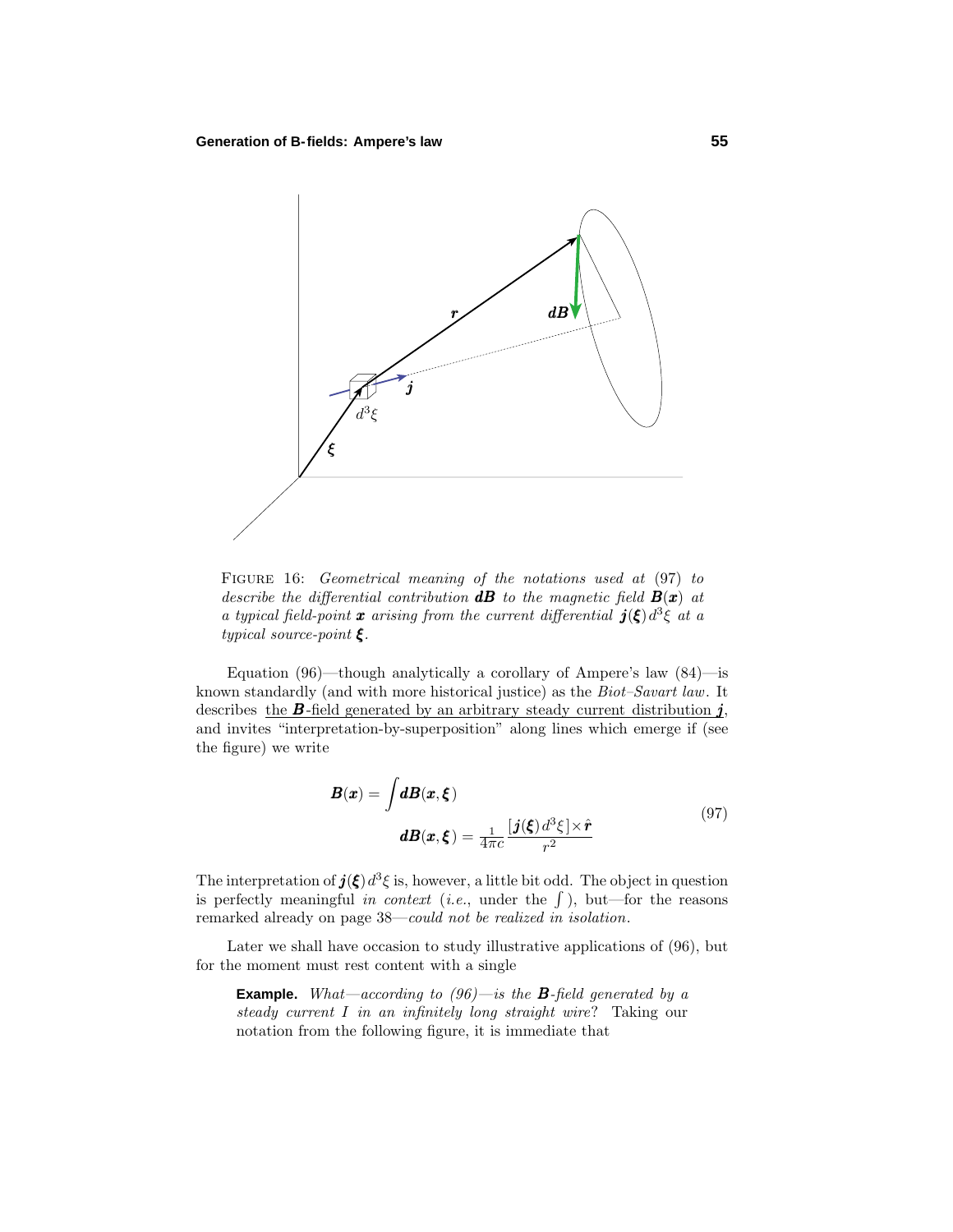FIGURE 16: *Geometrical meaning of the notations used at* (97) *to describe the differential contribution* $\boldsymbol{dB}$ *to the magnetic field* $\boldsymbol{B}(\boldsymbol{x})$ *at a typical field-point* $\boldsymbol{x}$ *arising from the current differential* $\boldsymbol{j}(\boldsymbol{\xi})\,d^3\xi$ *at a typical source-point* $\boldsymbol{\xi}$.

Equation (96)—though analytically a corollary of Ampere's law (84)—is known standardly (and with more historical justice) as the *Biot–Savart law*. It describes the $\boldsymbol{B}$-field generated by an arbitrary steady current distribution $\boldsymbol{j}$, and invites "interpretation-by-superposition" along lines which emerge if (see the figure) we write

$$
\begin{aligned}
\boldsymbol{B}(\boldsymbol{x}) &= \int \boldsymbol{dB}(\boldsymbol{x},\boldsymbol{\xi}) \\
\boldsymbol{dB}(\boldsymbol{x},\boldsymbol{\xi}) &= \tfrac{1}{4\pi c}\frac{[\boldsymbol{j}(\boldsymbol{\xi})\,d^3\xi]\times\hat{\boldsymbol{r}}}{r^2}
\end{aligned}
\tag{97}
$$

The interpretation of $\boldsymbol{j}(\boldsymbol{\xi})\,d^3\xi$ is, however, a little bit odd. The object in question is perfectly meaningful *in context* (*i.e.*, under the $\int$), but—for the reasons remarked already on page 38—*could not be realized in isolation*.

Later we shall have occasion to study illustrative applications of (96), but for the moment must rest content with a single

**Example.** *What—according to (96)—is the* $\boldsymbol{B}$*-field generated by a steady current I in an infinitely long straight wire*? Taking our notation from the following figure, it is immediate that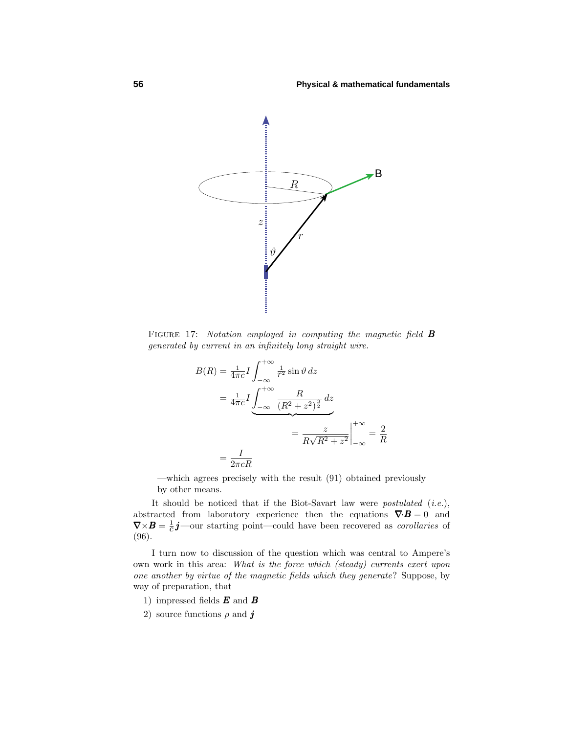FIGURE 17: *Notation employed in computing the magnetic field* $\boldsymbol{B}$ *generated by current in an infinitely long straight wire.*

$$
\begin{aligned}
B(R) &= \tfrac{1}{4\pi c} I \int_{-\infty}^{+\infty} \tfrac{1}{r^2} \sin\vartheta \, dz \\
&= \tfrac{1}{4\pi c} I \underbrace{\int_{-\infty}^{+\infty} \frac{R}{(R^2+z^2)^{\frac{3}{2}}}\, dz}_{\displaystyle = \frac{z}{R\sqrt{R^2+z^2}}\Big|_{-\infty}^{+\infty} = \frac{2}{R}} \\
&= \frac{I}{2\pi c R}
\end{aligned}
$$

—which agrees precisely with the result (91) obtained previously by other means.

It should be noticed that if the Biot-Savart law were *postulated* (*i.e.*), abstracted from laboratory experience then the equations $\boldsymbol{\nabla}\cdot\boldsymbol{B} = 0$ and $\boldsymbol{\nabla}\times\boldsymbol{B} = \frac{1}{c}\boldsymbol{j}$—our starting point—could have been recovered as *corollaries* of (96).

I turn now to discussion of the question which was central to Ampere's own work in this area: *What is the force which (steady) currents exert upon one another by virtue of the magnetic fields which they generate*? Suppose, by way of preparation, that

1) impressed fields $\boldsymbol{E}$ and $\boldsymbol{B}$
2) source functions $\rho$ and $\boldsymbol{j}$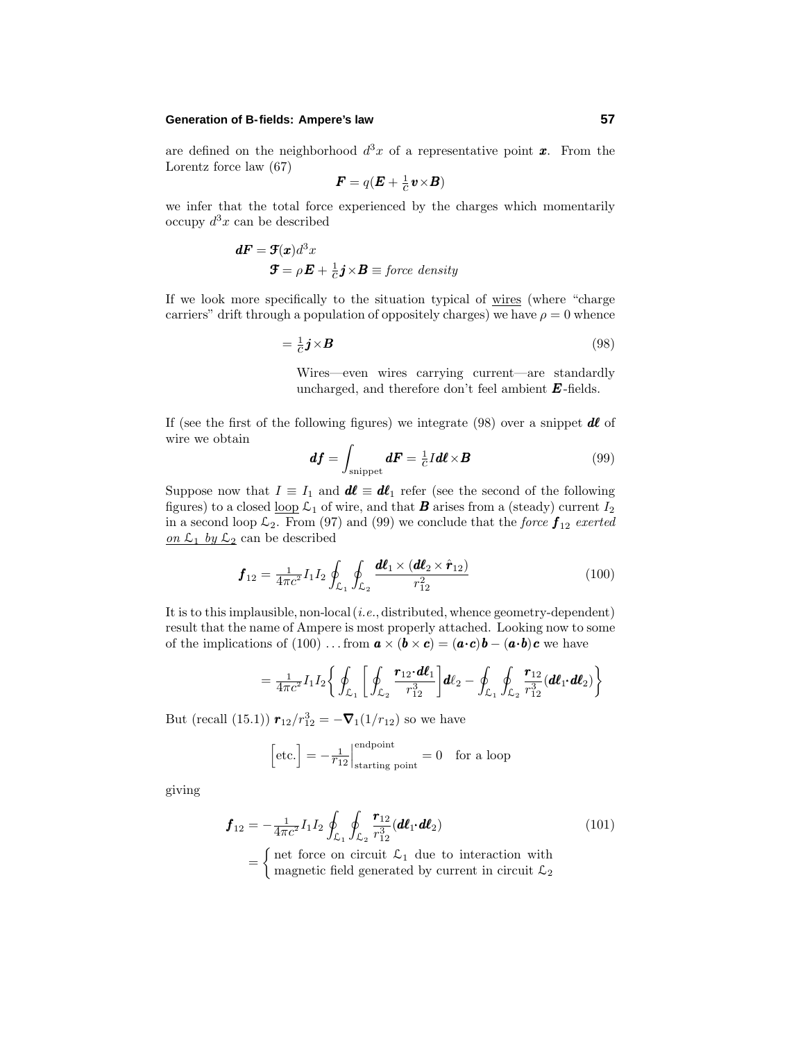are defined on the neighborhood $d^3x$ of a representative point $\boldsymbol{x}$. From the Lorentz force law (67)

$$\boldsymbol{F} = q(\boldsymbol{E} + \tfrac{1}{c}\boldsymbol{v}\times\boldsymbol{B})$$

we infer that the total force experienced by the charges which momentarily occupy $d^3x$ can be described

$$\begin{aligned}\boldsymbol{dF} &= \boldsymbol{\mathfrak{F}}(\boldsymbol{x})d^3x\\ \boldsymbol{\mathfrak{F}} &= \rho\boldsymbol{E} + \tfrac{1}{c}\boldsymbol{j}\times\boldsymbol{B} \equiv \textit{force density}\end{aligned}$$

If we look more specifically to the situation typical of <u>wires</u> (where "charge carriers" drift through a population of oppositely charges) we have $\rho = 0$ whence

$$= \tfrac{1}{c}\boldsymbol{j}\times\boldsymbol{B} \tag{98}$$

> Wires—even wires carrying current—are standardly uncharged, and therefore don't feel ambient $\boldsymbol{E}$-fields.

If (see the first of the following figures) we integrate (98) over a snippet $\boldsymbol{d\ell}$ of wire we obtain

$$\boldsymbol{df} = \int_{\text{snippet}} \boldsymbol{dF} = \tfrac{1}{c}I\boldsymbol{d\ell}\times\boldsymbol{B} \tag{99}$$

Suppose now that $I \equiv I_1$ and $\boldsymbol{d\ell} \equiv \boldsymbol{d\ell}_1$ refer (see the second of the following figures) to a closed <u>loop</u> $\mathcal{L}_1$ of wire, and that $\boldsymbol{B}$ arises from a (steady) current $I_2$ in a second loop $\mathcal{L}_2$. From (97) and (99) we conclude that the *force* $\boldsymbol{f}_{12}$ *exerted <u>on $\mathcal{L}_1$ by $\mathcal{L}_2$</u>* can be described

$$\boldsymbol{f}_{12} = \tfrac{1}{4\pi c^2}I_1 I_2 \oint_{\mathcal{L}_1}\oint_{\mathcal{L}_2} \frac{\boldsymbol{d\ell}_1\times(\boldsymbol{d\ell}_2\times\hat{\boldsymbol{r}}_{12})}{r_{12}^2} \tag{100}$$

It is to this implausible, non-local (*i.e.*, distributed, whence geometry-dependent) result that the name of Ampere is most properly attached. Looking now to some of the implications of (100) ... from $\boldsymbol{a}\times(\boldsymbol{b}\times\boldsymbol{c}) = (\boldsymbol{a}\cdot\boldsymbol{c})\boldsymbol{b} - (\boldsymbol{a}\cdot\boldsymbol{b})\boldsymbol{c}$ we have

$$= \tfrac{1}{4\pi c^2}I_1 I_2 \left\{ \oint_{\mathcal{L}_1}\left[\oint_{\mathcal{L}_2}\frac{\boldsymbol{r}_{12}\cdot\boldsymbol{d\ell}_1}{r_{12}^3}\right]\boldsymbol{d}\ell_2 - \oint_{\mathcal{L}_1}\oint_{\mathcal{L}_2}\frac{\boldsymbol{r}_{12}}{r_{12}^3}(\boldsymbol{d\ell}_1\cdot\boldsymbol{d\ell}_2)\right\}$$

But (recall (15.1)) $\boldsymbol{r}_{12}/r_{12}^3 = -\boldsymbol{\nabla}_1(1/r_{12})$ so we have

$$\Big[\text{etc.}\Big] = -\tfrac{1}{r_{12}}\Big|_{\text{starting point}}^{\text{endpoint}} = 0 \quad \text{for a loop}$$

giving

$$\begin{aligned}\boldsymbol{f}_{12} &= -\tfrac{1}{4\pi c^2}I_1 I_2 \oint_{\mathcal{L}_1}\oint_{\mathcal{L}_2}\frac{\boldsymbol{r}_{12}}{r_{12}^3}(\boldsymbol{d\ell}_1\cdot\boldsymbol{d\ell}_2) \\ &= \begin{cases}\text{net force on circuit } \mathcal{L}_1 \text{ due to interaction with}\\ \text{magnetic field generated by current in circuit } \mathcal{L}_2\end{cases}\end{aligned} \tag{101}$$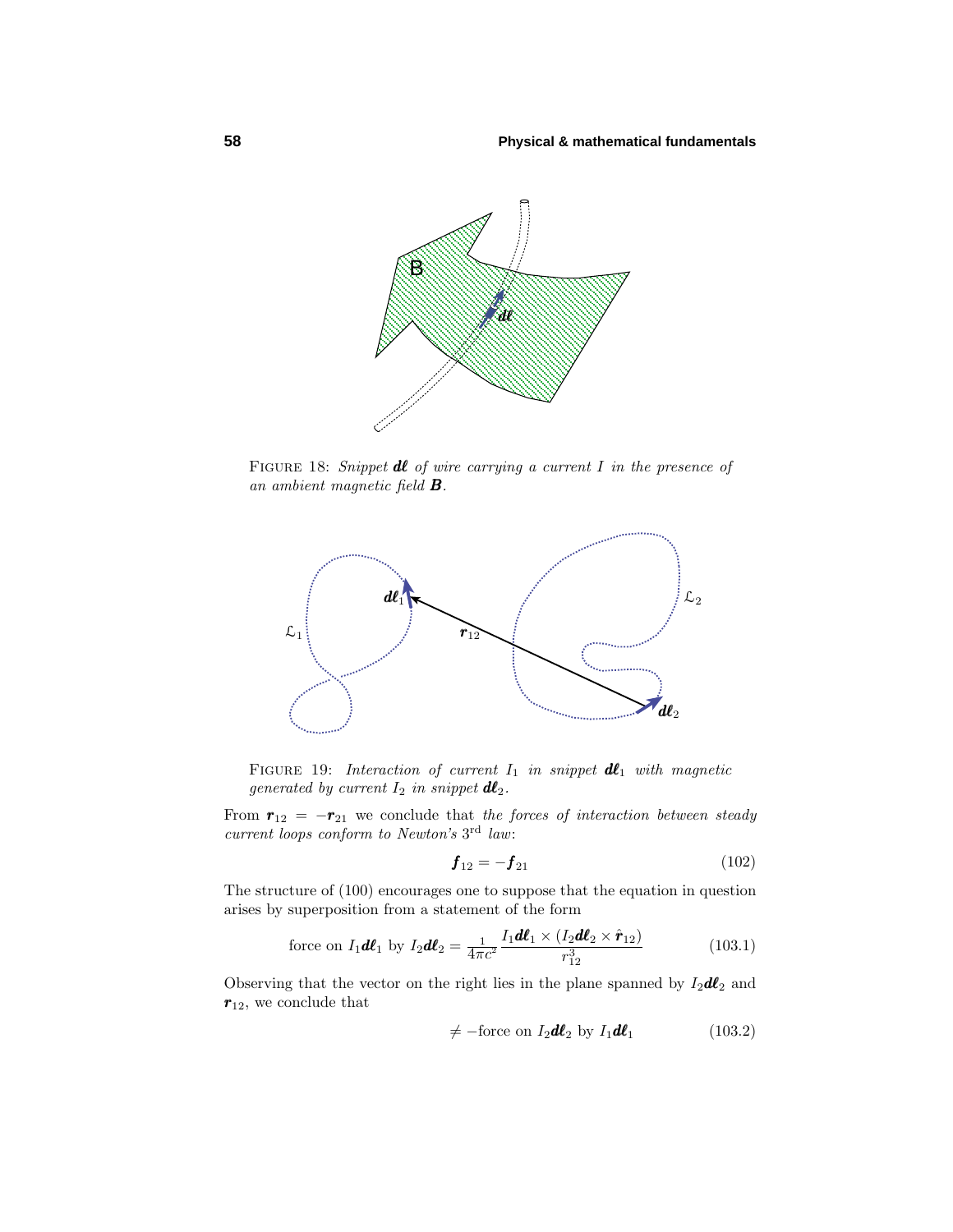FIGURE 18: *Snippet $\boldsymbol{d\ell}$ of wire carrying a current $I$ in the presence of an ambient magnetic field $\boldsymbol{B}$.*

FIGURE 19: *Interaction of current $I_1$ in snippet $\boldsymbol{d\ell}_1$ with magnetic generated by current $I_2$ in snippet $\boldsymbol{d\ell}_2$.*

From $\boldsymbol{r}_{12} = -\boldsymbol{r}_{21}$ we conclude that *the forces of interaction between steady current loops conform to Newton's* $3^{\text{rd}}$ *law*:

$$\boldsymbol{f}_{12} = -\boldsymbol{f}_{21} \tag{102}$$

The structure of (100) encourages one to suppose that the equation in question arises by superposition from a statement of the form

$$\text{force on } I_1\boldsymbol{d\ell}_1 \text{ by } I_2\boldsymbol{d\ell}_2 = \tfrac{1}{4\pi c^2}\frac{I_1\boldsymbol{d\ell}_1 \times (I_2\boldsymbol{d\ell}_2 \times \hat{\boldsymbol{r}}_{12})}{r_{12}^3} \tag{103.1}$$

Observing that the vector on the right lies in the plane spanned by $I_2\boldsymbol{d\ell}_2$ and $\boldsymbol{r}_{12}$, we conclude that

$$\neq -\text{force on } I_2\boldsymbol{d\ell}_2 \text{ by } I_1\boldsymbol{d\ell}_1 \tag{103.2}$$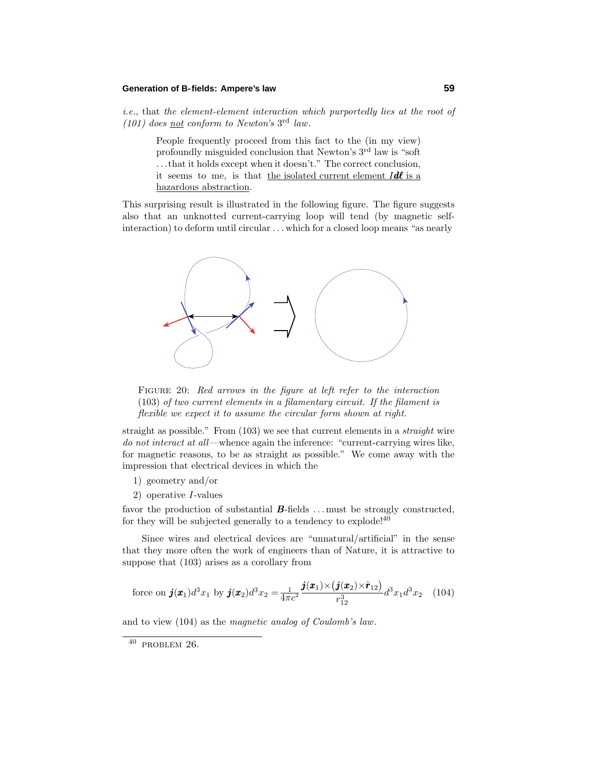*i.e.*, that *the element-element interaction which purportedly lies at the root of (101) does not conform to Newton's* $3^{\text{rd}}$ *law*.

> People frequently proceed from this fact to the (in my view) profoundly misguided conclusion that Newton's $3^{\text{rd}}$ law is "soft . . . that it holds except when it doesn't." The correct conclusion, it seems to me, is that the isolated current element $I\boldsymbol{d\ell}$ is a hazardous abstraction.

This surprising result is illustrated in the following figure. The figure suggests also that an unknotted current-carrying loop will tend (by magnetic self-interaction) to deform until circular . . . which for a closed loop means "as nearly straight as possible." From (103) we see that current elements in a *straight* wire *do not interact at all*—whence again the inference: "current-carrying wires like, for magnetic reasons, to be as straight as possible." We come away with the impression that electrical devices in which the

1) geometry and/or
2) operative $I$-values

favor the production of substantial $\boldsymbol{B}$-fields . . . must be strongly constructed, for they will be subjected generally to a tendency to explode![40]

FIGURE 20: *Red arrows in the figure at left refer to the interaction* (103) *of two current elements in a filamentary circuit. If the filament is flexible we expect it to assume the circular form shown at right.*

Since wires and electrical devices are "unnatural/artificial" in the sense that they more often the work of engineers than of Nature, it is attractive to suppose that (103) arises as a corollary from

$$\text{force on } \boldsymbol{j}(\boldsymbol{x}_1)d^3x_1 \text{ by } \boldsymbol{j}(\boldsymbol{x}_2)d^3x_2 = \frac{1}{4\pi c^2}\frac{\boldsymbol{j}(\boldsymbol{x}_1)\times\big(\boldsymbol{j}(\boldsymbol{x}_2)\times\hat{\boldsymbol{r}}_{12}\big)}{r_{12}^3}d^3x_1 d^3x_2 \quad (104)$$

and to view (104) as the *magnetic analog of Coulomb's law*.

---

[40] PROBLEM 26.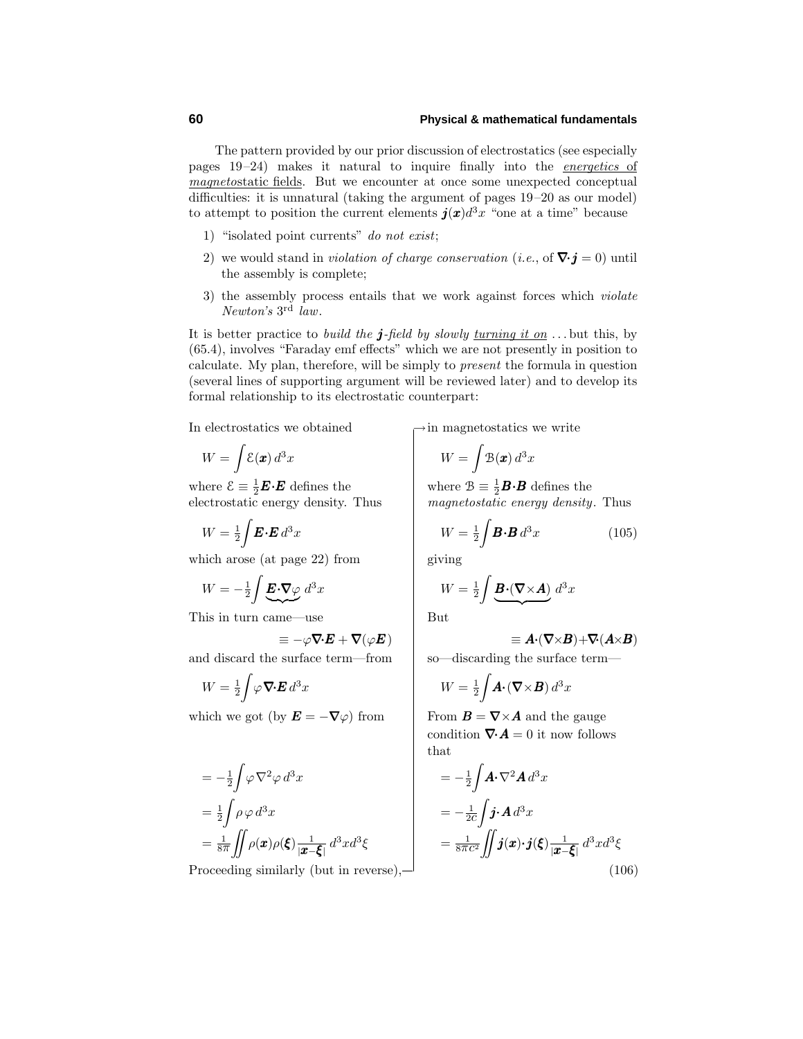The pattern provided by our prior discussion of electrostatics (see especially pages 19–24) makes it natural to inquire finally into the <u>*energetics* of *magneto*static fields</u>. But we encounter at once some unexpected conceptual difficulties: it is unnatural (taking the argument of pages 19–20 as our model) to attempt to position the current elements $\boldsymbol{j}(\boldsymbol{x})d^3x$ "one at a time" because

1) "isolated point currents" *do not exist*;
2) we would stand in *violation of charge conservation* (*i.e.*, of $\boldsymbol{\nabla\cdot j}=0$) until the assembly is complete;
3) the assembly process entails that we work against forces which *violate Newton's* 3rd *law*.

It is better practice to *build the* $\boldsymbol{j}$*-field by slowly* <u>*turning it on*</u> . . . but this, by (65.4), involves "Faraday emf effects" which we are not presently in position to calculate. My plan, therefore, will be simply to *present* the formula in question (several lines of supporting argument will be reviewed later) and to develop its formal relationship to its electrostatic counterpart:

In electrostatics we obtained

$$W=\int \mathcal{E}(\boldsymbol{x})\,d^3x$$

where $\mathcal{E}\equiv\frac{1}{2}\boldsymbol{E\cdot E}$ defines the electrostatic energy density. Thus

$$W=\tfrac{1}{2}\int \boldsymbol{E\cdot E}\,d^3x$$

which arose (at page 22) from

$$W=-\tfrac{1}{2}\int \underbrace{\boldsymbol{E\cdot\nabla}\varphi}\,d^3x$$

This in turn came—use

$$\equiv -\varphi\boldsymbol{\nabla\cdot E}+\boldsymbol{\nabla}(\varphi\boldsymbol{E})$$

and discard the surface term—from

$$W=\tfrac{1}{2}\int \varphi\,\boldsymbol{\nabla\cdot E}\,d^3x$$

which we got (by $\boldsymbol{E}=-\boldsymbol{\nabla}\varphi$) from

$$
\begin{aligned}
&=-\tfrac{1}{2}\int \varphi\,\nabla^2\varphi\,d^3x\\
&=\tfrac{1}{2}\int \rho\,\varphi\,d^3x\\
&=\tfrac{1}{8\pi}\iint \rho(\boldsymbol{x})\rho(\boldsymbol{\xi})\tfrac{1}{|\boldsymbol{x}-\boldsymbol{\xi}|}\,d^3x\,d^3\xi
\end{aligned}
$$

Proceeding similarly (but in reverse), → in magnetostatics we write

$$W=\int \mathcal{B}(\boldsymbol{x})\,d^3x$$

where $\mathcal{B}\equiv\frac{1}{2}\boldsymbol{B\cdot B}$ defines the *magnetostatic energy density*. Thus

$$W=\tfrac{1}{2}\int \boldsymbol{B\cdot B}\,d^3x \tag{105}$$

giving

$$W=\tfrac{1}{2}\int \underbrace{\boldsymbol{B\cdot}(\boldsymbol{\nabla\times A})}\,d^3x$$

But

$$\equiv \boldsymbol{A\cdot}(\boldsymbol{\nabla\times B})+\boldsymbol{\nabla\cdot}(\boldsymbol{A\times B})$$

so—discarding the surface term—

$$W=\tfrac{1}{2}\int \boldsymbol{A\cdot}(\boldsymbol{\nabla\times B})\,d^3x$$

From $\boldsymbol{B}=\boldsymbol{\nabla\times A}$ and the gauge condition $\boldsymbol{\nabla\cdot A}=0$ it now follows that

$$
\begin{aligned}
&=-\tfrac{1}{2}\int \boldsymbol{A\cdot}\nabla^2\boldsymbol{A}\,d^3x\\
&=-\tfrac{1}{2c}\int \boldsymbol{j\cdot A}\,d^3x\\
&=\tfrac{1}{8\pi c^2}\iint \boldsymbol{j}(\boldsymbol{x})\boldsymbol{\cdot j}(\boldsymbol{\xi})\tfrac{1}{|\boldsymbol{x}-\boldsymbol{\xi}|}\,d^3x\,d^3\xi
\end{aligned}
\tag{106}
$$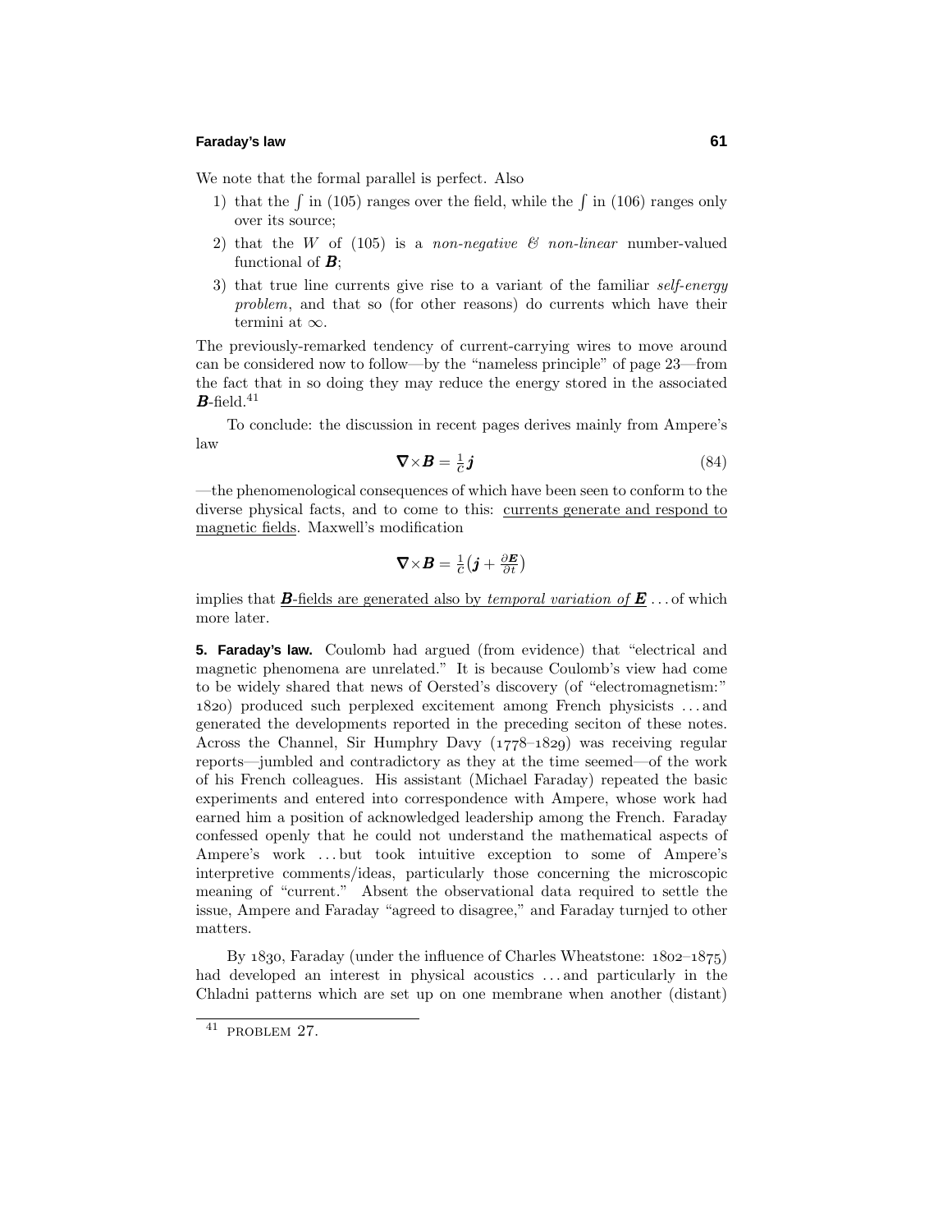We note that the formal parallel is perfect. Also

1) that the $\int$ in (105) ranges over the field, while the $\int$ in (106) ranges only over its source;
2) that the $W$ of (105) is a *non-negative & non-linear* number-valued functional of $\boldsymbol{B}$;
3) that true line currents give rise to a variant of the familiar *self-energy problem*, and that so (for other reasons) do currents which have their termini at $\infty$.

The previously-remarked tendency of current-carrying wires to move around can be considered now to follow—by the "nameless principle" of page 23—from the fact that in so doing they may reduce the energy stored in the associated $\boldsymbol{B}$-field.[41]

To conclude: the discussion in recent pages derives mainly from Ampere's law

$$\boldsymbol{\nabla}\times\boldsymbol{B} = \tfrac{1}{c}\boldsymbol{j} \tag{84}$$

—the phenomenological consequences of which have been seen to conform to the diverse physical facts, and to come to this: <u>currents generate and respond to magnetic fields</u>. Maxwell's modification

$$\boldsymbol{\nabla}\times\boldsymbol{B} = \tfrac{1}{c}\big(\boldsymbol{j} + \tfrac{\partial \boldsymbol{E}}{\partial t}\big)$$

implies that <u>$\boldsymbol{B}$-fields are generated also by *temporal variation of* $\boldsymbol{E}$</u> ... of which more later.

**5. Faraday's law.** Coulomb had argued (from evidence) that "electrical and magnetic phenomena are unrelated." It is because Coulomb's view had come to be widely shared that news of Oersted's discovery (of "electromagnetism:" 1820) produced such perplexed excitement among French physicists ... and generated the developments reported in the preceding seciton of these notes. Across the Channel, Sir Humphry Davy (1778–1829) was receiving regular reports—jumbled and contradictory as they at the time seemed—of the work of his French colleagues. His assistant (Michael Faraday) repeated the basic experiments and entered into correspondence with Ampere, whose work had earned him a position of acknowledged leadership among the French. Faraday confessed openly that he could not understand the mathematical aspects of Ampere's work ... but took intuitive exception to some of Ampere's interpretive comments/ideas, particularly those concerning the microscopic meaning of "current." Absent the observational data required to settle the issue, Ampere and Faraday "agreed to disagree," and Faraday turnjed to other matters.

By 1830, Faraday (under the influence of Charles Wheatstone: 1802–1875) had developed an interest in physical acoustics ... and particularly in the Chladni patterns which are set up on one membrane when another (distant)

---

[41] PROBLEM 27.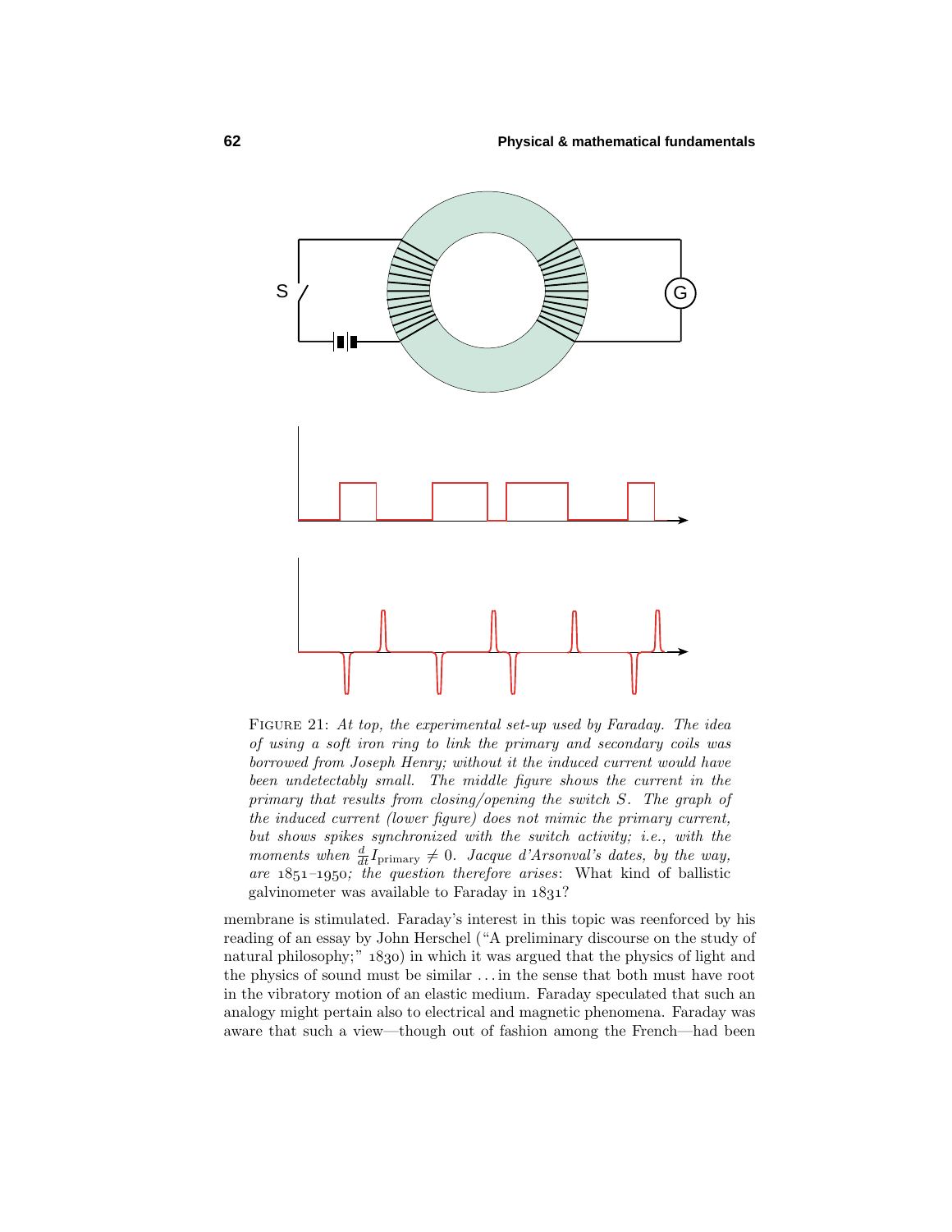FIGURE 21: *At top, the experimental set-up used by Faraday. The idea of using a soft iron ring to link the primary and secondary coils was borrowed from Joseph Henry; without it the induced current would have been undetectably small. The middle figure shows the current in the primary that results from closing/opening the switch S. The graph of the induced current (lower figure) does not mimic the primary current, but shows spikes synchronized with the switch activity; i.e., with the moments when* $\frac{d}{dt}I_{\text{primary}} \neq 0$. *Jacque d'Arsonval's dates, by the way, are 1851–1950; the question therefore arises*: What kind of ballistic galvinometer was available to Faraday in 1831?

membrane is stimulated. Faraday's interest in this topic was reenforced by his reading of an essay by John Herschel ("A preliminary discourse on the study of natural philosophy;" 1830) in which it was argued that the physics of light and the physics of sound must be similar . . . in the sense that both must have root in the vibratory motion of an elastic medium. Faraday speculated that such an analogy might pertain also to electrical and magnetic phenomena. Faraday was aware that such a view—though out of fashion among the French—had been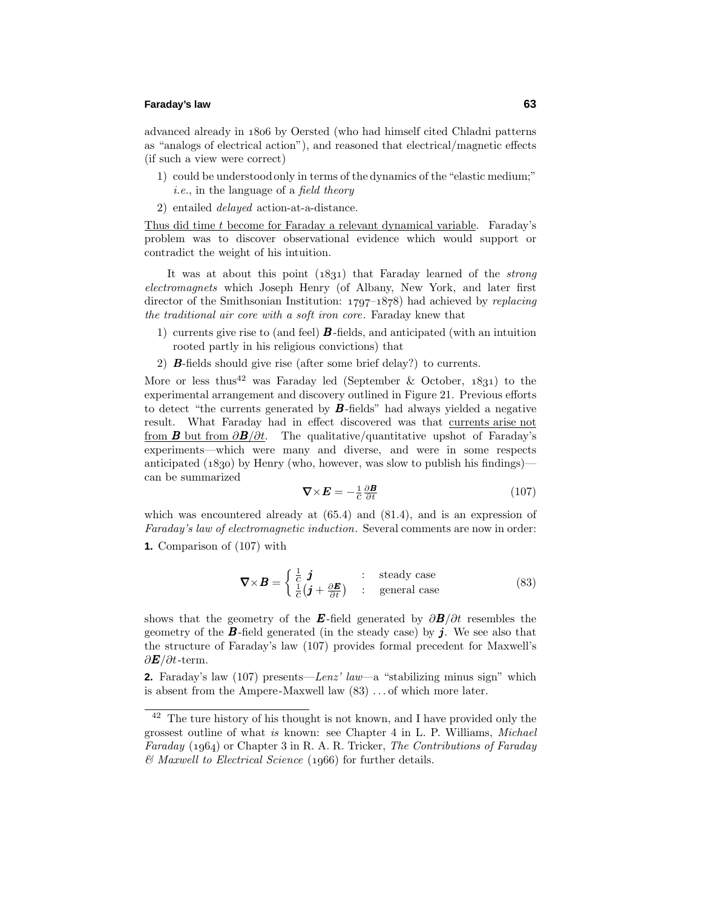advanced already in 1806 by Oersted (who had himself cited Chladni patterns as "analogs of electrical action"), and reasoned that electrical/magnetic effects (if such a view were correct)

1) could be understood only in terms of the dynamics of the "elastic medium;" *i.e.*, in the language of a *field theory*
2) entailed *delayed* action-at-a-distance.

Thus did time $t$ become for Faraday a relevant dynamical variable. Faraday's problem was to discover observational evidence which would support or contradict the weight of his intuition.

It was at about this point (1831) that Faraday learned of the *strong electromagnets* which Joseph Henry (of Albany, New York, and later first director of the Smithsonian Institution: 1797–1878) had achieved by *replacing the traditional air core with a soft iron core*. Faraday knew that

1) currents give rise to (and feel) $\boldsymbol{B}$-fields, and anticipated (with an intuition rooted partly in his religious convictions) that
2) $\boldsymbol{B}$-fields should give rise (after some brief delay?) to currents.

More or less thus[42] was Faraday led (September & October, 1831) to the experimental arrangement and discovery outlined in Figure 21. Previous efforts to detect "the currents generated by $\boldsymbol{B}$-fields" had always yielded a negative result. What Faraday had in effect discovered was that currents arise not from $\boldsymbol{B}$ but from $\partial\boldsymbol{B}/\partial t$. The qualitative/quantitative upshot of Faraday's experiments—which were many and diverse, and were in some respects anticipated (1830) by Henry (who, however, was slow to publish his findings)—can be summarized

$$\boldsymbol{\nabla}\times\boldsymbol{E} = -\tfrac{1}{c}\tfrac{\partial\boldsymbol{B}}{\partial t} \tag{107}$$

which was encountered already at (65.4) and (81.4), and is an expression of *Faraday's law of electromagnetic induction*. Several comments are now in order:

**1.** Comparison of (107) with

$$\boldsymbol{\nabla}\times\boldsymbol{B} = \begin{cases} \frac{1}{c}\,\boldsymbol{j} & : \quad \text{steady case} \\ \frac{1}{c}\big(\boldsymbol{j} + \frac{\partial\boldsymbol{E}}{\partial t}\big) & : \quad \text{general case} \end{cases} \tag{83}$$

shows that the geometry of the $\boldsymbol{E}$-field generated by $\partial\boldsymbol{B}/\partial t$ resembles the geometry of the $\boldsymbol{B}$-field generated (in the steady case) by $\boldsymbol{j}$. We see also that the structure of Faraday's law (107) provides formal precedent for Maxwell's $\partial\boldsymbol{E}/\partial t$-term.

**2.** Faraday's law (107) presents—*Lenz' law*—a "stabilizing minus sign" which is absent from the Ampere-Maxwell law (83) ... of which more later.

---

[42] The ture history of his thought is not known, and I have provided only the grossest outline of what *is* known: see Chapter 4 in L. P. Williams, *Michael Faraday* (1964) or Chapter 3 in R. A. R. Tricker, *The Contributions of Faraday & Maxwell to Electrical Science* (1966) for further details.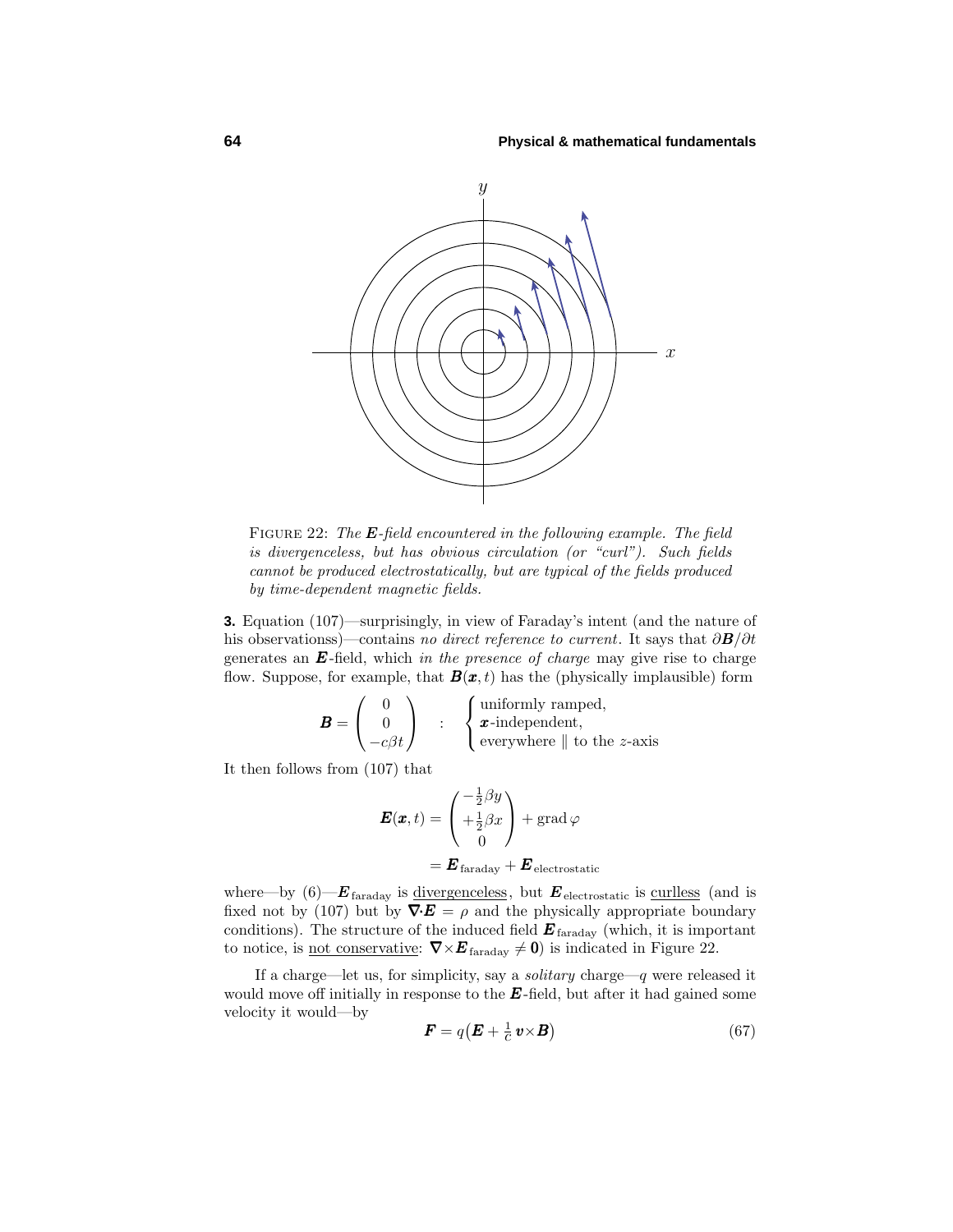FIGURE 22: *The $\boldsymbol{E}$-field encountered in the following example. The field is divergenceless, but has obvious circulation (or "curl"). Such fields cannot be produced electrostatically, but are typical of the fields produced by time-dependent magnetic fields.*

**3.** Equation (107)—surprisingly, in view of Faraday's intent (and the nature of his observationss)—contains *no direct reference to current*. It says that $\partial \boldsymbol{B}/\partial t$ generates an $\boldsymbol{E}$-field, which *in the presence of charge* may give rise to charge flow. Suppose, for example, that $\boldsymbol{B}(\boldsymbol{x}, t)$ has the (physically implausible) form

$$\boldsymbol{B} = \begin{pmatrix} 0 \\ 0 \\ -c\beta t \end{pmatrix} \quad : \quad \begin{cases} \text{uniformly ramped,} \\ \boldsymbol{x}\text{-independent,} \\ \text{everywhere} \parallel \text{to the } z\text{-axis} \end{cases}$$

It then follows from (107) that

$$\begin{aligned} \boldsymbol{E}(\boldsymbol{x}, t) &= \begin{pmatrix} -\frac{1}{2}\beta y \\ +\frac{1}{2}\beta x \\ 0 \end{pmatrix} + \text{grad}\,\varphi \\ &= \boldsymbol{E}_{\text{faraday}} + \boldsymbol{E}_{\text{electrostatic}} \end{aligned}$$

where—by (6)—$\boldsymbol{E}_{\text{faraday}}$ is <u>divergenceless</u>, but $\boldsymbol{E}_{\text{electrostatic}}$ is <u>curlless</u> (and is fixed not by (107) but by $\boldsymbol{\nabla}\cdot\boldsymbol{E} = \rho$ and the physically appropriate boundary conditions). The structure of the induced field $\boldsymbol{E}_{\text{faraday}}$ (which, it is important to notice, is <u>not conservative</u>: $\boldsymbol{\nabla}\times\boldsymbol{E}_{\text{faraday}} \neq \boldsymbol{0}$) is indicated in Figure 22.

If a charge—let us, for simplicity, say a *solitary* charge—$q$ were released it would move off initially in response to the $\boldsymbol{E}$-field, but after it had gained some velocity it would—by

$$\boldsymbol{F} = q\big(\boldsymbol{E} + \tfrac{1}{c}\,\boldsymbol{v}\times\boldsymbol{B}\big) \tag{67}$$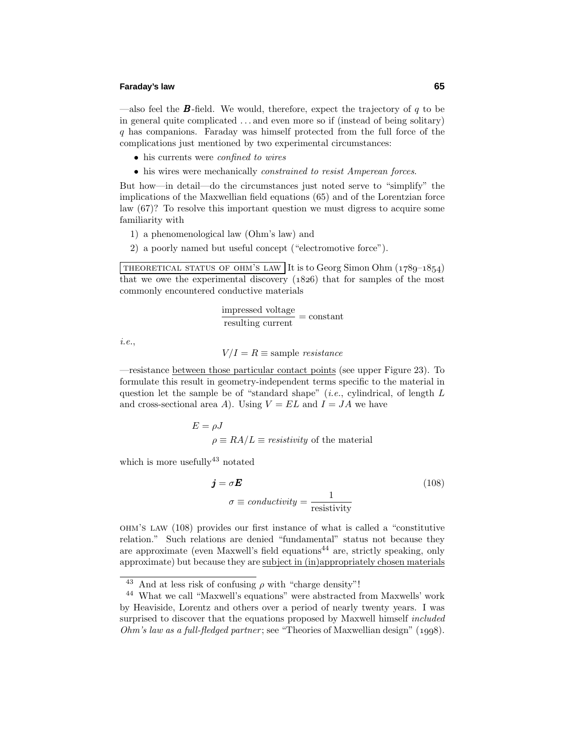—also feel the $\boldsymbol{B}$-field. We would, therefore, expect the trajectory of $q$ to be in general quite complicated . . . and even more so if (instead of being solitary) $q$ has companions. Faraday was himself protected from the full force of the complications just mentioned by two experimental circumstances:

- his currents were *confined to wires*
- his wires were mechanically *constrained to resist Amperean forces*.

But how—in detail—do the circumstances just noted serve to "simplify" the implications of the Maxwellian field equations (65) and of the Lorentzian force law (67)? To resolve this important question we must digress to acquire some familiarity with

1) a phenomenological law (Ohm's law) and
2) a poorly named but useful concept ("electromotive force").

THEORETICAL STATUS OF OHM'S LAW It is to Georg Simon Ohm (1789–1854) that we owe the experimental discovery (1826) that for samples of the most commonly encountered conductive materials

$$\frac{\text{impressed voltage}}{\text{resulting current}} = \text{constant}$$

*i.e.*,

$$V/I = R \equiv \text{sample } \textit{resistance}$$

—resistance between those particular contact points (see upper Figure 23). To formulate this result in geometry-independent terms specific to the material in question let the sample be of "standard shape" (*i.e.*, cylindrical, of length $L$ and cross-sectional area $A$). Using $V = EL$ and $I = JA$ we have

$$E = \rho J$$
$$\rho \equiv RA/L \equiv \textit{resistivity} \text{ of the material}$$

which is more usefully[43] notated

$$\boldsymbol{j} = \sigma \boldsymbol{E} \tag{108}$$
$$\sigma \equiv \textit{conductivity} = \frac{1}{\text{resistivity}}$$

OHM'S LAW (108) provides our first instance of what is called a "constitutive relation." Such relations are denied "fundamental" status not because they are approximate (even Maxwell's field equations[44] are, strictly speaking, only approximate) but because they are subject in (in)appropriately chosen materials

---

[43] And at less risk of confusing $\rho$ with "charge density"!

[44] What we call "Maxwell's equations" were abstracted from Maxwells' work by Heaviside, Lorentz and others over a period of nearly twenty years. I was surprised to discover that the equations proposed by Maxwell himself *included Ohm's law as a full-fledged partner*; see "Theories of Maxwellian design" (1998).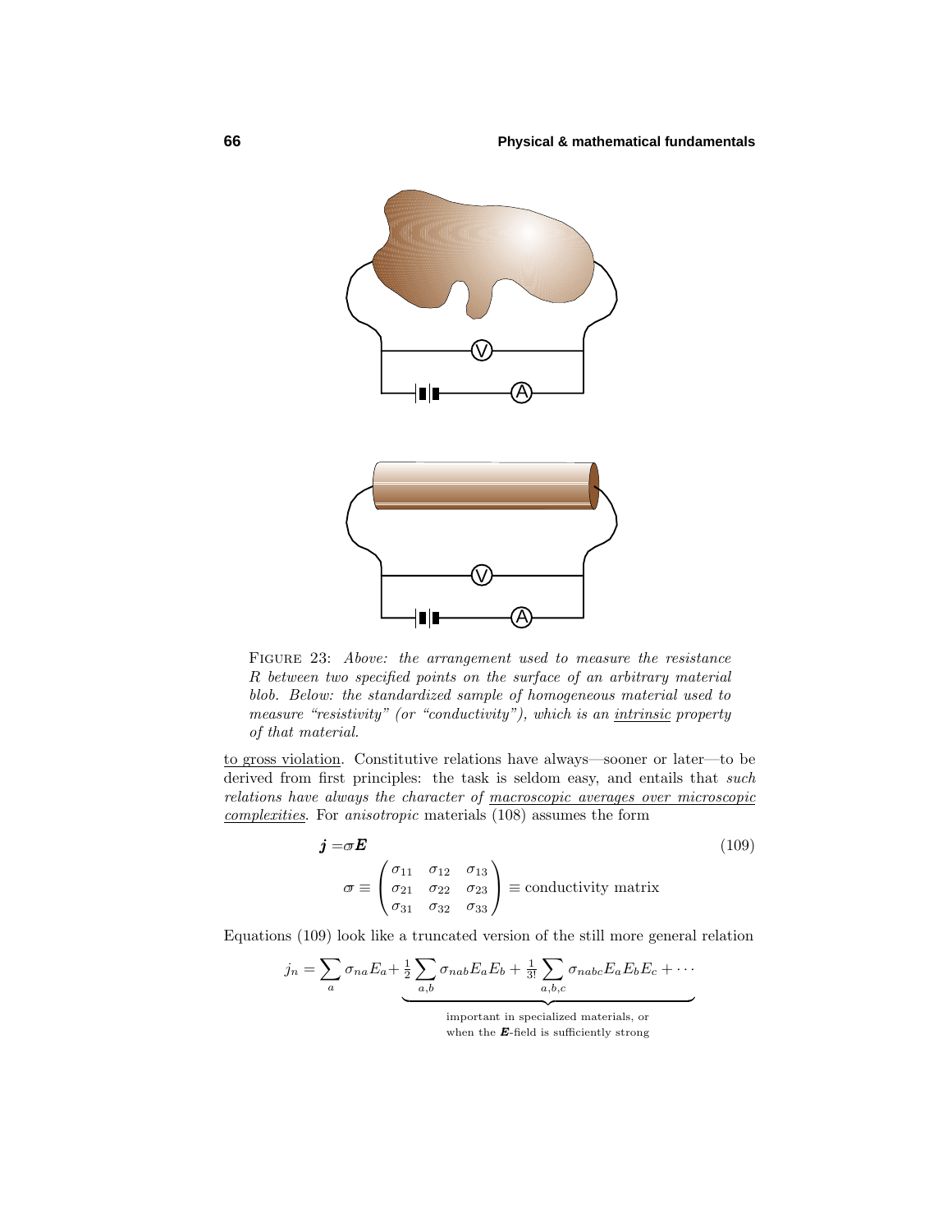FIGURE 23: *Above: the arrangement used to measure the resistance R between two specified points on the surface of an arbitrary material blob. Below: the standardized sample of homogeneous material used to measure "resistivity" (or "conductivity"), which is an* <u>*intrinsic*</u> *property of that material.*

<u>to gross violation</u>. Constitutive relations have always—sooner or later—to be derived from first principles: the task is seldom easy, and entails that *such relations have always the character of* <u>*macroscopic averages over microscopic complexities*</u>. For *anisotropic* materials (108) assumes the form

$$\boldsymbol{j} = \boldsymbol{\sigma}\boldsymbol{E} \tag{109}$$

$$\boldsymbol{\sigma} \equiv \begin{pmatrix} \sigma_{11} & \sigma_{12} & \sigma_{13} \\ \sigma_{21} & \sigma_{22} & \sigma_{23} \\ \sigma_{31} & \sigma_{32} & \sigma_{33} \end{pmatrix} \equiv \text{conductivity matrix}$$

Equations (109) look like a truncated version of the still more general relation

$$j_n = \sum_a \sigma_{na} E_a + \underbrace{\tfrac{1}{2}\sum_{a,b} \sigma_{nab} E_a E_b + \tfrac{1}{3!}\sum_{a,b,c} \sigma_{nabc} E_a E_b E_c + \cdots}_{\substack{\text{important in specialized materials, or} \\ \text{when the } \boldsymbol{E}\text{-field is sufficiently strong}}}$$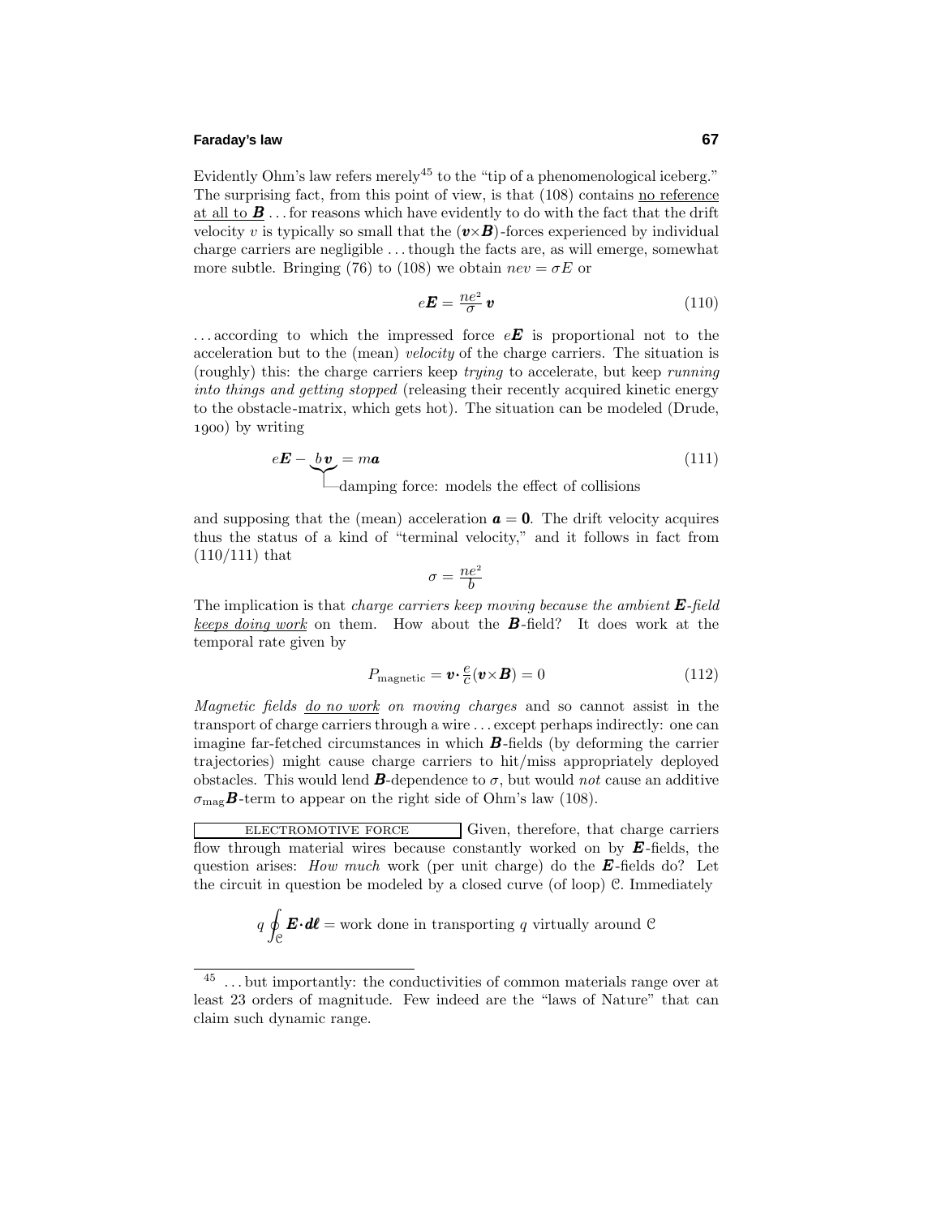Evidently Ohm's law refers merely[45] to the "tip of a phenomenological iceberg." The surprising fact, from this point of view, is that (108) contains <u>no reference at all to $\boldsymbol{B}$</u> ... for reasons which have evidently to do with the fact that the drift velocity $v$ is typically so small that the $(\boldsymbol{v}\times\boldsymbol{B})$-forces experienced by individual charge carriers are negligible ... though the facts are, as will emerge, somewhat more subtle. Bringing (76) to (108) we obtain $nev = \sigma E$ or

$$e\boldsymbol{E} = \frac{ne^2}{\sigma}\,\boldsymbol{v} \tag{110}$$

... according to which the impressed force $e\boldsymbol{E}$ is proportional not to the acceleration but to the (mean) *velocity* of the charge carriers. The situation is (roughly) this: the charge carriers keep *trying* to accelerate, but keep *running into things and getting stopped* (releasing their recently acquired kinetic energy to the obstacle-matrix, which gets hot). The situation can be modeled (Drude, 1900) by writing

$$e\boldsymbol{E} - \underbrace{b\,\boldsymbol{v}}_{\text{damping force: models the effect of collisions}} = m\boldsymbol{a} \tag{111}$$

and supposing that the (mean) acceleration $\boldsymbol{a} = \boldsymbol{0}$. The drift velocity acquires thus the status of a kind of "terminal velocity," and it follows in fact from (110/111) that

$$\sigma = \frac{ne^2}{b}$$

The implication is that *charge carriers keep moving because the ambient $\boldsymbol{E}$-field <u>keeps doing work</u> on them.* How about the $\boldsymbol{B}$-field? It does work at the temporal rate given by

$$P_{\text{magnetic}} = \boldsymbol{v}\cdot\tfrac{e}{c}(\boldsymbol{v}\times\boldsymbol{B}) = 0 \tag{112}$$

*Magnetic fields <u>do no work</u> on moving charges* and so cannot assist in the transport of charge carriers through a wire ... except perhaps indirectly: one can imagine far-fetched circumstances in which $\boldsymbol{B}$-fields (by deforming the carrier trajectories) might cause charge carriers to hit/miss appropriately deployed obstacles. This would lend $\boldsymbol{B}$-dependence to $\sigma$, but would *not* cause an additive $\sigma_{\text{mag}}\boldsymbol{B}$-term to appear on the right side of Ohm's law (108).

ELECTROMOTIVE FORCE Given, therefore, that charge carriers flow through material wires because constantly worked on by $\boldsymbol{E}$-fields, the question arises: *How much* work (per unit charge) do the $\boldsymbol{E}$-fields do? Let the circuit in question be modeled by a closed curve (of loop) $\mathcal{C}$. Immediately

$$q\oint_{\mathcal{C}} \boldsymbol{E}\cdot d\boldsymbol{\ell} = \text{work done in transporting } q \text{ virtually around } \mathcal{C}$$

[45] ... but importantly: the conductivities of common materials range over at least 23 orders of magnitude. Few indeed are the "laws of Nature" that can claim such dynamic range.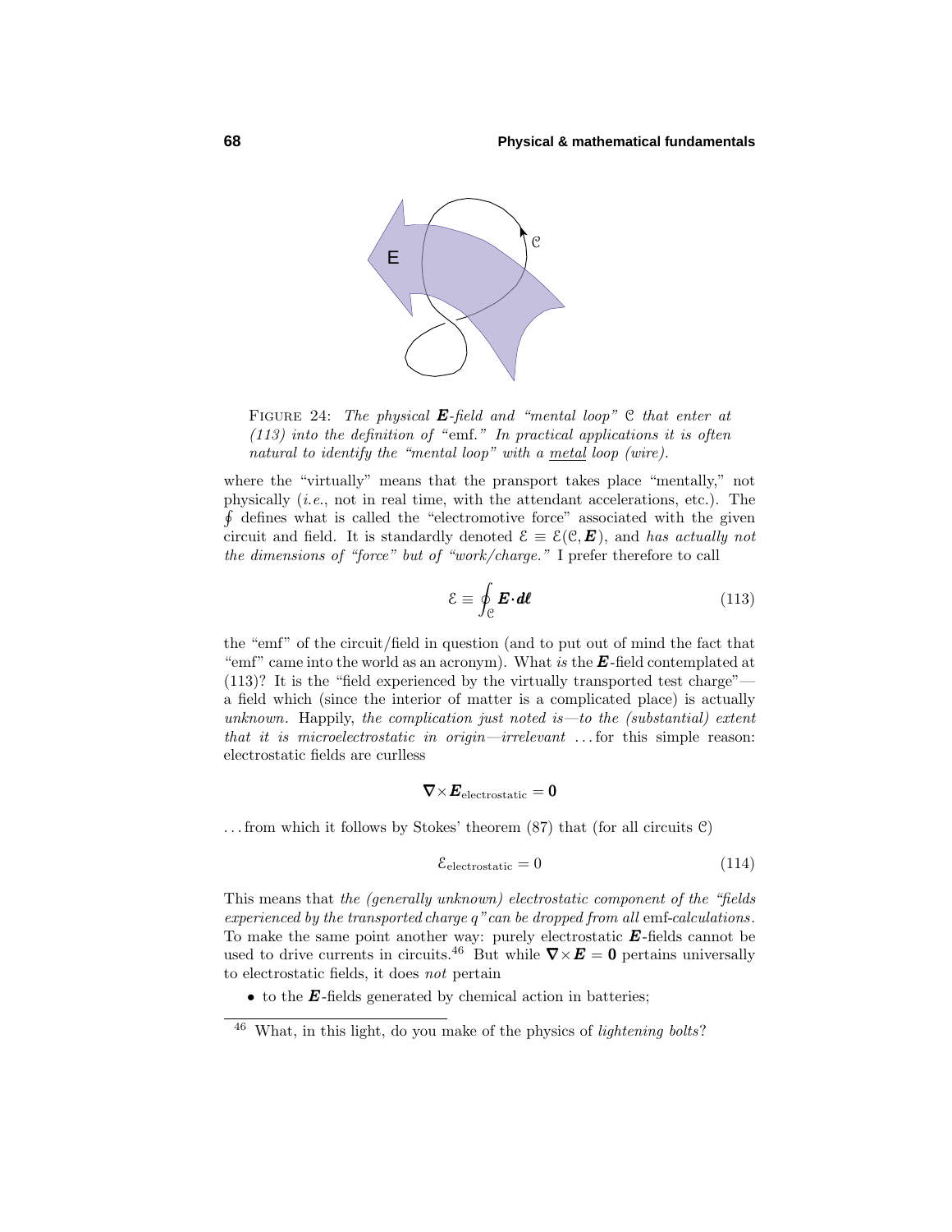FIGURE 24: *The physical* $\boldsymbol{E}$*-field and "mental loop"* $\mathcal{C}$ *that enter at (113) into the definition of* "emf." *In practical applications it is often natural to identify the "mental loop" with a* <u>metal</u> *loop (wire).*

where the "virtually" means that the pransport takes place "mentally," not physically (*i.e.*, not in real time, with the attendant accelerations, etc.). The $\oint$ defines what is called the "electromotive force" associated with the given circuit and field. It is standardly denoted $\mathcal{E} \equiv \mathcal{E}(\mathcal{C}, \boldsymbol{E})$, and *has actually not the dimensions of "force" but of "work/charge."* I prefer therefore to call

$$\mathcal{E} \equiv \oint_{\mathcal{C}} \boldsymbol{E} \cdot \boldsymbol{d\ell} \tag{113}$$

the "emf" of the circuit/field in question (and to put out of mind the fact that "emf" came into the world as an acronym). What *is* the $\boldsymbol{E}$-field contemplated at (113)? It is the "field experienced by the virtually transported test charge"—a field which (since the interior of matter is a complicated place) is actually *unknown.* Happily, *the complication just noted is—to the (substantial) extent that it is microelectrostatic in origin—irrelevant* ...for this simple reason: electrostatic fields are curlless

$$\boldsymbol{\nabla} \times \boldsymbol{E}_{\text{electrostatic}} = \boldsymbol{0}$$

...from which it follows by Stokes' theorem (87) that (for all circuits $\mathcal{C}$)

$$\mathcal{E}_{\text{electrostatic}} = 0 \tag{114}$$

This means that *the (generally unknown) electrostatic component of the "fields experienced by the transported charge q" can be dropped from all* emf*-calculations.* To make the same point another way: purely electrostatic $\boldsymbol{E}$-fields cannot be used to drive currents in circuits.[46] But while $\boldsymbol{\nabla} \times \boldsymbol{E} = \boldsymbol{0}$ pertains universally to electrostatic fields, it does *not* pertain

- to the $\boldsymbol{E}$-fields generated by chemical action in batteries;

---

[46] What, in this light, do you make of the physics of *lightening bolts*?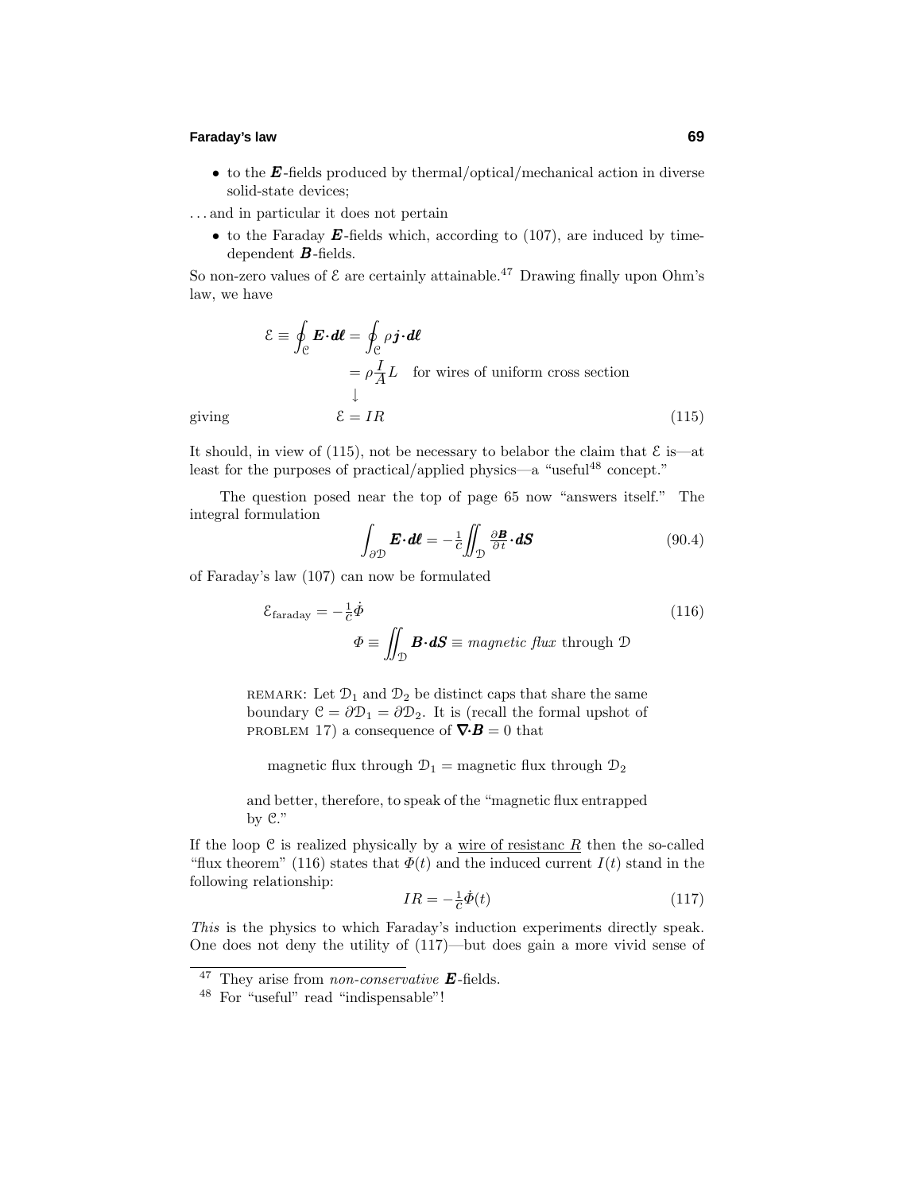- to the $\boldsymbol{E}$-fields produced by thermal/optical/mechanical action in diverse solid-state devices;

. . . and in particular it does not pertain

- to the Faraday $\boldsymbol{E}$-fields which, according to (107), are induced by time-dependent $\boldsymbol{B}$-fields.

So non-zero values of $\mathcal{E}$ are certainly attainable.[47] Drawing finally upon Ohm's law, we have

$$
\begin{aligned}
\mathcal{E} \equiv \oint_{\mathcal{C}} \boldsymbol{E} \cdot \boldsymbol{d\ell} &= \oint_{\mathcal{C}} \rho \boldsymbol{j} \cdot \boldsymbol{d\ell} \\
&= \rho \frac{I}{A} L \quad \text{for wires of uniform cross section} \\
&\downarrow
\end{aligned}
$$

giving

$$\mathcal{E} = IR \tag{115}$$

It should, in view of (115), not be necessary to belabor the claim that $\mathcal{E}$ is—at least for the purposes of practical/applied physics—a "useful[48] concept."

The question posed near the top of page 65 now "answers itself." The integral formulation

$$\int_{\partial\mathcal{D}} \boldsymbol{E} \cdot \boldsymbol{d\ell} = -\tfrac{1}{c} \iint_{\mathcal{D}} \tfrac{\partial \boldsymbol{B}}{\partial t} \cdot \boldsymbol{dS} \tag{90.4}$$

of Faraday's law (107) can now be formulated

$$
\begin{aligned}
\mathcal{E}_{\text{faraday}} &= -\tfrac{1}{c} \dot{\Phi} \\
\Phi &\equiv \iint_{\mathcal{D}} \boldsymbol{B} \cdot \boldsymbol{dS} \equiv \textit{magnetic flux} \text{ through } \mathcal{D}
\end{aligned}
\tag{116}
$$

> REMARK: Let $\mathcal{D}_1$ and $\mathcal{D}_2$ be distinct caps that share the same boundary $\mathcal{C} = \partial\mathcal{D}_1 = \partial\mathcal{D}_2$. It is (recall the formal upshot of PROBLEM 17) a consequence of $\boldsymbol{\nabla} \cdot \boldsymbol{B} = 0$ that
>
> magnetic flux through $\mathcal{D}_1$ = magnetic flux through $\mathcal{D}_2$
>
> and better, therefore, to speak of the "magnetic flux entrapped by $\mathcal{C}$."

If the loop $\mathcal{C}$ is realized physically by a <u>wire of resistanc $R$</u> then the so-called "flux theorem" (116) states that $\Phi(t)$ and the induced current $I(t)$ stand in the following relationship:

$$IR = -\tfrac{1}{c} \dot{\Phi}(t) \tag{117}$$

*This* is the physics to which Faraday's induction experiments directly speak. One does not deny the utility of (117)—but does gain a more vivid sense of

---

[47] They arise from *non-conservative* $\boldsymbol{E}$-fields.

[48] For "useful" read "indispensable"!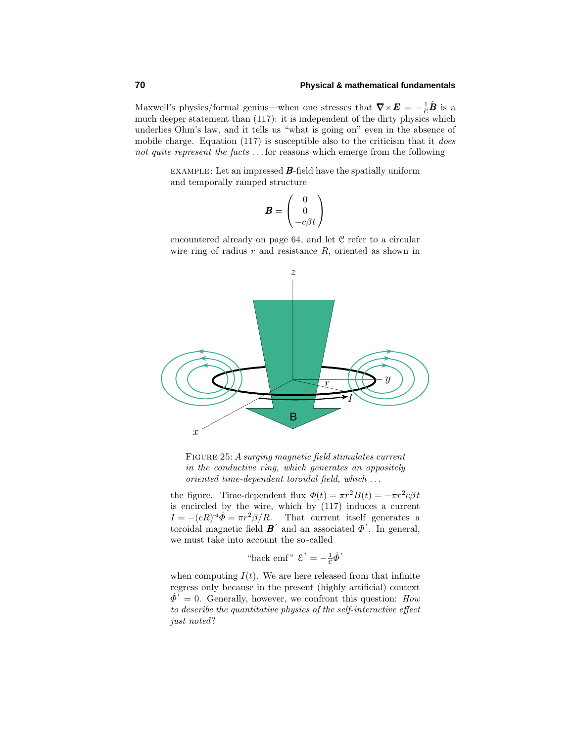Maxwell's physics/formal genius—when one stresses that $\boldsymbol{\nabla}\times\boldsymbol{E} = -\frac{1}{c}\dot{\boldsymbol{B}}$ is a much <u>deeper</u> statement than (117): it is independent of the dirty physics which underlies Ohm's law, and it tells us "what is going on" even in the absence of mobile charge. Equation (117) is susceptible also to the criticism that it *does not quite represent the facts* ... for reasons which emerge from the following

EXAMPLE: Let an impressed $\boldsymbol{B}$-field have the spatially uniform and temporally ramped structure

$$\boldsymbol{B} = \begin{pmatrix} 0 \\ 0 \\ -c\beta t \end{pmatrix}$$

encountered already on page 64, and let $\mathcal{C}$ refer to a circular wire ring of radius $r$ and resistance $R$, oriented as shown in

FIGURE 25: *A surging magnetic field stimulates current in the conductive ring, which generates an oppositely oriented time-dependent toroidal field, which ...*

the figure. Time-dependent flux $\varPhi(t) = \pi r^2 B(t) = -\pi r^2 c\beta t$ is encircled by the wire, which by (117) induces a current $I = -(cR)^{-1}\dot{\varPhi} = \pi r^2\beta/R$. That current itself generates a toroidal magnetic field $\boldsymbol{B}'$ and an associated $\varPhi'$. In general, we must take into account the so-called

$$\text{"back emf"}\ \mathcal{E}' = -\tfrac{1}{c}\dot{\varPhi}'$$

when computing $I(t)$. We are here released from that infinite regress only because in the present (highly artificial) context $\dot{\varPhi}' = 0$. Generally, however, we confront this question: *How to describe the quantitative physics of the self-interactive effect just noted?*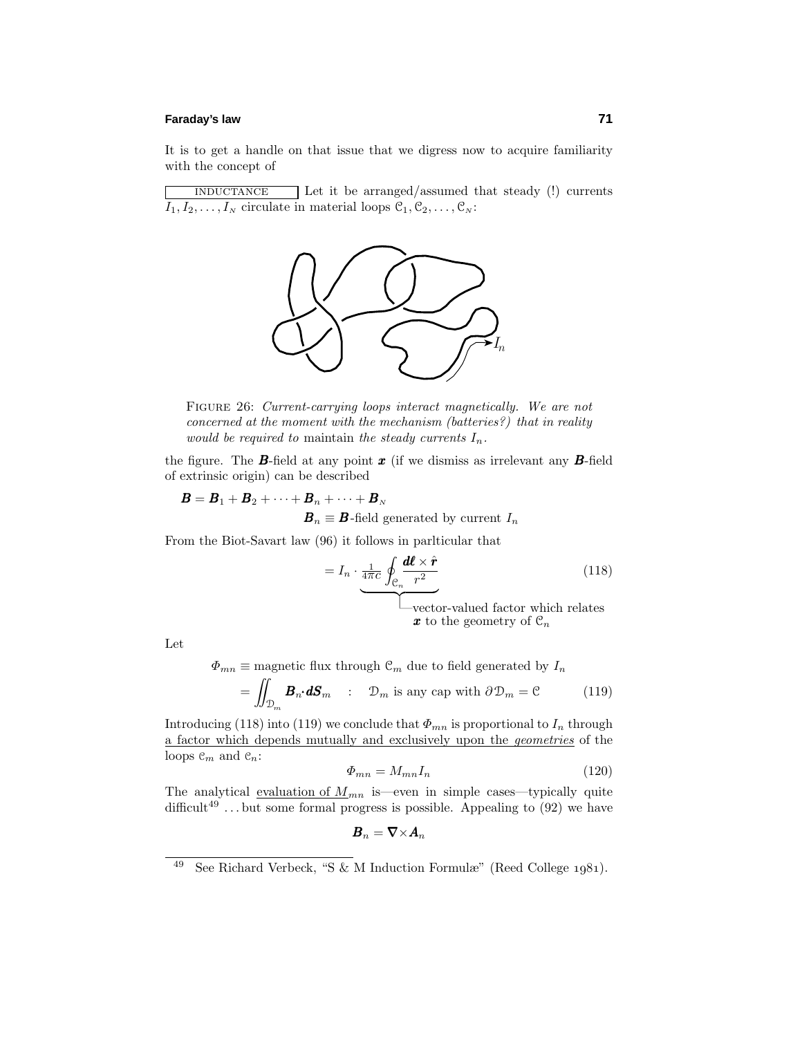It is to get a handle on that issue that we digress now to acquire familiarity with the concept of

INDUCTANCE Let it be arranged/assumed that steady (!) currents $I_1, I_2, \dots, I_N$ circulate in material loops $\mathcal{C}_1, \mathcal{C}_2, \dots, \mathcal{C}_N$:

FIGURE 26: *Current-carrying loops interact magnetically. We are not concerned at the moment with the mechanism (batteries?) that in reality would be required to* maintain *the steady currents $I_n$.*

the figure. The $\boldsymbol{B}$-field at any point $\boldsymbol{x}$ (if we dismiss as irrelevant any $\boldsymbol{B}$-field of extrinsic origin) can be described

$$\boldsymbol{B} = \boldsymbol{B}_1 + \boldsymbol{B}_2 + \cdots + \boldsymbol{B}_n + \cdots + \boldsymbol{B}_N$$

$$\boldsymbol{B}_n \equiv \boldsymbol{B}\text{-field generated by current } I_n$$

From the Biot-Savart law (96) it follows in parlticular that

$$= I_n \cdot \underbrace{\tfrac{1}{4\pi c} \oint_{\mathcal{C}_n} \frac{\boldsymbol{d\ell} \times \hat{\boldsymbol{r}}}{r^2}}_{\text{vector-valued factor which relates } \boldsymbol{x} \text{ to the geometry of } \mathcal{C}_n} \tag{118}$$

Let

$$\Phi_{mn} \equiv \text{magnetic flux through } \mathcal{C}_m \text{ due to field generated by } I_n$$

$$= \iint_{\mathcal{D}_m} \boldsymbol{B}_n \cdot \boldsymbol{dS}_m \quad : \quad \mathcal{D}_m \text{ is any cap with } \partial\mathcal{D}_m = \mathcal{C} \tag{119}$$

Introducing (118) into (119) we conclude that $\Phi_{mn}$ is proportional to $I_n$ through a factor which depends mutually and exclusively upon the *geometries* of the loops $\mathcal{C}_m$ and $\mathcal{C}_n$:

$$\Phi_{mn} = M_{mn} I_n \tag{120}$$

The analytical evaluation of $M_{mn}$ is—even in simple cases—typically quite difficult[49] ... but some formal progress is possible. Appealing to (92) we have

$$\boldsymbol{B}_n = \boldsymbol{\nabla} \times \boldsymbol{A}_n$$

[49] See Richard Verbeck, "S & M Induction Formulæ" (Reed College 1981).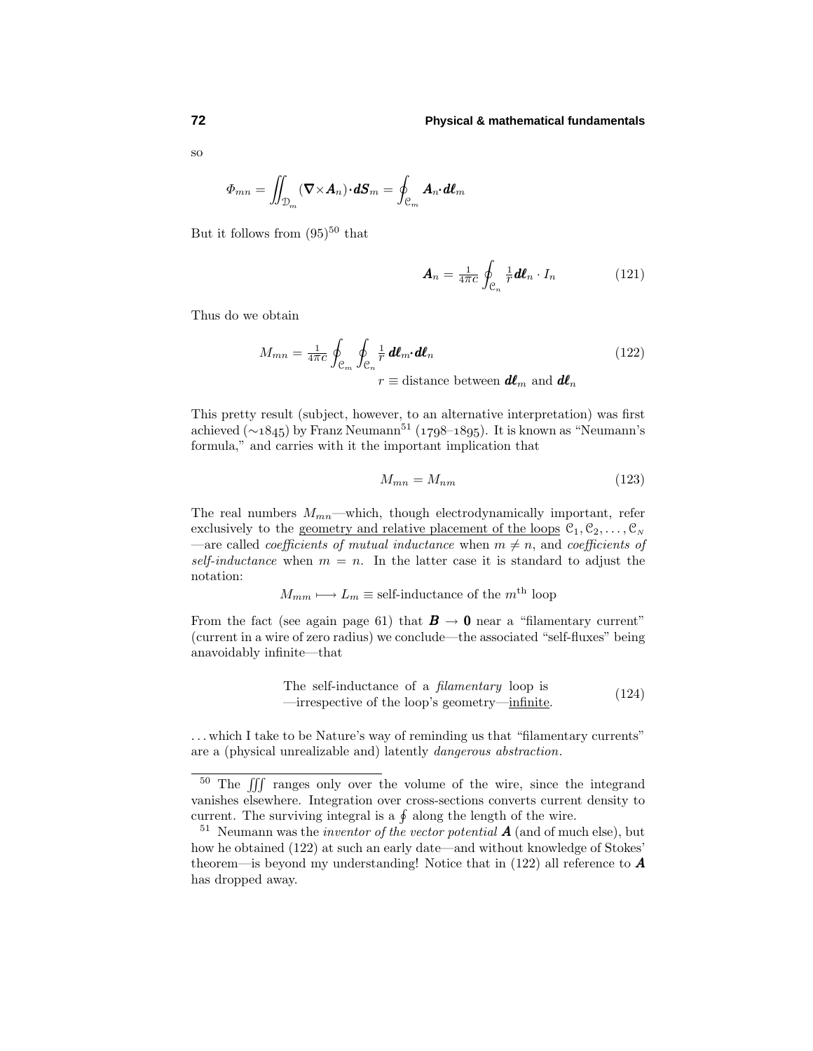so

$$\Phi_{mn} = \iint_{\mathcal{D}_m} (\boldsymbol{\nabla}\times\boldsymbol{A}_n)\cdot d\boldsymbol{S}_m = \oint_{\mathcal{C}_m} \boldsymbol{A}_n\cdot d\boldsymbol{\ell}_m$$

But it follows from (95)[50] that

$$\boldsymbol{A}_n = \tfrac{1}{4\pi c}\oint_{\mathcal{C}_n} \tfrac{1}{r}d\boldsymbol{\ell}_n \cdot I_n \tag{121}$$

Thus do we obtain

$$M_{mn} = \tfrac{1}{4\pi c}\oint_{\mathcal{C}_m}\oint_{\mathcal{C}_n} \tfrac{1}{r}\, d\boldsymbol{\ell}_m\cdot d\boldsymbol{\ell}_n \tag{122}$$

$$r \equiv \text{distance between } d\boldsymbol{\ell}_m \text{ and } d\boldsymbol{\ell}_n$$

This pretty result (subject, however, to an alternative interpretation) was first achieved (∼1845) by Franz Neumann[51] (1798–1895). It is known as "Neumann's formula," and carries with it the important implication that

$$M_{mn} = M_{nm} \tag{123}$$

The real numbers $M_{mn}$—which, though electrodynamically important, refer exclusively to the geometry and relative placement of the loops $\mathcal{C}_1, \mathcal{C}_2, \ldots, \mathcal{C}_N$—are called *coefficients of mutual inductance* when $m \neq n$, and *coefficients of self-inductance* when $m = n$. In the latter case it is standard to adjust the notation:

$$M_{mm} \longmapsto L_m \equiv \text{self-inductance of the } m^{\text{th}} \text{ loop}$$

From the fact (see again page 61) that $\boldsymbol{B} \to \boldsymbol{0}$ near a "filamentary current" (current in a wire of zero radius) we conclude—the associated "self-fluxes" being anavoidably infinite—that

$$\begin{array}{l}\text{The self-inductance of a } \textit{filamentary} \text{ loop is} \\ \text{—irrespective of the loop's geometry—}\underline{\text{infinite}}.\end{array} \tag{124}$$

. . . which I take to be Nature's way of reminding us that "filamentary currents" are a (physical unrealizable) and) latently *dangerous abstraction*.

---

[50] The $\iiint$ ranges only over the volume of the wire, since the integrand vanishes elsewhere. Integration over cross-sections converts current density to current. The surviving integral is a $\oint$ along the length of the wire.

[51] Neumann was the *inventor of the vector potential* $\boldsymbol{A}$ (and of much else), but how he obtained (122) at such an early date—and without knowledge of Stokes' theorem—is beyond my understanding! Notice that in (122) all reference to $\boldsymbol{A}$ has dropped away.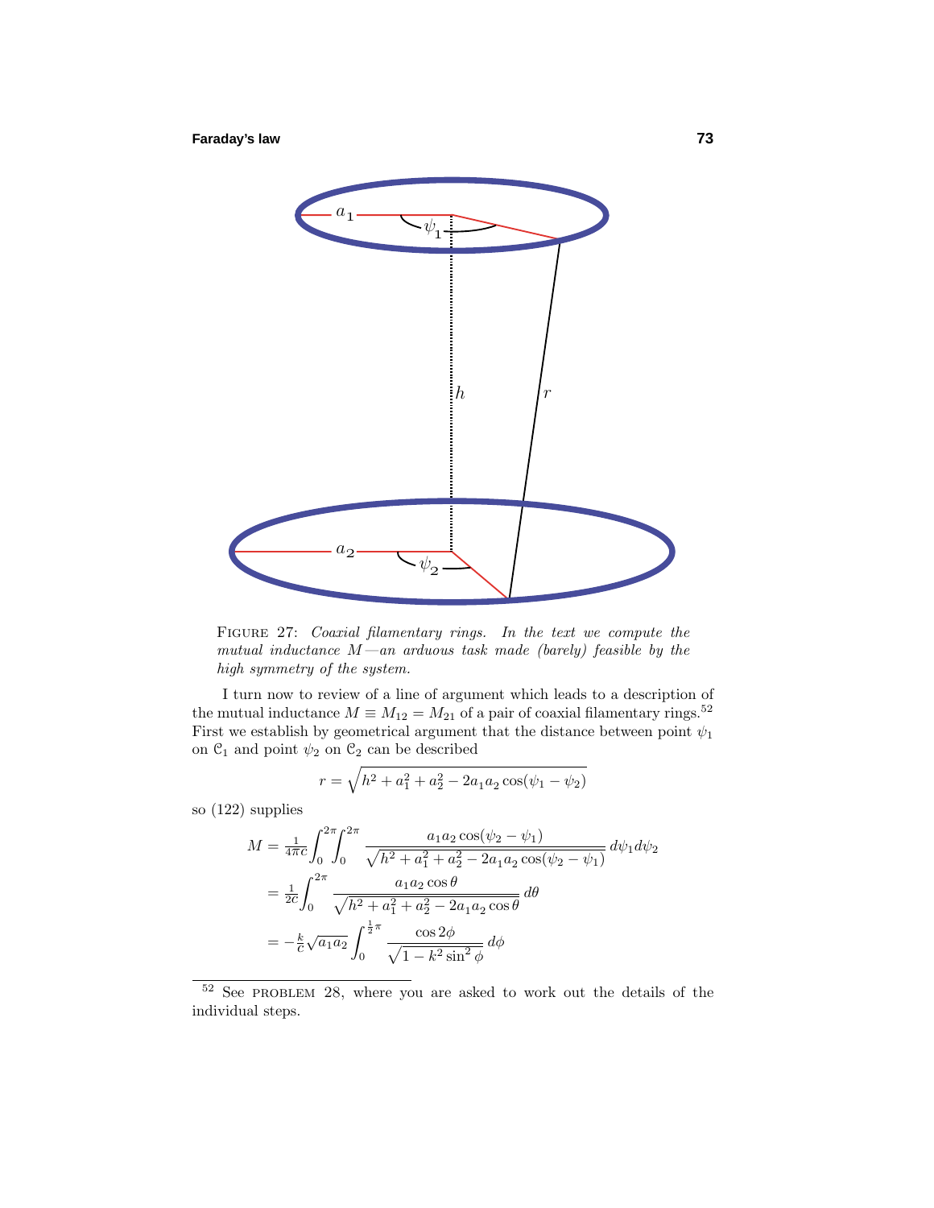FIGURE 27: *Coaxial filamentary rings. In the text we compute the mutual inductance $M$—an arduous task made (barely) feasible by the high symmetry of the system.*

I turn now to review of a line of argument which leads to a description of the mutual inductance $M \equiv M_{12} = M_{21}$ of a pair of coaxial filamentary rings.[52] First we establish by geometrical argument that the distance between point $\psi_1$ on $\mathcal{C}_1$ and point $\psi_2$ on $\mathcal{C}_2$ can be described

$$r = \sqrt{h^2 + a_1^2 + a_2^2 - 2a_1 a_2 \cos(\psi_1 - \psi_2)}$$

so (122) supplies

$$\begin{aligned}
M &= \tfrac{1}{4\pi c}\int_0^{2\pi}\!\!\int_0^{2\pi} \frac{a_1 a_2 \cos(\psi_2 - \psi_1)}{\sqrt{h^2 + a_1^2 + a_2^2 - 2a_1 a_2 \cos(\psi_2 - \psi_1)}}\, d\psi_1 d\psi_2 \\
&= \tfrac{1}{2c}\int_0^{2\pi} \frac{a_1 a_2 \cos\theta}{\sqrt{h^2 + a_1^2 + a_2^2 - 2a_1 a_2 \cos\theta}}\, d\theta \\
&= -\tfrac{k}{c}\sqrt{a_1 a_2}\int_0^{\frac{1}{2}\pi} \frac{\cos 2\phi}{\sqrt{1 - k^2 \sin^2\phi}}\, d\phi
\end{aligned}$$

[52] See PROBLEM 28, where you are asked to work out the details of the individual steps.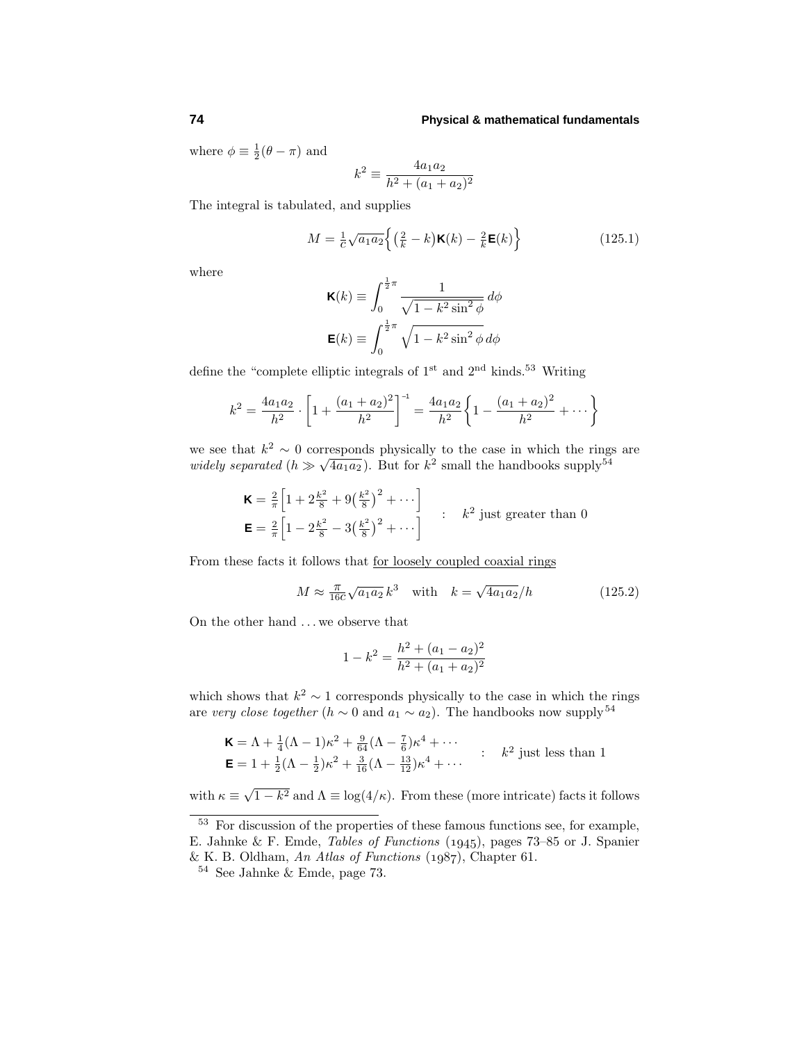where $\phi \equiv \frac{1}{2}(\theta - \pi)$ and

$$k^2 \equiv \frac{4a_1 a_2}{h^2 + (a_1 + a_2)^2}$$

The integral is tabulated, and supplies

$$M = \tfrac{1}{c}\sqrt{a_1 a_2}\Big\{\big(\tfrac{2}{k} - k\big)\mathbf{K}(k) - \tfrac{2}{k}\mathbf{E}(k)\Big\} \tag{125.1}$$

where

$$\mathbf{K}(k) \equiv \int_0^{\frac{1}{2}\pi} \frac{1}{\sqrt{1 - k^2 \sin^2\phi}}\, d\phi$$

$$\mathbf{E}(k) \equiv \int_0^{\frac{1}{2}\pi} \sqrt{1 - k^2 \sin^2\phi}\, d\phi$$

define the "complete elliptic integrals of 1st and 2nd kinds.[53] Writing

$$k^2 = \frac{4a_1 a_2}{h^2} \cdot \left[1 + \frac{(a_1 + a_2)^2}{h^2}\right]^{-1} = \frac{4a_1 a_2}{h^2}\left\{1 - \frac{(a_1 + a_2)^2}{h^2} + \cdots\right\}$$

we see that $k^2 \sim 0$ corresponds physically to the case in which the rings are *widely separated* ($h \gg \sqrt{4a_1 a_2}$). But for $k^2$ small the handbooks supply[54]

$$\left.\begin{aligned}\mathbf{K} &= \tfrac{2}{\pi}\Big[1 + 2\tfrac{k^2}{8} + 9\big(\tfrac{k^2}{8}\big)^2 + \cdots\Big]\\ \mathbf{E} &= \tfrac{2}{\pi}\Big[1 - 2\tfrac{k^2}{8} - 3\big(\tfrac{k^2}{8}\big)^2 + \cdots\Big]\end{aligned}\right\} \quad : \quad k^2 \text{ just greater than } 0$$

From these facts it follows that <u>for loosely coupled coaxial rings</u>

$$M \approx \tfrac{\pi}{16c}\sqrt{a_1 a_2}\, k^3 \quad \text{with} \quad k = \sqrt{4a_1 a_2}/h \tag{125.2}$$

On the other hand ... we observe that

$$1 - k^2 = \frac{h^2 + (a_1 - a_2)^2}{h^2 + (a_1 + a_2)^2}$$

which shows that $k^2 \sim 1$ corresponds physically to the case in which the rings are *very close together* ($h \sim 0$ and $a_1 \sim a_2$). The handbooks now supply[54]

$$\left.\begin{aligned}\mathbf{K} &= \Lambda + \tfrac{1}{4}(\Lambda - 1)\kappa^2 + \tfrac{9}{64}(\Lambda - \tfrac{7}{6})\kappa^4 + \cdots\\ \mathbf{E} &= 1 + \tfrac{1}{2}(\Lambda - \tfrac{1}{2})\kappa^2 + \tfrac{3}{16}(\Lambda - \tfrac{13}{12})\kappa^4 + \cdots\end{aligned}\right\} \quad : \quad k^2 \text{ just less than } 1$$

with $\kappa \equiv \sqrt{1 - k^2}$ and $\Lambda \equiv \log(4/\kappa)$. From these (more intricate) facts it follows

---

[53] For discussion of the properties of these famous functions see, for example, E. Jahnke & F. Emde, *Tables of Functions* (1945), pages 73–85 or J. Spanier & K. B. Oldham, *An Atlas of Functions* (1987), Chapter 61.

[54] See Jahnke & Emde, page 73.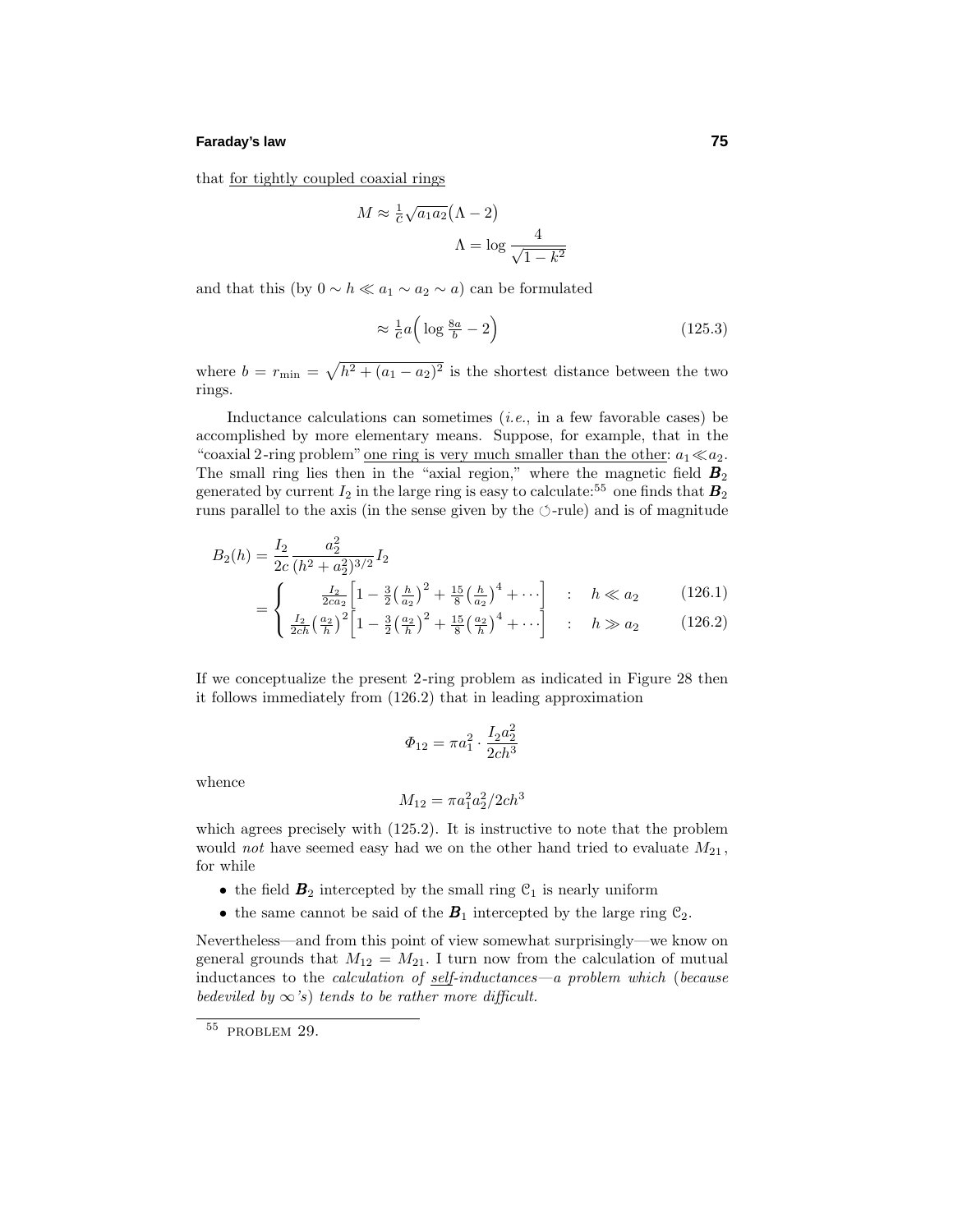that <u>for tightly coupled coaxial rings</u>

$$M \approx \tfrac{1}{c}\sqrt{a_1 a_2}\big(\Lambda - 2\big)$$

$$\Lambda = \log \frac{4}{\sqrt{1-k^2}}$$

and that this (by $0 \sim h \ll a_1 \sim a_2 \sim a$) can be formulated

$$\approx \tfrac{1}{c}a\Big(\log \tfrac{8a}{b} - 2\Big) \tag{125.3}$$

where $b = r_{\min} = \sqrt{h^2 + (a_1 - a_2)^2}$ is the shortest distance between the two rings.

Inductance calculations can sometimes (*i.e.*, in a few favorable cases) be accomplished by more elementary means. Suppose, for example, that in the "coaxial 2-ring problem" <u>one ring is very much smaller than the other</u>: $a_1 \ll a_2$. The small ring lies then in the "axial region," where the magnetic field $\boldsymbol{B}_2$ generated by current $I_2$ in the large ring is easy to calculate:[55] one finds that $\boldsymbol{B}_2$ runs parallel to the axis (in the sense given by the $\circlearrowleft$-rule) and is of magnitude

$$B_2(h) = \frac{I_2}{2c}\frac{a_2^2}{(h^2+a_2^2)^{3/2}} I_2$$

$$= \begin{cases} \frac{I_2}{2ca_2}\Big[1 - \frac{3}{2}\big(\frac{h}{a_2}\big)^2 + \frac{15}{8}\big(\frac{h}{a_2}\big)^4 + \cdots\Big] & : \quad h \ll a_2 \qquad (126.1) \\ \frac{I_2}{2ch}\big(\frac{a_2}{h}\big)^2\Big[1 - \frac{3}{2}\big(\frac{a_2}{h}\big)^2 + \frac{15}{8}\big(\frac{a_2}{h}\big)^4 + \cdots\Big] & : \quad h \gg a_2 \qquad (126.2) \end{cases}$$

If we conceptualize the present 2-ring problem as indicated in Figure 28 then it follows immediately from (126.2) that in leading approximation

$$\Phi_{12} = \pi a_1^2 \cdot \frac{I_2 a_2^2}{2ch^3}$$

whence

$$M_{12} = \pi a_1^2 a_2^2 / 2ch^3$$

which agrees precisely with (125.2). It is instructive to note that the problem would *not* have seemed easy had we on the other hand tried to evaluate $M_{21}$, for while

- the field $\boldsymbol{B}_2$ intercepted by the small ring $\mathcal{C}_1$ is nearly uniform
- the same cannot be said of the $\boldsymbol{B}_1$ intercepted by the large ring $\mathcal{C}_2$.

Nevertheless—and from this point of view somewhat surprisingly—we know on general grounds that $M_{12} = M_{21}$. I turn now from the calculation of mutual inductances to the *calculation of <u>self</u>-inductances—a problem which* (*because bedeviled by* $\infty$*'s*) *tends to be rather more difficult.*

---

[55] PROBLEM 29.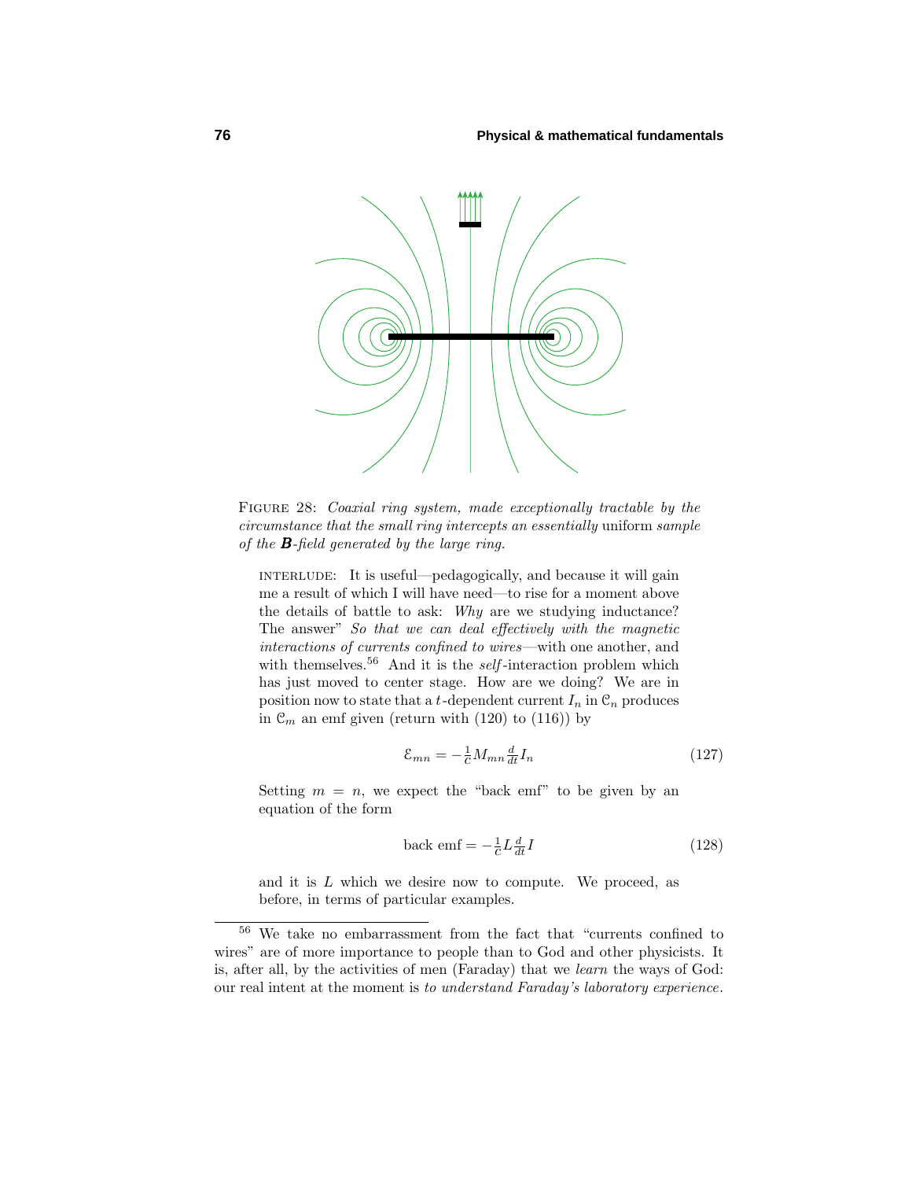FIGURE 28: *Coaxial ring system, made exceptionally tractable by the circumstance that the small ring intercepts an essentially* uniform *sample of the* $\boldsymbol{B}$*-field generated by the large ring.*

INTERLUDE: It is useful—pedagogically, and because it will gain me a result of which I will have need—to rise for a moment above the details of battle to ask: *Why* are we studying inductance? The answer" *So that we can deal effectively with the magnetic interactions of currents confined to wires*—with one another, and with themselves.[56] And it is the *self*-interaction problem which has just moved to center stage. How are we doing? We are in position now to state that a $t$-dependent current $I_n$ in $\mathcal{C}_n$ produces in $\mathcal{C}_m$ an emf given (return with (120) to (116)) by

$$\mathcal{E}_{mn} = -\tfrac{1}{c} M_{mn} \tfrac{d}{dt} I_n \tag{127}$$

Setting $m = n$, we expect the "back emf" to be given by an equation of the form

$$\text{back emf} = -\tfrac{1}{c} L \tfrac{d}{dt} I \tag{128}$$

and it is $L$ which we desire now to compute. We proceed, as before, in terms of particular examples.

---

[56] We take no embarrassment from the fact that "currents confined to wires" are of more importance to people than to God and other physicists. It is, after all, by the activities of men (Faraday) that we *learn* the ways of God: our real intent at the moment is *to understand Faraday's laboratory experience*.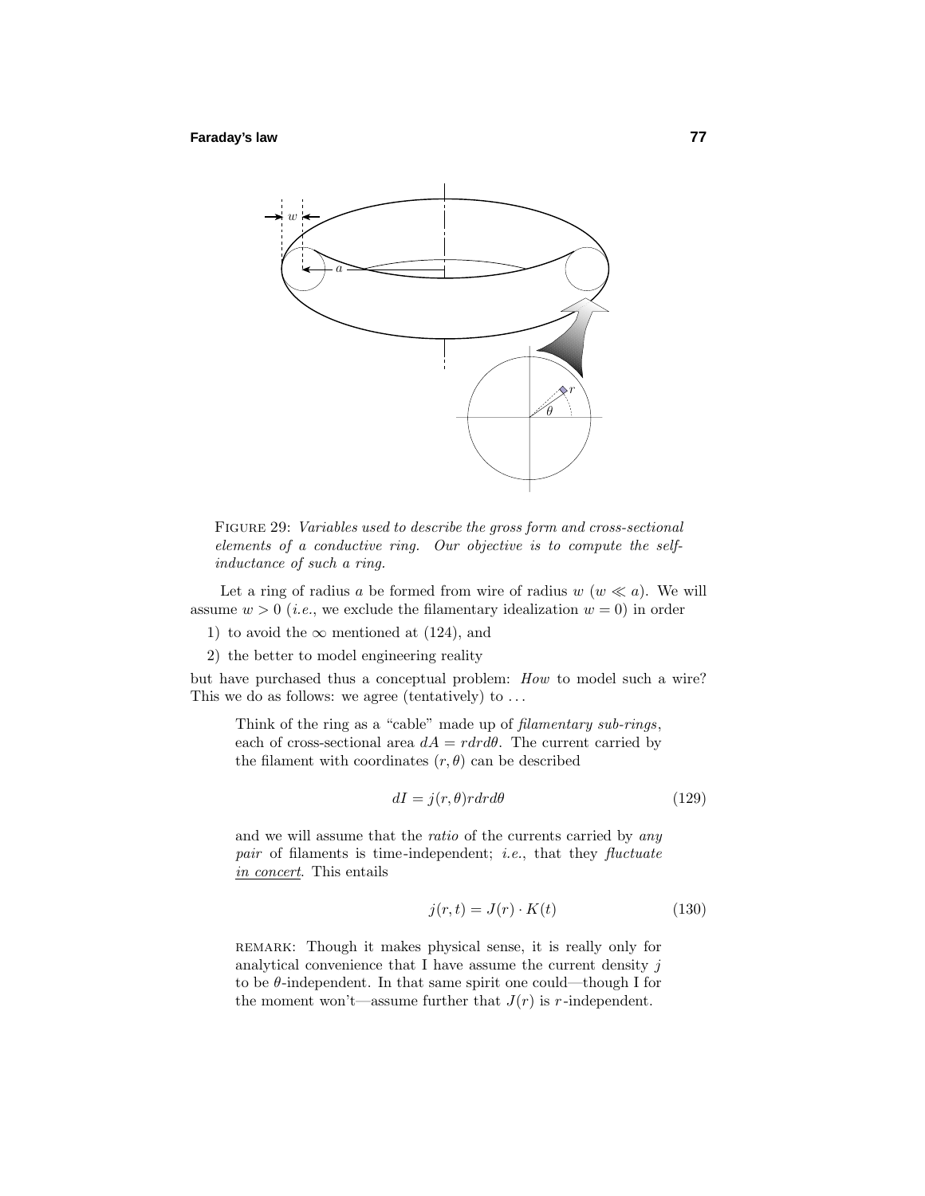FIGURE 29: *Variables used to describe the gross form and cross-sectional elements of a conductive ring. Our objective is to compute the self-inductance of such a ring.*

Let a ring of radius $a$ be formed from wire of radius $w$ ($w \ll a$). We will assume $w > 0$ (*i.e.*, we exclude the filamentary idealization $w = 0$) in order

1) to avoid the $\infty$ mentioned at (124), and
2) the better to model engineering reality

but have purchased thus a conceptual problem: *How* to model such a wire? This we do as follows: we agree (tentatively) to . . .

> Think of the ring as a "cable" made up of *filamentary sub-rings*, each of cross-sectional area $dA = rdrd\theta$. The current carried by the filament with coordinates $(r, \theta)$ can be described
>
> $$dI = j(r, \theta)rdrd\theta \tag{129}$$
>
> and we will assume that the *ratio* of the currents carried by *any pair* of filaments is time-independent; *i.e.*, that they *fluctuate in concert*. This entails
>
> $$j(r, t) = J(r) \cdot K(t) \tag{130}$$
>
> REMARK: Though it makes physical sense, it is really only for analytical convenience that I have assume the current density $j$ to be $\theta$-independent. In that same spirit one could—though I for the moment won't—assume further that $J(r)$ is $r$-independent.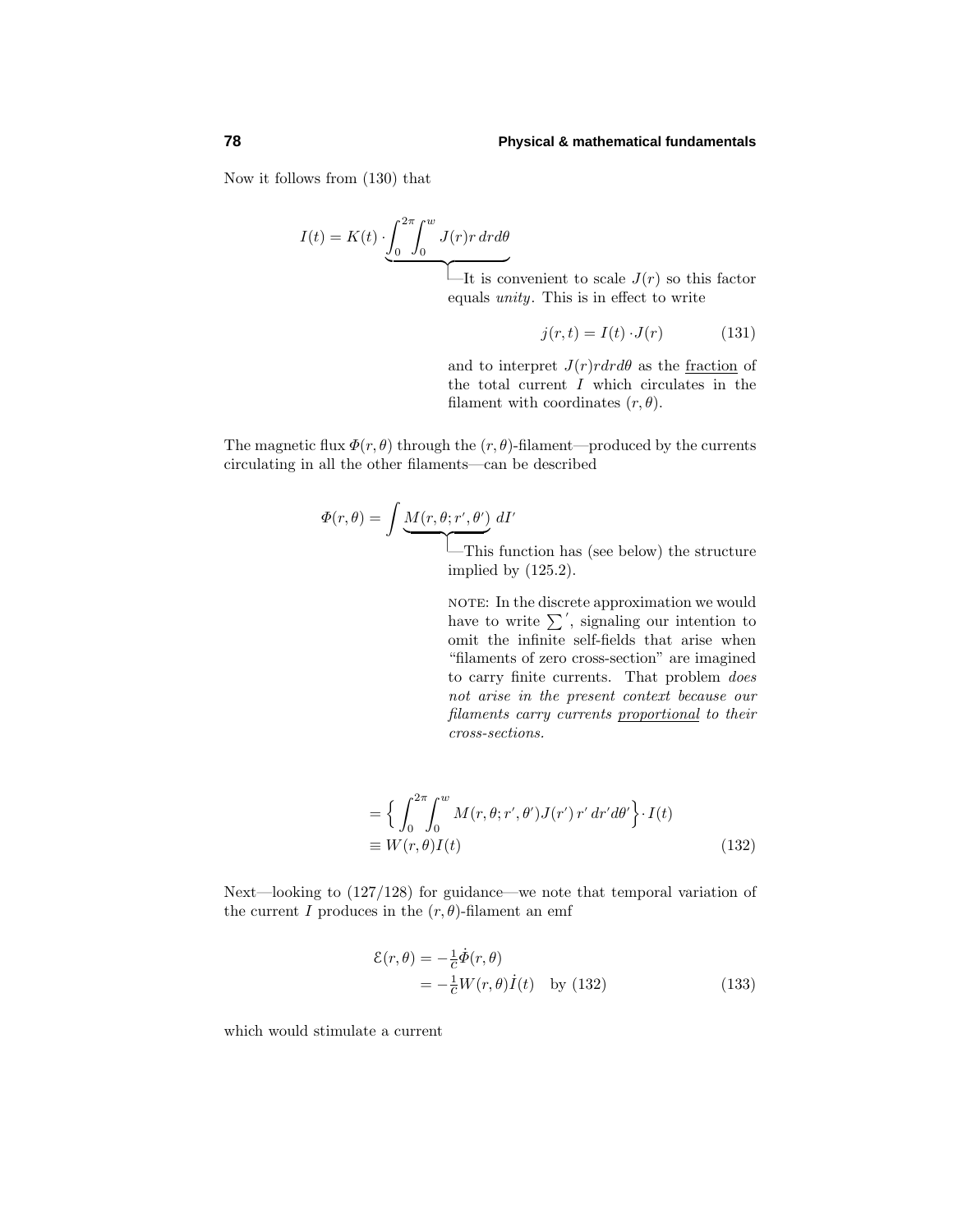Now it follows from (130) that

$$I(t) = K(t) \cdot \underbrace{\int_0^{2\pi}\!\!\int_0^w J(r) r\, dr d\theta}$$

It is convenient to scale $J(r)$ so this factor equals *unity*. This is in effect to write

$$j(r,t) = I(t) \cdot J(r) \tag{131}$$

and to interpret $J(r) r dr d\theta$ as the fraction of the total current $I$ which circulates in the filament with coordinates $(r, \theta)$.

The magnetic flux $\Phi(r,\theta)$ through the $(r,\theta)$-filament—produced by the currents circulating in all the other filaments—can be described

$$\Phi(r,\theta) = \int \underbrace{M(r,\theta; r',\theta')}\, dI'$$

This function has (see below) the structure implied by (125.2).

NOTE: In the discrete approximation we would have to write $\sum{}'$, signaling our intention to omit the infinite self-fields that arise when "filaments of zero cross-section" are imagined to carry finite currents. That problem *does not arise in the present context because our filaments carry currents* proportional *to their cross-sections.*

$$\begin{aligned}
&= \Big\{ \int_0^{2\pi}\!\!\int_0^w M(r,\theta; r',\theta') J(r')\, r'\, dr' d\theta' \Big\} \cdot I(t) \\
&\equiv W(r,\theta) I(t)
\end{aligned} \tag{132}$$

Next—looking to (127/128) for guidance—we note that temporal variation of the current $I$ produces in the $(r,\theta)$-filament an emf

$$\begin{aligned}
\mathcal{E}(r,\theta) &= -\tfrac{1}{c}\dot{\Phi}(r,\theta) \\
&= -\tfrac{1}{c} W(r,\theta) \dot{I}(t) \quad \text{by (132)}
\end{aligned} \tag{133}$$

which would stimulate a current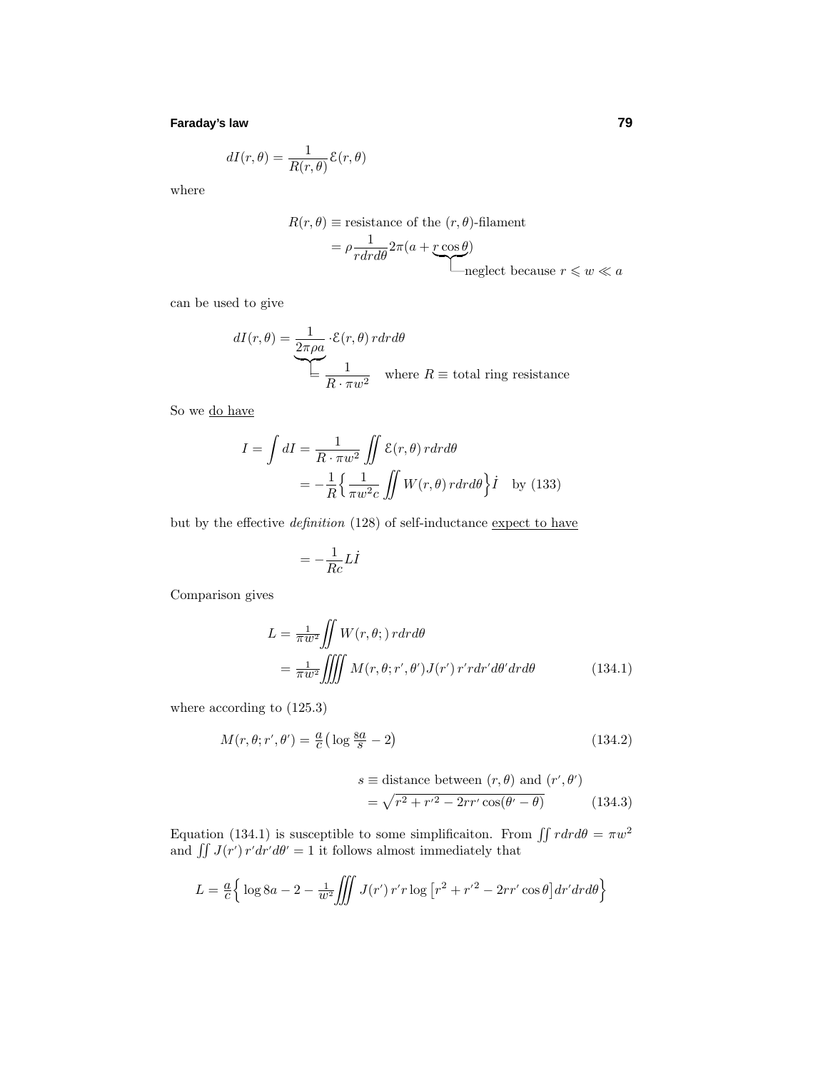$$dI(r,\theta) = \frac{1}{R(r,\theta)}\mathcal{E}(r,\theta)$$

where

$$\begin{aligned}
R(r,\theta) &\equiv \text{resistance of the } (r,\theta)\text{-filament}\\
&= \rho\frac{1}{rdrd\theta}2\pi(a + \underbrace{r\cos\theta}_{\text{neglect because } r \leqslant w \ll a})
\end{aligned}$$

can be used to give

$$dI(r,\theta) = \underbrace{\frac{1}{2\pi\rho a}}_{= \frac{1}{R\cdot\pi w^2} \quad \text{where } R \equiv \text{total ring resistance}} \cdot\mathcal{E}(r,\theta)\, rdrd\theta$$

So we <u>do have</u>

$$\begin{aligned}
I = \int dI &= \frac{1}{R\cdot\pi w^2}\iint \mathcal{E}(r,\theta)\, rdrd\theta\\
&= -\frac{1}{R}\Big\{\frac{1}{\pi w^2 c}\iint W(r,\theta)\, rdrd\theta\Big\}\dot{I} \quad \text{by (133)}
\end{aligned}$$

but by the effective *definition* (128) of self-inductance <u>expect to have</u>

$$= -\frac{1}{Rc}L\dot{I}$$

Comparison gives

$$\begin{aligned}
L &= \tfrac{1}{\pi w^2}\iint W(r,\theta;)\, rdrd\theta\\
&= \tfrac{1}{\pi w^2}\iiiint M(r,\theta;r',\theta')J(r')\, r'rdr'd\theta'drd\theta \qquad (134.1)
\end{aligned}$$

where according to (125.3)

$$M(r,\theta;r',\theta') = \tfrac{a}{c}\big(\log\tfrac{8a}{s} - 2\big) \qquad (134.2)$$

$$\begin{aligned}
s &\equiv \text{distance between } (r,\theta) \text{ and } (r',\theta')\\
&= \sqrt{r^2 + r'^2 - 2rr'\cos(\theta'-\theta)} \qquad (134.3)
\end{aligned}$$

Equation (134.1) is susceptible to some simplificaiton. From $\iint rdrd\theta = \pi w^2$ and $\iint J(r')\, r'dr'd\theta' = 1$ it follows almost immediately that

$$L = \tfrac{a}{c}\Big\{\log 8a - 2 - \tfrac{1}{w^2}\iiint J(r')\, r'r\log\big[r^2 + r'^2 - 2rr'\cos\theta\big]dr'drd\theta\Big\}$$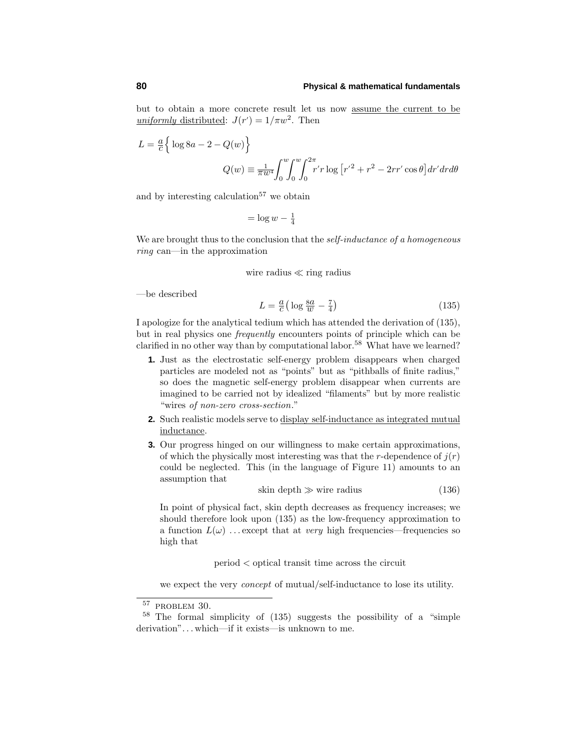but to obtain a more concrete result let us now assume the current to be *uniformly* distributed: $J(r') = 1/\pi w^2$. Then

$$L = \tfrac{a}{c}\Big\{ \log 8a - 2 - Q(w)\Big\}$$

$$Q(w) \equiv \tfrac{1}{\pi w^4}\int_0^w\!\!\int_0^w\!\!\int_0^{2\pi} r' r \log\big[r'^2 + r^2 - 2rr'\cos\theta\big]\,dr'drd\theta$$

and by interesting calculation[57] we obtain

$$= \log w - \tfrac{1}{4}$$

We are brought thus to the conclusion that the *self-inductance of a homogeneous ring* can—in the approximation

$$\text{wire radius} \ll \text{ring radius}$$

—be described

$$L = \tfrac{a}{c}\big(\log \tfrac{8a}{w} - \tfrac{7}{4}\big) \tag{135}$$

I apologize for the analytical tedium which has attended the derivation of (135), but in real physics one *frequently* encounters points of principle which can be clarified in no other way than by computational labor.[58] What have we learned?

1. Just as the electrostatic self-energy problem disappears when charged particles are modeled not as "points" but as "pithballs of finite radius," so does the magnetic self-energy problem disappear when currents are imagined to be carried not by idealized "filaments" but by more realistic "wires *of non-zero cross-section*."
2. Such realistic models serve to display self-inductance as integrated mutual inductance.
3. Our progress hinged on our willingness to make certain approximations, of which the physically most interesting was that the $r$-dependence of $j(r)$ could be neglected. This (in the language of Figure 11) amounts to an assumption that

$$\text{skin depth} \gg \text{wire radius} \tag{136}$$

In point of physical fact, skin depth decreases as frequency increases; we should therefore look upon (135) as the low-frequency approximation to a function $L(\omega)$ ... except that at *very* high frequencies—frequencies so high that

$$\text{period} < \text{optical transit time across the circuit}$$

we expect the very *concept* of mutual/self-inductance to lose its utility.

---

[57] PROBLEM 30.

[58] The formal simplicity of (135) suggests the possibility of a "simple derivation"... which—if it exists—is unknown to me.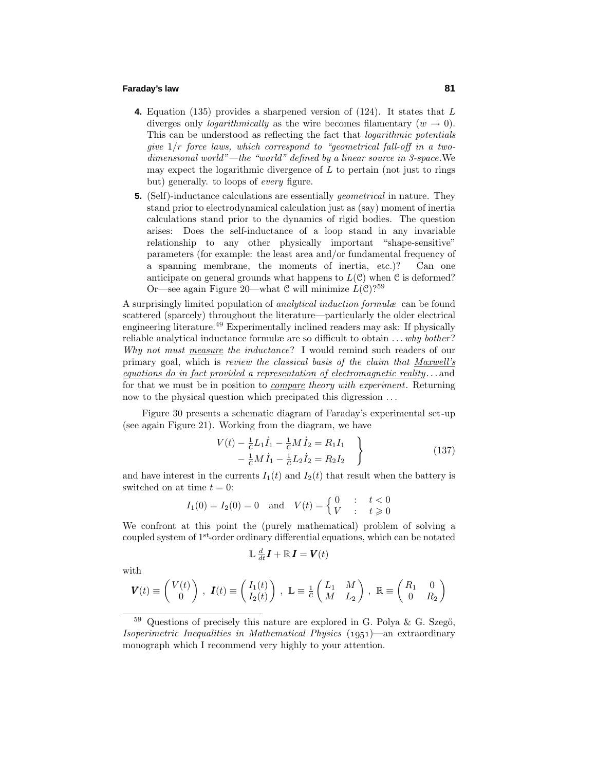**4.** Equation (135) provides a sharpened version of (124). It states that $L$ diverges only *logarithmically* as the wire becomes filamentary ($w \to 0$). This can be understood as reflecting the fact that *logarithmic potentials give* $1/r$ *force laws, which correspond to "geometrical fall-off in a two-dimensional world"—the "world" defined by a linear source in 3-space.*We may expect the logarithmic divergence of $L$ to pertain (not just to rings but) generally. to loops of *every* figure.

**5.** (Self)-inductance calculations are essentially *geometrical* in nature. They stand prior to electrodynamical calculation just as (say) moment of inertia calculations stand prior to the dynamics of rigid bodies. The question arises: Does the self-inductance of a loop stand in any invariable relationship to any other physically important "shape-sensitive" parameters (for example: the least area and/or fundamental frequency of a spanning membrane, the moments of inertia, etc.)? Can one anticipate on general grounds what happens to $L(\mathcal{C})$ when $\mathcal{C}$ is deformed? Or—see again Figure 20—what $\mathcal{C}$ will minimize $L(\mathcal{C})$?[59]

A surprisingly limited population of *analytical induction formulæ* can be found scattered (sparcely) throughout the literature—particularly the older electrical engineering literature.[49] Experimentally inclined readers may ask: If physically reliable analytical inductance formulæ are so difficult to obtain ... *why bother*? *Why not must* <u>*measure*</u> *the inductance*? I would remind such readers of our primary goal, which is *review the classical basis of the claim that* <u>*Maxwell's equations do in fact provided a representation of electromagnetic reality*</u>... and for that we must be in position to <u>*compare*</u> *theory with experiment*. Returning now to the physical question which precipated this digression ...

Figure 30 presents a schematic diagram of Faraday's experimental set-up (see again Figure 21). Working from the diagram, we have

$$\left.\begin{aligned} V(t) - \tfrac{1}{c}L_1\dot{I}_1 - \tfrac{1}{c}M\,\dot{I}_2 &= R_1 I_1 \\ -\tfrac{1}{c}M\,\dot{I}_1 - \tfrac{1}{c}L_2\dot{I}_2 &= R_2 I_2 \end{aligned}\right\} \tag{137}$$

and have interest in the currents $I_1(t)$ and $I_2(t)$ that result when the battery is switched on at time $t = 0$:

$$I_1(0) = I_2(0) = 0 \quad \text{and} \quad V(t) = \begin{cases} 0 & : \quad t < 0 \\ V & : \quad t \geqslant 0 \end{cases}$$

We confront at this point the (purely mathematical) problem of solving a coupled system of 1st-order ordinary differential equations, which can be notated

$$\mathbb{L}\,\tfrac{d}{dt}\boldsymbol{I} + \mathbb{R}\,\boldsymbol{I} = \boldsymbol{V}(t)$$

with

$$\boldsymbol{V}(t) \equiv \begin{pmatrix} V(t) \\ 0 \end{pmatrix}, \ \boldsymbol{I}(t) \equiv \begin{pmatrix} I_1(t) \\ I_2(t) \end{pmatrix}, \ \mathbb{L} \equiv \tfrac{1}{c}\begin{pmatrix} L_1 & M \\ M & L_2 \end{pmatrix}, \ \mathbb{R} \equiv \begin{pmatrix} R_1 & 0 \\ 0 & R_2 \end{pmatrix}$$

---

[59] Questions of precisely this nature are explored in G. Polya & G. Szegö, *Isoperimetric Inequalities in Mathematical Physics* (1951)—an extraordinary monograph which I recommend very highly to your attention.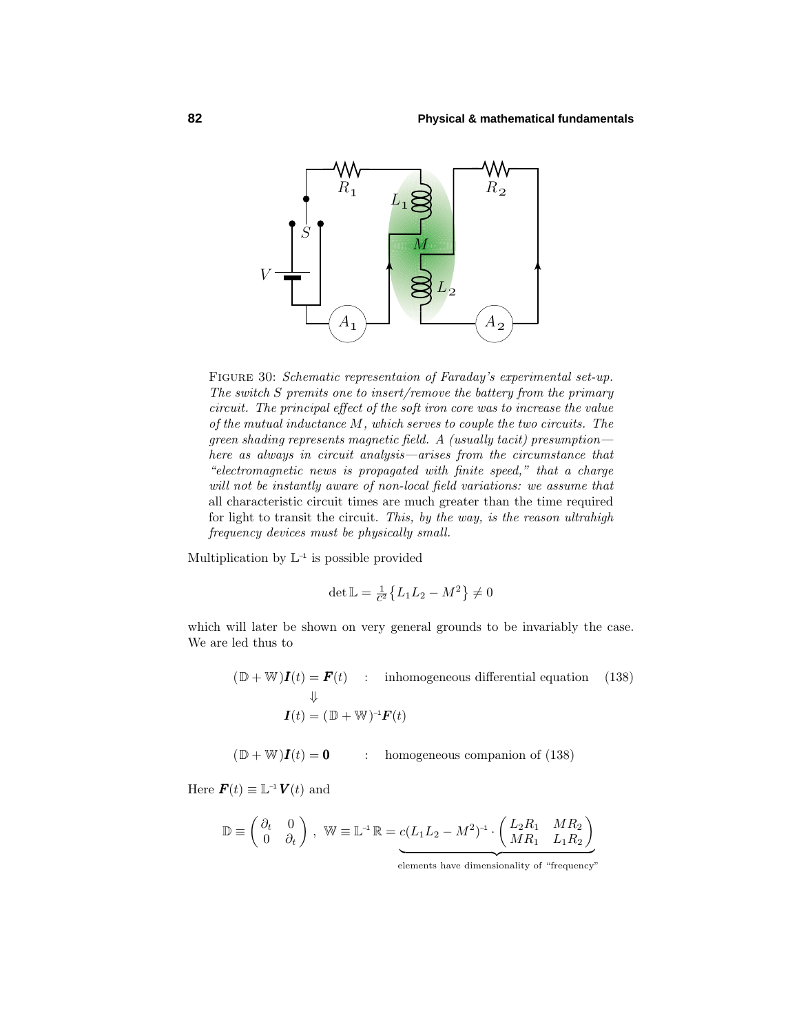FIGURE 30: *Schematic representaion of Faraday's experimental set-up. The switch $S$ premits one to insert/remove the battery from the primary circuit. The principal effect of the soft iron core was to increase the value of the mutual inductance $M$, which serves to couple the two circuits. The green shading represents magnetic field. A (usually tacit) presumption—here as always in circuit analysis—arises from the circumstance that "electromagnetic news is propagated with finite speed," that a charge will not be instantly aware of non-local field variations: we assume that* all characteristic circuit times are much greater than the time required for light to transit the circuit. *This, by the way, is the reason ultrahigh frequency devices must be physically small.*

Multiplication by $\mathbb{L}^{-1}$ is possible provided

$$\det \mathbb{L} = \tfrac{1}{c^2}\big\{L_1 L_2 - M^2\big\} \neq 0$$

which will later be shown on very general grounds to be invariably the case. We are led thus to

$$\begin{aligned}
(\mathbb{D} + \mathbb{W})\boldsymbol{I}(t) &= \boldsymbol{F}(t) \quad : \quad \text{inhomogeneous differential equation} \qquad (138)\\
&\Downarrow\\
\boldsymbol{I}(t) &= (\mathbb{D} + \mathbb{W})^{-1}\boldsymbol{F}(t)
\end{aligned}$$

$$(\mathbb{D} + \mathbb{W})\boldsymbol{I}(t) = \boldsymbol{0} \qquad : \quad \text{homogeneous companion of (138)}$$

Here $\boldsymbol{F}(t) \equiv \mathbb{L}^{-1}\boldsymbol{V}(t)$ and

$$\mathbb{D} \equiv \begin{pmatrix} \partial_t & 0 \\ 0 & \partial_t \end{pmatrix}, \quad \mathbb{W} \equiv \mathbb{L}^{-1}\,\mathbb{R} = \underbrace{c(L_1 L_2 - M^2)^{-1} \cdot \begin{pmatrix} L_2 R_1 & M R_2 \\ M R_1 & L_1 R_2 \end{pmatrix}}_{\text{elements have dimensionality of ``frequency''}}$$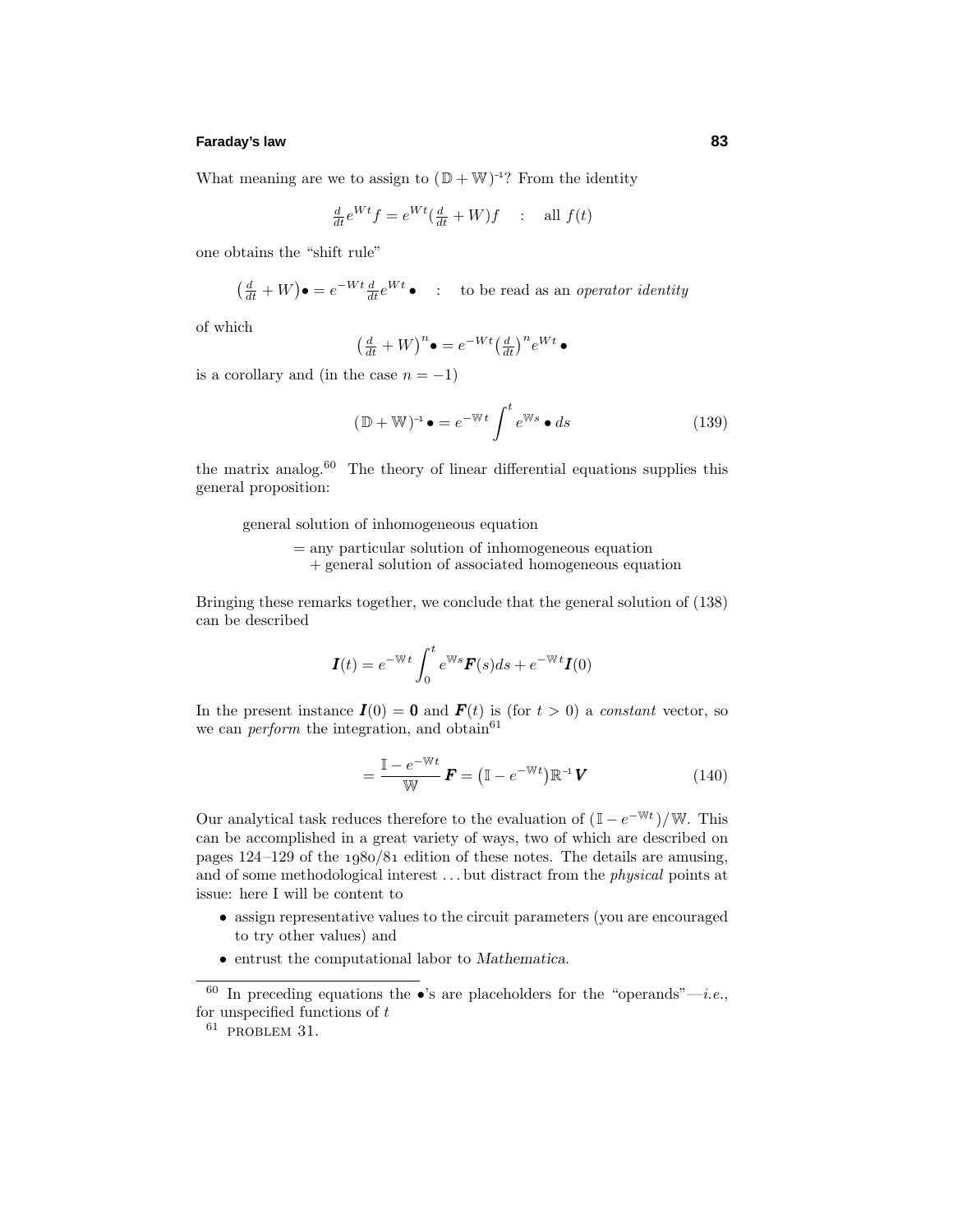What meaning are we to assign to $(\mathbb{D}+\mathbb{W})^{-1}$? From the identity

$$\tfrac{d}{dt}e^{Wt}f = e^{Wt}(\tfrac{d}{dt}+W)f \quad : \quad \text{all } f(t)$$

one obtains the "shift rule"

$$\big(\tfrac{d}{dt}+W\big)\bullet = e^{-Wt}\tfrac{d}{dt}e^{Wt}\bullet \quad : \quad \text{to be read as an } \textit{operator identity}$$

of which

$$\big(\tfrac{d}{dt}+W\big)^n\bullet = e^{-Wt}\big(\tfrac{d}{dt}\big)^n e^{Wt}\bullet$$

is a corollary and (in the case $n=-1$)

$$(\mathbb{D}+\mathbb{W})^{-1}\bullet = e^{-\mathbb{W}t}\int^t e^{\mathbb{W}s}\bullet\, ds \tag{139}$$

the matrix analog.[60] The theory of linear differential equations supplies this general proposition:

> general solution of inhomogeneous equation
>
> = any particular solution of inhomogeneous equation
> + general solution of associated homogeneous equation

Bringing these remarks together, we conclude that the general solution of (138) can be described

$$\boldsymbol{I}(t) = e^{-\mathbb{W}t}\int_0^t e^{\mathbb{W}s}\boldsymbol{F}(s)ds + e^{-\mathbb{W}t}\boldsymbol{I}(0)$$

In the present instance $\boldsymbol{I}(0)=\boldsymbol{0}$ and $\boldsymbol{F}(t)$ is (for $t>0$) a *constant* vector, so we can *perform* the integration, and obtain[61]

$$= \frac{\mathbb{I}-e^{-\mathbb{W}t}}{\mathbb{W}}\boldsymbol{F} = \big(\mathbb{I}-e^{-\mathbb{W}t}\big)\mathbb{R}^{-1}\boldsymbol{V} \tag{140}$$

Our analytical task reduces therefore to the evaluation of $(\mathbb{I}-e^{-\mathbb{W}t})/\mathbb{W}$. This can be accomplished in a great variety of ways, two of which are described on pages 124–129 of the 1980/81 edition of these notes. The details are amusing, and of some methodological interest ... but distract from the *physical* points at issue: here I will be content to

- assign representative values to the circuit parameters (you are encouraged to try other values) and
- entrust the computational labor to *Mathematica*.

---

[60] In preceding equations the $\bullet$'s are placeholders for the "operands"—*i.e.*, for unspecified functions of $t$

[61] PROBLEM 31.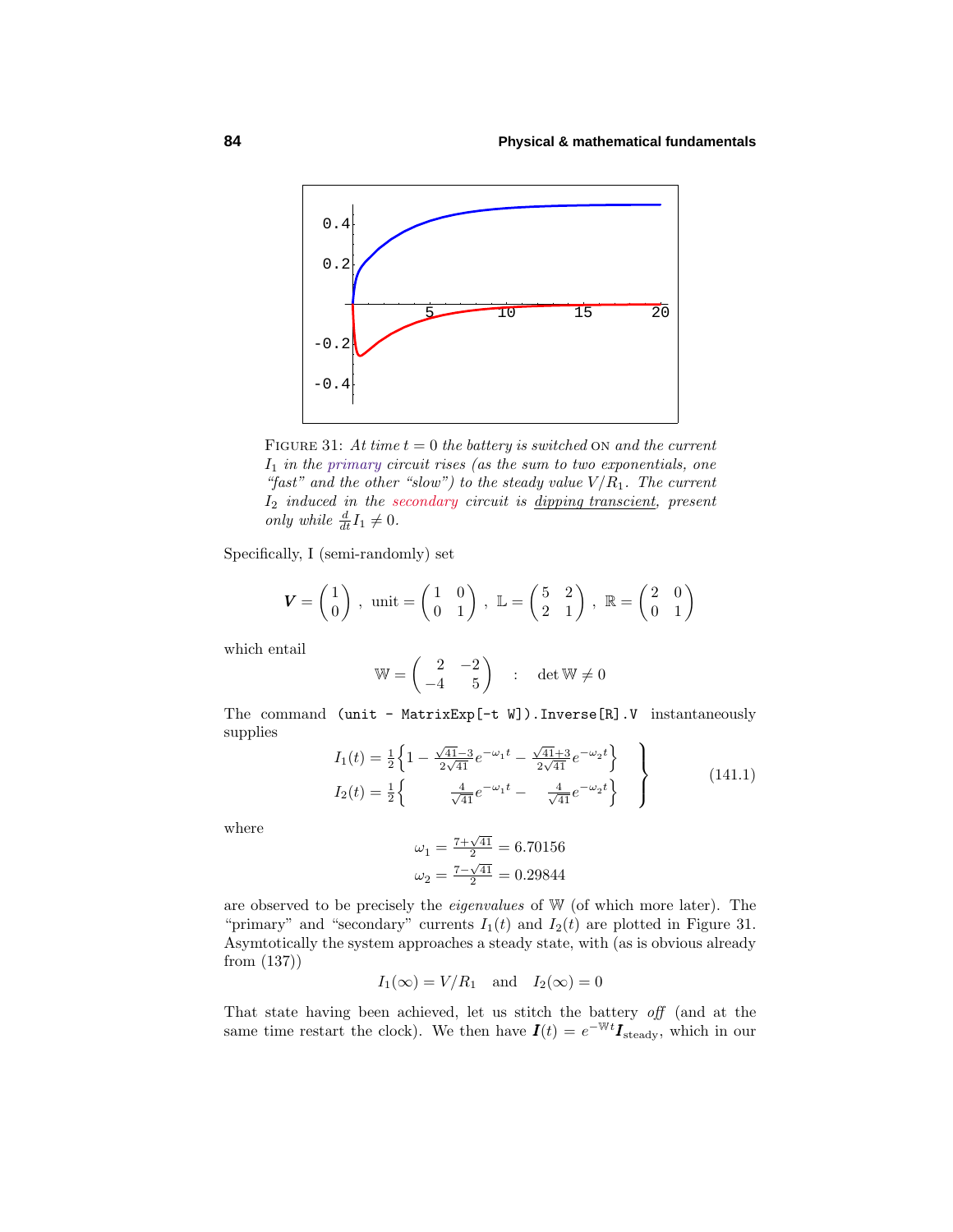FIGURE 31: *At time $t = 0$ the battery is switched* ON *and the current $I_1$ in the primary circuit rises (as the sum to two exponentials, one "fast" and the other "slow") to the steady value $V/R_1$. The current $I_2$ induced in the secondary circuit is dipping transcient, present only while $\frac{d}{dt}I_1 \neq 0$.*

Specifically, I (semi-randomly) set

$$\boldsymbol{V} = \begin{pmatrix} 1 \\ 0 \end{pmatrix}, \text{ unit} = \begin{pmatrix} 1 & 0 \\ 0 & 1 \end{pmatrix}, \mathbb{L} = \begin{pmatrix} 5 & 2 \\ 2 & 1 \end{pmatrix}, \mathbb{R} = \begin{pmatrix} 2 & 0 \\ 0 & 1 \end{pmatrix}$$

which entail

$$\mathbb{W} = \begin{pmatrix} 2 & -2 \\ -4 & 5 \end{pmatrix} \quad : \quad \det \mathbb{W} \neq 0$$

The command `(unit - MatrixExp[-t W]).Inverse[R].V` instantaneously supplies

$$\left.\begin{aligned} I_1(t) &= \tfrac{1}{2}\Big\{1 - \tfrac{\sqrt{41}-3}{2\sqrt{41}}e^{-\omega_1 t} - \tfrac{\sqrt{41}+3}{2\sqrt{41}}e^{-\omega_2 t}\Big\} \\ I_2(t) &= \tfrac{1}{2}\Big\{\qquad \tfrac{4}{\sqrt{41}}e^{-\omega_1 t} - \quad \tfrac{4}{\sqrt{41}}e^{-\omega_2 t}\Big\} \end{aligned}\right\} \tag{141.1}$$

where

$$\begin{aligned} \omega_1 &= \tfrac{7+\sqrt{41}}{2} = 6.70156 \\ \omega_2 &= \tfrac{7-\sqrt{41}}{2} = 0.29844 \end{aligned}$$

are observed to be precisely the *eigenvalues* of $\mathbb{W}$ (of which more later). The "primary" and "secondary" currents $I_1(t)$ and $I_2(t)$ are plotted in Figure 31. Asymtotically the system approaches a steady state, with (as is obvious already from (137))

$$I_1(\infty) = V/R_1 \quad \text{and} \quad I_2(\infty) = 0$$

That state having been achieved, let us stitch the battery *off* (and at the same time restart the clock). We then have $\boldsymbol{I}(t) = e^{-\mathbb{W}t}\boldsymbol{I}_{\text{steady}}$, which in our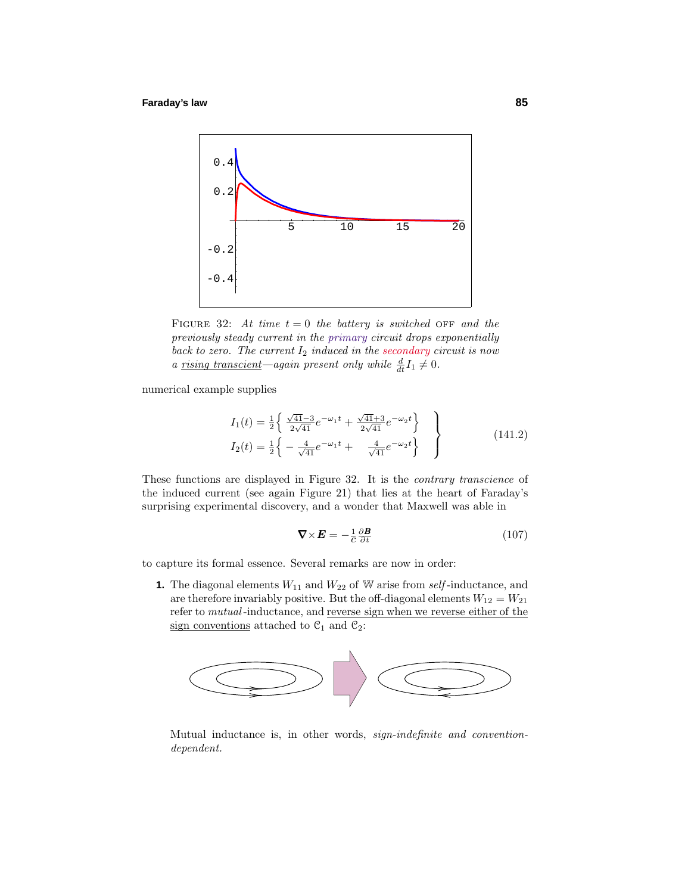FIGURE 32: *At time $t = 0$ the battery is switched* OFF *and the previously steady current in the primary circuit drops exponentially back to zero. The current $I_2$ induced in the secondary circuit is now a rising transcient—again present only while $\frac{d}{dt}I_1 \neq 0$.*

numerical example supplies

$$
\left.
\begin{aligned}
I_1(t) &= \tfrac{1}{2}\Big\{ \tfrac{\sqrt{41}-3}{2\sqrt{41}}e^{-\omega_1 t} + \tfrac{\sqrt{41}+3}{2\sqrt{41}}e^{-\omega_2 t}\Big\}\\
I_2(t) &= \tfrac{1}{2}\Big\{ -\tfrac{4}{\sqrt{41}}e^{-\omega_1 t} + \quad \tfrac{4}{\sqrt{41}}e^{-\omega_2 t}\Big\}
\end{aligned}
\right\}
\tag{141.2}
$$

These functions are displayed in Figure 32. It is the *contrary transcience* of the induced current (see again Figure 21) that lies at the heart of Faraday's surprising experimental discovery, and a wonder that Maxwell was able in

$$
\nabla \times \boldsymbol{E} = -\tfrac{1}{c}\tfrac{\partial \boldsymbol{B}}{\partial t} \tag{107}
$$

to capture its formal essence. Several remarks are now in order:

**1.** The diagonal elements $W_{11}$ and $W_{22}$ of $\mathbb{W}$ arise from *self*-inductance, and are therefore invariably positive. But the off-diagonal elements $W_{12} = W_{21}$ refer to *mutual*-inductance, and reverse sign when we reverse either of the sign conventions attached to $\mathcal{C}_1$ and $\mathcal{C}_2$:

Mutual inductance is, in other words, *sign-indefinite and convention-dependent.*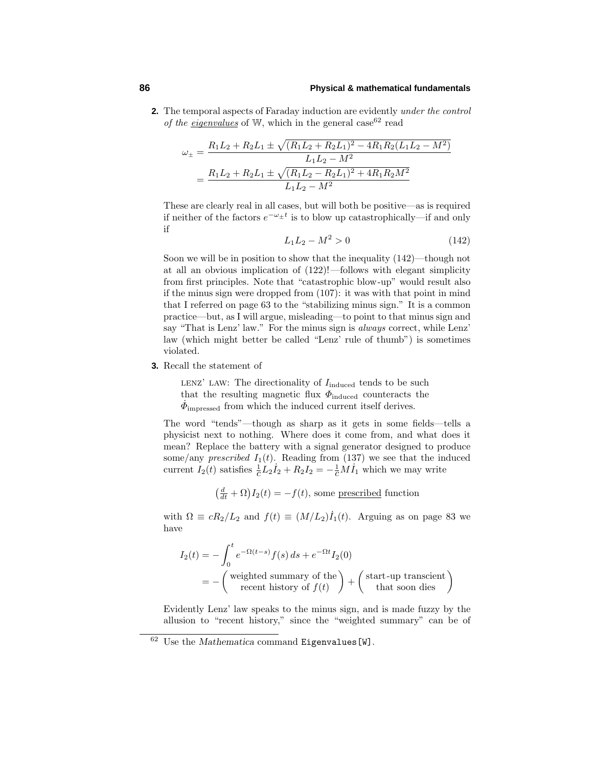**2.** The temporal aspects of Faraday induction are evidently *under the control of the eigenvalues* of $\mathbb{W}$, which in the general case[62] read

$$\begin{aligned}\omega_{\pm} &= \frac{R_1L_2 + R_2L_1 \pm \sqrt{(R_1L_2 + R_2L_1)^2 - 4R_1R_2(L_1L_2 - M^2)}}{L_1L_2 - M^2} \\ &= \frac{R_1L_2 + R_2L_1 \pm \sqrt{(R_1L_2 - R_2L_1)^2 + 4R_1R_2M^2}}{L_1L_2 - M^2}\end{aligned}$$

These are clearly real in all cases, but will both be positive—as is required if neither of the factors $e^{-\omega_{\pm}t}$ is to blow up catastrophically—if and only if

$$L_1L_2 - M^2 > 0 \tag{142}$$

Soon we will be in position to show that the inequality (142)—though not at all an obvious implication of (122)!—follows with elegant simplicity from first principles. Note that "catastrophic blow-up" would result also if the minus sign were dropped from (107): it was with that point in mind that I referred on page 63 to the "stabilizing minus sign." It is a common practice—but, as I will argue, misleading—to point to that minus sign and say "That is Lenz' law." For the minus sign is *always* correct, while Lenz' law (which might better be called "Lenz' rule of thumb") is sometimes violated.

**3.** Recall the statement of

> LENZ' LAW: The directionality of $I_{\text{induced}}$ tends to be such that the resulting magnetic flux $\Phi_{\text{induced}}$ counteracts the $\dot{\Phi}_{\text{impressed}}$ from which the induced current itself derives.

The word "tends"—though as sharp as it gets in some fields—tells a physicist next to nothing. Where does it come from, and what does it mean? Replace the battery with a signal generator designed to produce some/any *prescribed* $I_1(t)$. Reading from (137) we see that the induced current $I_2(t)$ satisfies $\frac{1}{c}L_2\dot{I}_2 + R_2I_2 = -\frac{1}{c}M\dot{I}_1$ which we may write

$$\big(\tfrac{d}{dt} + \Omega\big)I_2(t) = -f(t), \text{ some prescribed function}$$

with $\Omega \equiv cR_2/L_2$ and $f(t) \equiv (M/L_2)\dot{I}_1(t)$. Arguing as on page 83 we have

$$\begin{aligned}I_2(t) &= -\int_0^t e^{-\Omega(t-s)}f(s)\,ds + e^{-\Omega t}I_2(0) \\ &= -\begin{pmatrix}\text{weighted summary of the}\\ \text{recent history of } f(t)\end{pmatrix} + \begin{pmatrix}\text{start-up trancsient}\\ \text{that soon dies}\end{pmatrix}\end{aligned}$$

Evidently Lenz' law speaks to the minus sign, and is made fuzzy by the allusion to "recent history," since the "weighted summary" can be of

---

[62] Use the *Mathematica* command `Eigenvalues[W]`.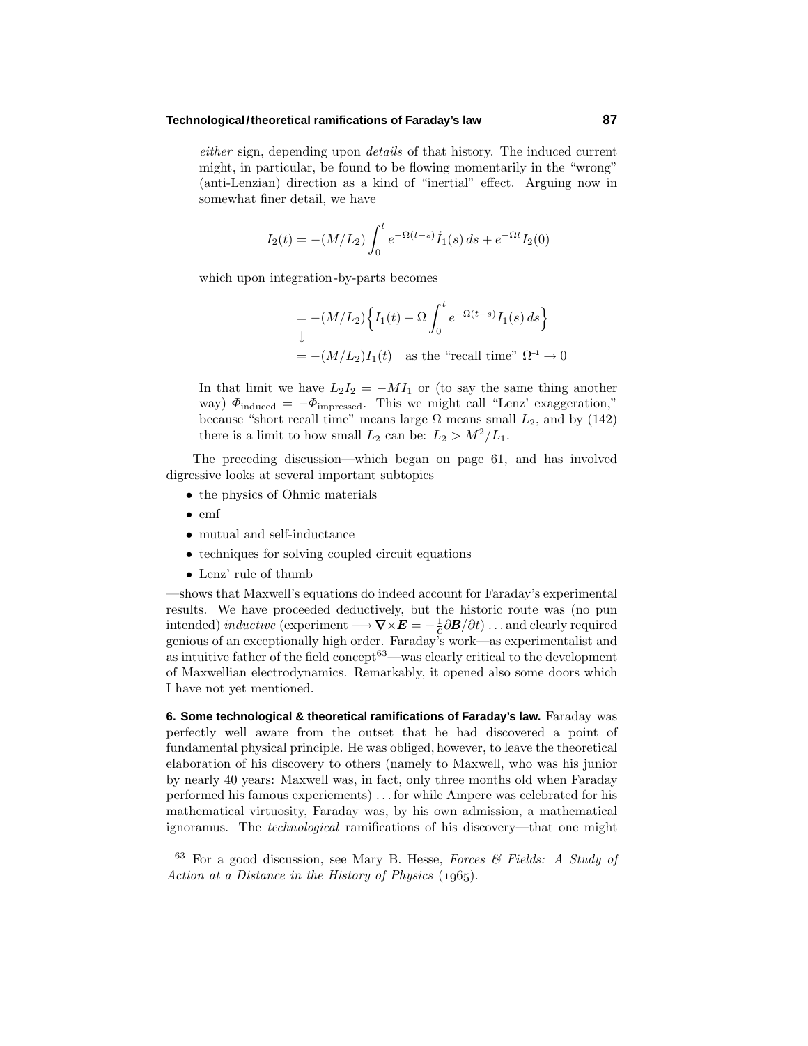*either* sign, depending upon *details* of that history. The induced current might, in particular, be found to be flowing momentarily in the "wrong" (anti-Lenzian) direction as a kind of "inertial" effect. Arguing now in somewhat finer detail, we have

$$I_2(t) = -(M/L_2)\int_0^t e^{-\Omega(t-s)}\dot{I}_1(s)\,ds + e^{-\Omega t}I_2(0)$$

which upon integration-by-parts becomes

$$\begin{aligned}
&= -(M/L_2)\Big\{I_1(t) - \Omega\int_0^t e^{-\Omega(t-s)}I_1(s)\,ds\Big\}\\
&\downarrow\\
&= -(M/L_2)I_1(t) \quad \text{as the "recall time" } \Omega^{-1} \to 0
\end{aligned}$$

In that limit we have $L_2 I_2 = -MI_1$ or (to say the same thing another way) $\Phi_{\text{induced}} = -\Phi_{\text{impressed}}$. This we might call "Lenz' exaggeration," because "short recall time" means large $\Omega$ means small $L_2$, and by (142) there is a limit to how small $L_2$ can be: $L_2 > M^2/L_1$.

The preceding discussion—which began on page 61, and has involved digressive looks at several important subtopics

- the physics of Ohmic materials
- emf
- mutual and self-inductance
- techniques for solving coupled circuit equations
- Lenz' rule of thumb

—shows that Maxwell's equations do indeed account for Faraday's experimental results. We have proceeded deductively, but the historic route was (no pun intended) *inductive* (experiment $\longrightarrow \boldsymbol{\nabla}\times\boldsymbol{E} = -\frac{1}{c}\partial\boldsymbol{B}/\partial t$) ... and clearly required genious of an exceptionally high order. Faraday's work—as experimentalist and as intuitive father of the field concept[63]—was clearly critical to the development of Maxwellian electrodynamics. Remarkably, it opened also some doors which I have not yet mentioned.

**6. Some technological & theoretical ramifications of Faraday's law.** Faraday was perfectly well aware from the outset that he had discovered a point of fundamental physical principle. He was obliged, however, to leave the theoretical elaboration of his discovery to others (namely to Maxwell, who was his junior by nearly 40 years: Maxwell was, in fact, only three months old when Faraday performed his famous experiements) ... for while Ampere was celebrated for his mathematical virtuosity, Faraday was, by his own admission, a mathematical ignoramus. The *technological* ramifications of his discovery—that one might

---

[63] For a good discussion, see Mary B. Hesse, *Forces & Fields: A Study of Action at a Distance in the History of Physics* (1965).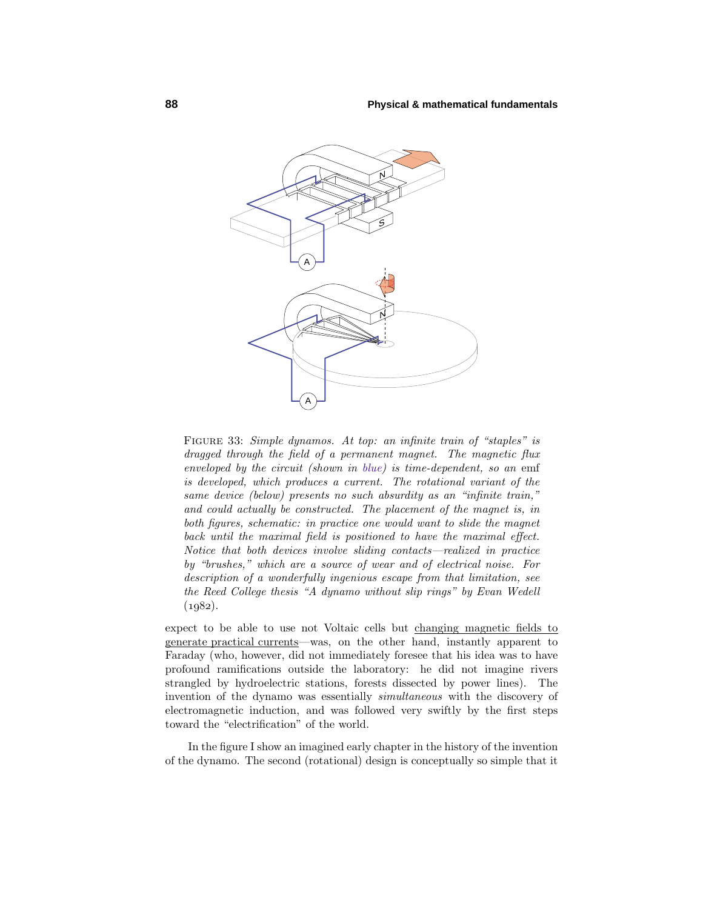Figure 33: *Simple dynamos. At top: an infinite train of "staples" is dragged through the field of a permanent magnet. The magnetic flux enveloped by the circuit (shown in blue) is time-dependent, so an* emf *is developed, which produces a current. The rotational variant of the same device (below) presents no such absurdity as an "infinite train," and could actually be constructed. The placement of the magnet is, in both figures, schematic: in practice one would want to slide the magnet back until the maximal field is positioned to have the maximal effect. Notice that both devices involve sliding contacts—realized in practice by "brushes," which are a source of wear and of electrical noise. For description of a wonderfully ingenious escape from that limitation, see the Reed College thesis "A dynamo without slip rings" by Evan Wedell* (1982).

expect to be able to use not Voltaic cells but changing magnetic fields to generate practical currents—was, on the other hand, instantly apparent to Faraday (who, however, did not immediately foresee that his idea was to have profound ramifications outside the laboratory: he did not imagine rivers strangled by hydroelectric stations, forests dissected by power lines). The invention of the dynamo was essentially *simultaneous* with the discovery of electromagnetic induction, and was followed very swiftly by the first steps toward the "electrification" of the world.

In the figure I show an imagined early chapter in the history of the invention of the dynamo. The second (rotational) design is conceptually so simple that it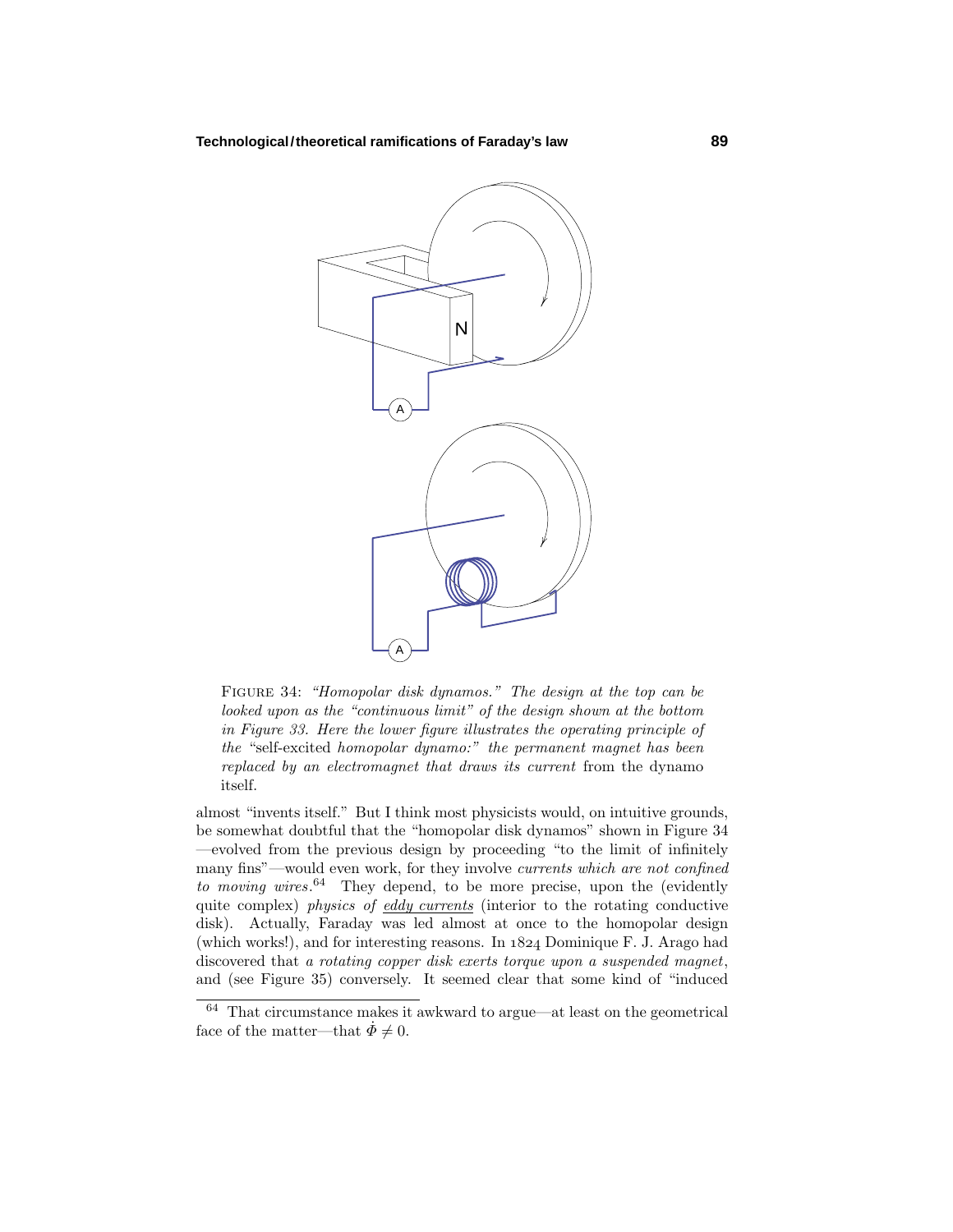FIGURE 34: *"Homopolar disk dynamos." The design at the top can be looked upon as the "continuous limit" of the design shown at the bottom in Figure 33. Here the lower figure illustrates the operating principle of the* "self-excited *homopolar dynamo:" the permanent magnet has been replaced by an electromagnet that draws its current* from the dynamo itself.

almost "invents itself." But I think most physicists would, on intuitive grounds, be somewhat doubtful that the "homopolar disk dynamos" shown in Figure 34 —evolved from the previous design by proceeding "to the limit of infinitely many fins"—would even work, for they involve *currents which are not confined to moving wires*.[64] They depend, to be more precise, upon the (evidently quite complex) *physics of eddy currents* (interior to the rotating conductive disk). Actually, Faraday was led almost at once to the homopolar design (which works!), and for interesting reasons. In 1824 Dominique F. J. Arago had discovered that *a rotating copper disk exerts torque upon a suspended magnet*, and (see Figure 35) conversely. It seemed clear that some kind of "induced

[64] That circumstance makes it awkward to argue—at least on the geometrical face of the matter—that $\dot{\Phi} \neq 0$.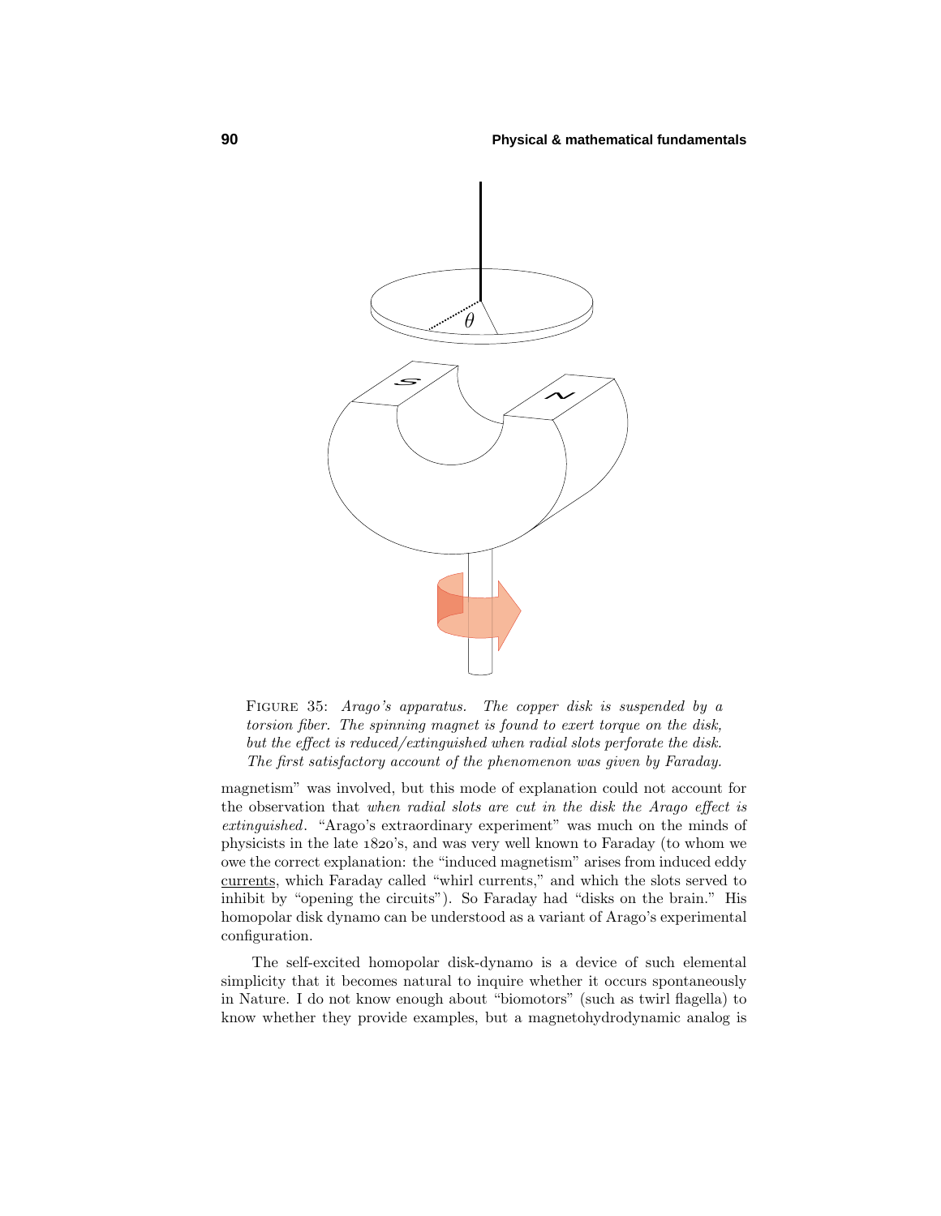FIGURE 35: *Arago's apparatus. The copper disk is suspended by a torsion fiber. The spinning magnet is found to exert torque on the disk, but the effect is reduced/extinguished when radial slots perforate the disk. The first satisfactory account of the phenomenon was given by Faraday.*

magnetism" was involved, but this mode of explanation could not account for the observation that *when radial slots are cut in the disk the Arago effect is extinguished*. "Arago's extraordinary experiment" was much on the minds of physicists in the late 1820's, and was very well known to Faraday (to whom we owe the correct explanation: the "induced magnetism" arises from induced eddy <u>currents</u>, which Faraday called "whirl currents," and which the slots served to inhibit by "opening the circuits"). So Faraday had "disks on the brain." His homopolar disk dynamo can be understood as a variant of Arago's experimental configuration.

The self-excited homopolar disk-dynamo is a device of such elemental simplicity that it becomes natural to inquire whether it occurs spontaneously in Nature. I do not know enough about "biomotors" (such as twirl flagella) to know whether they provide examples, but a magnetohydrodynamic analog is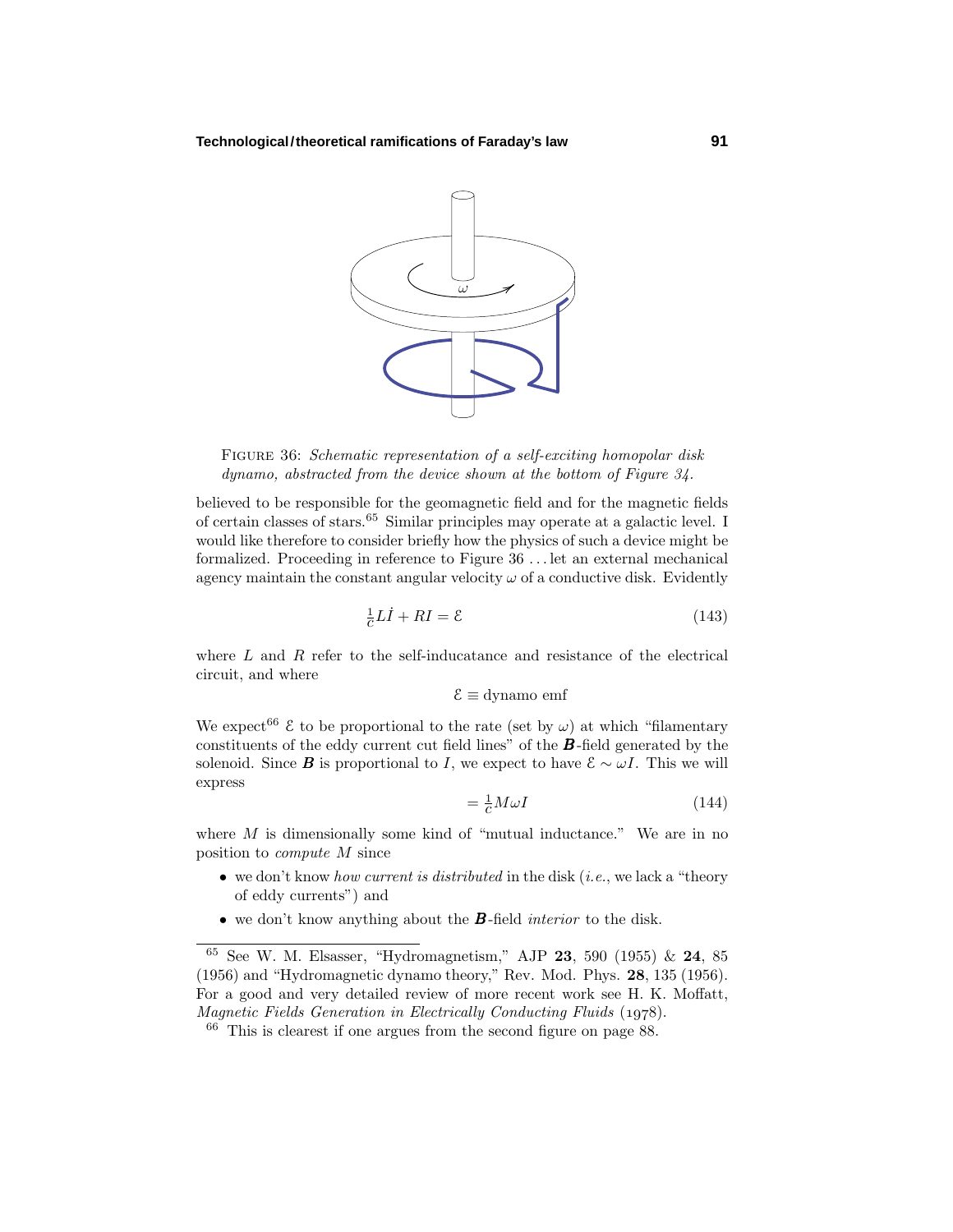FIGURE 36: *Schematic representation of a self-exciting homopolar disk dynamo, abstracted from the device shown at the bottom of Figure 34.*

believed to be responsible for the geomagnetic field and for the magnetic fields of certain classes of stars.[65] Similar principles may operate at a galactic level. I would like therefore to consider briefly how the physics of such a device might be formalized. Proceeding in reference to Figure 36 . . . let an external mechanical agency maintain the constant angular velocity $\omega$ of a conductive disk. Evidently

$$\tfrac{1}{c}L\dot{I} + RI = \mathcal{E} \tag{143}$$

where $L$ and $R$ refer to the self-inducatance and resistance of the electrical circuit, and where

$$\mathcal{E} \equiv \text{dynamo emf}$$

We expect[66] $\mathcal{E}$ to be proportional to the rate (set by $\omega$) at which "filamentary constituents of the eddy current cut field lines" of the $\boldsymbol{B}$-field generated by the solenoid. Since $\boldsymbol{B}$ is proportional to $I$, we expect to have $\mathcal{E} \sim \omega I$. This we will express

$$= \tfrac{1}{c}M\omega I \tag{144}$$

where $M$ is dimensionally some kind of "mutual inductance." We are in no position to *compute* $M$ since

- we don't know *how current is distributed* in the disk (*i.e.*, we lack a "theory of eddy currents") and
- we don't know anything about the $\boldsymbol{B}$-field *interior* to the disk.

---

[65] See W. M. Elsasser, "Hydromagnetism," AJP **23**, 590 (1955) & **24**, 85 (1956) and "Hydromagnetic dynamo theory," Rev. Mod. Phys. **28**, 135 (1956). For a good and very detailed review of more recent work see H. K. Moffatt, *Magnetic Fields Generation in Electrically Conducting Fluids* (1978).

[66] This is clearest if one argues from the second figure on page 88.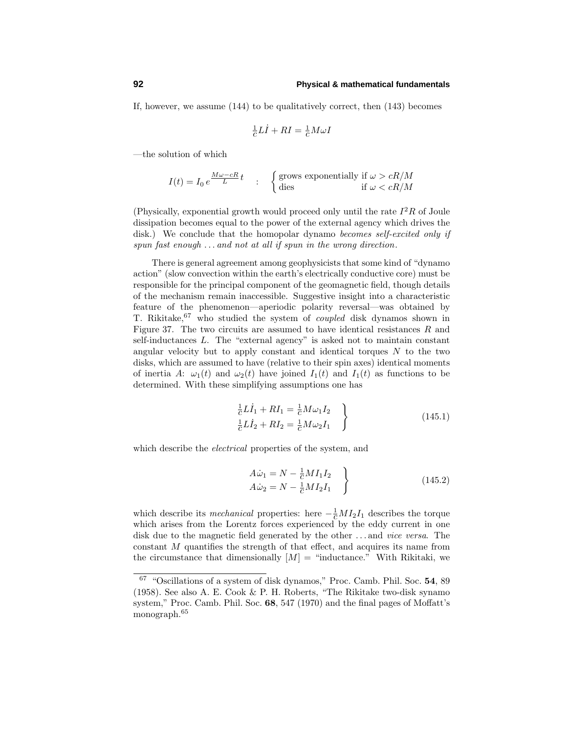If, however, we assume (144) to be qualitatively correct, then (143) becomes

$$\tfrac{1}{c}L\dot{I} + RI = \tfrac{1}{c}M\omega I$$

—the solution of which

$$I(t) = I_0\, e^{\frac{M\omega - cR}{L}t} \quad : \quad \begin{cases} \text{grows exponentially if } \omega > cR/M \\ \text{dies} \qquad\qquad\qquad\;\; \text{if } \omega < cR/M \end{cases}$$

(Physically, exponential growth would proceed only until the rate $I^2R$ of Joule dissipation becomes equal to the power of the external agency which drives the disk.) We conclude that the homopolar dynamo *becomes self-excited only if spun fast enough ... and not at all if spun in the wrong direction*.

There is general agreement among geophysicists that some kind of "dynamo action" (slow convection within the earth's electrically conductive core) must be responsible for the principal component of the geomagnetic field, though details of the mechanism remain inaccessible. Suggestive insight into a characteristic feature of the phenomenon—aperiodic polarity reversal—was obtained by T. Rikitake,[67] who studied the system of *coupled* disk dynamos shown in Figure 37. The two circuits are assumed to have identical resistances $R$ and self-inductances $L$. The "external agency" is asked not to maintain constant angular velocity but to apply constant and identical torques $N$ to the two disks, which are assumed to have (relative to their spin axes) identical moments of inertia $A$: $\omega_1(t)$ and $\omega_2(t)$ have joined $I_1(t)$ and $I_1(t)$ as functions to be determined. With these simplifying assumptions one has

$$\left.\begin{aligned} \tfrac{1}{c}L\dot{I}_1 + RI_1 &= \tfrac{1}{c}M\omega_1 I_2 \\ \tfrac{1}{c}L\dot{I}_2 + RI_2 &= \tfrac{1}{c}M\omega_2 I_1 \end{aligned}\right\} \tag{145.1}$$

which describe the *electrical* properties of the system, and

$$\left.\begin{aligned} A\dot{\omega}_1 &= N - \tfrac{1}{c}MI_1I_2 \\ A\dot{\omega}_2 &= N - \tfrac{1}{c}MI_2I_1 \end{aligned}\right\} \tag{145.2}$$

which describe its *mechanical* properties: here $-\frac{1}{c}MI_2I_1$ describes the torque which arises from the Lorentz forces experienced by the eddy current in one disk due to the magnetic field generated by the other ... and *vice versa*. The constant $M$ quantifies the strength of that effect, and acquires its name from the circumstance that dimensionally $[M]$ = "inductance." With Rikitaki, we

---

[67] "Oscillations of a system of disk dynamos," Proc. Camb. Phil. Soc. **54**, 89 (1958). See also A. E. Cook & P. H. Roberts, "The Rikitake two-disk synamo system," Proc. Camb. Phil. Soc. **68**, 547 (1970) and the final pages of Moffatt's monograph.[65]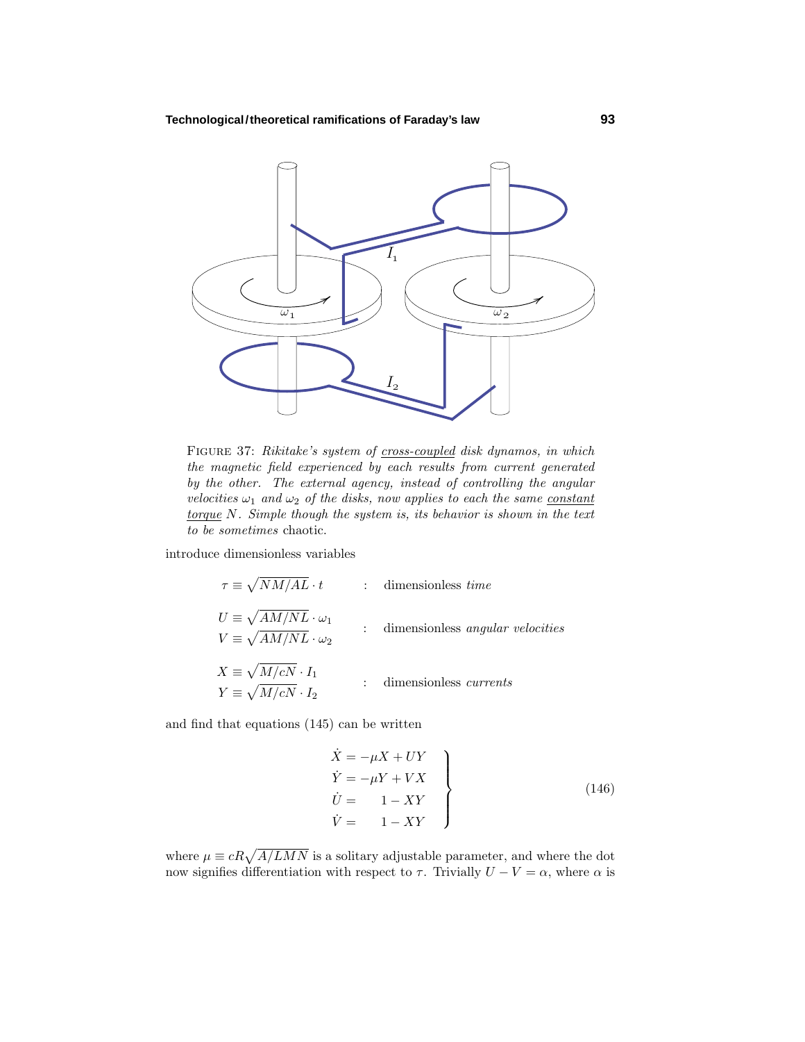FIGURE 37: *Rikitake's system of* *cross-coupled* *disk dynamos, in which the magnetic field experienced by each results from current generated by the other. The external agency, instead of controlling the angular velocities* $\omega_1$ *and* $\omega_2$ *of the disks, now applies to each the same* *constant torque* $N$*. Simple though the system is, its behavior is shown in the text to be sometimes* chaotic.

introduce dimensionless variables

$$\tau \equiv \sqrt{NM/AL} \cdot t \quad : \quad \text{dimensionless } \textit{time}$$

$$\left.\begin{aligned} U &\equiv \sqrt{AM/NL} \cdot \omega_1 \\ V &\equiv \sqrt{AM/NL} \cdot \omega_2 \end{aligned}\right\} \quad : \quad \text{dimensionless } \textit{angular velocities}$$

$$\left.\begin{aligned} X &\equiv \sqrt{M/cN} \cdot I_1 \\ Y &\equiv \sqrt{M/cN} \cdot I_2 \end{aligned}\right\} \quad : \quad \text{dimensionless } \textit{currents}$$

and find that equations (145) can be written

$$\left.\begin{aligned} \dot{X} &= -\mu X + UY \\ \dot{Y} &= -\mu Y + VX \\ \dot{U} &= \quad\ 1 - XY \\ \dot{V} &= \quad\ 1 - XY \end{aligned}\right\} \tag{146}$$

where $\mu \equiv cR\sqrt{A/LMN}$ is a solitary adjustable parameter, and where the dot now signifies differentiation with respect to $\tau$. Trivially $U - V = \alpha$, where $\alpha$ is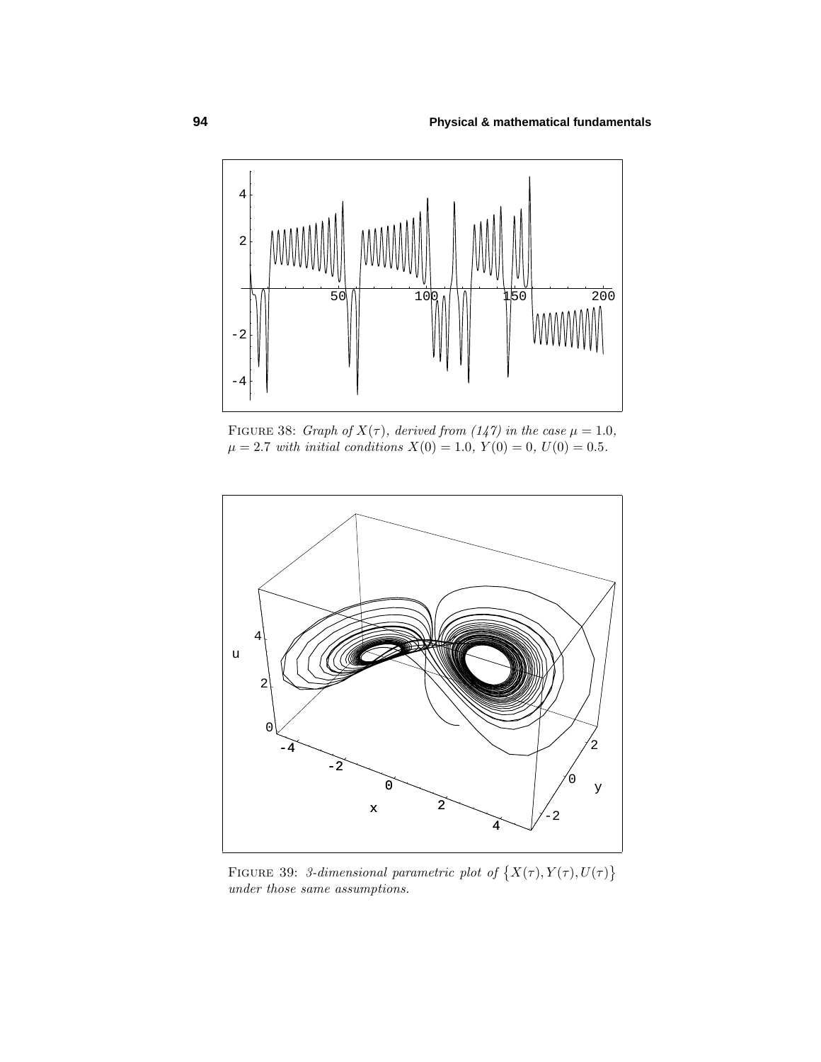FIGURE 38: *Graph of $X(\tau)$, derived from (147) in the case $\mu = 1.0$, $\mu = 2.7$ with initial conditions $X(0) = 1.0$, $Y(0) = 0$, $U(0) = 0.5$.*

FIGURE 39: *3-dimensional parametric plot of $\{X(\tau), Y(\tau), U(\tau)\}$ under those same assumptions.*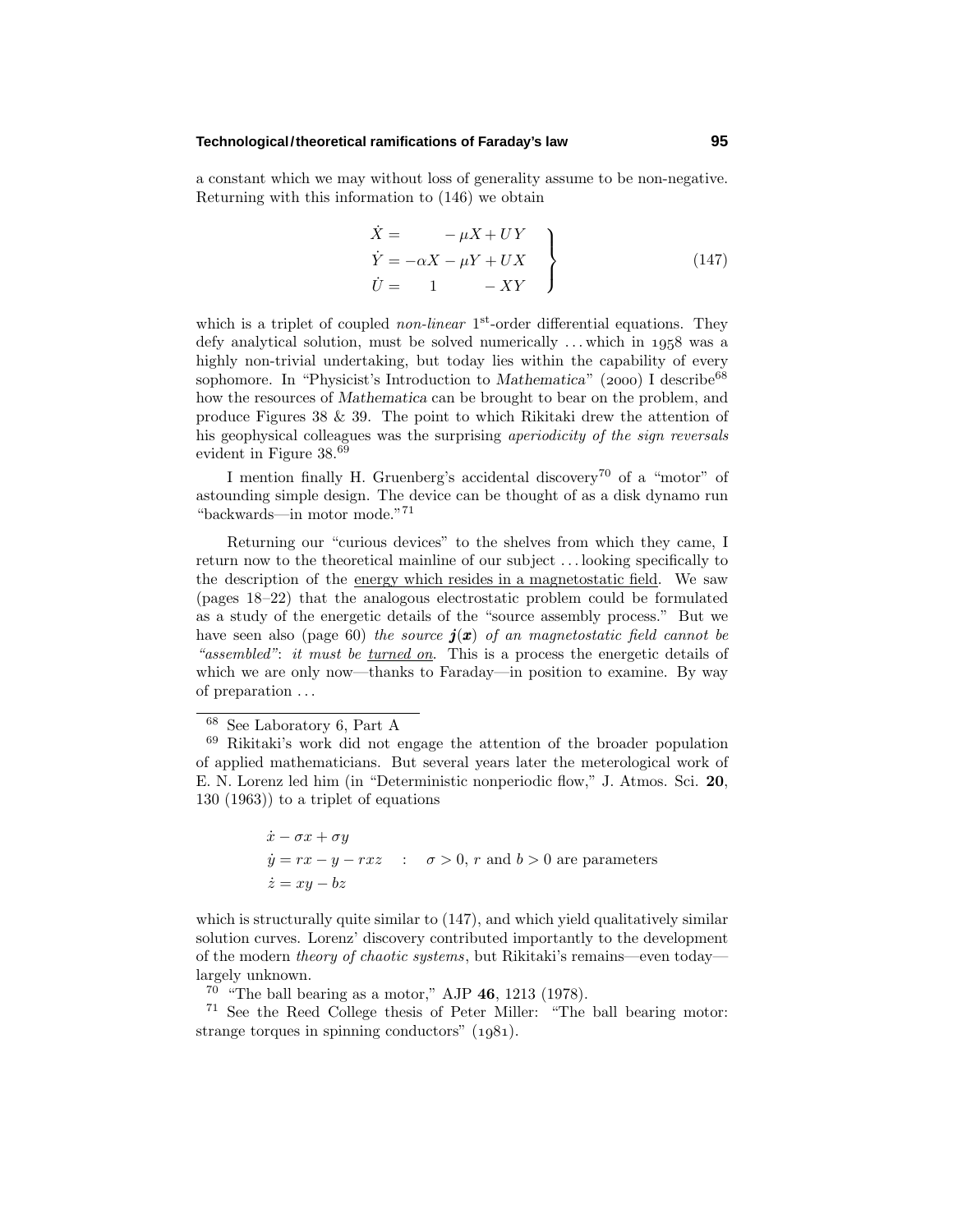a constant which we may without loss of generality assume to be non-negative. Returning with this information to (146) we obtain

$$
\left.
\begin{aligned}
\dot{X} &= \qquad\;\; -\mu X + UY \\
\dot{Y} &= -\alpha X - \mu Y + UX \\
\dot{U} &= \quad\;\; 1 \qquad\;\; - XY
\end{aligned}
\right\}
\tag{147}
$$

which is a triplet of coupled *non-linear* 1[st]-order differential equations. They defy analytical solution, must be solved numerically . . . which in 1958 was a highly non-trivial undertaking, but today lies within the capability of every sophomore. In "Physicist's Introduction to *Mathematica*" (2000) I describe[68] how the resources of *Mathematica* can be brought to bear on the problem, and produce Figures 38 & 39. The point to which Rikitaki drew the attention of his geophysical colleagues was the surprising *aperiodicity of the sign reversals* evident in Figure 38.[69]

I mention finally H. Gruenberg's accidental discovery[70] of a "motor" of astounding simple design. The device can be thought of as a disk dynamo run "backwards—in motor mode."[71]

Returning our "curious devices" to the shelves from which they came, I return now to the theoretical mainline of our subject . . . looking specifically to the description of the energy which resides in a magnetostatic field. We saw (pages 18–22) that the analogous electrostatic problem could be formulated as a study of the energetic details of the "source assembly process." But we have seen also (page 60) *the source* $\boldsymbol{j}(\boldsymbol{x})$ *of an magnetostatic field cannot be "assembled": it must be turned on*. This is a process the energetic details of which we are only now—thanks to Faraday—in position to examine. By way of preparation . . .

---

[68] See Laboratory 6, Part A

[69] Rikitaki's work did not engage the attention of the broader population of applied mathematicians. But several years later the meterological work of E. N. Lorenz led him (in "Deterministic nonperiodic flow," J. Atmos. Sci. **20**, 130 (1963)) to a triplet of equations

$$
\begin{aligned}
&\dot{x} - \sigma x + \sigma y \\
&\dot{y} = rx - y - rxz \quad : \quad \sigma > 0,\ r \text{ and } b > 0 \text{ are parameters} \\
&\dot{z} = xy - bz
\end{aligned}
$$

which is structurally quite similar to (147), and which yield qualitatively similar solution curves. Lorenz' discovery contributed importantly to the development of the modern *theory of chaotic systems*, but Rikitaki's remains—even today—largely unknown.

[70] "The ball bearing as a motor," AJP **46**, 1213 (1978).

[71] See the Reed College thesis of Peter Miller: "The ball bearing motor: strange torques in spinning conductors" (1981).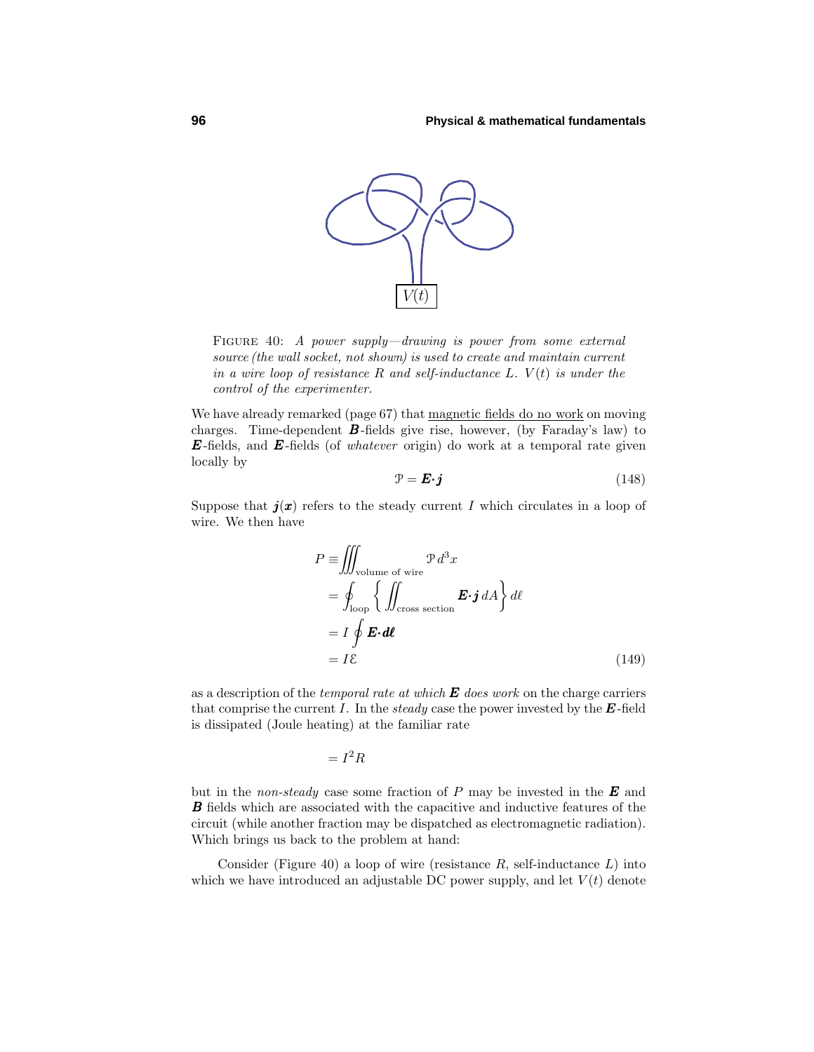FIGURE 40: *A power supply—drawing is power from some external source (the wall socket, not shown) is used to create and maintain current in a wire loop of resistance $R$ and self-inductance $L$. $V(t)$ is under the control of the experimenter.*

We have already remarked (page 67) that magnetic fields do no work on moving charges. Time-dependent $\boldsymbol{B}$-fields give rise, however, (by Faraday's law) to $\boldsymbol{E}$-fields, and $\boldsymbol{E}$-fields (of *whatever* origin) do work at a temporal rate given locally by

$$\mathcal{P} = \boldsymbol{E}\cdot\boldsymbol{j} \tag{148}$$

Suppose that $\boldsymbol{j}(\boldsymbol{x})$ refers to the steady current $I$ which circulates in a loop of wire. We then have

$$\begin{aligned}
P &\equiv \iiint_{\text{volume of wire}} \mathcal{P}\, d^3x \\
&= \oint_{\text{loop}} \left\{ \iint_{\text{cross section}} \boldsymbol{E}\cdot\boldsymbol{j}\, dA \right\} d\ell \\
&= I \oint \boldsymbol{E}\cdot\boldsymbol{d\ell} \\
&= I\mathcal{E}
\end{aligned} \tag{149}$$

as a description of the *temporal rate at which $\boldsymbol{E}$ does work* on the charge carriers that comprise the current $I$. In the *steady* case the power invested by the $\boldsymbol{E}$-field is dissipated (Joule heating) at the familiar rate

$$= I^2 R$$

but in the *non-steady* case some fraction of $P$ may be invested in the $\boldsymbol{E}$ and $\boldsymbol{B}$ fields which are associated with the capacitive and inductive features of the circuit (while another fraction may be dispatched as electromagnetic radiation). Which brings us back to the problem at hand:

Consider (Figure 40) a loop of wire (resistance $R$, self-inductance $L$) into which we have introduced an adjustable DC power supply, and let $V(t)$ denote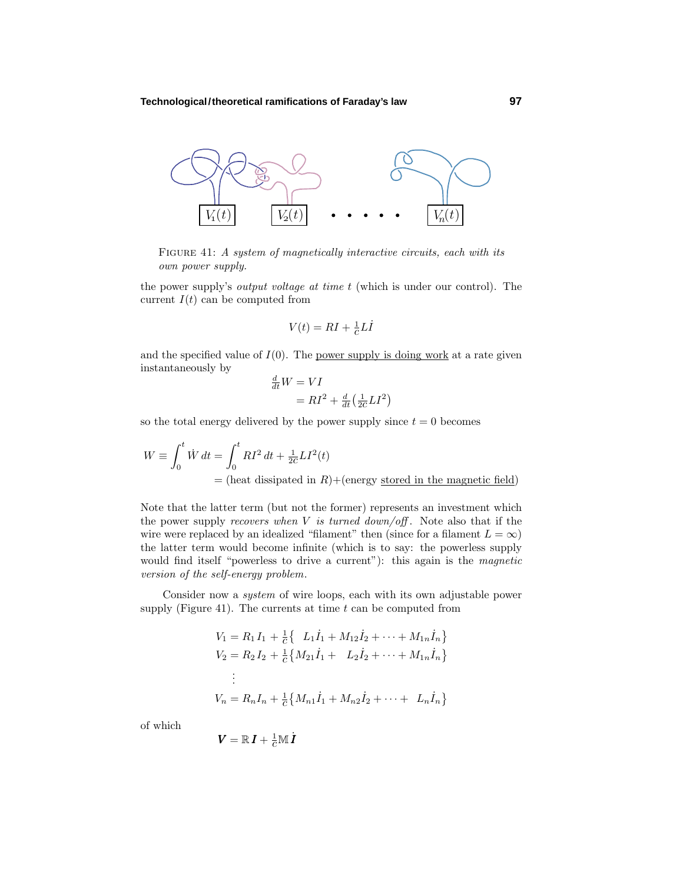FIGURE 41: *A system of magnetically interactive circuits, each with its own power supply.*

the power supply's *output voltage at time t* (which is under our control). The current $I(t)$ can be computed from

$$V(t) = RI + \tfrac{1}{c}L\dot{I}$$

and the specified value of $I(0)$. The power supply is doing work at a rate given instantaneously by

$$\begin{aligned}\tfrac{d}{dt}W &= VI\\ &= RI^2 + \tfrac{d}{dt}\big(\tfrac{1}{2c}LI^2\big)\end{aligned}$$

so the total energy delivered by the power supply since $t = 0$ becomes

$$\begin{aligned}W \equiv \int_0^t \dot{W}\,dt &= \int_0^t RI^2\,dt + \tfrac{1}{2c}LI^2(t)\\ &= (\text{heat dissipated in } R) + (\text{energy stored in the magnetic field})\end{aligned}$$

Note that the latter term (but not the former) represents an investment which the power supply *recovers when V is turned down/off*. Note also that if the wire were replaced by an idealized "filament" then (since for a filament $L = \infty$) the latter term would become infinite (which is to say: the powerless supply would find itself "powerless to drive a current"): this again is the *magnetic version of the self-energy problem*.

Consider now a *system* of wire loops, each with its own adjustable power supply (Figure 41). The currents at time $t$ can be computed from

$$\begin{aligned}
V_1 &= R_1 I_1 + \tfrac{1}{c}\big\{\;\; L_1\dot{I}_1 + M_{12}\dot{I}_2 + \cdots + M_{1n}\dot{I}_n\big\}\\
V_2 &= R_2 I_2 + \tfrac{1}{c}\big\{M_{21}\dot{I}_1 + \;\; L_2\dot{I}_2 + \cdots + M_{1n}\dot{I}_n\big\}\\
&\;\;\vdots\\
V_n &= R_n I_n + \tfrac{1}{c}\big\{M_{n1}\dot{I}_1 + M_{n2}\dot{I}_2 + \cdots + \;\; L_n\dot{I}_n\big\}
\end{aligned}$$

of which

$$\boldsymbol{V} = \mathbb{R}\,\boldsymbol{I} + \tfrac{1}{c}\mathbb{M}\,\dot{\boldsymbol{I}}$$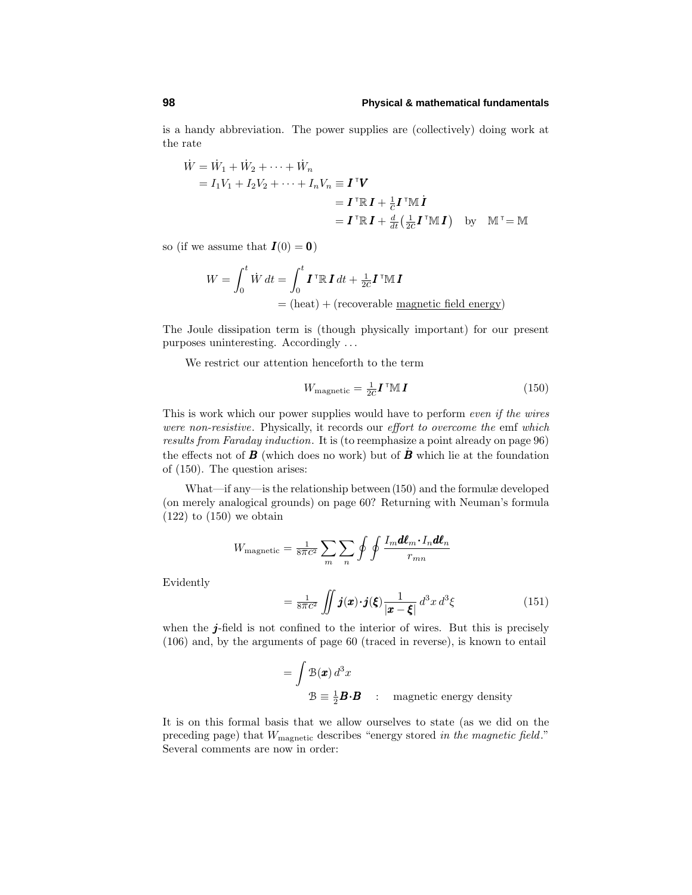is a handy abbreviation. The power supplies are (collectively) doing work at the rate

$$
\begin{aligned}
\dot W &= \dot W_1 + \dot W_2 + \cdots + \dot W_n \\
&= I_1V_1 + I_2V_2 + \cdots + I_nV_n \equiv \boldsymbol{I}^{\mathsf T}\boldsymbol{V} \\
&\qquad\qquad\qquad\qquad = \boldsymbol{I}^{\mathsf T}\mathbb{R}\,\boldsymbol{I} + \tfrac{1}{c}\boldsymbol{I}^{\mathsf T}\mathbb{M}\,\dot{\boldsymbol{I}} \\
&\qquad\qquad\qquad\qquad = \boldsymbol{I}^{\mathsf T}\mathbb{R}\,\boldsymbol{I} + \tfrac{d}{dt}\big(\tfrac{1}{2c}\boldsymbol{I}^{\mathsf T}\mathbb{M}\,\boldsymbol{I}\big) \quad \text{by} \quad \mathbb{M}^{\mathsf T} = \mathbb{M}
\end{aligned}
$$

so (if we assume that $\boldsymbol{I}(0) = \boldsymbol{0}$)

$$
\begin{aligned}
W = \int_0^t \dot W\,dt &= \int_0^t \boldsymbol{I}^{\mathsf T}\mathbb{R}\,\boldsymbol{I}\,dt + \tfrac{1}{2c}\boldsymbol{I}^{\mathsf T}\mathbb{M}\,\boldsymbol{I} \\
&= (\text{heat}) + (\text{recoverable \underline{magnetic field energy}})
\end{aligned}
$$

The Joule dissipation term is (though physically important) for our present purposes uninteresting. Accordingly ...

We restrict our attention henceforth to the term

$$
W_{\text{magnetic}} = \tfrac{1}{2c}\boldsymbol{I}^{\mathsf T}\mathbb{M}\,\boldsymbol{I} \tag{150}
$$

This is work which our power supplies would have to perform *even if the wires were non-resistive*. Physically, it records our *effort to overcome the* emf *which results from Faraday induction*. It is (to reemphasize a point already on page 96) the effects not of $\boldsymbol{B}$ (which does no work) but of $\dot{\boldsymbol{B}}$ which lie at the foundation of (150). The question arises:

What—if any—is the relationship between (150) and the formulæ developed (on merely analogical grounds) on page 60? Returning with Neuman's formula (122) to (150) we obtain

$$
W_{\text{magnetic}} = \tfrac{1}{8\pi c^2}\sum_m\sum_n \oint\oint \frac{I_m\boldsymbol{d\ell}_m\cdot I_n\boldsymbol{d\ell}_n}{r_{mn}}
$$

Evidently

$$
= \tfrac{1}{8\pi c^2}\iint \boldsymbol{j}(\boldsymbol{x})\cdot\boldsymbol{j}(\boldsymbol{\xi})\frac{1}{|\boldsymbol{x}-\boldsymbol{\xi}|}\,d^3x\,d^3\xi \tag{151}
$$

when the $\boldsymbol{j}$-field is not confined to the interior of wires. But this is precisely (106) and, by the arguments of page 60 (traced in reverse), is known to entail

$$
= \int \mathcal{B}(\boldsymbol{x})\,d^3x
$$

$$
\mathcal{B} \equiv \tfrac{1}{2}\boldsymbol{B}\cdot\boldsymbol{B} \quad : \quad \text{magnetic energy density}
$$

It is on this formal basis that we allow ourselves to state (as we did on the preceding page) that $W_{\text{magnetic}}$ describes "energy stored *in the magnetic field*." Several comments are now in order: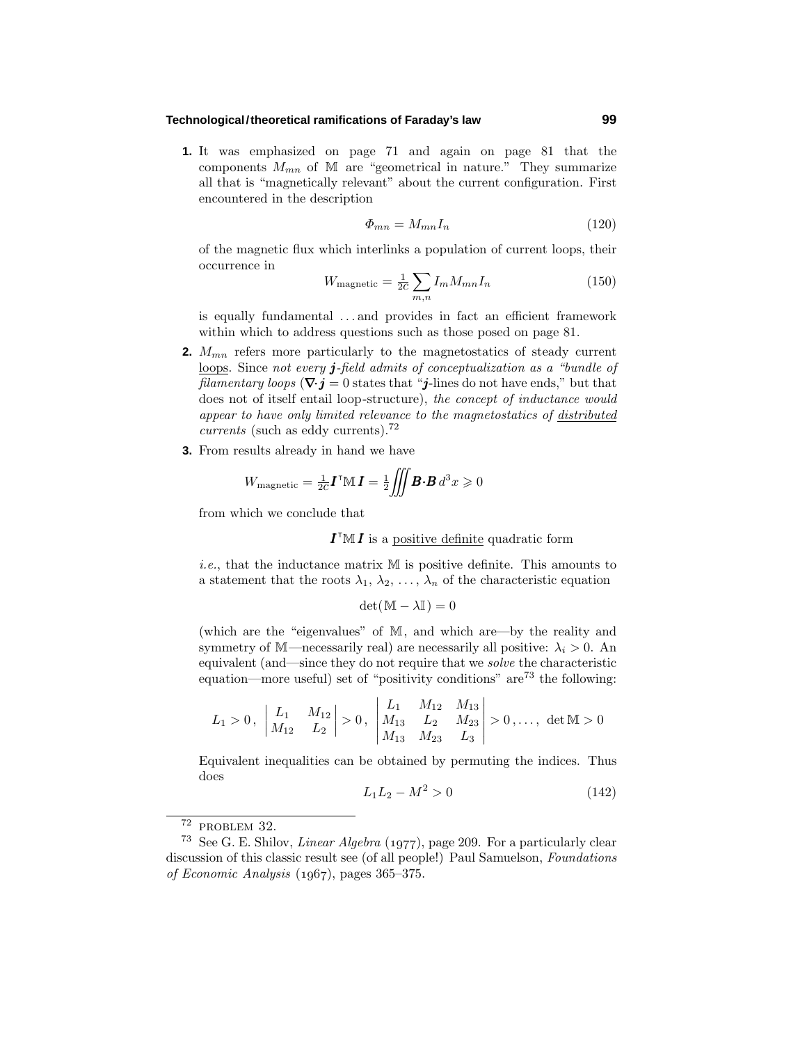**1.** It was emphasized on page 71 and again on page 81 that the components $M_{mn}$ of $\mathbb{M}$ are "geometrical in nature." They summarize all that is "magnetically relevant" about the current configuration. First encountered in the description

$$\Phi_{mn} = M_{mn} I_n \tag{120}$$

of the magnetic flux which interlinks a population of current loops, their occurrence in

$$W_{\text{magnetic}} = \tfrac{1}{2c} \sum_{m,n} I_m M_{mn} I_n \tag{150}$$

is equally fundamental ... and provides in fact an efficient framework within which to address questions such as those posed on page 81.

**2.** $M_{mn}$ refers more particularly to the magnetostatics of steady current <u>loops</u>. Since *not every* $\boldsymbol{j}$*-field admits of conceptualization as a "bundle of filamentary loops* ($\boldsymbol{\nabla}\cdot\boldsymbol{j} = 0$ states that "$\boldsymbol{j}$-lines do not have ends," but that does not of itself entail loop-structure), *the concept of inductance would appear to have only limited relevance to the magnetostatics of <u>distributed</u> currents* (such as eddy currents).[72]

**3.** From results already in hand we have

$$W_{\text{magnetic}} = \tfrac{1}{2c}\boldsymbol{I}^{\mathsf{T}}\mathbb{M}\,\boldsymbol{I} = \tfrac{1}{2}\iiint \boldsymbol{B}\cdot\boldsymbol{B}\, d^3x \geqslant 0$$

from which we conclude that

$$\boldsymbol{I}^{\mathsf{T}}\mathbb{M}\,\boldsymbol{I} \text{ is a } \underline{\text{positive definite}} \text{ quadratic form}$$

*i.e.*, that the inductance matrix $\mathbb{M}$ is positive definite. This amounts to a statement that the roots $\lambda_1, \lambda_2, \ldots, \lambda_n$ of the characteristic equation

$$\det(\mathbb{M} - \lambda\mathbb{I}) = 0$$

(which are the "eigenvalues" of $\mathbb{M}$, and which are—by the reality and symmetry of $\mathbb{M}$—necessarily real) are necessarily all positive: $\lambda_i > 0$. An equivalent (and—since they do not require that we *solve* the characteristic equation—more useful) set of "positivity conditions" are[73] the following:

$$L_1 > 0\,,\ \begin{vmatrix} L_1 & M_{12} \\ M_{12} & L_2 \end{vmatrix} > 0\,,\ \begin{vmatrix} L_1 & M_{12} & M_{13} \\ M_{13} & L_2 & M_{23} \\ M_{13} & M_{23} & L_3 \end{vmatrix} > 0\,, \ldots,\ \det\mathbb{M} > 0$$

Equivalent inequalities can be obtained by permuting the indices. Thus does

$$L_1 L_2 - M^2 > 0 \tag{142}$$

---

[72] PROBLEM 32.

[73] See G. E. Shilov, *Linear Algebra* (1977), page 209. For a particularly clear discussion of this classic result see (of all people!) Paul Samuelson, *Foundations of Economic Analysis* (1967), pages 365–375.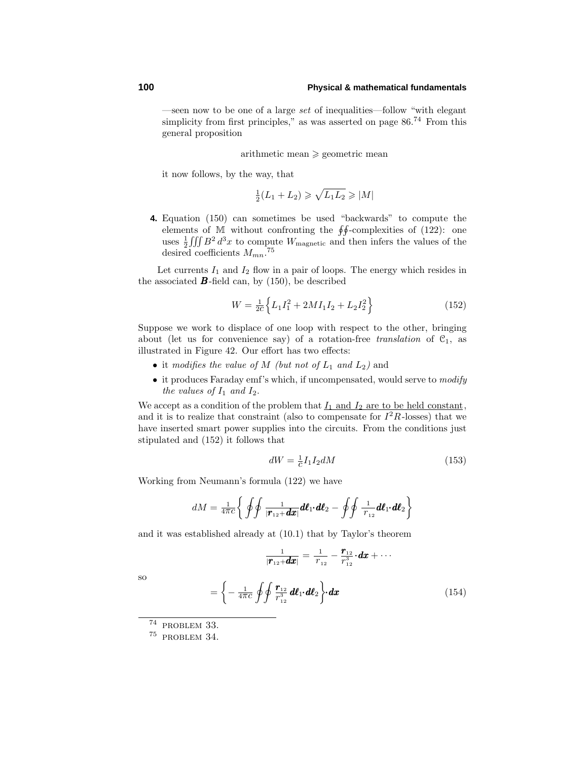—seen now to be one of a large *set* of inequalities—follow "with elegant simplicity from first principles," as was asserted on page 86.[74] From this general proposition

$$\text{arithmetic mean} \geqslant \text{geometric mean}$$

it now follows, by the way, that

$$\tfrac{1}{2}(L_1 + L_2) \geqslant \sqrt{L_1 L_2} \geqslant |M|$$

**4.** Equation (150) can sometimes be used "backwards" to compute the elements of $\mathbb{M}$ without confronting the $\oint\!\oint$-complexities of (122): one uses $\frac{1}{2}\iiint B^2\, d^3x$ to compute $W_{\text{magnetic}}$ and then infers the values of the desired coefficients $M_{mn}$.[75]

Let currents $I_1$ and $I_2$ flow in a pair of loops. The energy which resides in the associated $\boldsymbol{B}$-field can, by (150), be described

$$W = \tfrac{1}{2c}\Big\{L_1 I_1^2 + 2M I_1 I_2 + L_2 I_2^2\Big\} \tag{152}$$

Suppose we work to displace of one loop with respect to the other, bringing about (let us for convenience say) of a rotation-free *translation* of $\mathcal{C}_1$, as illustrated in Figure 42. Our effort has two effects:

- it *modifies the value of $M$ (but not of $L_1$ and $L_2$)* and
- it produces Faraday emf's which, if uncompensated, would serve to *modify the values of $I_1$ and $I_2$*.

We accept as a condition of the problem that <u>$I_1$ and $I_2$ are to be held constant</u>, and it is to realize that constraint (also to compensate for $I^2R$-losses) that we have inserted smart power supplies into the circuits. From the conditions just stipulated and (152) it follows that

$$dW = \tfrac{1}{c} I_1 I_2 dM \tag{153}$$

Working from Neumann's formula (122) we have

$$dM = \tfrac{1}{4\pi c}\bigg\{\oint\!\!\oint \tfrac{1}{|\boldsymbol{r}_{12}+\boldsymbol{dx}|}\boldsymbol{d\ell}_1\!\cdot\!\boldsymbol{d\ell}_2 - \oint\!\!\oint \tfrac{1}{r_{12}}\boldsymbol{d\ell}_1\!\cdot\!\boldsymbol{d\ell}_2\bigg\}$$

and it was established already at (10.1) that by Taylor's theorem

$$\tfrac{1}{|\boldsymbol{r}_{12}+\boldsymbol{dx}|} = \tfrac{1}{r_{12}} - \tfrac{\boldsymbol{r}_{12}}{r_{12}^3}\!\cdot\!\boldsymbol{dx} + \cdots$$

so

$$= \bigg\{-\tfrac{1}{4\pi c}\oint\!\!\oint \tfrac{\boldsymbol{r}_{12}}{r_{12}^3}\,\boldsymbol{d\ell}_1\!\cdot\!\boldsymbol{d\ell}_2\bigg\}\!\cdot\!\boldsymbol{dx} \tag{154}$$

---

[74] PROBLEM 33.

[75] PROBLEM 34.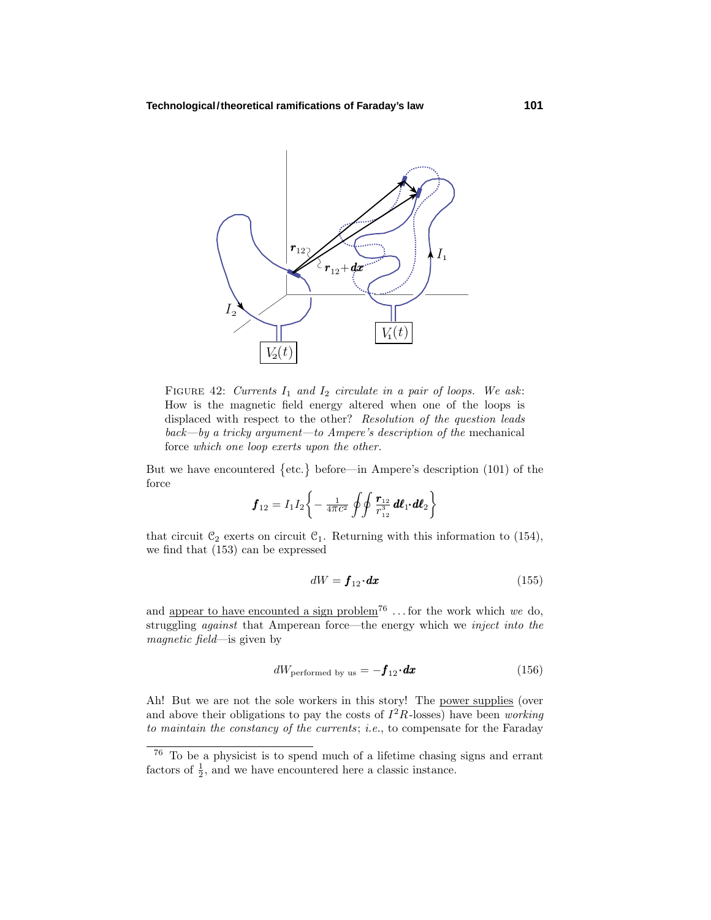FIGURE 42: *Currents $I_1$ and $I_2$ circulate in a pair of loops. We ask*: How is the magnetic field energy altered when one of the loops is displaced with respect to the other? *Resolution of the question leads back—by a tricky argument—to Ampere's description of the* mechanical force *which one loop exerts upon the other.*

But we have encountered $\{\text{etc.}\}$ before—in Ampere's description (101) of the force

$$\boldsymbol{f}_{12} = I_1 I_2 \left\{ -\tfrac{1}{4\pi c^2} \oint\oint \tfrac{\boldsymbol{r}_{12}}{r_{12}^3}\, \boldsymbol{d\ell}_1 \cdot \boldsymbol{d\ell}_2 \right\}$$

that circuit $\mathcal{C}_2$ exerts on circuit $\mathcal{C}_1$. Returning with this information to (154), we find that (153) can be expressed

$$dW = \boldsymbol{f}_{12} \cdot \boldsymbol{dx} \tag{155}$$

and appear to have encounted a sign problem[76] ... for the work which *we* do, struggling *against* that Amperean force—the energy which we *inject into the magnetic field*—is given by

$$dW_{\text{performed by us}} = -\boldsymbol{f}_{12} \cdot \boldsymbol{dx} \tag{156}$$

Ah! But we are not the sole workers in this story! The power supplies (over and above their obligations to pay the costs of $I^2R$-losses) have been *working to maintain the constancy of the currents*; *i.e.*, to compensate for the Faraday

[76] To be a physicist is to spend much of a lifetime chasing signs and errant factors of $\frac{1}{2}$, and we have encountered here a classic instance.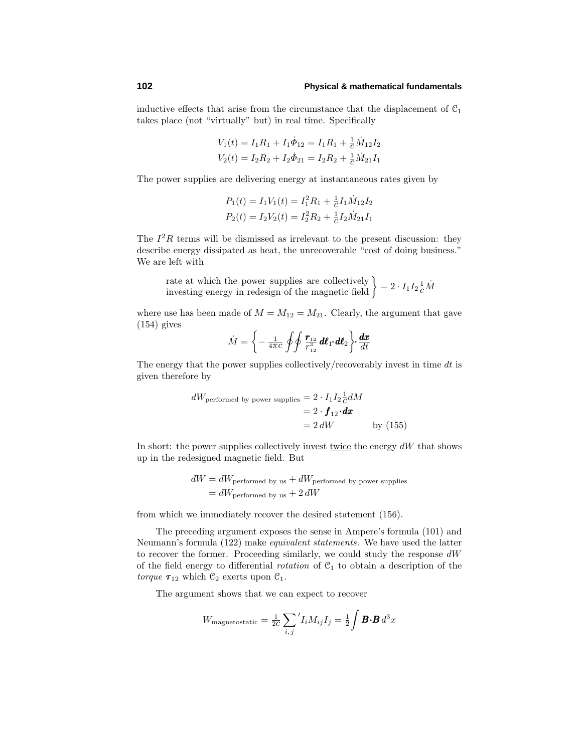inductive effects that arise from the circumstance that the displacement of $\mathcal{C}_1$ takes place (not "virtually" but) in real time. Specifically

$$
\begin{aligned}
V_1(t) &= I_1R_1 + I_1\dot{\Phi}_{12} = I_1R_1 + \tfrac{1}{c}\dot{M}_{12}I_2 \\
V_2(t) &= I_2R_2 + I_2\dot{\Phi}_{21} = I_2R_2 + \tfrac{1}{c}\dot{M}_{21}I_1
\end{aligned}
$$

The power supplies are delivering energy at instantaneous rates given by

$$
\begin{aligned}
P_1(t) &= I_1V_1(t) = I_1^2R_1 + \tfrac{1}{c}I_1\dot{M}_{12}I_2 \\
P_2(t) &= I_2V_2(t) = I_2^2R_2 + \tfrac{1}{c}I_2\dot{M}_{21}I_1
\end{aligned}
$$

The $I^2R$ terms will be dismissed as irrelevant to the present discussion: they describe energy dissipated as heat, the unrecoverable "cost of doing business." We are left with

$$
\left.\begin{array}{l}\text{rate at which the power supplies are collectively}\\ \text{investing energy in redesign of the magnetic field}\end{array}\right\} = 2\cdot I_1I_2\tfrac{1}{c}\dot{M}
$$

where use has been made of $M = M_{12} = M_{21}$. Clearly, the argument that gave (154) gives

$$
\dot{M} = \left\{-\tfrac{1}{4\pi c}\oint\!\!\oint \tfrac{\boldsymbol{r}_{12}}{r_{12}^3}\,\boldsymbol{d\ell}_1\boldsymbol{\cdot}\boldsymbol{d\ell}_2\right\}\boldsymbol{\cdot}\frac{\boldsymbol{dx}}{dt}
$$

The energy that the power supplies collectively/recoverably invest in time $dt$ is given therefore by

$$
\begin{aligned}
dW_{\text{performed by power supplies}} &= 2\cdot I_1I_2\tfrac{1}{c}dM \\
&= 2\cdot \boldsymbol{f}_{12}\boldsymbol{\cdot}\boldsymbol{dx} \\
&= 2\,dW \qquad\qquad \text{by (155)}
\end{aligned}
$$

In short: the power supplies collectively invest <u>twice</u> the energy $dW$ that shows up in the redesigned magnetic field. But

$$
\begin{aligned}
dW &= dW_{\text{performed by us}} + dW_{\text{performed by power supplies}} \\
&= dW_{\text{performed by us}} + 2\,dW
\end{aligned}
$$

from which we immediately recover the desired statement (156).

The preceding argument exposes the sense in Ampere's formula (101) and Neumann's formula (122) make *equivalent statements*. We have used the latter to recover the former. Proceeding similarly, we could study the response $dW$ of the field energy to differential *rotation* of $\mathcal{C}_1$ to obtain a description of the *torque* $\boldsymbol{\tau}_{12}$ which $\mathcal{C}_2$ exerts upon $\mathcal{C}_1$.

The argument shows that we can expect to recover

$$
W_{\text{magnetostatic}} = \tfrac{1}{2c}\sum_{i,j}{}' I_iM_{ij}I_j = \tfrac{1}{2}\int \boldsymbol{B}\boldsymbol{\cdot}\boldsymbol{B}\,d^3x
$$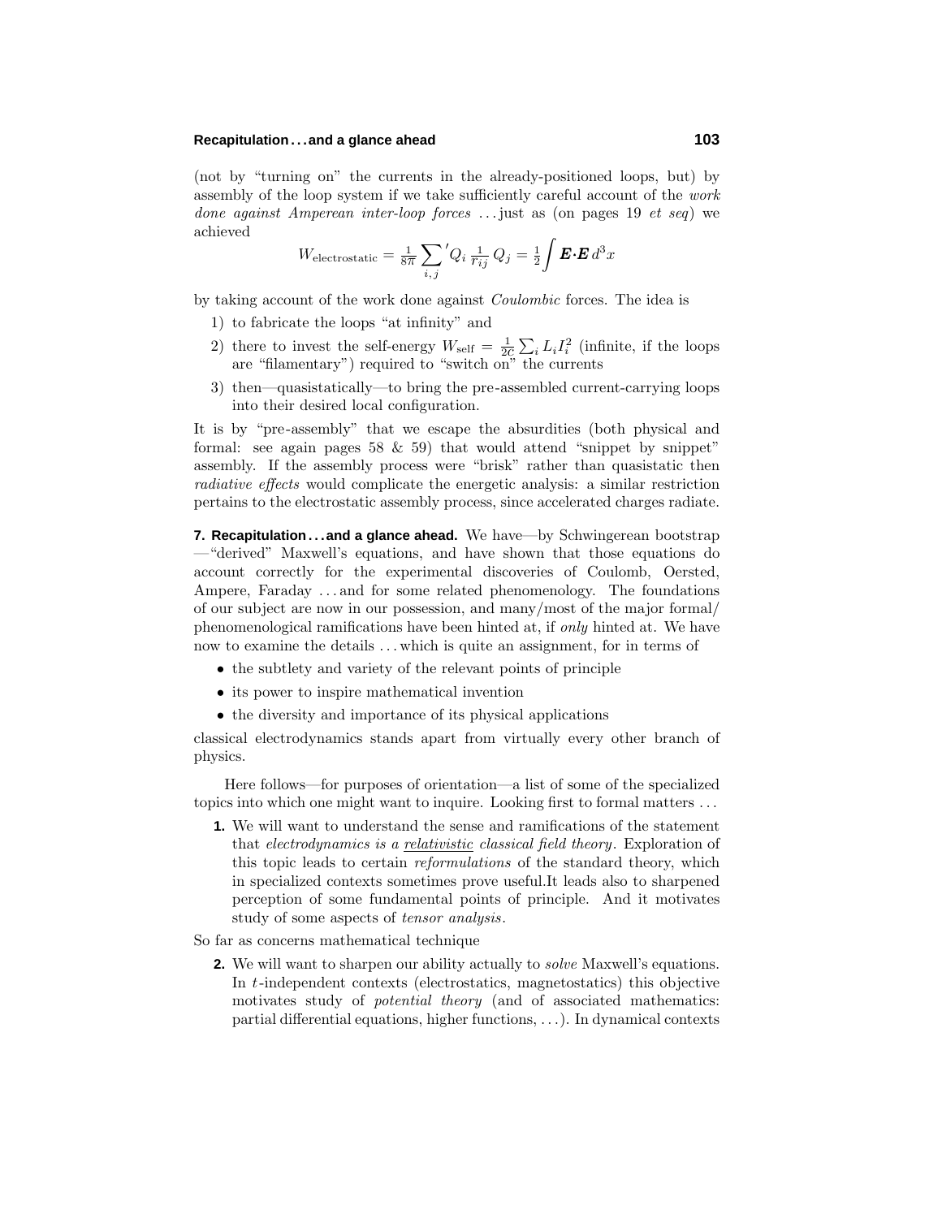(not by "turning on" the currents in the already-positioned loops, but) by assembly of the loop system if we take sufficiently careful account of the *work done against Amperean inter-loop forces* ... just as (on pages 19 *et seq*) we achieved

$$W_{\text{electrostatic}} = \tfrac{1}{8\pi}\sum_{i,j}{}' Q_i \,\tfrac{1}{r_{ij}}\, Q_j = \tfrac{1}{2}\int \boldsymbol{E}\cdot\boldsymbol{E}\, d^3x$$

by taking account of the work done against *Coulombic* forces. The idea is

1) to fabricate the loops "at infinity" and
2) there to invest the self-energy $W_{\text{self}} = \frac{1}{2c}\sum_i L_i I_i^2$ (infinite, if the loops are "filamentary") required to "switch on" the currents
3) then—quasistatically—to bring the pre-assembled current-carrying loops into their desired local configuration.

It is by "pre-assembly" that we escape the absurdities (both physical and formal: see again pages 58 & 59) that would attend "snippet by snippet" assembly. If the assembly process were "brisk" rather than quasistatic then *radiative effects* would complicate the energetic analysis: a similar restriction pertains to the electrostatic assembly process, since accelerated charges radiate.

**7. Recapitulation... and a glance ahead.** We have—by Schwingerean bootstrap—"derived" Maxwell's equations, and have shown that those equations do account correctly for the experimental discoveries of Coulomb, Oersted, Ampere, Faraday ... and for some related phenomenology. The foundations of our subject are now in our possession, and many/most of the major formal/ phenomenological ramifications have been hinted at, if *only* hinted at. We have now to examine the details ... which is quite an assignment, for in terms of

- the subtlety and variety of the relevant points of principle
- its power to inspire mathematical invention
- the diversity and importance of its physical applications

classical electrodynamics stands apart from virtually every other branch of physics.

Here follows—for purposes of orientation—a list of some of the specialized topics into which one might want to inquire. Looking first to formal matters ...

**1.** We will want to understand the sense and ramifications of the statement that *electrodynamics is a relativistic classical field theory*. Exploration of this topic leads to certain *reformulations* of the standard theory, which in specialized contexts sometimes prove useful.It leads also to sharpened perception of some fundamental points of principle. And it motivates study of some aspects of *tensor analysis*.

So far as concerns mathematical technique

**2.** We will want to sharpen our ability actually to *solve* Maxwell's equations. In $t$-independent contexts (electrostatics, magnetostatics) this objective motivates study of *potential theory* (and of associated mathematics: partial differential equations, higher functions, ...). In dynamical contexts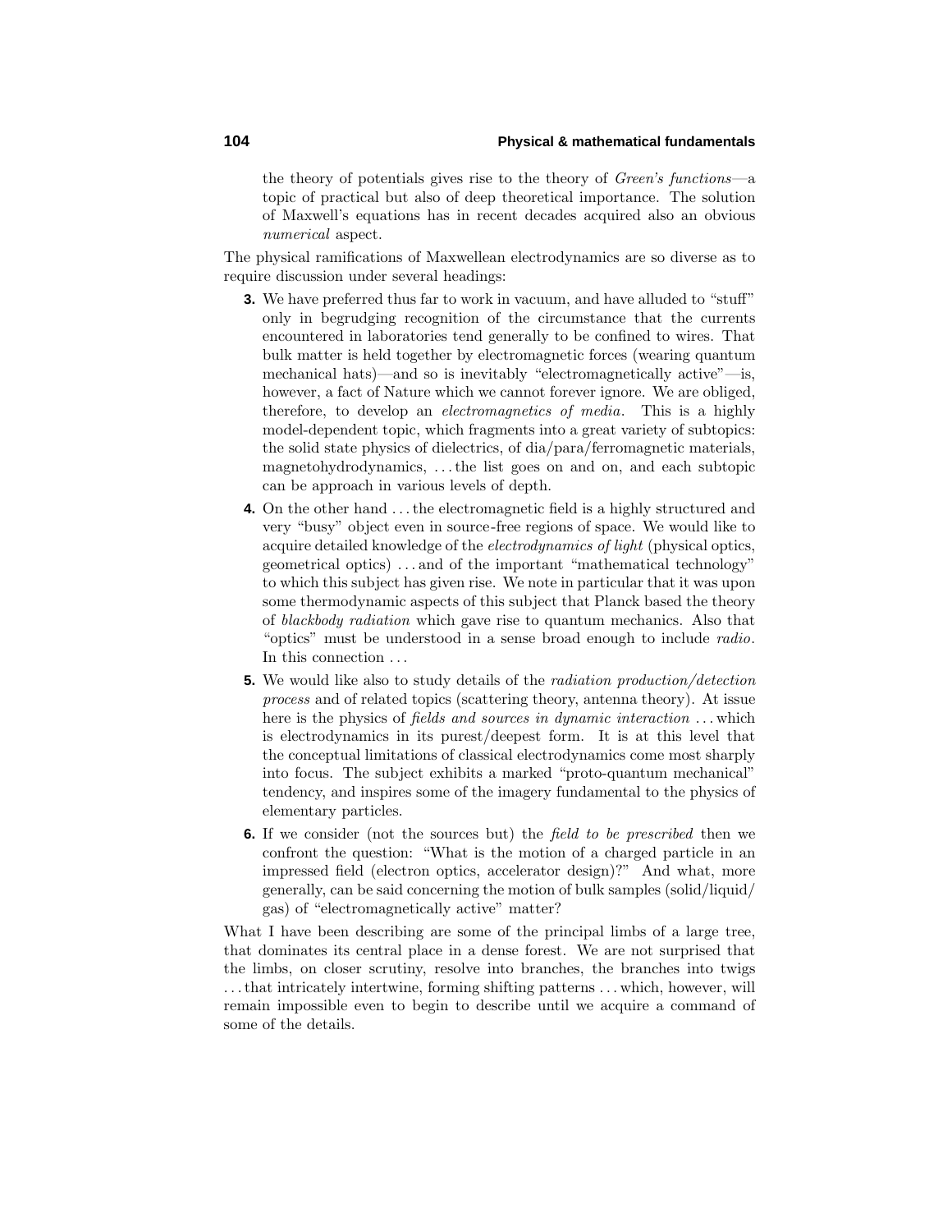the theory of potentials gives rise to the theory of *Green's functions*—a topic of practical but also of deep theoretical importance. The solution of Maxwell's equations has in recent decades acquired also an obvious *numerical* aspect.

The physical ramifications of Maxwellean electrodynamics are so diverse as to require discussion under several headings:

**3.** We have preferred thus far to work in vacuum, and have alluded to "stuff" only in begrudging recognition of the circumstance that the currents encountered in laboratories tend generally to be confined to wires. That bulk matter is held together by electromagnetic forces (wearing quantum mechanical hats)—and so is inevitably "electromagnetically active"—is, however, a fact of Nature which we cannot forever ignore. We are obliged, therefore, to develop an *electromagnetics of media*. This is a highly model-dependent topic, which fragments into a great variety of subtopics: the solid state physics of dielectrics, of dia/para/ferromagnetic materials, magnetohydrodynamics, ...the list goes on and on, and each subtopic can be approach in various levels of depth.

**4.** On the other hand ...the electromagnetic field is a highly structured and very "busy" object even in source-free regions of space. We would like to acquire detailed knowledge of the *electrodynamics of light* (physical optics, geometrical optics) ...and of the important "mathematical technology" to which this subject has given rise. We note in particular that it was upon some thermodynamic aspects of this subject that Planck based the theory of *blackbody radiation* which gave rise to quantum mechanics. Also that "optics" must be understood in a sense broad enough to include *radio*. In this connection ...

**5.** We would like also to study details of the *radiation production/detection process* and of related topics (scattering theory, antenna theory). At issue here is the physics of *fields and sources in dynamic interaction* ...which is electrodynamics in its purest/deepest form. It is at this level that the conceptual limitations of classical electrodynamics come most sharply into focus. The subject exhibits a marked "proto-quantum mechanical" tendency, and inspires some of the imagery fundamental to the physics of elementary particles.

**6.** If we consider (not the sources but) the *field to be prescribed* then we confront the question: "What is the motion of a charged particle in an impressed field (electron optics, accelerator design)?" And what, more generally, can be said concerning the motion of bulk samples (solid/liquid/gas) of "electromagnetically active" matter?

What I have been describing are some of the principal limbs of a large tree, that dominates its central place in a dense forest. We are not surprised that the limbs, on closer scrutiny, resolve into branches, the branches into twigs ...that intricately intertwine, forming shifting patterns ...which, however, will remain impossible even to begin to describe until we acquire a command of some of the details.